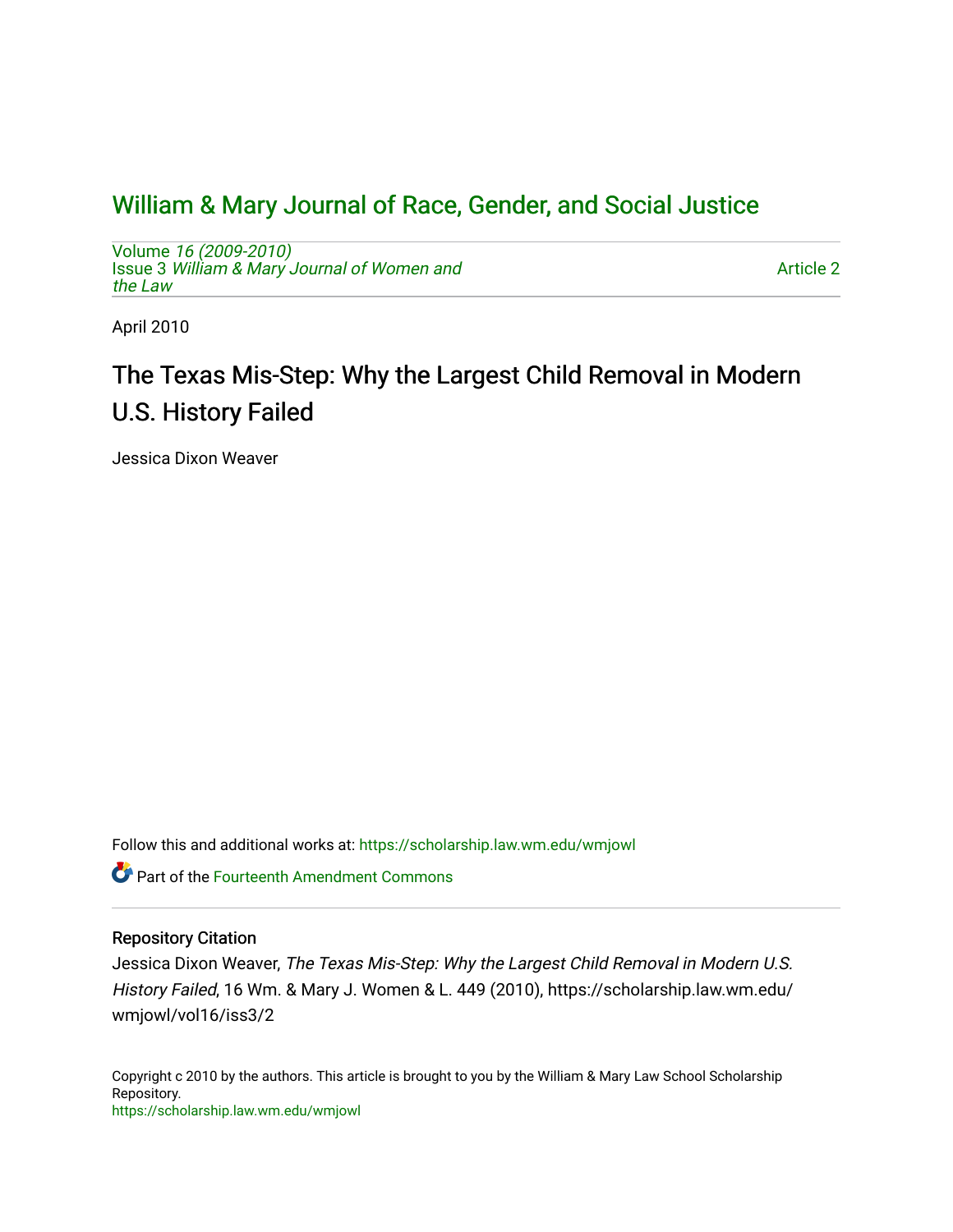# William & Mary Journal of Race, Gender, and Social Justice

Volume *16 (2009-2010)*
Issue 3 *William & Mary Journal of Women and the Law*

Article 2

April 2010

## The Texas Mis-Step: Why the Largest Child Removal in Modern U.S. History Failed

Jessica Dixon Weaver

Follow this and additional works at: https://scholarship.law.wm.edu/wmjowl

Part of the Fourteenth Amendment Commons

### Repository Citation

Jessica Dixon Weaver, *The Texas Mis-Step: Why the Largest Child Removal in Modern U.S. History Failed*, 16 Wm. & Mary J. Women & L. 449 (2010), https://scholarship.law.wm.edu/wmjowl/vol16/iss3/2

Copyright c 2010 by the authors. This article is brought to you by the William & Mary Law School Scholarship Repository.
https://scholarship.law.wm.edu/wmjowl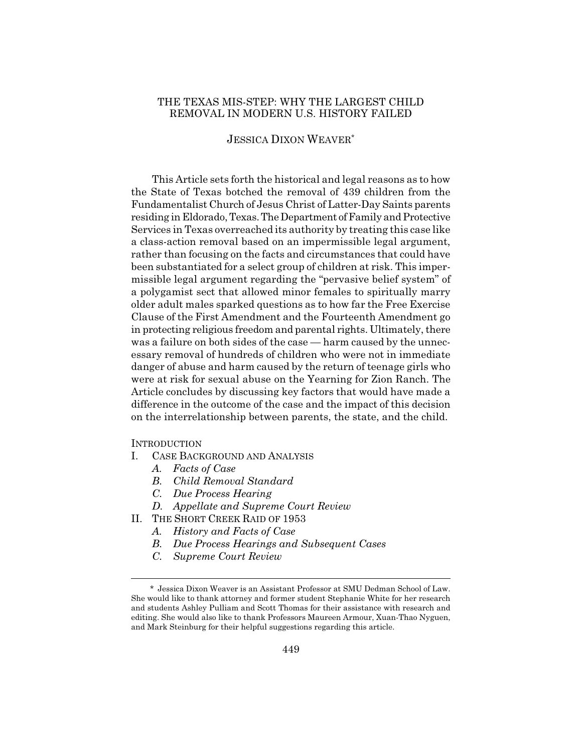# THE TEXAS MIS-STEP: WHY THE LARGEST CHILD REMOVAL IN MODERN U.S. HISTORY FAILED

JESSICA DIXON WEAVER*

This Article sets forth the historical and legal reasons as to how the State of Texas botched the removal of 439 children from the Fundamentalist Church of Jesus Christ of Latter-Day Saints parents residing in Eldorado, Texas. The Department of Family and Protective Services in Texas overreached its authority by treating this case like a class-action removal based on an impermissible legal argument, rather than focusing on the facts and circumstances that could have been substantiated for a select group of children at risk. This impermissible legal argument regarding the "pervasive belief system" of a polygamist sect that allowed minor females to spiritually marry older adult males sparked questions as to how far the Free Exercise Clause of the First Amendment and the Fourteenth Amendment go in protecting religious freedom and parental rights. Ultimately, there was a failure on both sides of the case — harm caused by the unnecessary removal of hundreds of children who were not in immediate danger of abuse and harm caused by the return of teenage girls who were at risk for sexual abuse on the Yearning for Zion Ranch. The Article concludes by discussing key factors that would have made a difference in the outcome of the case and the impact of this decision on the interrelationship between parents, the state, and the child.

INTRODUCTION

- I. CASE BACKGROUND AND ANALYSIS
  - *A. Facts of Case*
  - *B. Child Removal Standard*
  - *C. Due Process Hearing*
  - *D. Appellate and Supreme Court Review*
- II. THE SHORT CREEK RAID OF 1953
  - *A. History and Facts of Case*
  - *B. Due Process Hearings and Subsequent Cases*
  - *C. Supreme Court Review*

---

\* Jessica Dixon Weaver is an Assistant Professor at SMU Dedman School of Law. She would like to thank attorney and former student Stephanie White for her research and students Ashley Pulliam and Scott Thomas for their assistance with research and editing. She would also like to thank Professors Maureen Armour, Xuan-Thao Nyguen, and Mark Steinburg for their helpful suggestions regarding this article.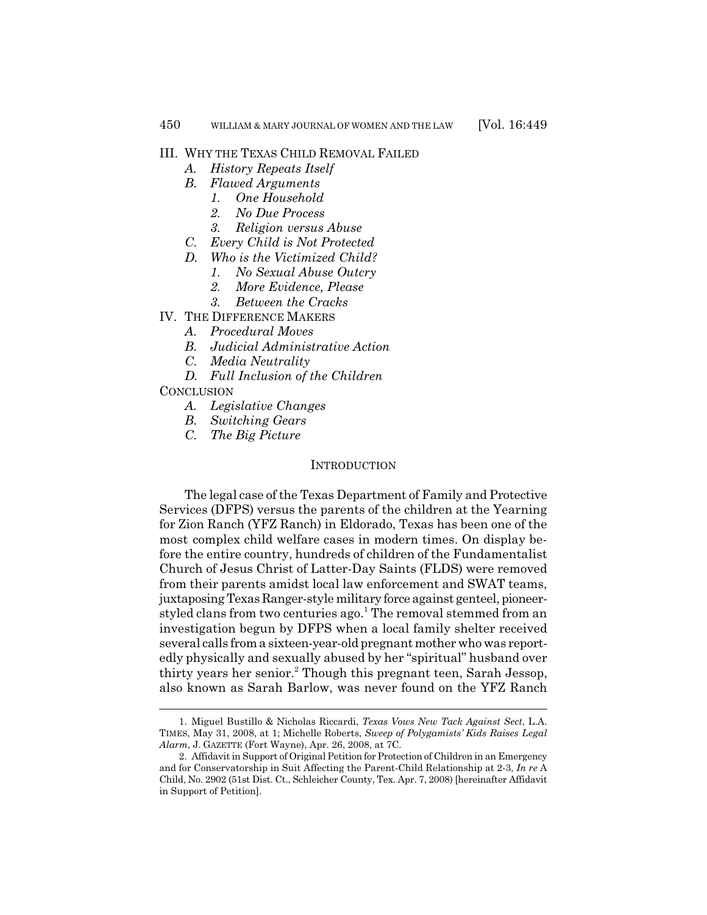III. WHY THE TEXAS CHILD REMOVAL FAILED

- *A. History Repeats Itself*
- *B. Flawed Arguments*
  - *1. One Household*
  - *2. No Due Process*
  - *3. Religion versus Abuse*
- *C. Every Child is Not Protected*
- *D. Who is the Victimized Child?*
  - *1. No Sexual Abuse Outcry*
  - *2. More Evidence, Please*
  - *3. Between the Cracks*

IV. THE DIFFERENCE MAKERS

- *A. Procedural Moves*
- *B. Judicial Administrative Action*
- *C. Media Neutrality*
- *D. Full Inclusion of the Children*

CONCLUSION

- *A. Legislative Changes*
- *B. Switching Gears*
- *C. The Big Picture*

## INTRODUCTION

The legal case of the Texas Department of Family and Protective Services (DFPS) versus the parents of the children at the Yearning for Zion Ranch (YFZ Ranch) in Eldorado, Texas has been one of the most complex child welfare cases in modern times. On display before the entire country, hundreds of children of the Fundamentalist Church of Jesus Christ of Latter-Day Saints (FLDS) were removed from their parents amidst local law enforcement and SWAT teams, juxtaposing Texas Ranger-style military force against genteel, pioneer-styled clans from two centuries ago.[1] The removal stemmed from an investigation begun by DFPS when a local family shelter received several calls from a sixteen-year-old pregnant mother who was reportedly physically and sexually abused by her "spiritual" husband over thirty years her senior.[2] Though this pregnant teen, Sarah Jessop, also known as Sarah Barlow, was never found on the YFZ Ranch

---

1. Miguel Bustillo & Nicholas Riccardi, *Texas Vows New Tack Against Sect*, L.A. TIMES, May 31, 2008, at 1; Michelle Roberts, *Sweep of Polygamists' Kids Raises Legal Alarm*, J. GAZETTE (Fort Wayne), Apr. 26, 2008, at 7C.

2. Affidavit in Support of Original Petition for Protection of Children in an Emergency and for Conservatorship in Suit Affecting the Parent-Child Relationship at 2-3, *In re* A Child, No. 2902 (51st Dist. Ct., Schleicher County, Tex. Apr. 7, 2008) [hereinafter Affidavit in Support of Petition].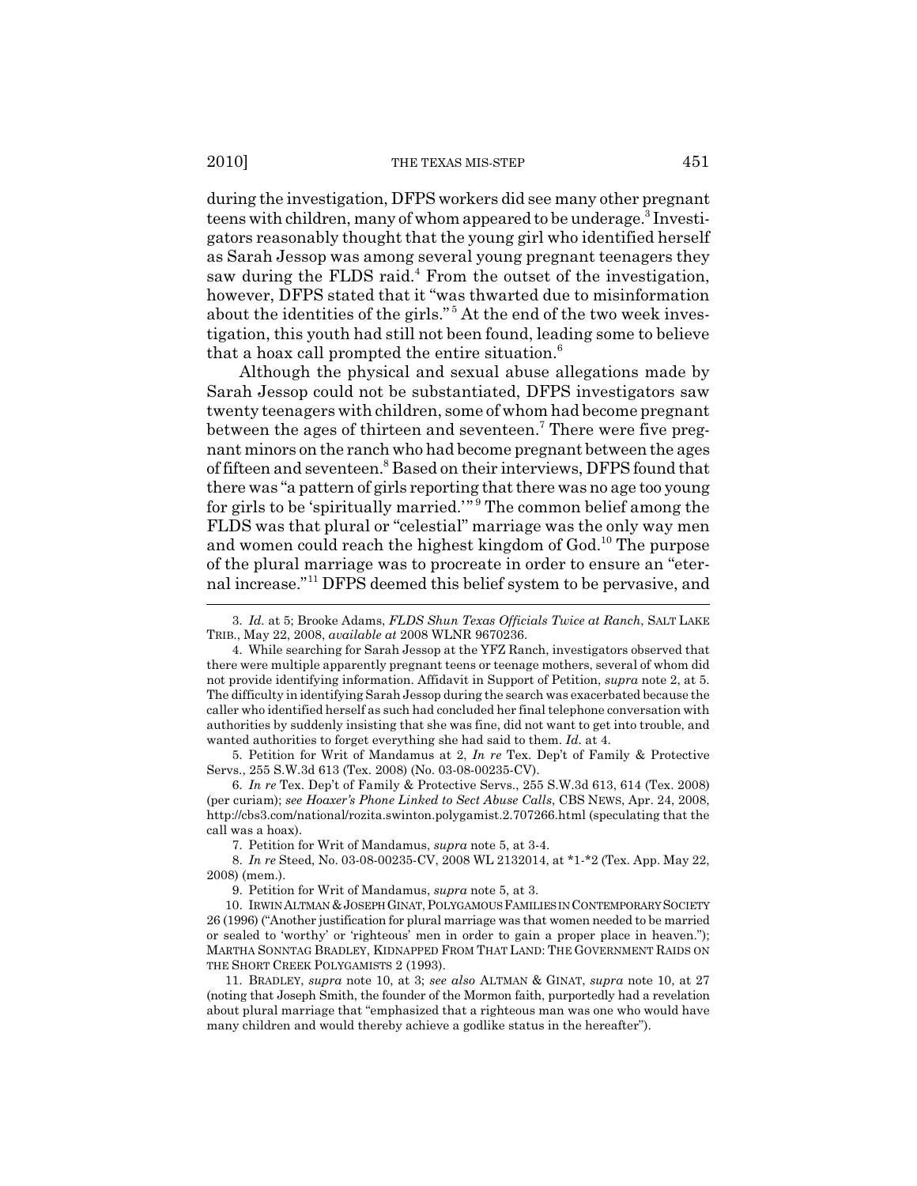during the investigation, DFPS workers did see many other pregnant teens with children, many of whom appeared to be underage.[3] Investigators reasonably thought that the young girl who identified herself as Sarah Jessop was among several young pregnant teenagers they saw during the FLDS raid.[4] From the outset of the investigation, however, DFPS stated that it "was thwarted due to misinformation about the identities of the girls."[5] At the end of the two week investigation, this youth had still not been found, leading some to believe that a hoax call prompted the entire situation.[6]

Although the physical and sexual abuse allegations made by Sarah Jessop could not be substantiated, DFPS investigators saw twenty teenagers with children, some of whom had become pregnant between the ages of thirteen and seventeen.[7] There were five pregnant minors on the ranch who had become pregnant between the ages of fifteen and seventeen.[8] Based on their interviews, DFPS found that there was "a pattern of girls reporting that there was no age too young for girls to be 'spiritually married.'"[9] The common belief among the FLDS was that plural or "celestial" marriage was the only way men and women could reach the highest kingdom of God.[10] The purpose of the plural marriage was to procreate in order to ensure an "eternal increase."[11] DFPS deemed this belief system to be pervasive, and

3. *Id.* at 5; Brooke Adams, *FLDS Shun Texas Officials Twice at Ranch*, SALT LAKE TRIB., May 22, 2008, *available at* 2008 WLNR 9670236.

4. While searching for Sarah Jessop at the YFZ Ranch, investigators observed that there were multiple apparently pregnant teens or teenage mothers, several of whom did not provide identifying information. Affidavit in Support of Petition, *supra* note 2, at 5. The difficulty in identifying Sarah Jessop during the search was exacerbated because the caller who identified herself as such had concluded her final telephone conversation with authorities by suddenly insisting that she was fine, did not want to get into trouble, and wanted authorities to forget everything she had said to them. *Id.* at 4.

5. Petition for Writ of Mandamus at 2, *In re* Tex. Dep't of Family & Protective Servs., 255 S.W.3d 613 (Tex. 2008) (No. 03-08-00235-CV).

6. *In re* Tex. Dep't of Family & Protective Servs., 255 S.W.3d 613, 614 (Tex. 2008) (per curiam); *see Hoaxer's Phone Linked to Sect Abuse Calls*, CBS NEWS, Apr. 24, 2008, http://cbs3.com/national/rozita.swinton.polygamist.2.707266.html (speculating that the call was a hoax).

7. Petition for Writ of Mandamus, *supra* note 5, at 3-4.

8. *In re* Steed, No. 03-08-00235-CV, 2008 WL 2132014, at *1-*2 (Tex. App. May 22, 2008) (mem.).

9. Petition for Writ of Mandamus, *supra* note 5, at 3.

10. IRWIN ALTMAN & JOSEPH GINAT, POLYGAMOUS FAMILIES IN CONTEMPORARY SOCIETY 26 (1996) ("Another justification for plural marriage was that women needed to be married or sealed to 'worthy' or 'righteous' men in order to gain a proper place in heaven."); MARTHA SONNTAG BRADLEY, KIDNAPPED FROM THAT LAND: THE GOVERNMENT RAIDS ON THE SHORT CREEK POLYGAMISTS 2 (1993).

11. BRADLEY, *supra* note 10, at 3; *see also* ALTMAN & GINAT, *supra* note 10, at 27 (noting that Joseph Smith, the founder of the Mormon faith, purportedly had a revelation about plural marriage that "emphasized that a righteous man was one who would have many children and would thereby achieve a godlike status in the hereafter").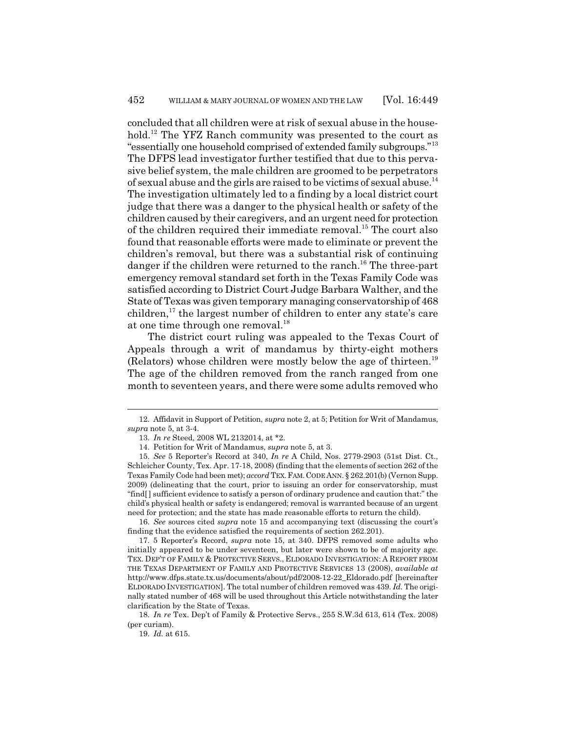concluded that all children were at risk of sexual abuse in the household.[12] The YFZ Ranch community was presented to the court as "essentially one household comprised of extended family subgroups."[13] The DFPS lead investigator further testified that due to this pervasive belief system, the male children are groomed to be perpetrators of sexual abuse and the girls are raised to be victims of sexual abuse.[14] The investigation ultimately led to a finding by a local district court judge that there was a danger to the physical health or safety of the children caused by their caregivers, and an urgent need for protection of the children required their immediate removal.[15] The court also found that reasonable efforts were made to eliminate or prevent the children's removal, but there was a substantial risk of continuing danger if the children were returned to the ranch.[16] The three-part emergency removal standard set forth in the Texas Family Code was satisfied according to District Court Judge Barbara Walther, and the State of Texas was given temporary managing conservatorship of 468 children,[17] the largest number of children to enter any state's care at one time through one removal.[18]

The district court ruling was appealed to the Texas Court of Appeals through a writ of mandamus by thirty-eight mothers (Relators) whose children were mostly below the age of thirteen.[19] The age of the children removed from the ranch ranged from one month to seventeen years, and there were some adults removed who

---

12. Affidavit in Support of Petition, *supra* note 2, at 5; Petition for Writ of Mandamus, *supra* note 5, at 3-4.

13. *In re* Steed, 2008 WL 2132014, at *2.

14. Petition for Writ of Mandamus, *supra* note 5, at 3.

15. *See* 5 Reporter's Record at 340, *In re* A Child, Nos. 2779-2903 (51st Dist. Ct., Schleicher County, Tex. Apr. 17-18, 2008) (finding that the elements of section 262 of the Texas Family Code had been met); *accord* TEX. FAM. CODE ANN. § 262.201(b) (Vernon Supp. 2009) (delineating that the court, prior to issuing an order for conservatorship, must "find[ ] sufficient evidence to satisfy a person of ordinary prudence and caution that:" the child's physical health or safety is endangered; removal is warranted because of an urgent need for protection; and the state has made reasonable efforts to return the child).

16. *See* sources cited *supra* note 15 and accompanying text (discussing the court's finding that the evidence satisfied the requirements of section 262.201).

17. 5 Reporter's Record, *supra* note 15, at 340. DFPS removed some adults who initially appeared to be under seventeen, but later were shown to be of majority age. TEX. DEP'T OF FAMILY & PROTECTIVE SERVS., ELDORADO INVESTIGATION: A REPORT FROM THE TEXAS DEPARTMENT OF FAMILY AND PROTECTIVE SERVICES 13 (2008), *available at* http://www.dfps.state.tx.us/documents/about/pdf/2008-12-22_Eldorado.pdf [hereinafter ELDORADO INVESTIGATION]. The total number of children removed was 439. *Id.* The originally stated number of 468 will be used throughout this Article notwithstanding the later clarification by the State of Texas.

18. *In re* Tex. Dep't of Family & Protective Servs., 255 S.W.3d 613, 614 (Tex. 2008) (per curiam).

19. *Id.* at 615.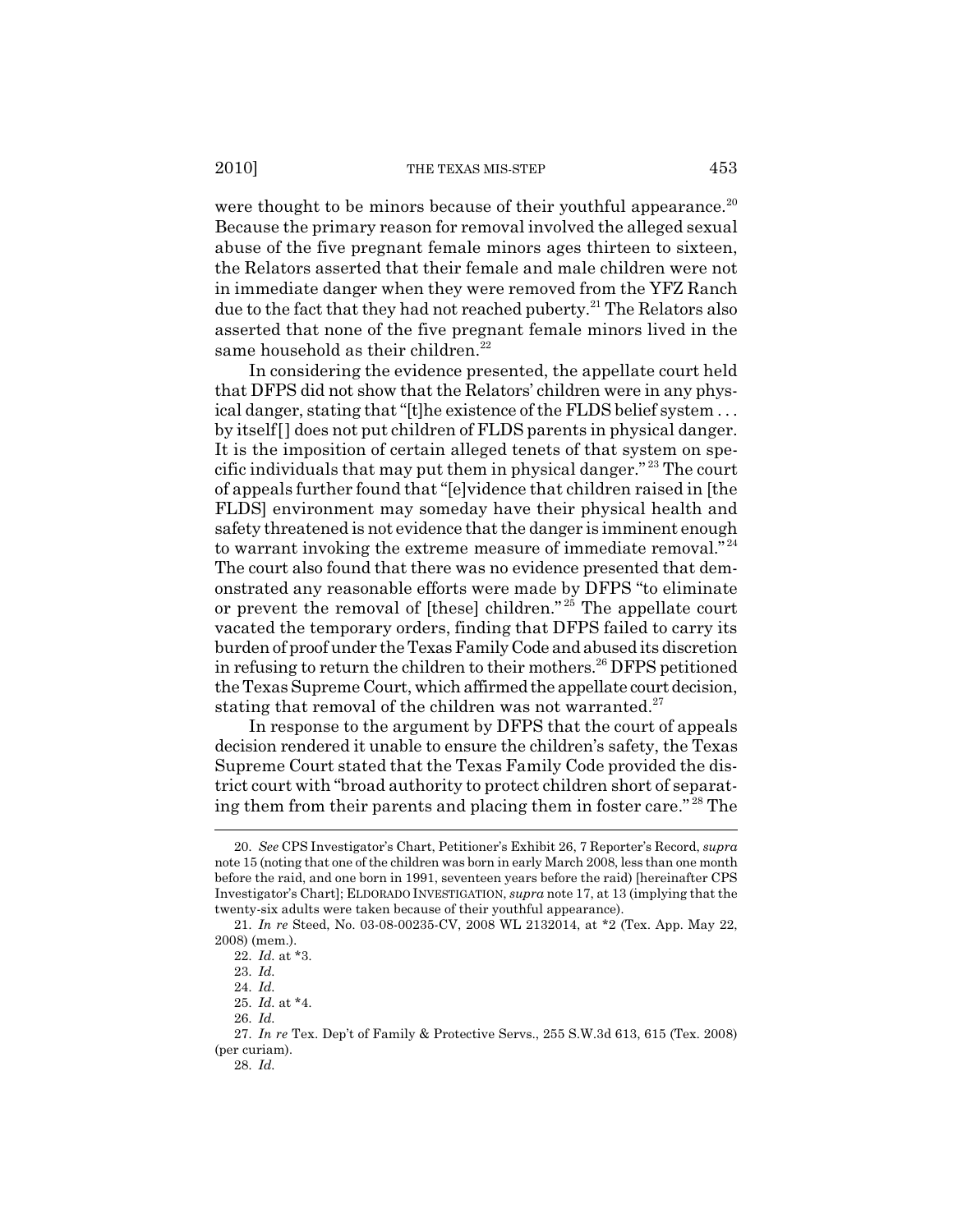were thought to be minors because of their youthful appearance.[20] Because the primary reason for removal involved the alleged sexual abuse of the five pregnant female minors ages thirteen to sixteen, the Relators asserted that their female and male children were not in immediate danger when they were removed from the YFZ Ranch due to the fact that they had not reached puberty.[21] The Relators also asserted that none of the five pregnant female minors lived in the same household as their children.[22]

In considering the evidence presented, the appellate court held that DFPS did not show that the Relators' children were in any physical danger, stating that "[t]he existence of the FLDS belief system . . . by itself[] does not put children of FLDS parents in physical danger. It is the imposition of certain alleged tenets of that system on specific individuals that may put them in physical danger."[23] The court of appeals further found that "[e]vidence that children raised in [the FLDS] environment may someday have their physical health and safety threatened is not evidence that the danger is imminent enough to warrant invoking the extreme measure of immediate removal."[24] The court also found that there was no evidence presented that demonstrated any reasonable efforts were made by DFPS "to eliminate or prevent the removal of [these] children."[25] The appellate court vacated the temporary orders, finding that DFPS failed to carry its burden of proof under the Texas Family Code and abused its discretion in refusing to return the children to their mothers.[26] DFPS petitioned the Texas Supreme Court, which affirmed the appellate court decision, stating that removal of the children was not warranted.[27]

In response to the argument by DFPS that the court of appeals decision rendered it unable to ensure the children's safety, the Texas Supreme Court stated that the Texas Family Code provided the district court with "broad authority to protect children short of separating them from their parents and placing them in foster care."[28] The

---

20. *See* CPS Investigator's Chart, Petitioner's Exhibit 26, 7 Reporter's Record, *supra* note 15 (noting that one of the children was born in early March 2008, less than one month before the raid, and one born in 1991, seventeen years before the raid) [hereinafter CPS Investigator's Chart]; ELDORADO INVESTIGATION, *supra* note 17, at 13 (implying that the twenty-six adults were taken because of their youthful appearance).

21. *In re* Steed, No. 03-08-00235-CV, 2008 WL 2132014, at *2 (Tex. App. May 22, 2008) (mem.).

22. *Id.* at *3.

23. *Id.*

24. *Id.*

25. *Id.* at *4.

26. *Id.*

27. *In re* Tex. Dep't of Family & Protective Servs., 255 S.W.3d 613, 615 (Tex. 2008) (per curiam).

28. *Id.*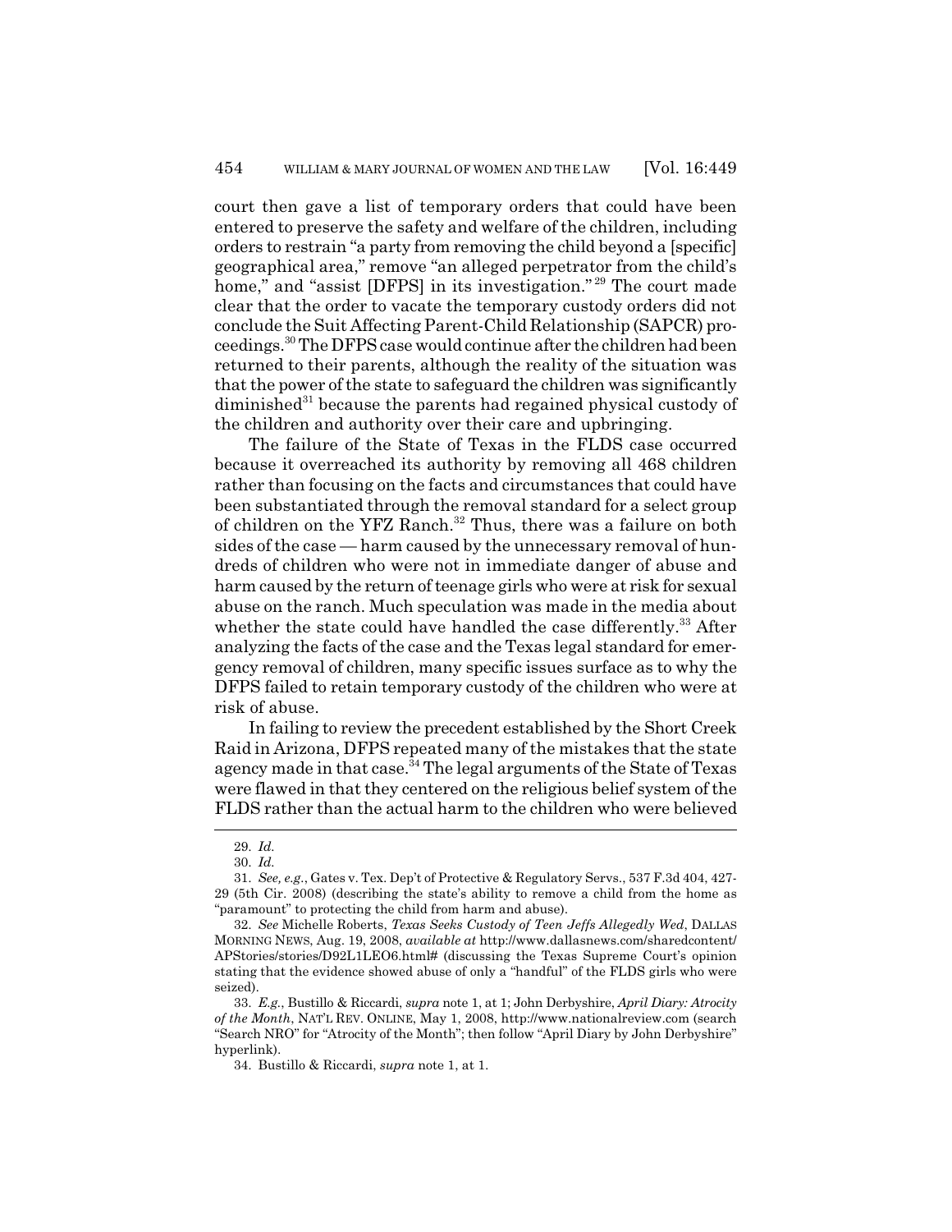court then gave a list of temporary orders that could have been entered to preserve the safety and welfare of the children, including orders to restrain "a party from removing the child beyond a [specific] geographical area," remove "an alleged perpetrator from the child's home," and "assist [DFPS] in its investigation."[29] The court made clear that the order to vacate the temporary custody orders did not conclude the Suit Affecting Parent-Child Relationship (SAPCR) proceedings.[30] The DFPS case would continue after the children had been returned to their parents, although the reality of the situation was that the power of the state to safeguard the children was significantly diminished[31] because the parents had regained physical custody of the children and authority over their care and upbringing.

The failure of the State of Texas in the FLDS case occurred because it overreached its authority by removing all 468 children rather than focusing on the facts and circumstances that could have been substantiated through the removal standard for a select group of children on the YFZ Ranch.[32] Thus, there was a failure on both sides of the case — harm caused by the unnecessary removal of hundreds of children who were not in immediate danger of abuse and harm caused by the return of teenage girls who were at risk for sexual abuse on the ranch. Much speculation was made in the media about whether the state could have handled the case differently.[33] After analyzing the facts of the case and the Texas legal standard for emergency removal of children, many specific issues surface as to why the DFPS failed to retain temporary custody of the children who were at risk of abuse.

In failing to review the precedent established by the Short Creek Raid in Arizona, DFPS repeated many of the mistakes that the state agency made in that case.[34] The legal arguments of the State of Texas were flawed in that they centered on the religious belief system of the FLDS rather than the actual harm to the children who were believed

---

29. *Id.*

30. *Id.*

31. *See, e.g.*, Gates v. Tex. Dep't of Protective & Regulatory Servs., 537 F.3d 404, 427-29 (5th Cir. 2008) (describing the state's ability to remove a child from the home as "paramount" to protecting the child from harm and abuse).

32. *See* Michelle Roberts, *Texas Seeks Custody of Teen Jeffs Allegedly Wed*, DALLAS MORNING NEWS, Aug. 19, 2008, *available at* http://www.dallasnews.com/sharedcontent/APStories/stories/D92L1LEO6.html# (discussing the Texas Supreme Court's opinion stating that the evidence showed abuse of only a "handful" of the FLDS girls who were seized).

33. *E.g.*, Bustillo & Riccardi, *supra* note 1, at 1; John Derbyshire, *April Diary: Atrocity of the Month*, NAT'L REV. ONLINE, May 1, 2008, http://www.nationalreview.com (search "Search NRO" for "Atrocity of the Month"; then follow "April Diary by John Derbyshire" hyperlink).

34. Bustillo & Riccardi, *supra* note 1, at 1.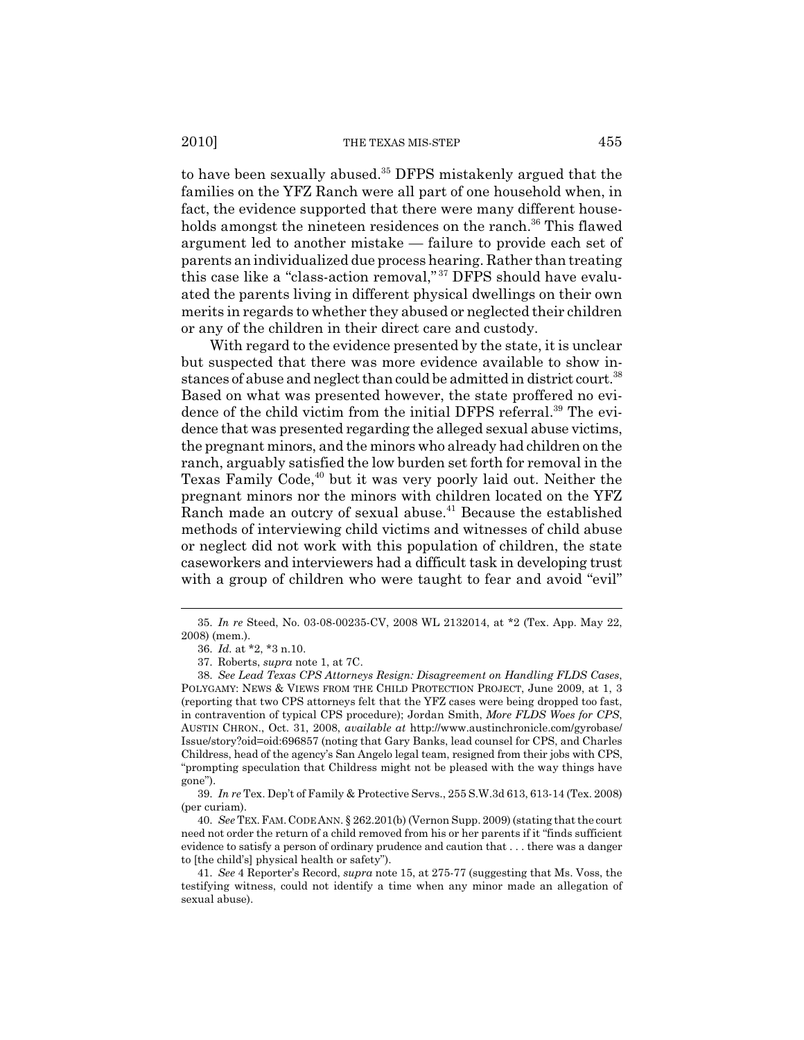to have been sexually abused.[35] DFPS mistakenly argued that the families on the YFZ Ranch were all part of one household when, in fact, the evidence supported that there were many different households amongst the nineteen residences on the ranch.[36] This flawed argument led to another mistake — failure to provide each set of parents an individualized due process hearing. Rather than treating this case like a "class-action removal,"[37] DFPS should have evaluated the parents living in different physical dwellings on their own merits in regards to whether they abused or neglected their children or any of the children in their direct care and custody.

With regard to the evidence presented by the state, it is unclear but suspected that there was more evidence available to show instances of abuse and neglect than could be admitted in district court.[38] Based on what was presented however, the state proffered no evidence of the child victim from the initial DFPS referral.[39] The evidence that was presented regarding the alleged sexual abuse victims, the pregnant minors, and the minors who already had children on the ranch, arguably satisfied the low burden set forth for removal in the Texas Family Code,[40] but it was very poorly laid out. Neither the pregnant minors nor the minors with children located on the YFZ Ranch made an outcry of sexual abuse.[41] Because the established methods of interviewing child victims and witnesses of child abuse or neglect did not work with this population of children, the state caseworkers and interviewers had a difficult task in developing trust with a group of children who were taught to fear and avoid "evil"

---

35. *In re* Steed, No. 03-08-00235-CV, 2008 WL 2132014, at \*2 (Tex. App. May 22, 2008) (mem.).

36. *Id.* at \*2, \*3 n.10.

37. Roberts, *supra* note 1, at 7C.

38. *See Lead Texas CPS Attorneys Resign: Disagreement on Handling FLDS Cases*, POLYGAMY: NEWS & VIEWS FROM THE CHILD PROTECTION PROJECT, June 2009, at 1, 3 (reporting that two CPS attorneys felt that the YFZ cases were being dropped too fast, in contravention of typical CPS procedure); Jordan Smith, *More FLDS Woes for CPS*, AUSTIN CHRON., Oct. 31, 2008, *available at* http://www.austinchronicle.com/gyrobase/Issue/story?oid=oid:696857 (noting that Gary Banks, lead counsel for CPS, and Charles Childress, head of the agency's San Angelo legal team, resigned from their jobs with CPS, "prompting speculation that Childress might not be pleased with the way things have gone").

39. *In re* Tex. Dep't of Family & Protective Servs., 255 S.W.3d 613, 613-14 (Tex. 2008) (per curiam).

40. *See* TEX. FAM. CODE ANN. § 262.201(b) (Vernon Supp. 2009) (stating that the court need not order the return of a child removed from his or her parents if it "finds sufficient evidence to satisfy a person of ordinary prudence and caution that . . . there was a danger to [the child's] physical health or safety").

41. *See* 4 Reporter's Record, *supra* note 15, at 275-77 (suggesting that Ms. Voss, the testifying witness, could not identify a time when any minor made an allegation of sexual abuse).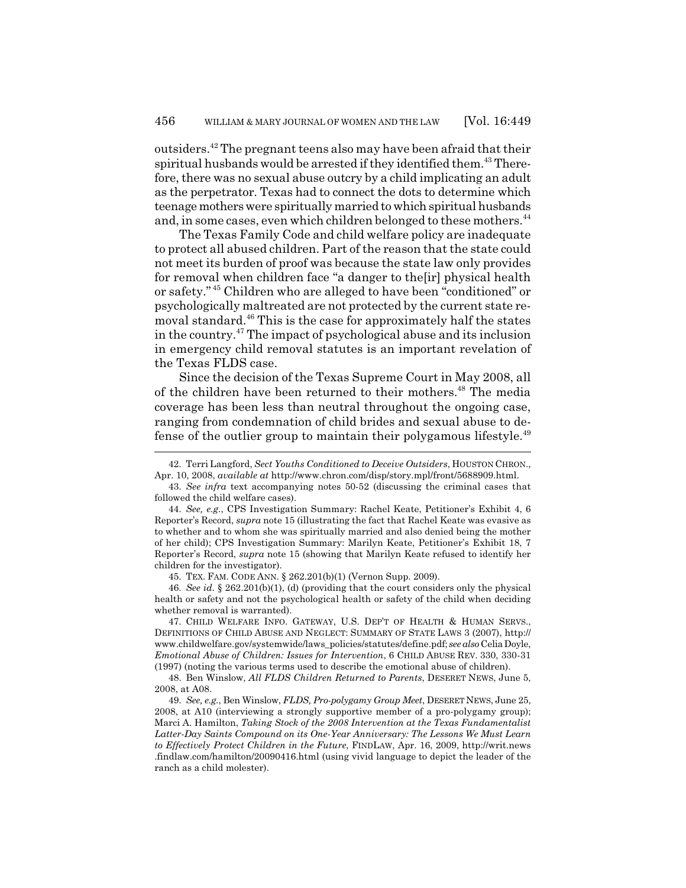outsiders.[42] The pregnant teens also may have been afraid that their spiritual husbands would be arrested if they identified them.[43] Therefore, there was no sexual abuse outcry by a child implicating an adult as the perpetrator. Texas had to connect the dots to determine which teenage mothers were spiritually married to which spiritual husbands and, in some cases, even which children belonged to these mothers.[44]

The Texas Family Code and child welfare policy are inadequate to protect all abused children. Part of the reason that the state could not meet its burden of proof was because the state law only provides for removal when children face "a danger to the[ir] physical health or safety."[45] Children who are alleged to have been "conditioned" or psychologically maltreated are not protected by the current state removal standard.[46] This is the case for approximately half the states in the country.[47] The impact of psychological abuse and its inclusion in emergency child removal statutes is an important revelation of the Texas FLDS case.

Since the decision of the Texas Supreme Court in May 2008, all of the children have been returned to their mothers.[48] The media coverage has been less than neutral throughout the ongoing case, ranging from condemnation of child brides and sexual abuse to defense of the outlier group to maintain their polygamous lifestyle.[49]

---

42. Terri Langford, *Sect Youths Conditioned to Deceive Outsiders*, HOUSTON CHRON., Apr. 10, 2008, *available at* http://www.chron.com/disp/story.mpl/front/5688909.html.

43. *See infra* text accompanying notes 50-52 (discussing the criminal cases that followed the child welfare cases).

44. *See, e.g.*, CPS Investigation Summary: Rachel Keate, Petitioner's Exhibit 4, 6 Reporter's Record, *supra* note 15 (illustrating the fact that Rachel Keate was evasive as to whether and to whom she was spiritually married and also denied being the mother of her child); CPS Investigation Summary: Marilyn Keate, Petitioner's Exhibit 18, 7 Reporter's Record, *supra* note 15 (showing that Marilyn Keate refused to identify her children for the investigator).

45. TEX. FAM. CODE ANN. § 262.201(b)(1) (Vernon Supp. 2009).

46. *See id.* § 262.201(b)(1), (d) (providing that the court considers only the physical health or safety and not the psychological health or safety of the child when deciding whether removal is warranted).

47. CHILD WELFARE INFO. GATEWAY, U.S. DEP'T OF HEALTH & HUMAN SERVS., DEFINITIONS OF CHILD ABUSE AND NEGLECT: SUMMARY OF STATE LAWS 3 (2007), http://www.childwelfare.gov/systemwide/laws_policies/statutes/define.pdf; *see also* Celia Doyle, *Emotional Abuse of Children: Issues for Intervention*, 6 CHILD ABUSE REV. 330, 330-31 (1997) (noting the various terms used to describe the emotional abuse of children).

48. Ben Winslow, *All FLDS Children Returned to Parents*, DESERET NEWS, June 5, 2008, at A08.

49. *See, e.g.*, Ben Winslow, *FLDS, Pro-polygamy Group Meet*, DESERET NEWS, June 25, 2008, at A10 (interviewing a strongly supportive member of a pro-polygamy group); Marci A. Hamilton, *Taking Stock of the 2008 Intervention at the Texas Fundamentalist Latter-Day Saints Compound on its One-Year Anniversary: The Lessons We Must Learn to Effectively Protect Children in the Future*, FINDLAW, Apr. 16, 2009, http://writ.news.findlaw.com/hamilton/20090416.html (using vivid language to depict the leader of the ranch as a child molester).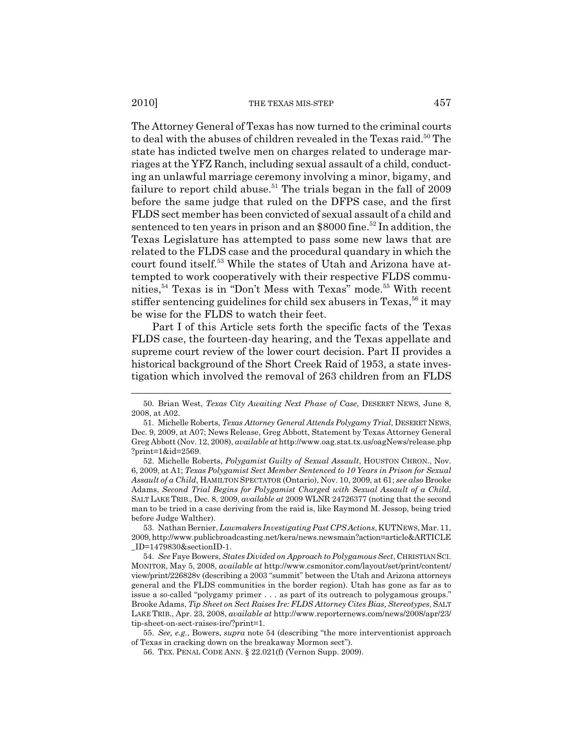The Attorney General of Texas has now turned to the criminal courts to deal with the abuses of children revealed in the Texas raid.[50] The state has indicted twelve men on charges related to underage marriages at the YFZ Ranch, including sexual assault of a child, conducting an unlawful marriage ceremony involving a minor, bigamy, and failure to report child abuse.[51] The trials began in the fall of 2009 before the same judge that ruled on the DFPS case, and the first FLDS sect member has been convicted of sexual assault of a child and sentenced to ten years in prison and an $8000 fine.[52] In addition, the Texas Legislature has attempted to pass some new laws that are related to the FLDS case and the procedural quandary in which the court found itself.[53] While the states of Utah and Arizona have attempted to work cooperatively with their respective FLDS communities,[54] Texas is in "Don't Mess with Texas" mode.[55] With recent stiffer sentencing guidelines for child sex abusers in Texas,[56] it may be wise for the FLDS to watch their feet.

Part I of this Article sets forth the specific facts of the Texas FLDS case, the fourteen-day hearing, and the Texas appellate and supreme court review of the lower court decision. Part II provides a historical background of the Short Creek Raid of 1953, a state investigation which involved the removal of 263 children from an FLDS

---

50. Brian West, *Texas City Awaiting Next Phase of Case*, DESERET NEWS, June 8, 2008, at A02.

51. Michelle Roberts, *Texas Attorney General Attends Polygamy Trial*, DESERET NEWS, Dec. 9, 2009, at A07; News Release, Greg Abbott, Statement by Texas Attorney General Greg Abbott (Nov. 12, 2008), *available at* http://www.oag.stat.tx.us/oagNews/release.php?print=1&id=2569.

52. Michelle Roberts, *Polygamist Guilty of Sexual Assault*, HOUSTON CHRON., Nov. 6, 2009, at A1; *Texas Polygamist Sect Member Sentenced to 10 Years in Prison for Sexual Assault of a Child*, HAMILTON SPECTATOR (Ontario), Nov. 10, 2009, at 61; *see also* Brooke Adams, *Second Trial Begins for Polygamist Charged with Sexual Assault of a Child*, SALT LAKE TRIB., Dec. 8, 2009, *available at* 2009 WLNR 24726377 (noting that the second man to be tried in a case deriving from the raid is, like Raymond M. Jessop, being tried before Judge Walther).

53. Nathan Bernier, *Lawmakers Investigating Past CPS Actions*, KUTNEWS, Mar. 11, 2009, http://www.publicbroadcasting.net/kera/news.newsmain?action=article&ARTICLE_ID=1479830&sectionID-1.

54. *See* Faye Bowers, *States Divided on Approach to Polygamous Sect*, CHRISTIAN SCI. MONITOR, May 5, 2008, *available at* http://www.csmonitor.com/layout/set/print/content/view/print/226828v (describing a 2003 "summit" between the Utah and Arizona attorneys general and the FLDS communities in the border region). Utah has gone as far as to issue a so-called "polygamy primer . . . as part of its outreach to polygamous groups." Brooke Adams, *Tip Sheet on Sect Raises Ire: FLDS Attorney Cites Bias, Stereotypes*, SALT LAKE TRIB., Apr. 23, 2008, *available at* http://www.reporternews.com/news/2008/apr/23/tip-sheet-on-sect-raises-ire/?print=1.

55. *See, e.g.*, Bowers, *supra* note 54 (describing "the more interventionist approach of Texas in cracking down on the breakaway Mormon sect").

56. TEX. PENAL CODE ANN. § 22.021(f) (Vernon Supp. 2009).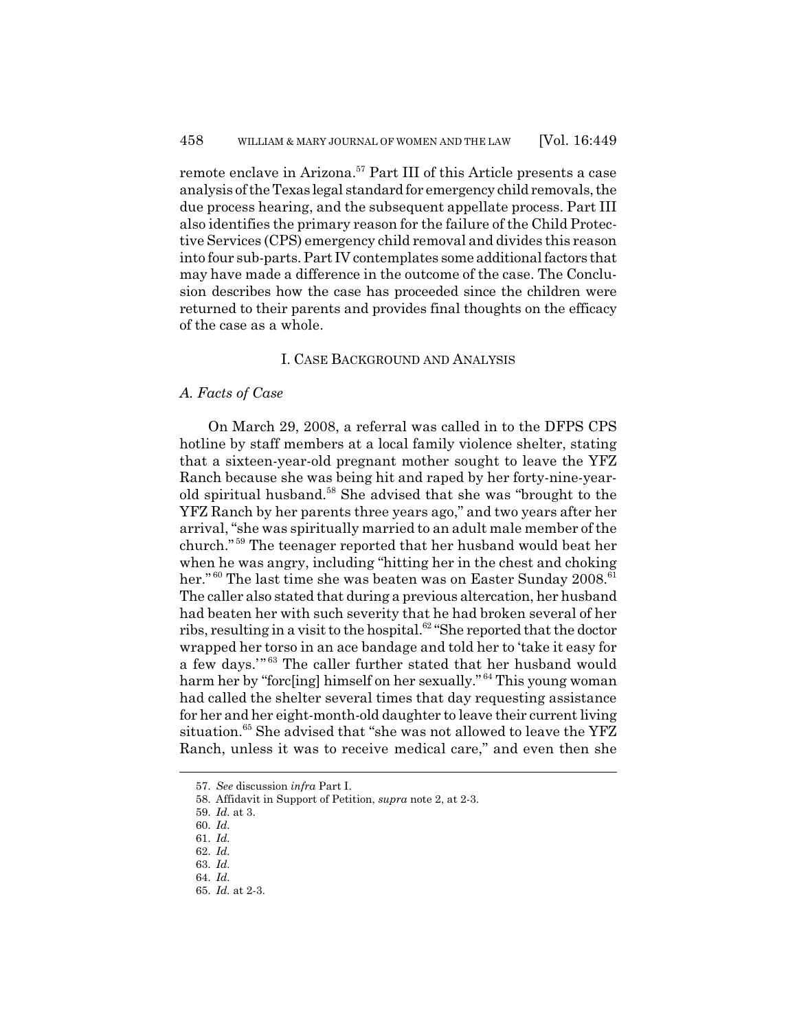remote enclave in Arizona.[57] Part III of this Article presents a case analysis of the Texas legal standard for emergency child removals, the due process hearing, and the subsequent appellate process. Part III also identifies the primary reason for the failure of the Child Protective Services (CPS) emergency child removal and divides this reason into four sub-parts. Part IV contemplates some additional factors that may have made a difference in the outcome of the case. The Conclusion describes how the case has proceeded since the children were returned to their parents and provides final thoughts on the efficacy of the case as a whole.

## I. CASE BACKGROUND AND ANALYSIS

### *A. Facts of Case*

On March 29, 2008, a referral was called in to the DFPS CPS hotline by staff members at a local family violence shelter, stating that a sixteen-year-old pregnant mother sought to leave the YFZ Ranch because she was being hit and raped by her forty-nine-year-old spiritual husband.[58] She advised that she was "brought to the YFZ Ranch by her parents three years ago," and two years after her arrival, "she was spiritually married to an adult male member of the church."[59] The teenager reported that her husband would beat her when he was angry, including "hitting her in the chest and choking her."[60] The last time she was beaten was on Easter Sunday 2008.[61] The caller also stated that during a previous altercation, her husband had beaten her with such severity that he had broken several of her ribs, resulting in a visit to the hospital.[62] "She reported that the doctor wrapped her torso in an ace bandage and told her to 'take it easy for a few days.'"[63] The caller further stated that her husband would harm her by "forc[ing] himself on her sexually."[64] This young woman had called the shelter several times that day requesting assistance for her and her eight-month-old daughter to leave their current living situation.[65] She advised that "she was not allowed to leave the YFZ Ranch, unless it was to receive medical care," and even then she

57. *See* discussion *infra* Part I.
58. Affidavit in Support of Petition, *supra* note 2, at 2-3.
59. *Id.* at 3.
60. *Id.*
61. *Id.*
62. *Id.*
63. *Id.*
64. *Id.*
65. *Id.* at 2-3.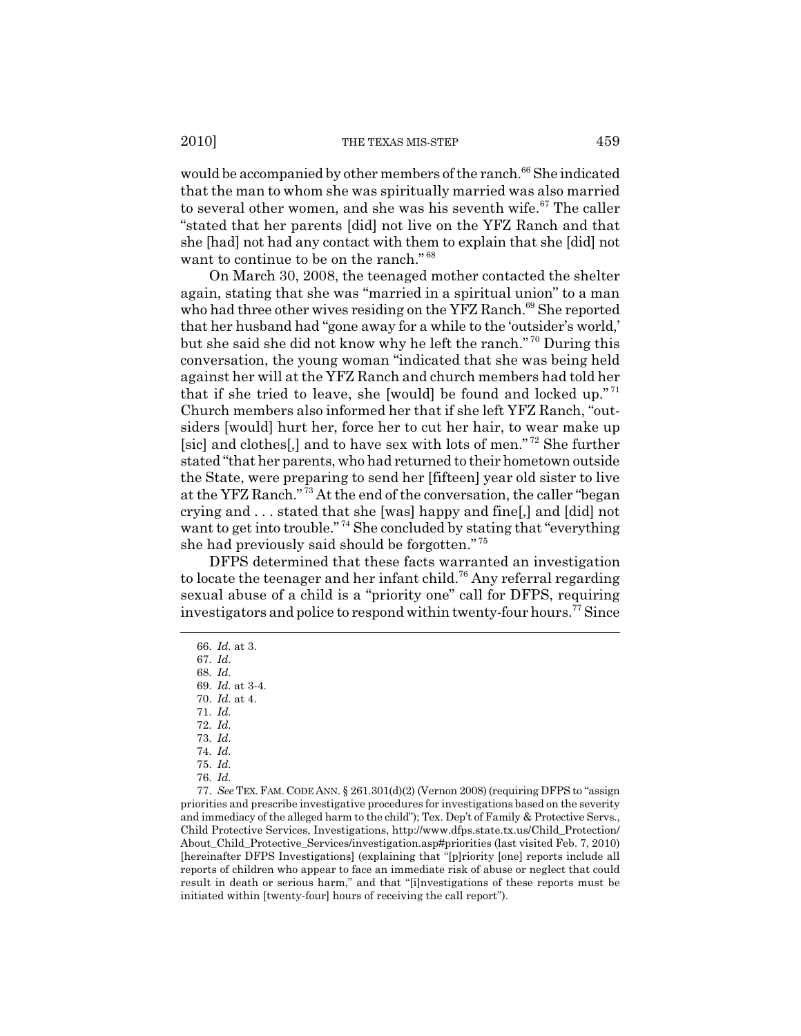would be accompanied by other members of the ranch.[66] She indicated that the man to whom she was spiritually married was also married to several other women, and she was his seventh wife.[67] The caller "stated that her parents [did] not live on the YFZ Ranch and that she [had] not had any contact with them to explain that she [did] not want to continue to be on the ranch."[68]

On March 30, 2008, the teenaged mother contacted the shelter again, stating that she was "married in a spiritual union" to a man who had three other wives residing on the YFZ Ranch.[69] She reported that her husband had "gone away for a while to the 'outsider's world,' but she said she did not know why he left the ranch."[70] During this conversation, the young woman "indicated that she was being held against her will at the YFZ Ranch and church members had told her that if she tried to leave, she [would] be found and locked up."[71] Church members also informed her that if she left YFZ Ranch, "outsiders [would] hurt her, force her to cut her hair, to wear make up [sic] and clothes[,] and to have sex with lots of men."[72] She further stated "that her parents, who had returned to their hometown outside the State, were preparing to send her [fifteen] year old sister to live at the YFZ Ranch."[73] At the end of the conversation, the caller "began crying and . . . stated that she [was] happy and fine[,] and [did] not want to get into trouble."[74] She concluded by stating that "everything she had previously said should be forgotten."[75]

DFPS determined that these facts warranted an investigation to locate the teenager and her infant child.[76] Any referral regarding sexual abuse of a child is a "priority one" call for DFPS, requiring investigators and police to respond within twenty-four hours.[77] Since

---

66. *Id.* at 3.
67. *Id.*
68. *Id.*
69. *Id.* at 3-4.
70. *Id.* at 4.
71. *Id.*
72. *Id.*
73. *Id.*
74. *Id.*
75. *Id.*
76. *Id.*
77. *See* TEX. FAM. CODE ANN. § 261.301(d)(2) (Vernon 2008) (requiring DFPS to "assign priorities and prescribe investigative procedures for investigations based on the severity and immediacy of the alleged harm to the child"); Tex. Dep't of Family & Protective Servs., Child Protective Services, Investigations, http://www.dfps.state.tx.us/Child_Protection/About_Child_Protective_Services/investigation.asp#priorities (last visited Feb. 7, 2010) [hereinafter DFPS Investigations] (explaining that "[p]riority [one] reports include all reports of children who appear to face an immediate risk of abuse or neglect that could result in death or serious harm," and that "[i]nvestigations of these reports must be initiated within [twenty-four] hours of receiving the call report").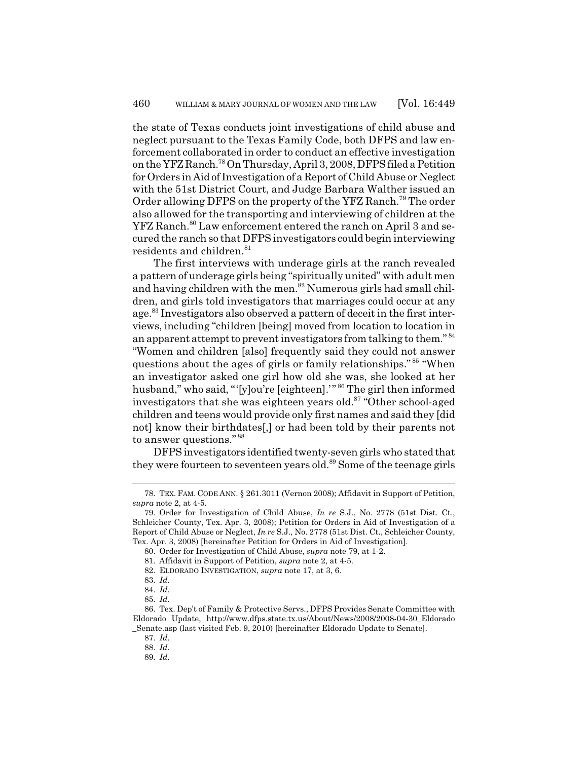the state of Texas conducts joint investigations of child abuse and neglect pursuant to the Texas Family Code, both DFPS and law enforcement collaborated in order to conduct an effective investigation on the YFZ Ranch.[78] On Thursday, April 3, 2008, DFPS filed a Petition for Orders in Aid of Investigation of a Report of Child Abuse or Neglect with the 51st District Court, and Judge Barbara Walther issued an Order allowing DFPS on the property of the YFZ Ranch.[79] The order also allowed for the transporting and interviewing of children at the YFZ Ranch.[80] Law enforcement entered the ranch on April 3 and secured the ranch so that DFPS investigators could begin interviewing residents and children.[81]

The first interviews with underage girls at the ranch revealed a pattern of underage girls being "spiritually united" with adult men and having children with the men.[82] Numerous girls had small children, and girls told investigators that marriages could occur at any age.[83] Investigators also observed a pattern of deceit in the first interviews, including "children [being] moved from location to location in an apparent attempt to prevent investigators from talking to them."[84] "Women and children [also] frequently said they could not answer questions about the ages of girls or family relationships."[85] "When an investigator asked one girl how old she was, she looked at her husband," who said, "'[y]ou're [eighteen].'"[86] The girl then informed investigators that she was eighteen years old.[87] "Other school-aged children and teens would provide only first names and said they [did not] know their birthdates[,] or had been told by their parents not to answer questions."[88]

DFPS investigators identified twenty-seven girls who stated that they were fourteen to seventeen years old.[89] Some of the teenage girls

---

78. TEX. FAM. CODE ANN. § 261.3011 (Vernon 2008); Affidavit in Support of Petition, *supra* note 2, at 4-5.

79. Order for Investigation of Child Abuse, *In re* S.J., No. 2778 (51st Dist. Ct., Schleicher County, Tex. Apr. 3, 2008); Petition for Orders in Aid of Investigation of a Report of Child Abuse or Neglect, *In re* S.J., No. 2778 (51st Dist. Ct., Schleicher County, Tex. Apr. 3, 2008) [hereinafter Petition for Orders in Aid of Investigation].

80. Order for Investigation of Child Abuse, *supra* note 79, at 1-2.

81. Affidavit in Support of Petition, *supra* note 2, at 4-5.

82. ELDORADO INVESTIGATION, *supra* note 17, at 3, 6.

83. *Id.*

84. *Id.*

85. *Id.*

86. Tex. Dep't of Family & Protective Servs., DFPS Provides Senate Committee with Eldorado Update, http://www.dfps.state.tx.us/About/News/2008/2008-04-30_Eldorado_Senate.asp (last visited Feb. 9, 2010) [hereinafter Eldorado Update to Senate].

87. *Id.*

88. *Id.*

89. *Id.*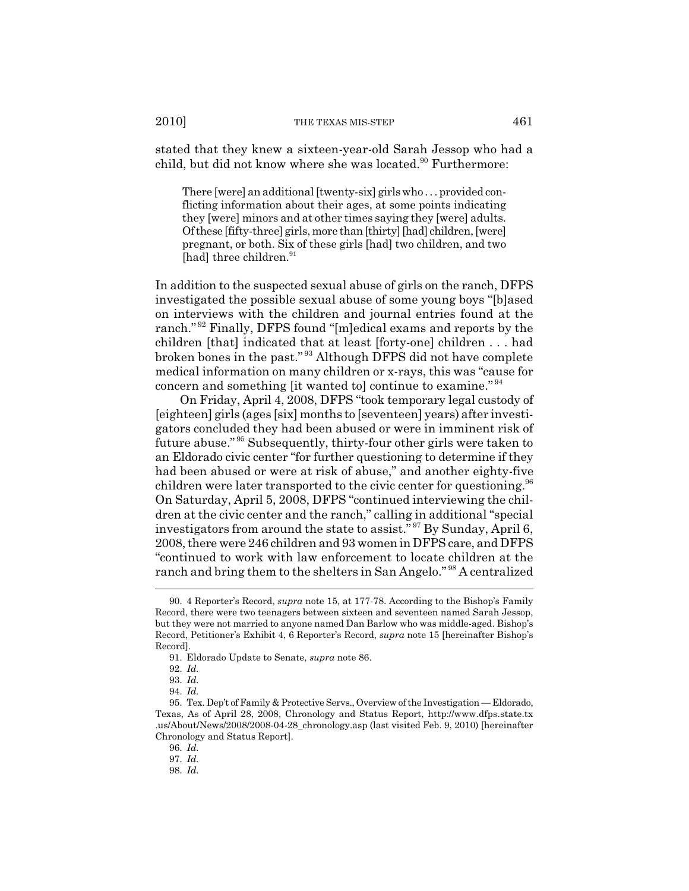stated that they knew a sixteen-year-old Sarah Jessop who had a child, but did not know where she was located.[90] Furthermore:

> There [were] an additional [twenty-six] girls who . . . provided conflicting information about their ages, at some points indicating they [were] minors and at other times saying they [were] adults. Of these [fifty-three] girls, more than [thirty] [had] children, [were] pregnant, or both. Six of these girls [had] two children, and two [had] three children.[91]

In addition to the suspected sexual abuse of girls on the ranch, DFPS investigated the possible sexual abuse of some young boys "[b]ased on interviews with the children and journal entries found at the ranch."[92] Finally, DFPS found "[m]edical exams and reports by the children [that] indicated that at least [forty-one] children . . . had broken bones in the past."[93] Although DFPS did not have complete medical information on many children or x-rays, this was "cause for concern and something [it wanted to] continue to examine."[94]

On Friday, April 4, 2008, DFPS "took temporary legal custody of [eighteen] girls (ages [six] months to [seventeen] years) after investigators concluded they had been abused or were in imminent risk of future abuse."[95] Subsequently, thirty-four other girls were taken to an Eldorado civic center "for further questioning to determine if they had been abused or were at risk of abuse," and another eighty-five children were later transported to the civic center for questioning.[96] On Saturday, April 5, 2008, DFPS "continued interviewing the children at the civic center and the ranch," calling in additional "special investigators from around the state to assist."[97] By Sunday, April 6, 2008, there were 246 children and 93 women in DFPS care, and DFPS "continued to work with law enforcement to locate children at the ranch and bring them to the shelters in San Angelo."[98] A centralized

---

90. 4 Reporter's Record, *supra* note 15, at 177-78. According to the Bishop's Family Record, there were two teenagers between sixteen and seventeen named Sarah Jessop, but they were not married to anyone named Dan Barlow who was middle-aged. Bishop's Record, Petitioner's Exhibit 4, 6 Reporter's Record, *supra* note 15 [hereinafter Bishop's Record].

91. Eldorado Update to Senate, *supra* note 86.

92. *Id.*

93. *Id.*

94. *Id.*

95. Tex. Dep't of Family & Protective Servs., Overview of the Investigation — Eldorado, Texas, As of April 28, 2008, Chronology and Status Report, http://www.dfps.state.tx.us/About/News/2008/2008-04-28_chronology.asp (last visited Feb. 9, 2010) [hereinafter Chronology and Status Report].

96. *Id.*

97. *Id.*

98. *Id.*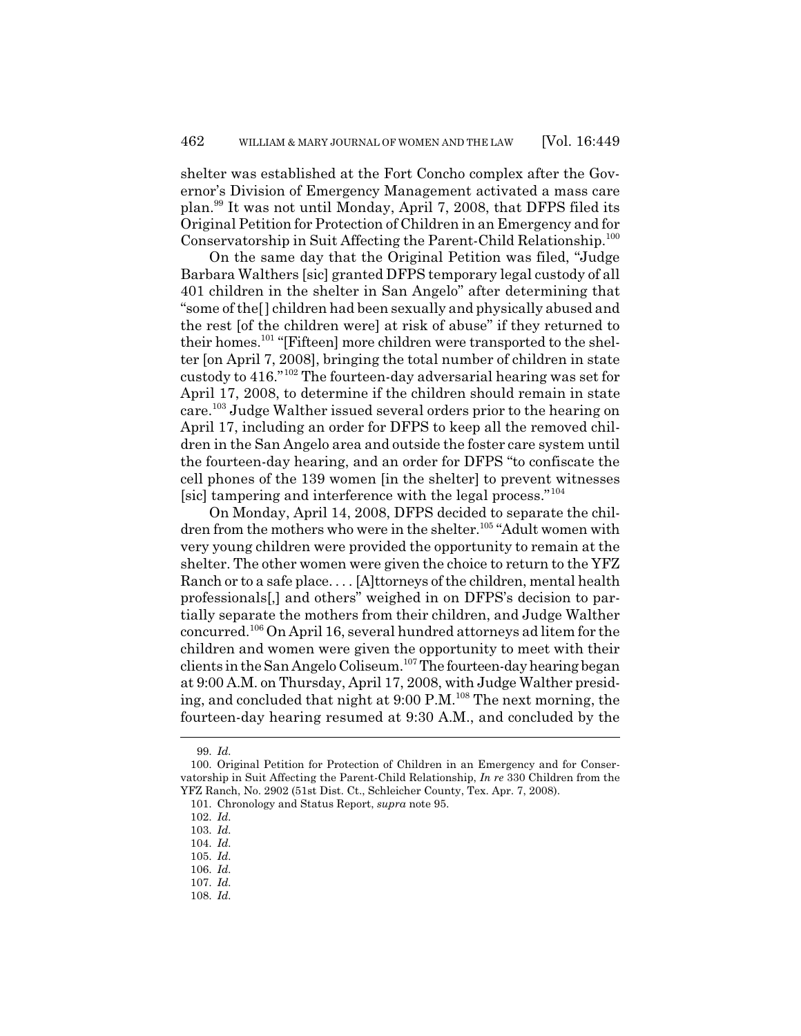shelter was established at the Fort Concho complex after the Governor's Division of Emergency Management activated a mass care plan.[99] It was not until Monday, April 7, 2008, that DFPS filed its Original Petition for Protection of Children in an Emergency and for Conservatorship in Suit Affecting the Parent-Child Relationship.[100]

On the same day that the Original Petition was filed, "Judge Barbara Walthers [sic] granted DFPS temporary legal custody of all 401 children in the shelter in San Angelo" after determining that "some of the[ ] children had been sexually and physically abused and the rest [of the children were] at risk of abuse" if they returned to their homes.[101] "[Fifteen] more children were transported to the shelter [on April 7, 2008], bringing the total number of children in state custody to 416."[102] The fourteen-day adversarial hearing was set for April 17, 2008, to determine if the children should remain in state care.[103] Judge Walther issued several orders prior to the hearing on April 17, including an order for DFPS to keep all the removed children in the San Angelo area and outside the foster care system until the fourteen-day hearing, and an order for DFPS "to confiscate the cell phones of the 139 women [in the shelter] to prevent witnesses [sic] tampering and interference with the legal process."[104]

On Monday, April 14, 2008, DFPS decided to separate the children from the mothers who were in the shelter.[105] "Adult women with very young children were provided the opportunity to remain at the shelter. The other women were given the choice to return to the YFZ Ranch or to a safe place. . . . [A]ttorneys of the children, mental health professionals[,] and others" weighed in on DFPS's decision to partially separate the mothers from their children, and Judge Walther concurred.[106] On April 16, several hundred attorneys ad litem for the children and women were given the opportunity to meet with their clients in the San Angelo Coliseum.[107] The fourteen-day hearing began at 9:00 A.M. on Thursday, April 17, 2008, with Judge Walther presiding, and concluded that night at 9:00 P.M.[108] The next morning, the fourteen-day hearing resumed at 9:30 A.M., and concluded by the

---

99. *Id.*

100. Original Petition for Protection of Children in an Emergency and for Conservatorship in Suit Affecting the Parent-Child Relationship, *In re* 330 Children from the YFZ Ranch, No. 2902 (51st Dist. Ct., Schleicher County, Tex. Apr. 7, 2008).

101. Chronology and Status Report, *supra* note 95.

102. *Id.*

103. *Id.*

104. *Id.*

105. *Id.*

106. *Id.*

107. *Id.*

108. *Id.*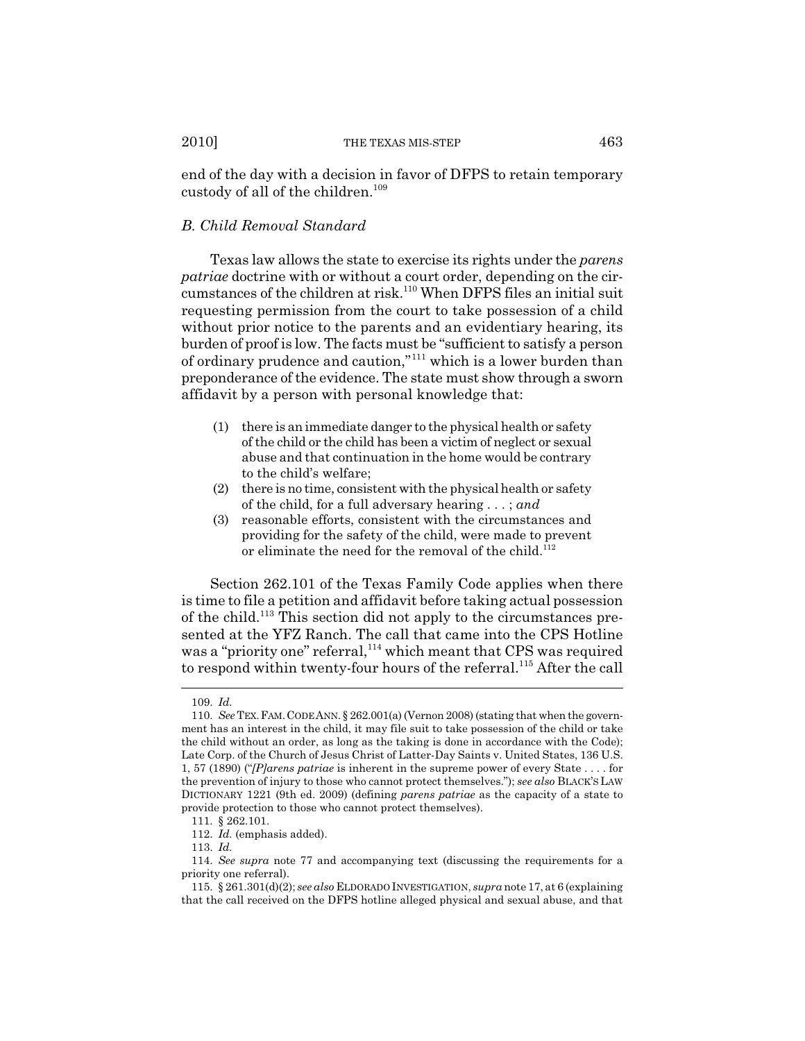end of the day with a decision in favor of DFPS to retain temporary custody of all of the children.[109]

### *B. Child Removal Standard*

Texas law allows the state to exercise its rights under the *parens patriae* doctrine with or without a court order, depending on the circumstances of the children at risk.[110] When DFPS files an initial suit requesting permission from the court to take possession of a child without prior notice to the parents and an evidentiary hearing, its burden of proof is low. The facts must be "sufficient to satisfy a person of ordinary prudence and caution,"[111] which is a lower burden than preponderance of the evidence. The state must show through a sworn affidavit by a person with personal knowledge that:

> (1) there is an immediate danger to the physical health or safety of the child or the child has been a victim of neglect or sexual abuse and that continuation in the home would be contrary to the child's welfare;
> (2) there is no time, consistent with the physical health or safety of the child, for a full adversary hearing . . . ; *and*
> (3) reasonable efforts, consistent with the circumstances and providing for the safety of the child, were made to prevent or eliminate the need for the removal of the child.[112]

Section 262.101 of the Texas Family Code applies when there is time to file a petition and affidavit before taking actual possession of the child.[113] This section did not apply to the circumstances presented at the YFZ Ranch. The call that came into the CPS Hotline was a "priority one" referral,[114] which meant that CPS was required to respond within twenty-four hours of the referral.[115] After the call

---

109. *Id.*

110. *See* TEX. FAM. CODE ANN. § 262.001(a) (Vernon 2008) (stating that when the government has an interest in the child, it may file suit to take possession of the child or take the child without an order, as long as the taking is done in accordance with the Code); Late Corp. of the Church of Jesus Christ of Latter-Day Saints v. United States, 136 U.S. 1, 57 (1890) ("*[P]arens patriae* is inherent in the supreme power of every State . . . . for the prevention of injury to those who cannot protect themselves."); *see also* BLACK'S LAW DICTIONARY 1221 (9th ed. 2009) (defining *parens patriae* as the capacity of a state to provide protection to those who cannot protect themselves).

111. § 262.101.

112. *Id.* (emphasis added).

113. *Id.*

114. *See supra* note 77 and accompanying text (discussing the requirements for a priority one referral).

115. § 261.301(d)(2); *see also* ELDORADO INVESTIGATION, *supra* note 17, at 6 (explaining that the call received on the DFPS hotline alleged physical and sexual abuse, and that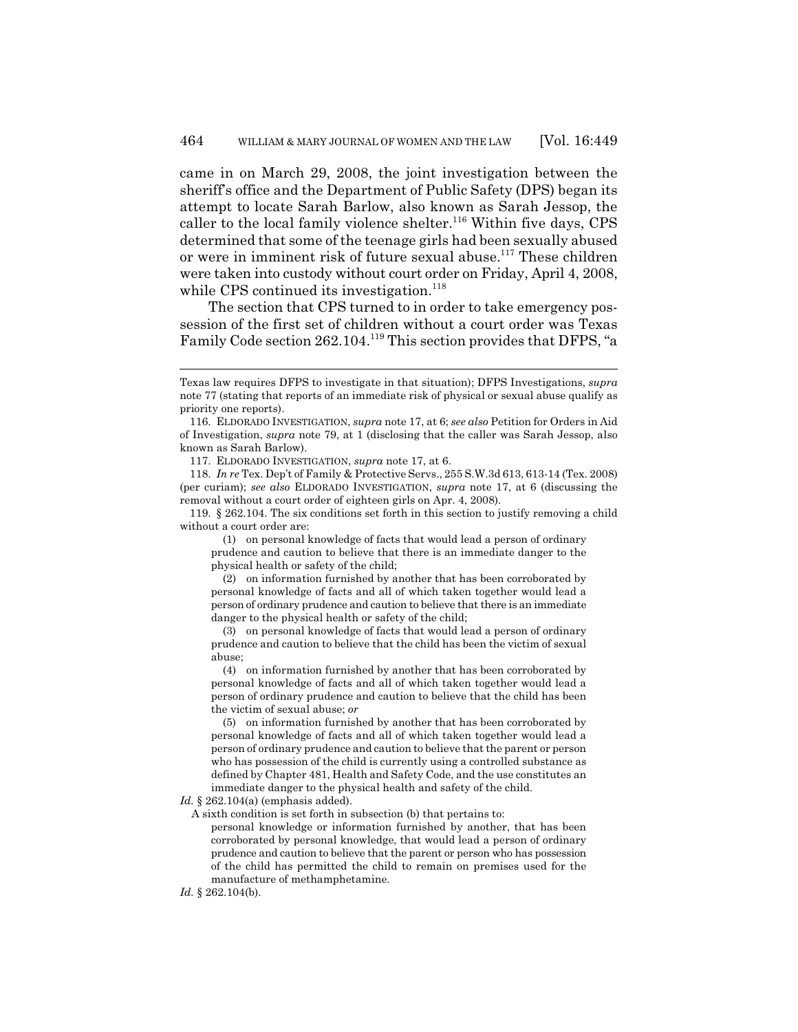came in on March 29, 2008, the joint investigation between the sheriff's office and the Department of Public Safety (DPS) began its attempt to locate Sarah Barlow, also known as Sarah Jessop, the caller to the local family violence shelter.[116] Within five days, CPS determined that some of the teenage girls had been sexually abused or were in imminent risk of future sexual abuse.[117] These children were taken into custody without court order on Friday, April 4, 2008, while CPS continued its investigation.[118]

The section that CPS turned to in order to take emergency possession of the first set of children without a court order was Texas Family Code section 262.104.[119] This section provides that DFPS, "a

---

Texas law requires DFPS to investigate in that situation); DFPS Investigations, *supra* note 77 (stating that reports of an immediate risk of physical or sexual abuse qualify as priority one reports).

116. ELDORADO INVESTIGATION, *supra* note 17, at 6; *see also* Petition for Orders in Aid of Investigation, *supra* note 79, at 1 (disclosing that the caller was Sarah Jessop, also known as Sarah Barlow).

117. ELDORADO INVESTIGATION, *supra* note 17, at 6.

118. *In re* Tex. Dep't of Family & Protective Servs., 255 S.W.3d 613, 613-14 (Tex. 2008) (per curiam); *see also* ELDORADO INVESTIGATION, *supra* note 17, at 6 (discussing the removal without a court order of eighteen girls on Apr. 4, 2008).

119. § 262.104. The six conditions set forth in this section to justify removing a child without a court order are:

> (1) on personal knowledge of facts that would lead a person of ordinary prudence and caution to believe that there is an immediate danger to the physical health or safety of the child;
>
> (2) on information furnished by another that has been corroborated by personal knowledge of facts and all of which taken together would lead a person of ordinary prudence and caution to believe that there is an immediate danger to the physical health or safety of the child;
>
> (3) on personal knowledge of facts that would lead a person of ordinary prudence and caution to believe that the child has been the victim of sexual abuse;
>
> (4) on information furnished by another that has been corroborated by personal knowledge of facts and all of which taken together would lead a person of ordinary prudence and caution to believe that the child has been the victim of sexual abuse; *or*
>
> (5) on information furnished by another that has been corroborated by personal knowledge of facts and all of which taken together would lead a person of ordinary prudence and caution to believe that the parent or person who has possession of the child is currently using a controlled substance as defined by Chapter 481, Health and Safety Code, and the use constitutes an immediate danger to the physical health and safety of the child.

*Id.* § 262.104(a) (emphasis added).

A sixth condition is set forth in subsection (b) that pertains to:

> personal knowledge or information furnished by another, that has been corroborated by personal knowledge, that would lead a person of ordinary prudence and caution to believe that the parent or person who has possession of the child has permitted the child to remain on premises used for the manufacture of methamphetamine.

*Id.* § 262.104(b).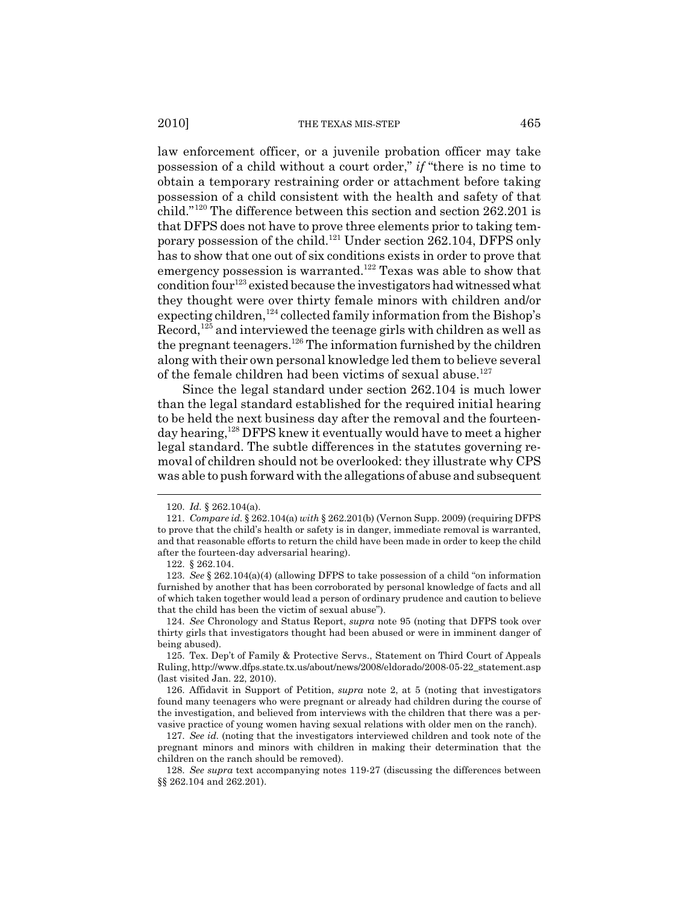law enforcement officer, or a juvenile probation officer may take possession of a child without a court order," *if* "there is no time to obtain a temporary restraining order or attachment before taking possession of a child consistent with the health and safety of that child."[120] The difference between this section and section 262.201 is that DFPS does not have to prove three elements prior to taking temporary possession of the child.[121] Under section 262.104, DFPS only has to show that one out of six conditions exists in order to prove that emergency possession is warranted.[122] Texas was able to show that condition four[123] existed because the investigators had witnessed what they thought were over thirty female minors with children and/or expecting children,[124] collected family information from the Bishop's Record,[125] and interviewed the teenage girls with children as well as the pregnant teenagers.[126] The information furnished by the children along with their own personal knowledge led them to believe several of the female children had been victims of sexual abuse.[127]

Since the legal standard under section 262.104 is much lower than the legal standard established for the required initial hearing to be held the next business day after the removal and the fourteen-day hearing,[128] DFPS knew it eventually would have to meet a higher legal standard. The subtle differences in the statutes governing removal of children should not be overlooked: they illustrate why CPS was able to push forward with the allegations of abuse and subsequent

---

120. *Id.* § 262.104(a).

121. *Compare id.* § 262.104(a) *with* § 262.201(b) (Vernon Supp. 2009) (requiring DFPS to prove that the child's health or safety is in danger, immediate removal is warranted, and that reasonable efforts to return the child have been made in order to keep the child after the fourteen-day adversarial hearing).

122. § 262.104.

123. *See* § 262.104(a)(4) (allowing DFPS to take possession of a child "on information furnished by another that has been corroborated by personal knowledge of facts and all of which taken together would lead a person of ordinary prudence and caution to believe that the child has been the victim of sexual abuse").

124. *See* Chronology and Status Report, *supra* note 95 (noting that DFPS took over thirty girls that investigators thought had been abused or were in imminent danger of being abused).

125. Tex. Dep't of Family & Protective Servs., Statement on Third Court of Appeals Ruling, http://www.dfps.state.tx.us/about/news/2008/eldorado/2008-05-22_statement.asp (last visited Jan. 22, 2010).

126. Affidavit in Support of Petition, *supra* note 2, at 5 (noting that investigators found many teenagers who were pregnant or already had children during the course of the investigation, and believed from interviews with the children that there was a pervasive practice of young women having sexual relations with older men on the ranch).

127. *See id.* (noting that the investigators interviewed children and took note of the pregnant minors and minors with children in making their determination that the children on the ranch should be removed).

128. *See supra* text accompanying notes 119-27 (discussing the differences between §§ 262.104 and 262.201).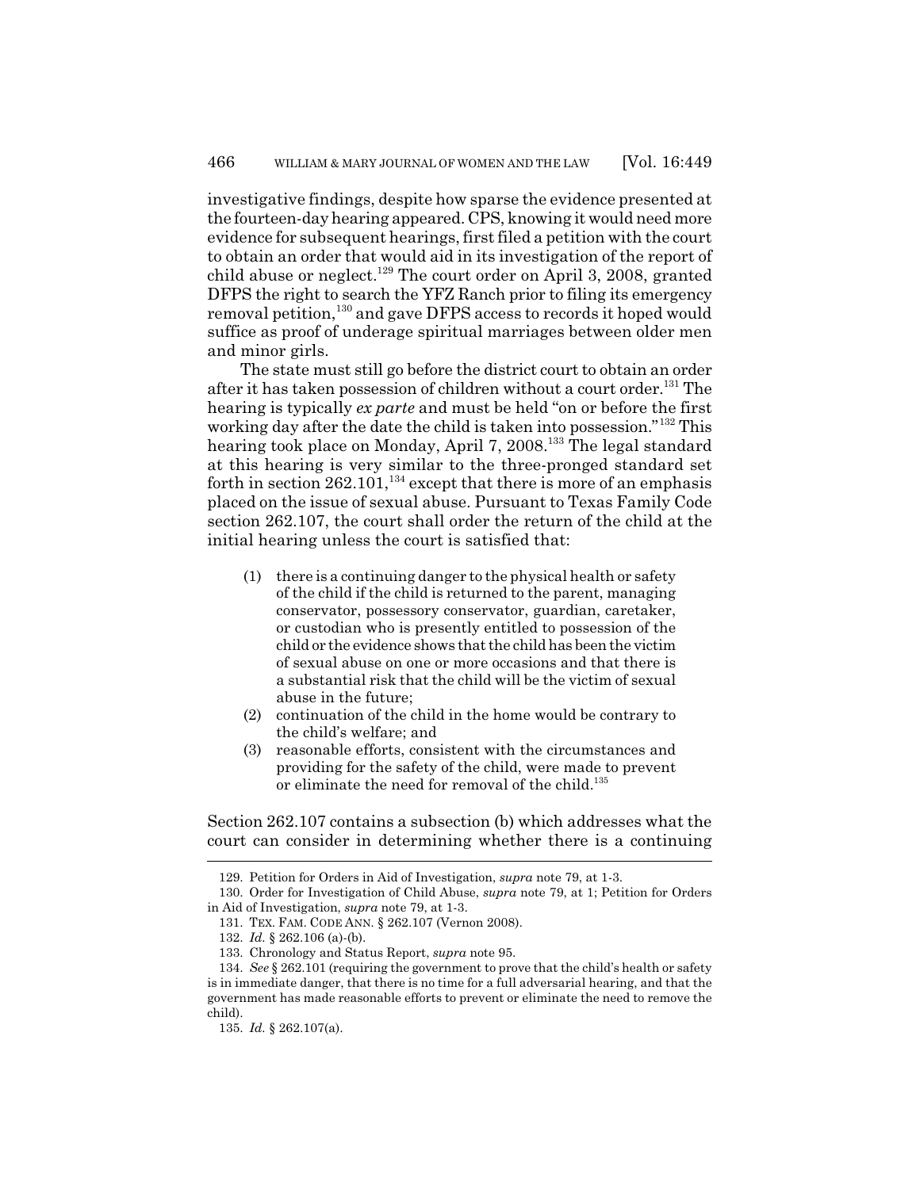investigative findings, despite how sparse the evidence presented at the fourteen-day hearing appeared. CPS, knowing it would need more evidence for subsequent hearings, first filed a petition with the court to obtain an order that would aid in its investigation of the report of child abuse or neglect.[129] The court order on April 3, 2008, granted DFPS the right to search the YFZ Ranch prior to filing its emergency removal petition,[130] and gave DFPS access to records it hoped would suffice as proof of underage spiritual marriages between older men and minor girls.

The state must still go before the district court to obtain an order after it has taken possession of children without a court order.[131] The hearing is typically *ex parte* and must be held "on or before the first working day after the date the child is taken into possession."[132] This hearing took place on Monday, April 7, 2008.[133] The legal standard at this hearing is very similar to the three-pronged standard set forth in section 262.101,[134] except that there is more of an emphasis placed on the issue of sexual abuse. Pursuant to Texas Family Code section 262.107, the court shall order the return of the child at the initial hearing unless the court is satisfied that:

> (1) there is a continuing danger to the physical health or safety of the child if the child is returned to the parent, managing conservator, possessory conservator, guardian, caretaker, or custodian who is presently entitled to possession of the child or the evidence shows that the child has been the victim of sexual abuse on one or more occasions and that there is a substantial risk that the child will be the victim of sexual abuse in the future;
> (2) continuation of the child in the home would be contrary to the child's welfare; and
> (3) reasonable efforts, consistent with the circumstances and providing for the safety of the child, were made to prevent or eliminate the need for removal of the child.[135]

Section 262.107 contains a subsection (b) which addresses what the court can consider in determining whether there is a continuing

---

129. Petition for Orders in Aid of Investigation, *supra* note 79, at 1-3.

130. Order for Investigation of Child Abuse, *supra* note 79, at 1; Petition for Orders in Aid of Investigation, *supra* note 79, at 1-3.

131. TEX. FAM. CODE ANN. § 262.107 (Vernon 2008).

132. *Id.* § 262.106 (a)-(b).

133. Chronology and Status Report, *supra* note 95.

134. *See* § 262.101 (requiring the government to prove that the child's health or safety is in immediate danger, that there is no time for a full adversarial hearing, and that the government has made reasonable efforts to prevent or eliminate the need to remove the child).

135. *Id.* § 262.107(a).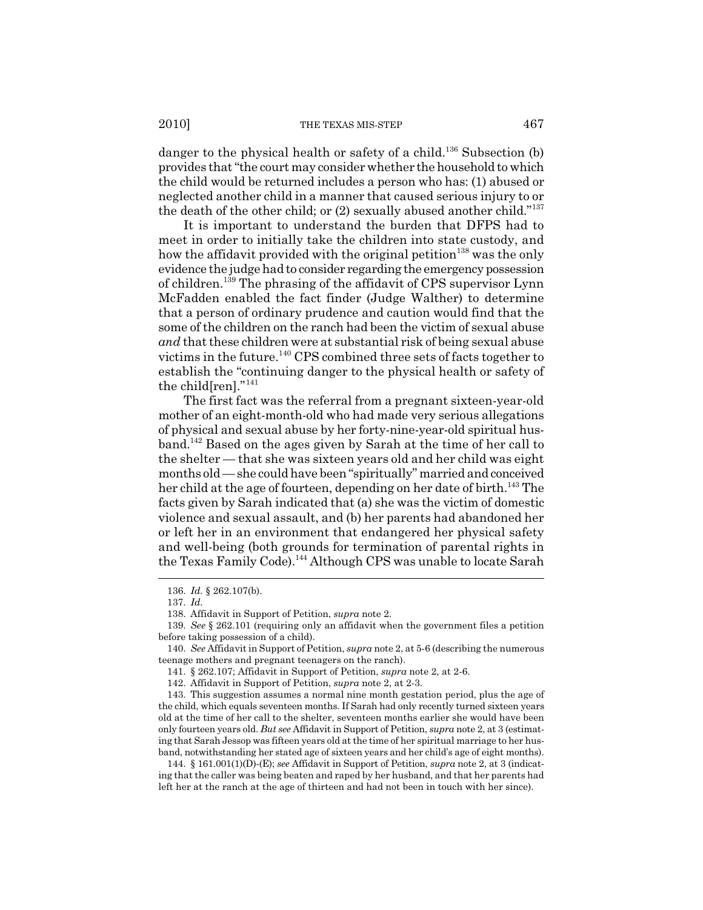danger to the physical health or safety of a child.[136] Subsection (b) provides that "the court may consider whether the household to which the child would be returned includes a person who has: (1) abused or neglected another child in a manner that caused serious injury to or the death of the other child; or (2) sexually abused another child."[137]

It is important to understand the burden that DFPS had to meet in order to initially take the children into state custody, and how the affidavit provided with the original petition[138] was the only evidence the judge had to consider regarding the emergency possession of children.[139] The phrasing of the affidavit of CPS supervisor Lynn McFadden enabled the fact finder (Judge Walther) to determine that a person of ordinary prudence and caution would find that the some of the children on the ranch had been the victim of sexual abuse *and* that these children were at substantial risk of being sexual abuse victims in the future.[140] CPS combined three sets of facts together to establish the "continuing danger to the physical health or safety of the child[ren]."[141]

The first fact was the referral from a pregnant sixteen-year-old mother of an eight-month-old who had made very serious allegations of physical and sexual abuse by her forty-nine-year-old spiritual husband.[142] Based on the ages given by Sarah at the time of her call to the shelter — that she was sixteen years old and her child was eight months old — she could have been "spiritually" married and conceived her child at the age of fourteen, depending on her date of birth.[143] The facts given by Sarah indicated that (a) she was the victim of domestic violence and sexual assault, and (b) her parents had abandoned her or left her in an environment that endangered her physical safety and well-being (both grounds for termination of parental rights in the Texas Family Code).[144] Although CPS was unable to locate Sarah

---

136. *Id.* § 262.107(b).

137. *Id.*

138. Affidavit in Support of Petition, *supra* note 2.

139. *See* § 262.101 (requiring only an affidavit when the government files a petition before taking possession of a child).

140. *See* Affidavit in Support of Petition, *supra* note 2, at 5-6 (describing the numerous teenage mothers and pregnant teenagers on the ranch).

141. § 262.107; Affidavit in Support of Petition, *supra* note 2, at 2-6.

142. Affidavit in Support of Petition, *supra* note 2, at 2-3.

143. This suggestion assumes a normal nine month gestation period, plus the age of the child, which equals seventeen months. If Sarah had only recently turned sixteen years old at the time of her call to the shelter, seventeen months earlier she would have been only fourteen years old. *But see* Affidavit in Support of Petition, *supra* note 2, at 3 (estimating that Sarah Jessop was fifteen years old at the time of her spiritual marriage to her husband, notwithstanding her stated age of sixteen years and her child's age of eight months).

144. § 161.001(1)(D)-(E); *see* Affidavit in Support of Petition, *supra* note 2, at 3 (indicating that the caller was being beaten and raped by her husband, and that her parents had left her at the ranch at the age of thirteen and had not been in touch with her since).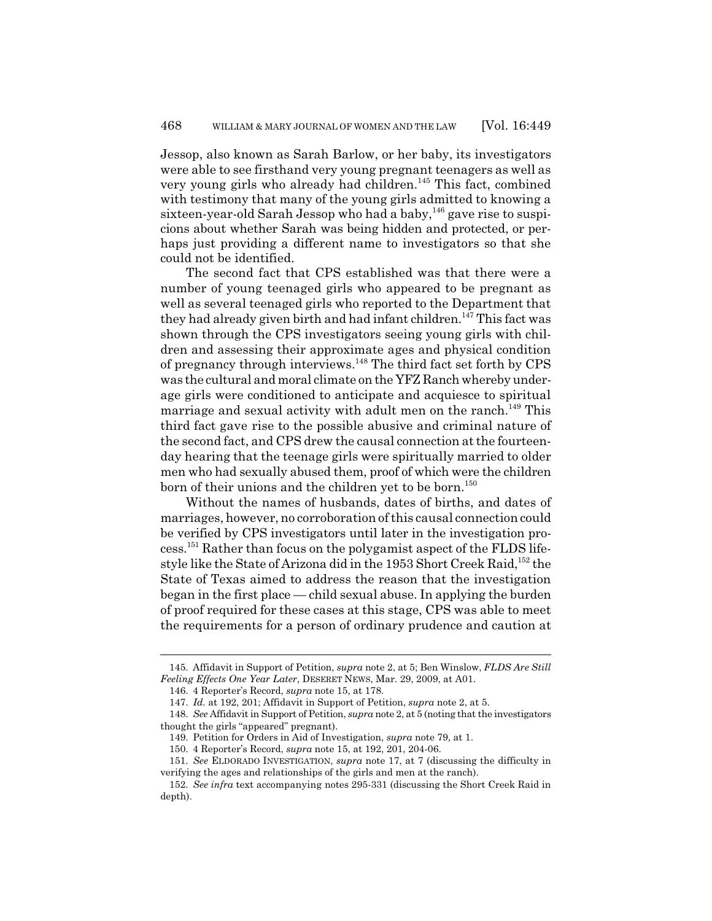Jessop, also known as Sarah Barlow, or her baby, its investigators were able to see firsthand very young pregnant teenagers as well as very young girls who already had children.[145] This fact, combined with testimony that many of the young girls admitted to knowing a sixteen-year-old Sarah Jessop who had a baby,[146] gave rise to suspicions about whether Sarah was being hidden and protected, or perhaps just providing a different name to investigators so that she could not be identified.

The second fact that CPS established was that there were a number of young teenaged girls who appeared to be pregnant as well as several teenaged girls who reported to the Department that they had already given birth and had infant children.[147] This fact was shown through the CPS investigators seeing young girls with children and assessing their approximate ages and physical condition of pregnancy through interviews.[148] The third fact set forth by CPS was the cultural and moral climate on the YFZ Ranch whereby underage girls were conditioned to anticipate and acquiesce to spiritual marriage and sexual activity with adult men on the ranch.[149] This third fact gave rise to the possible abusive and criminal nature of the second fact, and CPS drew the causal connection at the fourteen-day hearing that the teenage girls were spiritually married to older men who had sexually abused them, proof of which were the children born of their unions and the children yet to be born.[150]

Without the names of husbands, dates of births, and dates of marriages, however, no corroboration of this causal connection could be verified by CPS investigators until later in the investigation process.[151] Rather than focus on the polygamist aspect of the FLDS lifestyle like the State of Arizona did in the 1953 Short Creek Raid,[152] the State of Texas aimed to address the reason that the investigation began in the first place — child sexual abuse. In applying the burden of proof required for these cases at this stage, CPS was able to meet the requirements for a person of ordinary prudence and caution at

---

145. Affidavit in Support of Petition, *supra* note 2, at 5; Ben Winslow, *FLDS Are Still Feeling Effects One Year Later*, DESERET NEWS, Mar. 29, 2009, at A01.

146. 4 Reporter's Record, *supra* note 15, at 178.

147. *Id.* at 192, 201; Affidavit in Support of Petition, *supra* note 2, at 5.

148. *See* Affidavit in Support of Petition, *supra* note 2, at 5 (noting that the investigators thought the girls "appeared" pregnant).

149. Petition for Orders in Aid of Investigation, *supra* note 79, at 1.

150. 4 Reporter's Record, *supra* note 15, at 192, 201, 204-06.

151. *See* ELDORADO INVESTIGATION, *supra* note 17, at 7 (discussing the difficulty in verifying the ages and relationships of the girls and men at the ranch).

152. *See infra* text accompanying notes 295-331 (discussing the Short Creek Raid in depth).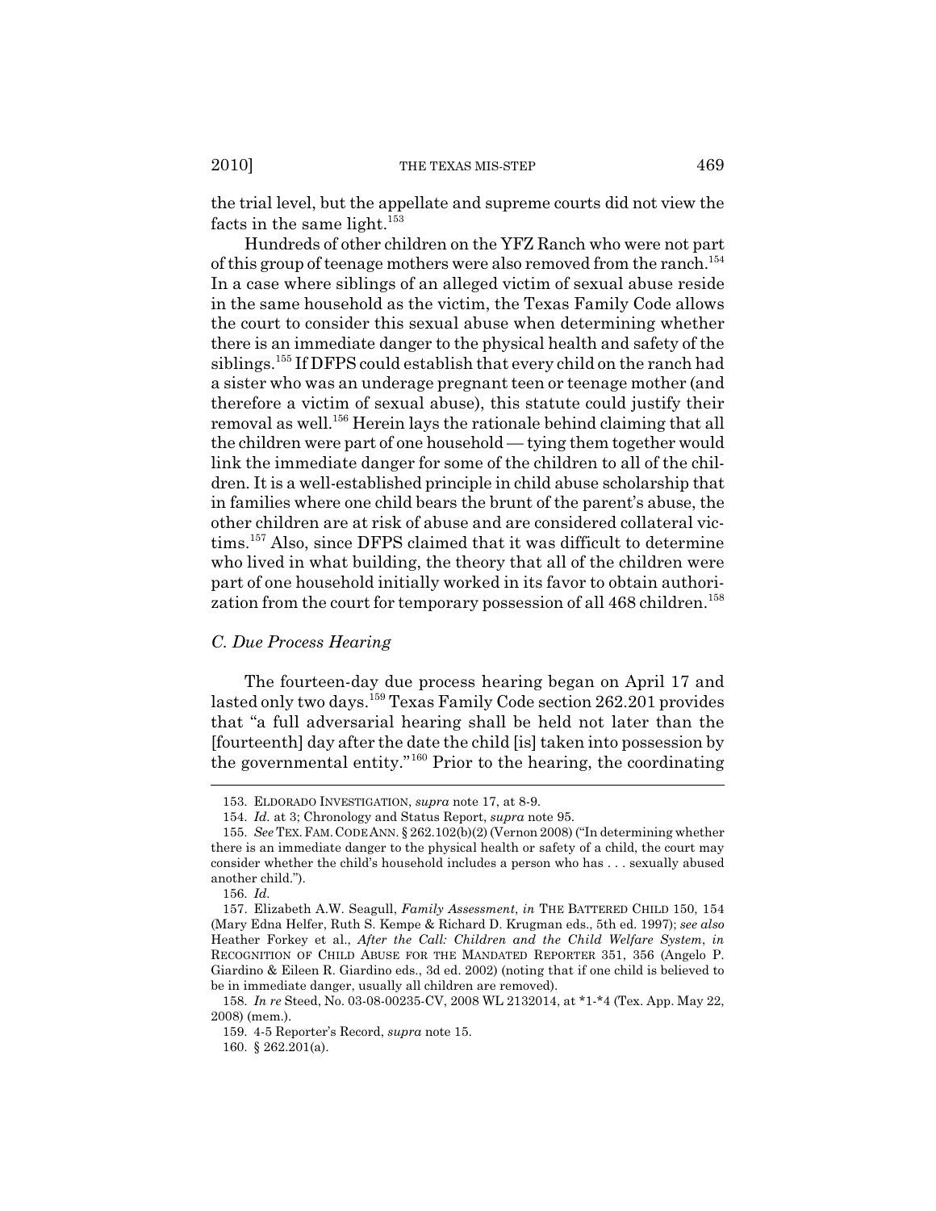the trial level, but the appellate and supreme courts did not view the facts in the same light.[153]

Hundreds of other children on the YFZ Ranch who were not part of this group of teenage mothers were also removed from the ranch.[154] In a case where siblings of an alleged victim of sexual abuse reside in the same household as the victim, the Texas Family Code allows the court to consider this sexual abuse when determining whether there is an immediate danger to the physical health and safety of the siblings.[155] If DFPS could establish that every child on the ranch had a sister who was an underage pregnant teen or teenage mother (and therefore a victim of sexual abuse), this statute could justify their removal as well.[156] Herein lays the rationale behind claiming that all the children were part of one household — tying them together would link the immediate danger for some of the children to all of the children. It is a well-established principle in child abuse scholarship that in families where one child bears the brunt of the parent's abuse, the other children are at risk of abuse and are considered collateral victims.[157] Also, since DFPS claimed that it was difficult to determine who lived in what building, the theory that all of the children were part of one household initially worked in its favor to obtain authorization from the court for temporary possession of all 468 children.[158]

### *C. Due Process Hearing*

The fourteen-day due process hearing began on April 17 and lasted only two days.[159] Texas Family Code section 262.201 provides that "a full adversarial hearing shall be held not later than the [fourteenth] day after the date the child [is] taken into possession by the governmental entity."[160] Prior to the hearing, the coordinating

---

153. ELDORADO INVESTIGATION, *supra* note 17, at 8-9.

154. *Id.* at 3; Chronology and Status Report, *supra* note 95.

155. *See* TEX. FAM. CODE ANN. § 262.102(b)(2) (Vernon 2008) ("In determining whether there is an immediate danger to the physical health or safety of a child, the court may consider whether the child's household includes a person who has . . . sexually abused another child.").

156. *Id.*

157. Elizabeth A.W. Seagull, *Family Assessment*, *in* THE BATTERED CHILD 150, 154 (Mary Edna Helfer, Ruth S. Kempe & Richard D. Krugman eds., 5th ed. 1997); *see also* Heather Forkey et al., *After the Call: Children and the Child Welfare System*, *in* RECOGNITION OF CHILD ABUSE FOR THE MANDATED REPORTER 351, 356 (Angelo P. Giardino & Eileen R. Giardino eds., 3d ed. 2002) (noting that if one child is believed to be in immediate danger, usually all children are removed).

158. *In re* Steed, No. 03-08-00235-CV, 2008 WL 2132014, at *1-*4 (Tex. App. May 22, 2008) (mem.).

159. 4-5 Reporter's Record, *supra* note 15.

160. § 262.201(a).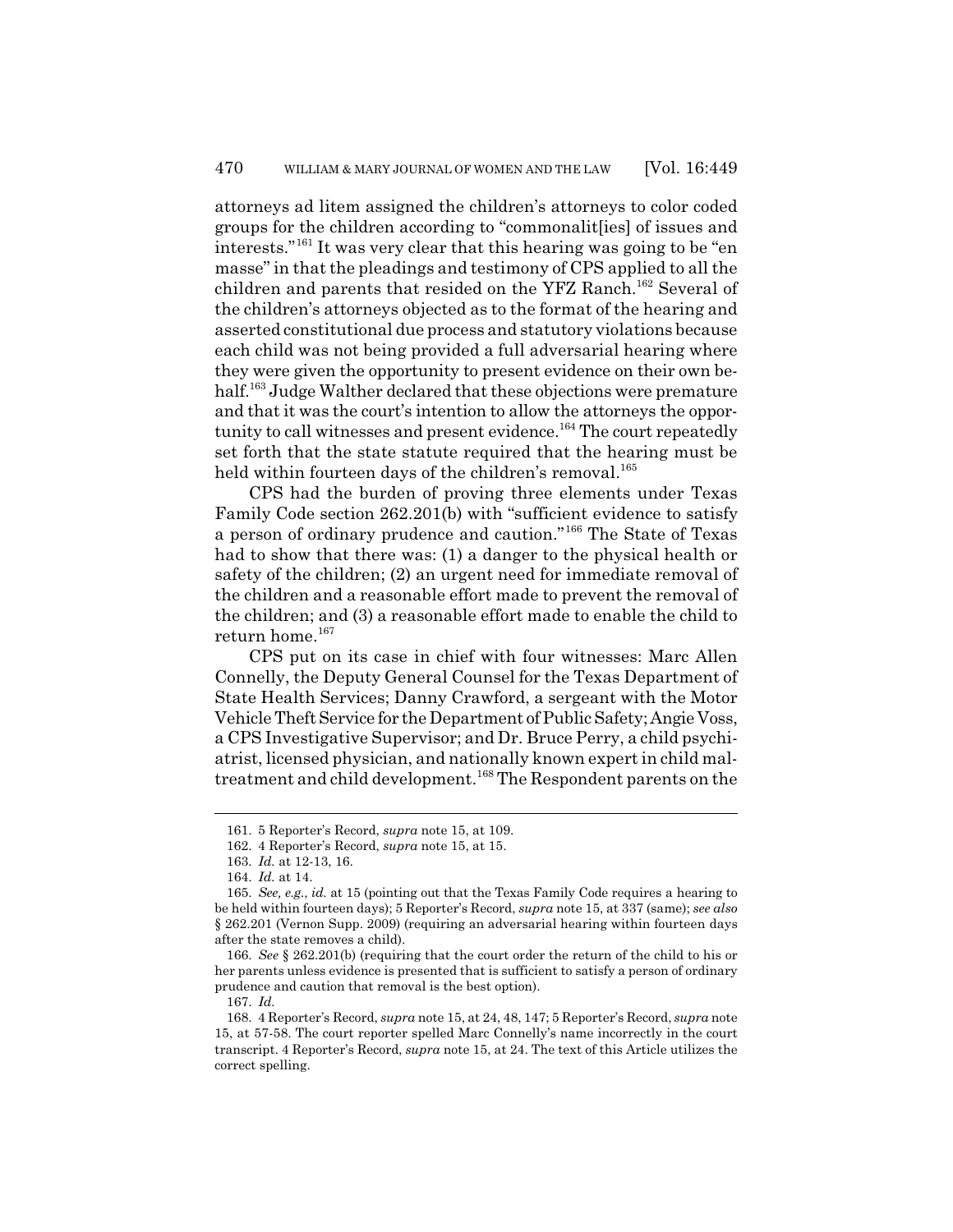attorneys ad litem assigned the children's attorneys to color coded groups for the children according to "commonalit[ies] of issues and interests."[161] It was very clear that this hearing was going to be "en masse" in that the pleadings and testimony of CPS applied to all the children and parents that resided on the YFZ Ranch.[162] Several of the children's attorneys objected as to the format of the hearing and asserted constitutional due process and statutory violations because each child was not being provided a full adversarial hearing where they were given the opportunity to present evidence on their own behalf.[163] Judge Walther declared that these objections were premature and that it was the court's intention to allow the attorneys the opportunity to call witnesses and present evidence.[164] The court repeatedly set forth that the state statute required that the hearing must be held within fourteen days of the children's removal.[165]

CPS had the burden of proving three elements under Texas Family Code section 262.201(b) with "sufficient evidence to satisfy a person of ordinary prudence and caution."[166] The State of Texas had to show that there was: (1) a danger to the physical health or safety of the children; (2) an urgent need for immediate removal of the children and a reasonable effort made to prevent the removal of the children; and (3) a reasonable effort made to enable the child to return home.[167]

CPS put on its case in chief with four witnesses: Marc Allen Connelly, the Deputy General Counsel for the Texas Department of State Health Services; Danny Crawford, a sergeant with the Motor Vehicle Theft Service for the Department of Public Safety; Angie Voss, a CPS Investigative Supervisor; and Dr. Bruce Perry, a child psychiatrist, licensed physician, and nationally known expert in child maltreatment and child development.[168] The Respondent parents on the

---

161. 5 Reporter's Record, *supra* note 15, at 109.

162. 4 Reporter's Record, *supra* note 15, at 15.

163. *Id.* at 12-13, 16.

164. *Id.* at 14.

165. *See, e.g.*, *id.* at 15 (pointing out that the Texas Family Code requires a hearing to be held within fourteen days); 5 Reporter's Record, *supra* note 15, at 337 (same); *see also* § 262.201 (Vernon Supp. 2009) (requiring an adversarial hearing within fourteen days after the state removes a child).

166. *See* § 262.201(b) (requiring that the court order the return of the child to his or her parents unless evidence is presented that is sufficient to satisfy a person of ordinary prudence and caution that removal is the best option).

167. *Id.*

168. 4 Reporter's Record, *supra* note 15, at 24, 48, 147; 5 Reporter's Record, *supra* note 15, at 57-58. The court reporter spelled Marc Connelly's name incorrectly in the court transcript. 4 Reporter's Record, *supra* note 15, at 24. The text of this Article utilizes the correct spelling.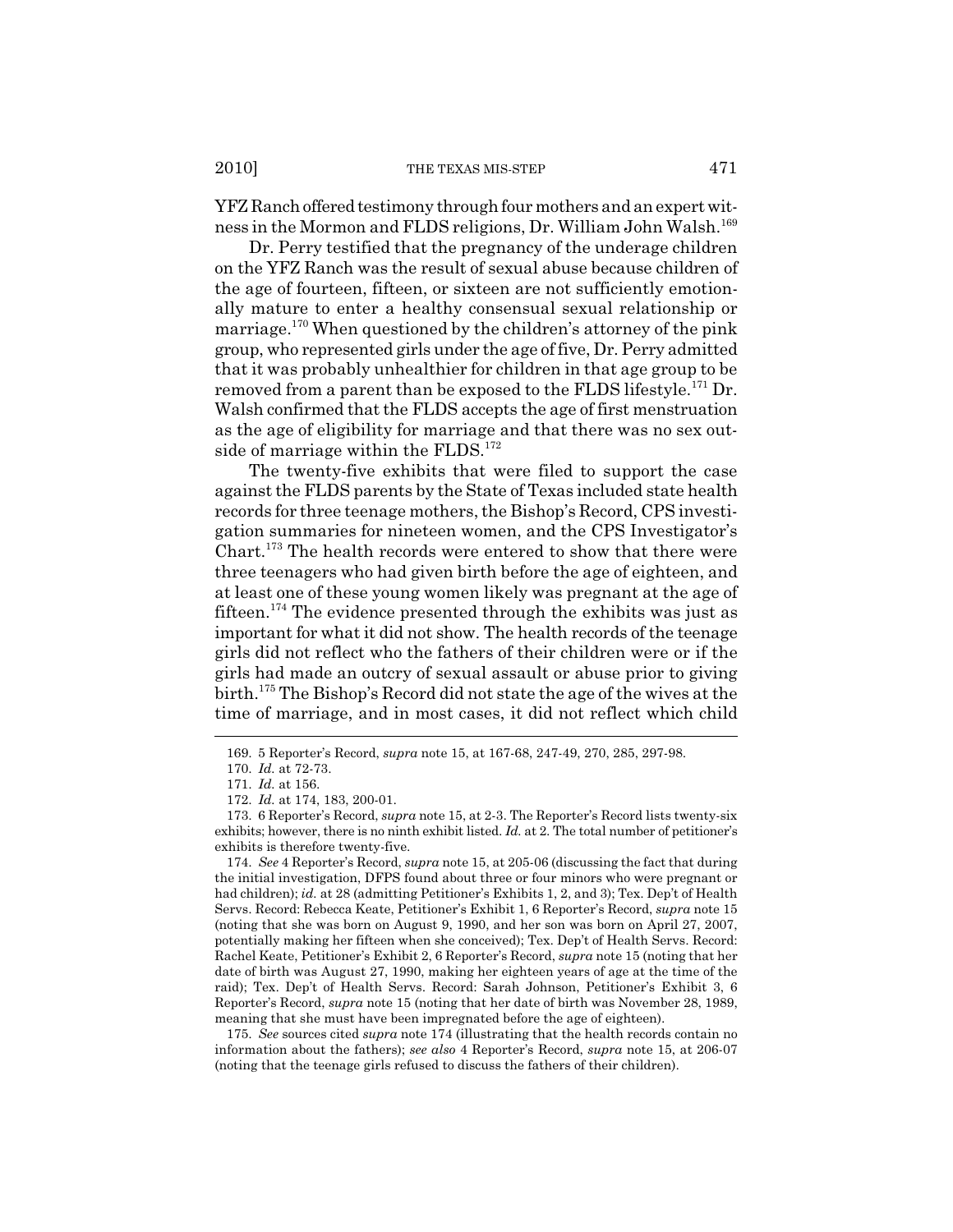YFZ Ranch offered testimony through four mothers and an expert witness in the Mormon and FLDS religions, Dr. William John Walsh.[169]

Dr. Perry testified that the pregnancy of the underage children on the YFZ Ranch was the result of sexual abuse because children of the age of fourteen, fifteen, or sixteen are not sufficiently emotionally mature to enter a healthy consensual sexual relationship or marriage.[170] When questioned by the children's attorney of the pink group, who represented girls under the age of five, Dr. Perry admitted that it was probably unhealthier for children in that age group to be removed from a parent than be exposed to the FLDS lifestyle.[171] Dr. Walsh confirmed that the FLDS accepts the age of first menstruation as the age of eligibility for marriage and that there was no sex outside of marriage within the FLDS.[172]

The twenty-five exhibits that were filed to support the case against the FLDS parents by the State of Texas included state health records for three teenage mothers, the Bishop's Record, CPS investigation summaries for nineteen women, and the CPS Investigator's Chart.[173] The health records were entered to show that there were three teenagers who had given birth before the age of eighteen, and at least one of these young women likely was pregnant at the age of fifteen.[174] The evidence presented through the exhibits was just as important for what it did not show. The health records of the teenage girls did not reflect who the fathers of their children were or if the girls had made an outcry of sexual assault or abuse prior to giving birth.[175] The Bishop's Record did not state the age of the wives at the time of marriage, and in most cases, it did not reflect which child

---

169. 5 Reporter's Record, *supra* note 15, at 167-68, 247-49, 270, 285, 297-98.

170. *Id.* at 72-73.

171. *Id.* at 156.

172. *Id.* at 174, 183, 200-01.

173. 6 Reporter's Record, *supra* note 15, at 2-3. The Reporter's Record lists twenty-six exhibits; however, there is no ninth exhibit listed. *Id.* at 2. The total number of petitioner's exhibits is therefore twenty-five.

174. *See* 4 Reporter's Record, *supra* note 15, at 205-06 (discussing the fact that during the initial investigation, DFPS found about three or four minors who were pregnant or had children); *id.* at 28 (admitting Petitioner's Exhibits 1, 2, and 3); Tex. Dep't of Health Servs. Record: Rebecca Keate, Petitioner's Exhibit 1, 6 Reporter's Record, *supra* note 15 (noting that she was born on August 9, 1990, and her son was born on April 27, 2007, potentially making her fifteen when she conceived); Tex. Dep't of Health Servs. Record: Rachel Keate, Petitioner's Exhibit 2, 6 Reporter's Record, *supra* note 15 (noting that her date of birth was August 27, 1990, making her eighteen years of age at the time of the raid); Tex. Dep't of Health Servs. Record: Sarah Johnson, Petitioner's Exhibit 3, 6 Reporter's Record, *supra* note 15 (noting that her date of birth was November 28, 1989, meaning that she must have been impregnated before the age of eighteen).

175. *See* sources cited *supra* note 174 (illustrating that the health records contain no information about the fathers); *see also* 4 Reporter's Record, *supra* note 15, at 206-07 (noting that the teenage girls refused to discuss the fathers of their children).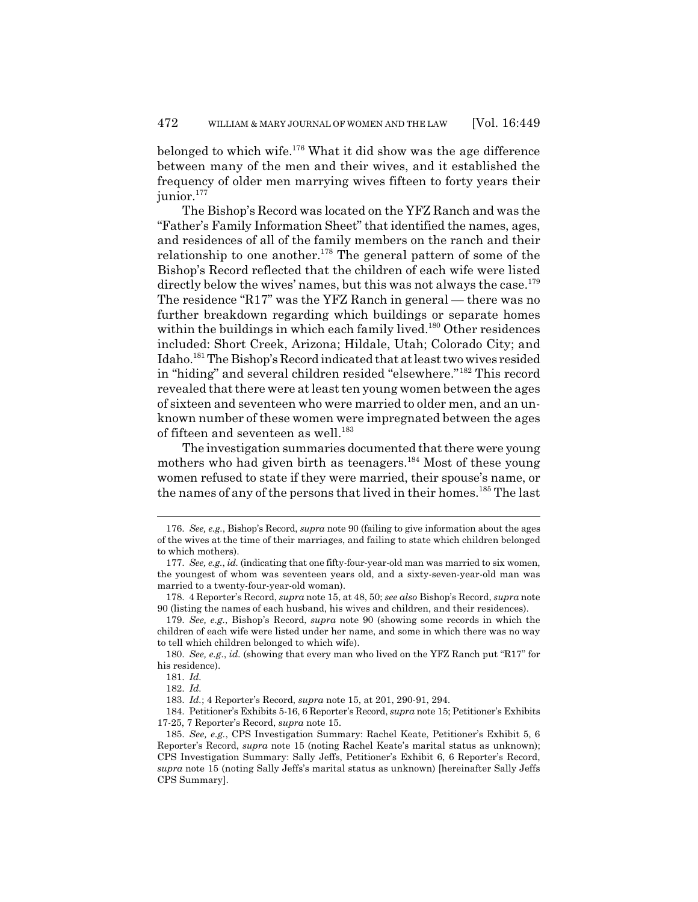belonged to which wife.[176] What it did show was the age difference between many of the men and their wives, and it established the frequency of older men marrying wives fifteen to forty years their junior.[177]

The Bishop's Record was located on the YFZ Ranch and was the "Father's Family Information Sheet" that identified the names, ages, and residences of all of the family members on the ranch and their relationship to one another.[178] The general pattern of some of the Bishop's Record reflected that the children of each wife were listed directly below the wives' names, but this was not always the case.[179] The residence "R17" was the YFZ Ranch in general — there was no further breakdown regarding which buildings or separate homes within the buildings in which each family lived.[180] Other residences included: Short Creek, Arizona; Hildale, Utah; Colorado City; and Idaho.[181] The Bishop's Record indicated that at least two wives resided in "hiding" and several children resided "elsewhere."[182] This record revealed that there were at least ten young women between the ages of sixteen and seventeen who were married to older men, and an unknown number of these women were impregnated between the ages of fifteen and seventeen as well.[183]

The investigation summaries documented that there were young mothers who had given birth as teenagers.[184] Most of these young women refused to state if they were married, their spouse's name, or the names of any of the persons that lived in their homes.[185] The last

---

176. *See, e.g.*, Bishop's Record, *supra* note 90 (failing to give information about the ages of the wives at the time of their marriages, and failing to state which children belonged to which mothers).

177. *See, e.g.*, *id.* (indicating that one fifty-four-year-old man was married to six women, the youngest of whom was seventeen years old, and a sixty-seven-year-old man was married to a twenty-four-year-old woman).

178. 4 Reporter's Record, *supra* note 15, at 48, 50; *see also* Bishop's Record, *supra* note 90 (listing the names of each husband, his wives and children, and their residences).

179. *See, e.g.*, Bishop's Record, *supra* note 90 (showing some records in which the children of each wife were listed under her name, and some in which there was no way to tell which children belonged to which wife).

180. *See, e.g.*, *id.* (showing that every man who lived on the YFZ Ranch put "R17" for his residence).

181. *Id.*

182. *Id.*

183. *Id.*; 4 Reporter's Record, *supra* note 15, at 201, 290-91, 294.

184. Petitioner's Exhibits 5-16, 6 Reporter's Record, *supra* note 15; Petitioner's Exhibits 17-25, 7 Reporter's Record, *supra* note 15.

185. *See, e.g.*, CPS Investigation Summary: Rachel Keate, Petitioner's Exhibit 5, 6 Reporter's Record, *supra* note 15 (noting Rachel Keate's marital status as unknown); CPS Investigation Summary: Sally Jeffs, Petitioner's Exhibit 6, 6 Reporter's Record, *supra* note 15 (noting Sally Jeffs's marital status as unknown) [hereinafter Sally Jeffs CPS Summary].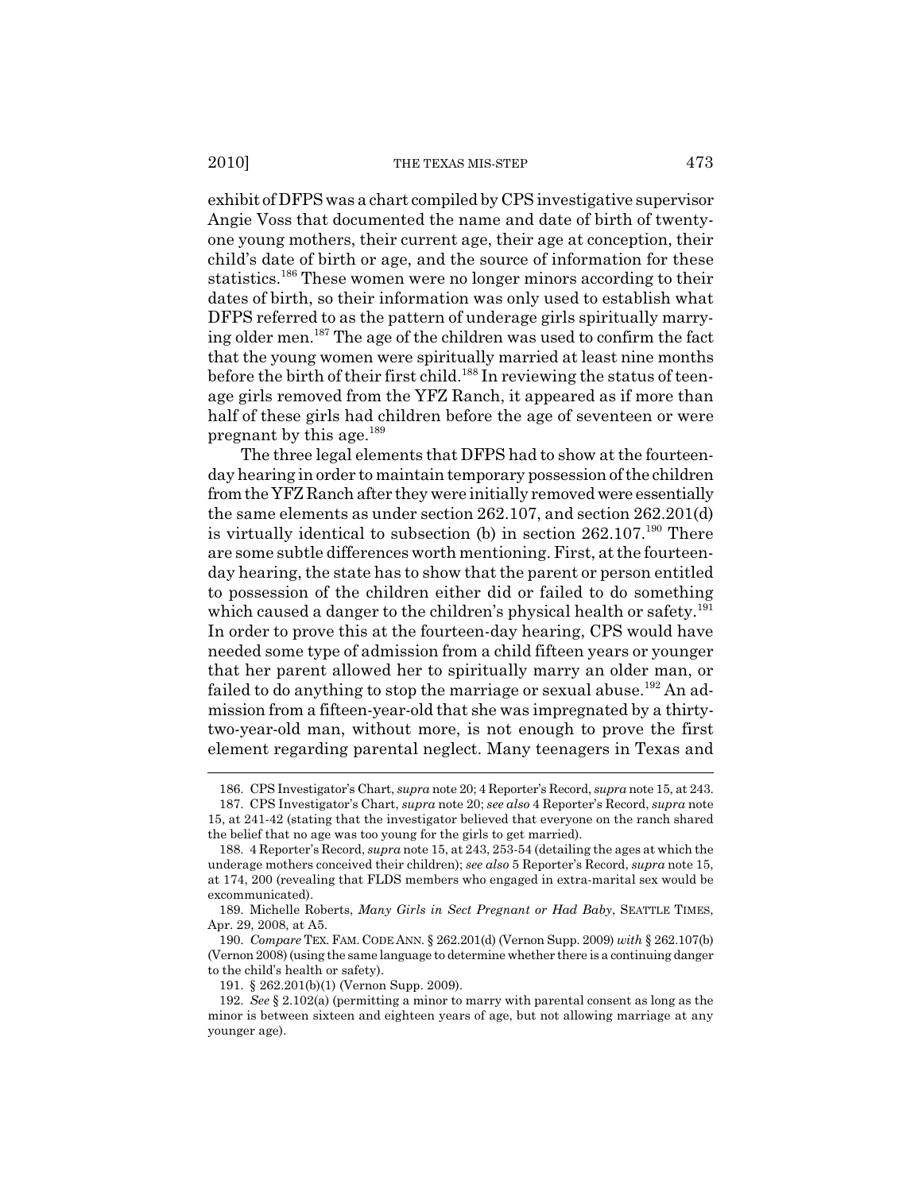exhibit of DFPS was a chart compiled by CPS investigative supervisor Angie Voss that documented the name and date of birth of twenty-one young mothers, their current age, their age at conception, their child's date of birth or age, and the source of information for these statistics.[186] These women were no longer minors according to their dates of birth, so their information was only used to establish what DFPS referred to as the pattern of underage girls spiritually marrying older men.[187] The age of the children was used to confirm the fact that the young women were spiritually married at least nine months before the birth of their first child.[188] In reviewing the status of teenage girls removed from the YFZ Ranch, it appeared as if more than half of these girls had children before the age of seventeen or were pregnant by this age.[189]

The three legal elements that DFPS had to show at the fourteen-day hearing in order to maintain temporary possession of the children from the YFZ Ranch after they were initially removed were essentially the same elements as under section 262.107, and section 262.201(d) is virtually identical to subsection (b) in section 262.107.[190] There are some subtle differences worth mentioning. First, at the fourteen-day hearing, the state has to show that the parent or person entitled to possession of the children either did or failed to do something which caused a danger to the children's physical health or safety.[191] In order to prove this at the fourteen-day hearing, CPS would have needed some type of admission from a child fifteen years or younger that her parent allowed her to spiritually marry an older man, or failed to do anything to stop the marriage or sexual abuse.[192] An admission from a fifteen-year-old that she was impregnated by a thirty-two-year-old man, without more, is not enough to prove the first element regarding parental neglect. Many teenagers in Texas and

---

186. CPS Investigator's Chart, *supra* note 20; 4 Reporter's Record, *supra* note 15, at 243.

187. CPS Investigator's Chart, *supra* note 20; *see also* 4 Reporter's Record, *supra* note 15, at 241-42 (stating that the investigator believed that everyone on the ranch shared the belief that no age was too young for the girls to get married).

188. 4 Reporter's Record, *supra* note 15, at 243, 253-54 (detailing the ages at which the underage mothers conceived their children); *see also* 5 Reporter's Record, *supra* note 15, at 174, 200 (revealing that FLDS members who engaged in extra-marital sex would be excommunicated).

189. Michelle Roberts, *Many Girls in Sect Pregnant or Had Baby*, SEATTLE TIMES, Apr. 29, 2008, at A5.

190. *Compare* TEX. FAM. CODE ANN. § 262.201(d) (Vernon Supp. 2009) *with* § 262.107(b) (Vernon 2008) (using the same language to determine whether there is a continuing danger to the child's health or safety).

191. § 262.201(b)(1) (Vernon Supp. 2009).

192. *See* § 2.102(a) (permitting a minor to marry with parental consent as long as the minor is between sixteen and eighteen years of age, but not allowing marriage at any younger age).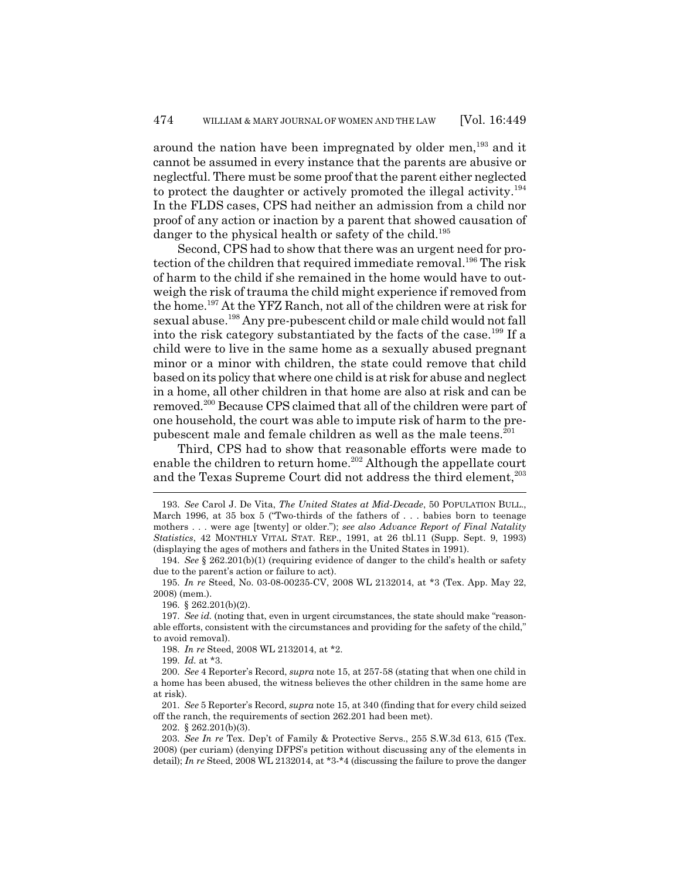around the nation have been impregnated by older men,[193] and it cannot be assumed in every instance that the parents are abusive or neglectful. There must be some proof that the parent either neglected to protect the daughter or actively promoted the illegal activity.[194] In the FLDS cases, CPS had neither an admission from a child nor proof of any action or inaction by a parent that showed causation of danger to the physical health or safety of the child.[195]

Second, CPS had to show that there was an urgent need for protection of the children that required immediate removal.[196] The risk of harm to the child if she remained in the home would have to outweigh the risk of trauma the child might experience if removed from the home.[197] At the YFZ Ranch, not all of the children were at risk for sexual abuse.[198] Any pre-pubescent child or male child would not fall into the risk category substantiated by the facts of the case.[199] If a child were to live in the same home as a sexually abused pregnant minor or a minor with children, the state could remove that child based on its policy that where one child is at risk for abuse and neglect in a home, all other children in that home are also at risk and can be removed.[200] Because CPS claimed that all of the children were part of one household, the court was able to impute risk of harm to the prepubescent male and female children as well as the male teens.[201]

Third, CPS had to show that reasonable efforts were made to enable the children to return home.[202] Although the appellate court and the Texas Supreme Court did not address the third element,[203]

---

193. *See* Carol J. De Vita, *The United States at Mid-Decade*, 50 POPULATION BULL., March 1996, at 35 box 5 ("Two-thirds of the fathers of . . . babies born to teenage mothers . . . were age [twenty] or older."); *see also Advance Report of Final Natality Statistics*, 42 MONTHLY VITAL STAT. REP., 1991, at 26 tbl.11 (Supp. Sept. 9, 1993) (displaying the ages of mothers and fathers in the United States in 1991).

194. *See* § 262.201(b)(1) (requiring evidence of danger to the child's health or safety due to the parent's action or failure to act).

195. *In re* Steed, No. 03-08-00235-CV, 2008 WL 2132014, at *3 (Tex. App. May 22, 2008) (mem.).

196. § 262.201(b)(2).

197. *See id.* (noting that, even in urgent circumstances, the state should make "reasonable efforts, consistent with the circumstances and providing for the safety of the child," to avoid removal).

198. *In re* Steed, 2008 WL 2132014, at *2.

199. *Id.* at *3.

200. *See* 4 Reporter's Record, *supra* note 15, at 257-58 (stating that when one child in a home has been abused, the witness believes the other children in the same home are at risk).

201. *See* 5 Reporter's Record, *supra* note 15, at 340 (finding that for every child seized off the ranch, the requirements of section 262.201 had been met).

202. § 262.201(b)(3).

203. *See In re* Tex. Dep't of Family & Protective Servs., 255 S.W.3d 613, 615 (Tex. 2008) (per curiam) (denying DFPS's petition without discussing any of the elements in detail); *In re* Steed, 2008 WL 2132014, at *3-*4 (discussing the failure to prove the danger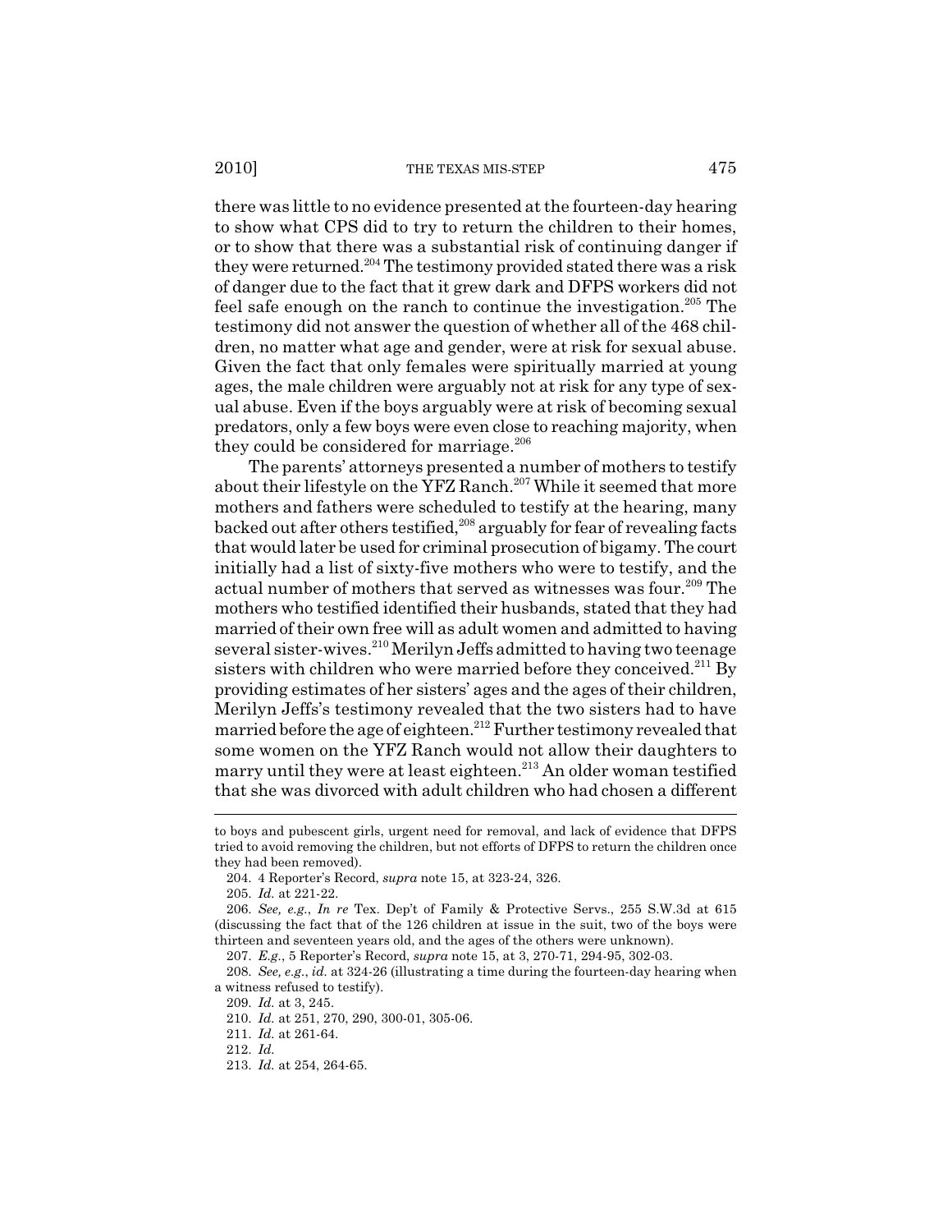there was little to no evidence presented at the fourteen-day hearing to show what CPS did to try to return the children to their homes, or to show that there was a substantial risk of continuing danger if they were returned.[204] The testimony provided stated there was a risk of danger due to the fact that it grew dark and DFPS workers did not feel safe enough on the ranch to continue the investigation.[205] The testimony did not answer the question of whether all of the 468 children, no matter what age and gender, were at risk for sexual abuse. Given the fact that only females were spiritually married at young ages, the male children were arguably not at risk for any type of sexual abuse. Even if the boys arguably were at risk of becoming sexual predators, only a few boys were even close to reaching majority, when they could be considered for marriage.[206]

The parents' attorneys presented a number of mothers to testify about their lifestyle on the YFZ Ranch.[207] While it seemed that more mothers and fathers were scheduled to testify at the hearing, many backed out after others testified,[208] arguably for fear of revealing facts that would later be used for criminal prosecution of bigamy. The court initially had a list of sixty-five mothers who were to testify, and the actual number of mothers that served as witnesses was four.[209] The mothers who testified identified their husbands, stated that they had married of their own free will as adult women and admitted to having several sister-wives.[210] Merilyn Jeffs admitted to having two teenage sisters with children who were married before they conceived.[211] By providing estimates of her sisters' ages and the ages of their children, Merilyn Jeffs's testimony revealed that the two sisters had to have married before the age of eighteen.[212] Further testimony revealed that some women on the YFZ Ranch would not allow their daughters to marry until they were at least eighteen.[213] An older woman testified that she was divorced with adult children who had chosen a different

---

to boys and pubescent girls, urgent need for removal, and lack of evidence that DFPS tried to avoid removing the children, but not efforts of DFPS to return the children once they had been removed).

204. 4 Reporter's Record, *supra* note 15, at 323-24, 326.

205. *Id.* at 221-22.

206. *See, e.g.*, *In re* Tex. Dep't of Family & Protective Servs., 255 S.W.3d at 615 (discussing the fact that of the 126 children at issue in the suit, two of the boys were thirteen and seventeen years old, and the ages of the others were unknown).

207. *E.g.*, 5 Reporter's Record, *supra* note 15, at 3, 270-71, 294-95, 302-03.

208. *See, e.g.*, *id.* at 324-26 (illustrating a time during the fourteen-day hearing when a witness refused to testify).

209. *Id.* at 3, 245.

210. *Id.* at 251, 270, 290, 300-01, 305-06.

211. *Id.* at 261-64.

212. *Id.*

213. *Id.* at 254, 264-65.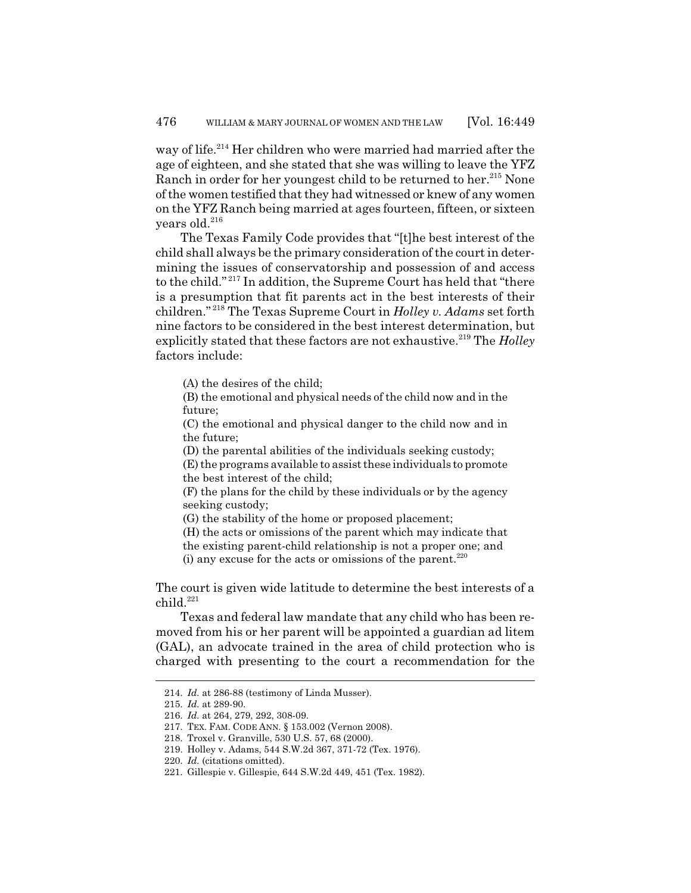way of life.[214] Her children who were married had married after the age of eighteen, and she stated that she was willing to leave the YFZ Ranch in order for her youngest child to be returned to her.[215] None of the women testified that they had witnessed or knew of any women on the YFZ Ranch being married at ages fourteen, fifteen, or sixteen years old.[216]

The Texas Family Code provides that "[t]he best interest of the child shall always be the primary consideration of the court in determining the issues of conservatorship and possession of and access to the child."[217] In addition, the Supreme Court has held that "there is a presumption that fit parents act in the best interests of their children."[218] The Texas Supreme Court in *Holley v. Adams* set forth nine factors to be considered in the best interest determination, but explicitly stated that these factors are not exhaustive.[219] The *Holley* factors include:

> (A) the desires of the child;
> (B) the emotional and physical needs of the child now and in the future;
> (C) the emotional and physical danger to the child now and in the future;
> (D) the parental abilities of the individuals seeking custody;
> (E) the programs available to assist these individuals to promote the best interest of the child;
> (F) the plans for the child by these individuals or by the agency seeking custody;
> (G) the stability of the home or proposed placement;
> (H) the acts or omissions of the parent which may indicate that the existing parent-child relationship is not a proper one; and
> (i) any excuse for the acts or omissions of the parent.[220]

The court is given wide latitude to determine the best interests of a child.[221]

Texas and federal law mandate that any child who has been removed from his or her parent will be appointed a guardian ad litem (GAL), an advocate trained in the area of child protection who is charged with presenting to the court a recommendation for the

214. *Id.* at 286-88 (testimony of Linda Musser).
215. *Id.* at 289-90.
216. *Id.* at 264, 279, 292, 308-09.
217. TEX. FAM. CODE ANN. § 153.002 (Vernon 2008).
218. Troxel v. Granville, 530 U.S. 57, 68 (2000).
219. Holley v. Adams, 544 S.W.2d 367, 371-72 (Tex. 1976).
220. *Id.* (citations omitted).
221. Gillespie v. Gillespie, 644 S.W.2d 449, 451 (Tex. 1982).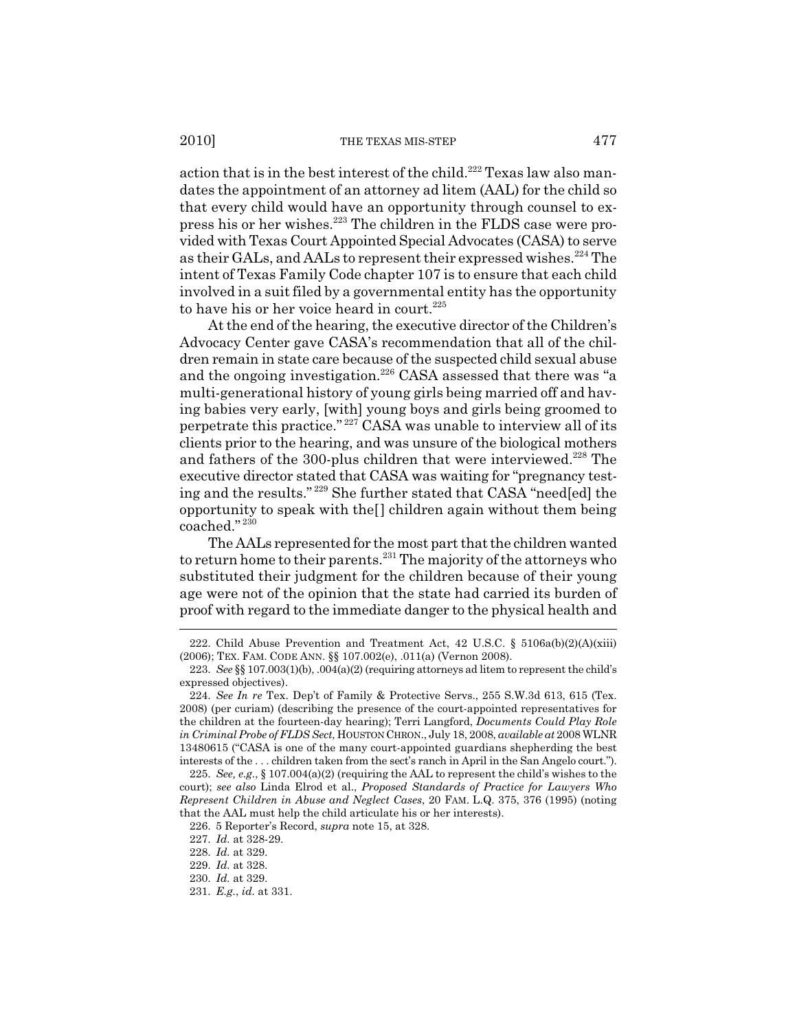action that is in the best interest of the child.[222] Texas law also mandates the appointment of an attorney ad litem (AAL) for the child so that every child would have an opportunity through counsel to express his or her wishes.[223] The children in the FLDS case were provided with Texas Court Appointed Special Advocates (CASA) to serve as their GALs, and AALs to represent their expressed wishes.[224] The intent of Texas Family Code chapter 107 is to ensure that each child involved in a suit filed by a governmental entity has the opportunity to have his or her voice heard in court.[225]

At the end of the hearing, the executive director of the Children's Advocacy Center gave CASA's recommendation that all of the children remain in state care because of the suspected child sexual abuse and the ongoing investigation.[226] CASA assessed that there was "a multi-generational history of young girls being married off and having babies very early, [with] young boys and girls being groomed to perpetrate this practice."[227] CASA was unable to interview all of its clients prior to the hearing, and was unsure of the biological mothers and fathers of the 300-plus children that were interviewed.[228] The executive director stated that CASA was waiting for "pregnancy testing and the results."[229] She further stated that CASA "need[ed] the opportunity to speak with the[] children again without them being coached."[230]

The AALs represented for the most part that the children wanted to return home to their parents.[231] The majority of the attorneys who substituted their judgment for the children because of their young age were not of the opinion that the state had carried its burden of proof with regard to the immediate danger to the physical health and

---

222. Child Abuse Prevention and Treatment Act, 42 U.S.C. § 5106a(b)(2)(A)(xiii) (2006); TEX. FAM. CODE ANN. §§ 107.002(e), .011(a) (Vernon 2008).

223. *See* §§ 107.003(1)(b), .004(a)(2) (requiring attorneys ad litem to represent the child's expressed objectives).

224. *See In re* Tex. Dep't of Family & Protective Servs., 255 S.W.3d 613, 615 (Tex. 2008) (per curiam) (describing the presence of the court-appointed representatives for the children at the fourteen-day hearing); Terri Langford, *Documents Could Play Role in Criminal Probe of FLDS Sect*, HOUSTON CHRON., July 18, 2008, *available at* 2008 WLNR 13480615 ("CASA is one of the many court-appointed guardians shepherding the best interests of the . . . children taken from the sect's ranch in April in the San Angelo court.").

225. *See, e.g.*, § 107.004(a)(2) (requiring the AAL to represent the child's wishes to the court); *see also* Linda Elrod et al., *Proposed Standards of Practice for Lawyers Who Represent Children in Abuse and Neglect Cases*, 20 FAM. L.Q. 375, 376 (1995) (noting that the AAL must help the child articulate his or her interests).

226. 5 Reporter's Record, *supra* note 15, at 328.

227. *Id.* at 328-29.

228. *Id.* at 329.

229. *Id.* at 328.

230. *Id.* at 329.

231. *E.g.*, *id.* at 331.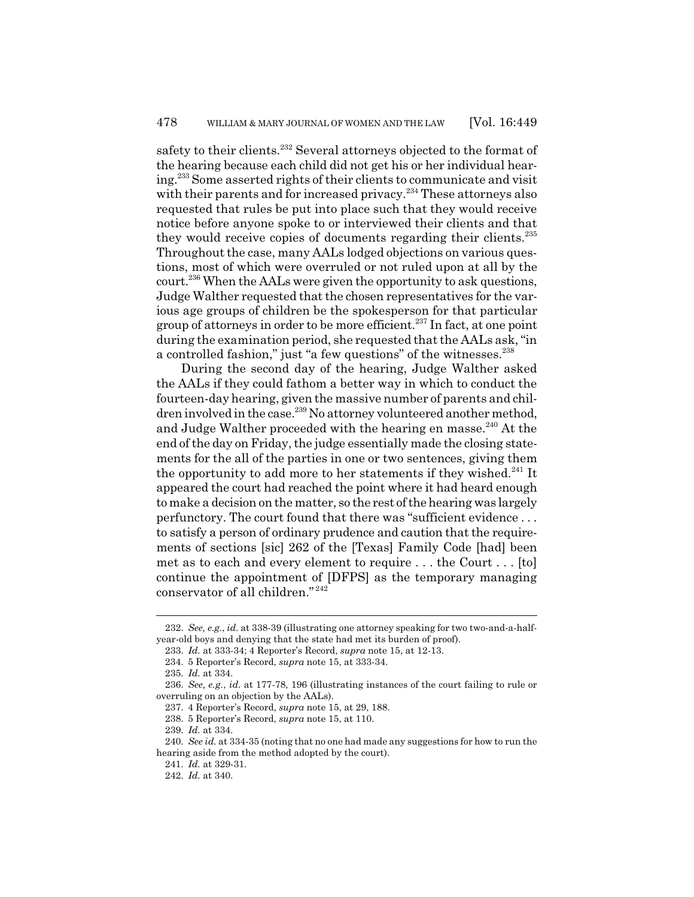safety to their clients.[232] Several attorneys objected to the format of the hearing because each child did not get his or her individual hearing.[233] Some asserted rights of their clients to communicate and visit with their parents and for increased privacy.[234] These attorneys also requested that rules be put into place such that they would receive notice before anyone spoke to or interviewed their clients and that they would receive copies of documents regarding their clients.[235] Throughout the case, many AALs lodged objections on various questions, most of which were overruled or not ruled upon at all by the court.[236] When the AALs were given the opportunity to ask questions, Judge Walther requested that the chosen representatives for the various age groups of children be the spokesperson for that particular group of attorneys in order to be more efficient.[237] In fact, at one point during the examination period, she requested that the AALs ask, "in a controlled fashion," just "a few questions" of the witnesses.[238]

During the second day of the hearing, Judge Walther asked the AALs if they could fathom a better way in which to conduct the fourteen-day hearing, given the massive number of parents and children involved in the case.[239] No attorney volunteered another method, and Judge Walther proceeded with the hearing en masse.[240] At the end of the day on Friday, the judge essentially made the closing statements for the all of the parties in one or two sentences, giving them the opportunity to add more to her statements if they wished.[241] It appeared the court had reached the point where it had heard enough to make a decision on the matter, so the rest of the hearing was largely perfunctory. The court found that there was "sufficient evidence . . . to satisfy a person of ordinary prudence and caution that the requirements of sections [sic] 262 of the [Texas] Family Code [had] been met as to each and every element to require . . . the Court . . . [to] continue the appointment of [DFPS] as the temporary managing conservator of all children."[242]

---

232. *See, e.g.*, *id.* at 338-39 (illustrating one attorney speaking for two two-and-a-half-year-old boys and denying that the state had met its burden of proof).

233. *Id.* at 333-34; 4 Reporter's Record, *supra* note 15, at 12-13.

234. 5 Reporter's Record, *supra* note 15, at 333-34.

235. *Id.* at 334.

236. *See, e.g.*, *id.* at 177-78, 196 (illustrating instances of the court failing to rule or overruling on an objection by the AALs).

237. 4 Reporter's Record, *supra* note 15, at 29, 188.

238. 5 Reporter's Record, *supra* note 15, at 110.

239. *Id.* at 334.

240. *See id.* at 334-35 (noting that no one had made any suggestions for how to run the hearing aside from the method adopted by the court).

241. *Id.* at 329-31.

242. *Id.* at 340.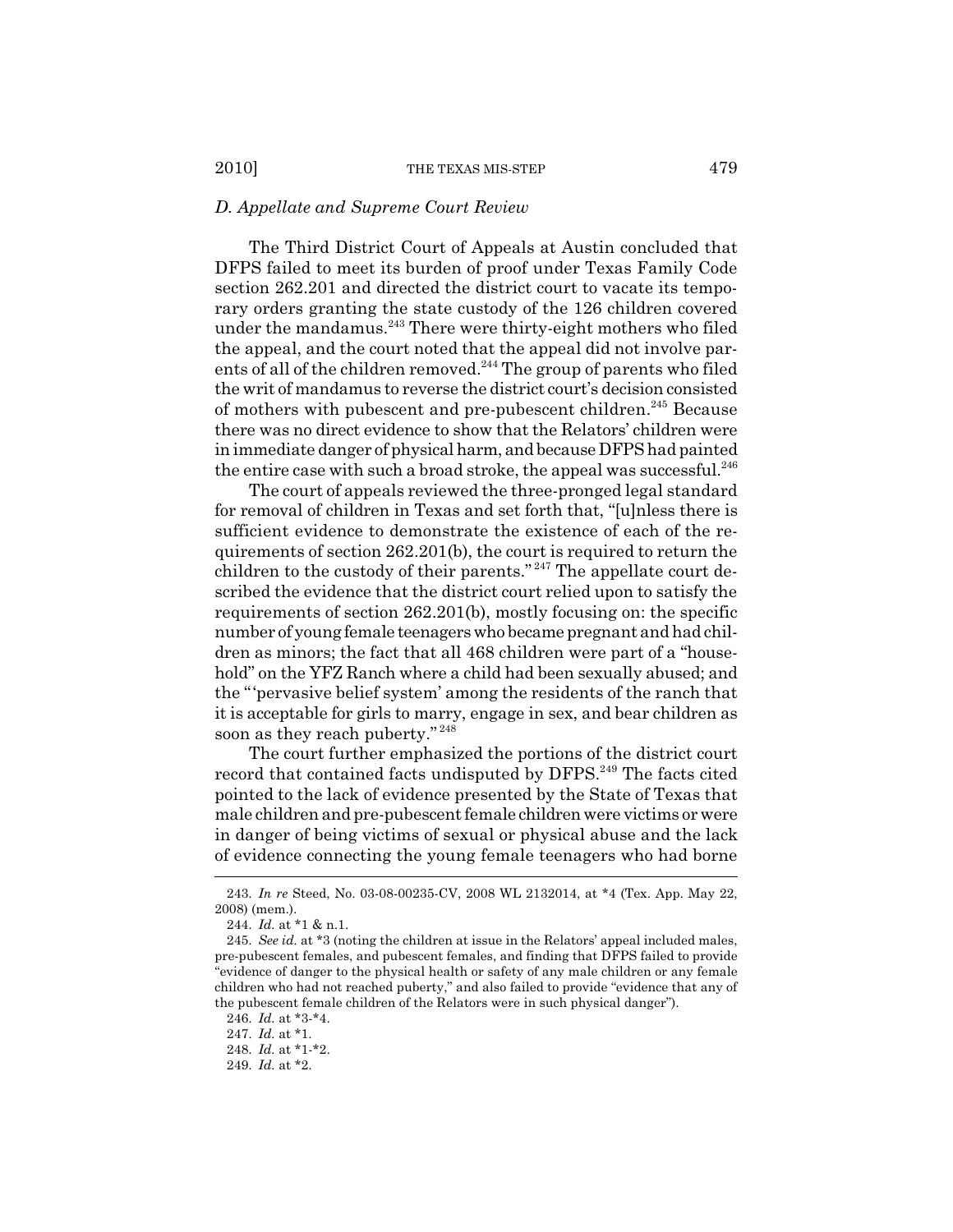### *D. Appellate and Supreme Court Review*

The Third District Court of Appeals at Austin concluded that DFPS failed to meet its burden of proof under Texas Family Code section 262.201 and directed the district court to vacate its temporary orders granting the state custody of the 126 children covered under the mandamus.[243] There were thirty-eight mothers who filed the appeal, and the court noted that the appeal did not involve parents of all of the children removed.[244] The group of parents who filed the writ of mandamus to reverse the district court's decision consisted of mothers with pubescent and pre-pubescent children.[245] Because there was no direct evidence to show that the Relators' children were in immediate danger of physical harm, and because DFPS had painted the entire case with such a broad stroke, the appeal was successful.[246]

The court of appeals reviewed the three-pronged legal standard for removal of children in Texas and set forth that, "[u]nless there is sufficient evidence to demonstrate the existence of each of the requirements of section 262.201(b), the court is required to return the children to the custody of their parents."[247] The appellate court described the evidence that the district court relied upon to satisfy the requirements of section 262.201(b), mostly focusing on: the specific number of young female teenagers who became pregnant and had children as minors; the fact that all 468 children were part of a "household" on the YFZ Ranch where a child had been sexually abused; and the "'pervasive belief system' among the residents of the ranch that it is acceptable for girls to marry, engage in sex, and bear children as soon as they reach puberty."[248]

The court further emphasized the portions of the district court record that contained facts undisputed by DFPS.[249] The facts cited pointed to the lack of evidence presented by the State of Texas that male children and pre-pubescent female children were victims or were in danger of being victims of sexual or physical abuse and the lack of evidence connecting the young female teenagers who had borne

---

243. *In re* Steed, No. 03-08-00235-CV, 2008 WL 2132014, at *4 (Tex. App. May 22, 2008) (mem.).

244. *Id.* at *1 & n.1.

245. *See id.* at *3 (noting the children at issue in the Relators' appeal included males, pre-pubescent females, and pubescent females, and finding that DFPS failed to provide "evidence of danger to the physical health or safety of any male children or any female children who had not reached puberty," and also failed to provide "evidence that any of the pubescent female children of the Relators were in such physical danger").

246. *Id.* at *3-*4.

247. *Id.* at *1.

248. *Id.* at *1-*2.

249. *Id.* at *2.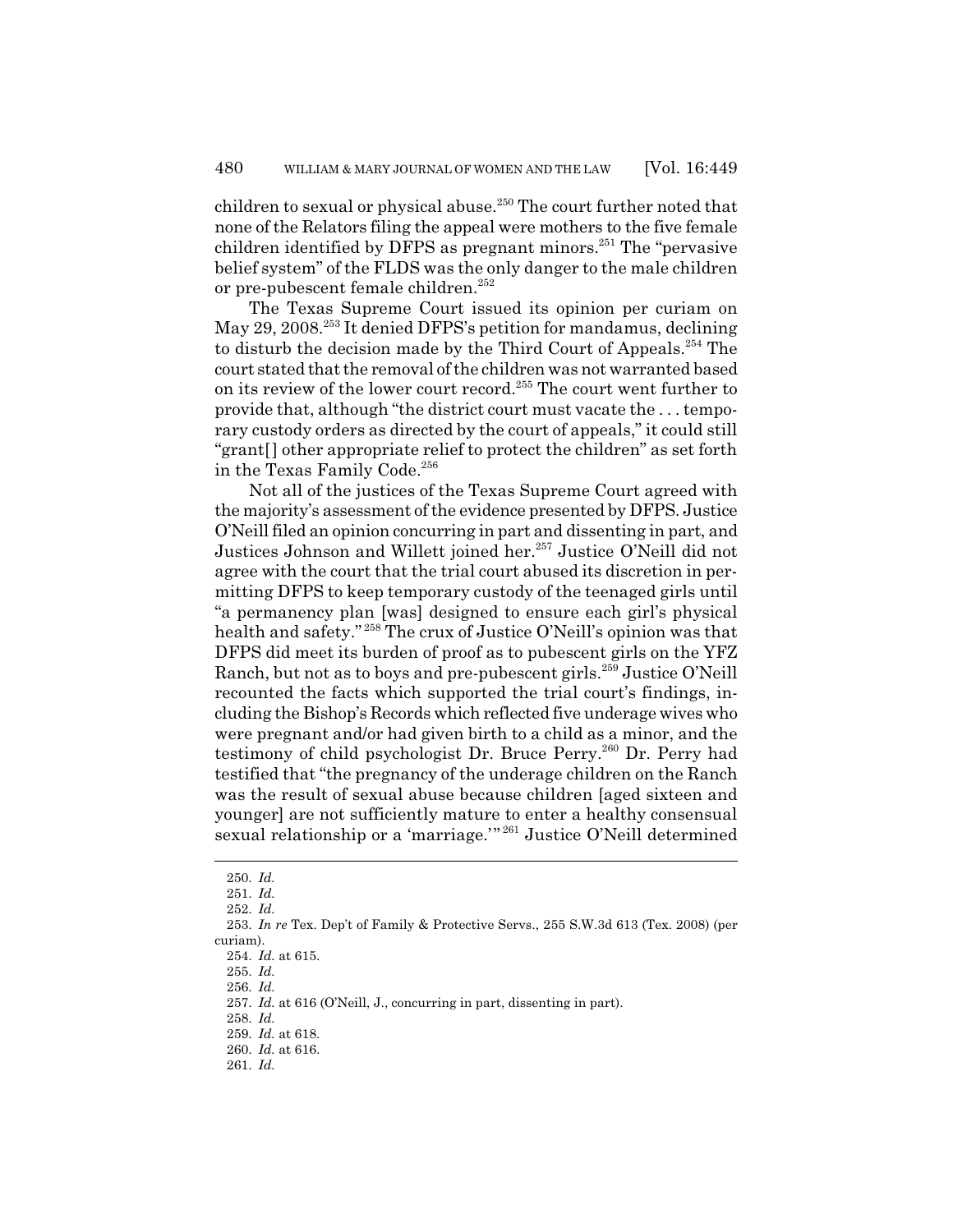children to sexual or physical abuse.[250] The court further noted that none of the Relators filing the appeal were mothers to the five female children identified by DFPS as pregnant minors.[251] The "pervasive belief system" of the FLDS was the only danger to the male children or pre-pubescent female children.[252]

The Texas Supreme Court issued its opinion per curiam on May 29, 2008.[253] It denied DFPS's petition for mandamus, declining to disturb the decision made by the Third Court of Appeals.[254] The court stated that the removal of the children was not warranted based on its review of the lower court record.[255] The court went further to provide that, although "the district court must vacate the . . . temporary custody orders as directed by the court of appeals," it could still "grant[] other appropriate relief to protect the children" as set forth in the Texas Family Code.[256]

Not all of the justices of the Texas Supreme Court agreed with the majority's assessment of the evidence presented by DFPS. Justice O'Neill filed an opinion concurring in part and dissenting in part, and Justices Johnson and Willett joined her.[257] Justice O'Neill did not agree with the court that the trial court abused its discretion in permitting DFPS to keep temporary custody of the teenaged girls until "a permanency plan [was] designed to ensure each girl's physical health and safety."[258] The crux of Justice O'Neill's opinion was that DFPS did meet its burden of proof as to pubescent girls on the YFZ Ranch, but not as to boys and pre-pubescent girls.[259] Justice O'Neill recounted the facts which supported the trial court's findings, including the Bishop's Records which reflected five underage wives who were pregnant and/or had given birth to a child as a minor, and the testimony of child psychologist Dr. Bruce Perry.[260] Dr. Perry had testified that "the pregnancy of the underage children on the Ranch was the result of sexual abuse because children [aged sixteen and younger] are not sufficiently mature to enter a healthy consensual sexual relationship or a 'marriage.'"[261] Justice O'Neill determined

---

250. *Id.*

251. *Id.*

252. *Id.*

253. *In re* Tex. Dep't of Family & Protective Servs., 255 S.W.3d 613 (Tex. 2008) (per curiam).

254. *Id.* at 615.

255. *Id.*

256. *Id.*

257. *Id.* at 616 (O'Neill, J., concurring in part, dissenting in part).

258. *Id.*

259. *Id.* at 618.

260. *Id.* at 616.

261. *Id.*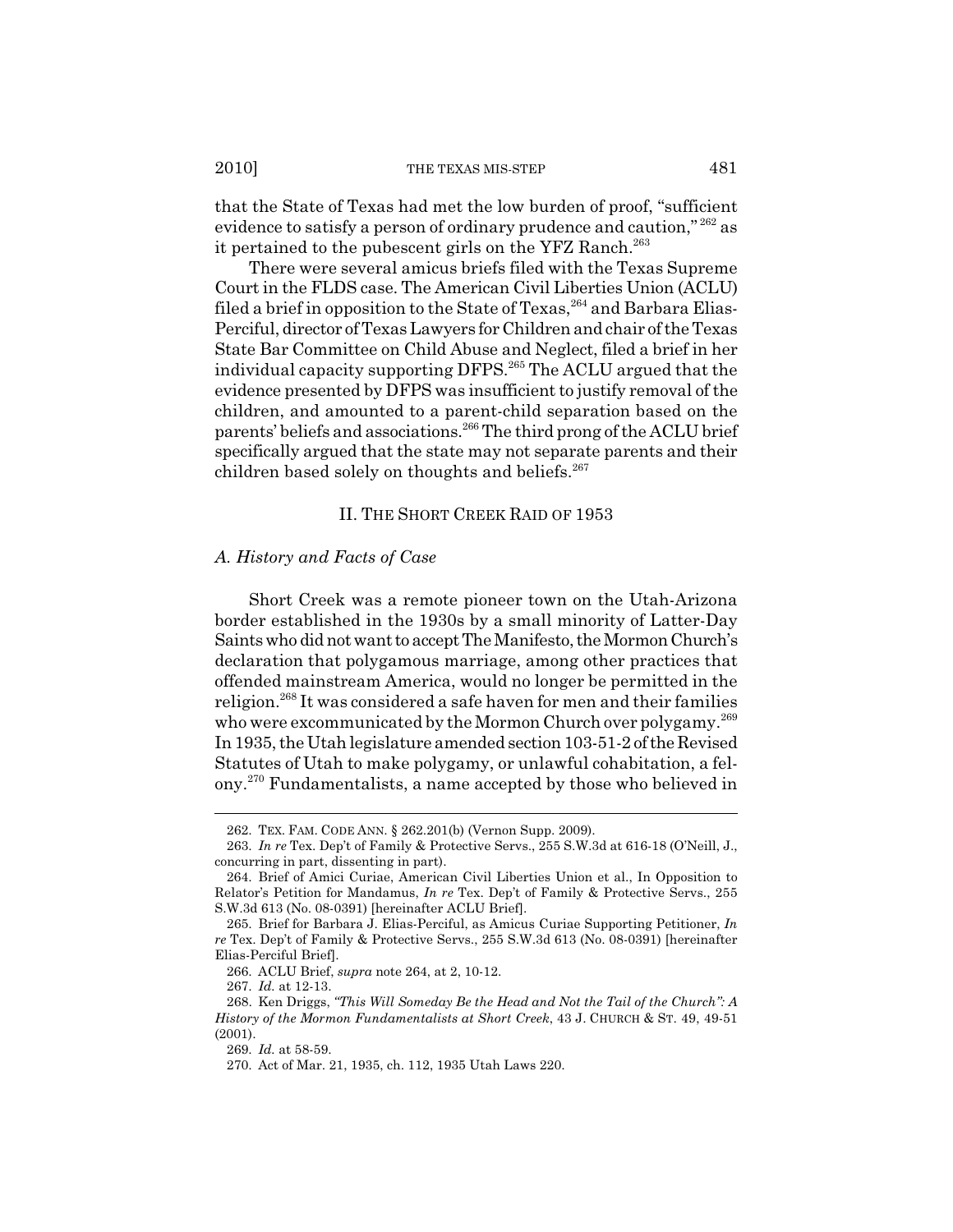that the State of Texas had met the low burden of proof, "sufficient evidence to satisfy a person of ordinary prudence and caution,"[262] as it pertained to the pubescent girls on the YFZ Ranch.[263]

There were several amicus briefs filed with the Texas Supreme Court in the FLDS case. The American Civil Liberties Union (ACLU) filed a brief in opposition to the State of Texas,[264] and Barbara Elias-Perciful, director of Texas Lawyers for Children and chair of the Texas State Bar Committee on Child Abuse and Neglect, filed a brief in her individual capacity supporting DFPS.[265] The ACLU argued that the evidence presented by DFPS was insufficient to justify removal of the children, and amounted to a parent-child separation based on the parents' beliefs and associations.[266] The third prong of the ACLU brief specifically argued that the state may not separate parents and their children based solely on thoughts and beliefs.[267]

## II. THE SHORT CREEK RAID OF 1953

### *A. History and Facts of Case*

Short Creek was a remote pioneer town on the Utah-Arizona border established in the 1930s by a small minority of Latter-Day Saints who did not want to accept The Manifesto, the Mormon Church's declaration that polygamous marriage, among other practices that offended mainstream America, would no longer be permitted in the religion.[268] It was considered a safe haven for men and their families who were excommunicated by the Mormon Church over polygamy.[269] In 1935, the Utah legislature amended section 103-51-2 of the Revised Statutes of Utah to make polygamy, or unlawful cohabitation, a felony.[270] Fundamentalists, a name accepted by those who believed in

---

262. TEX. FAM. CODE ANN. § 262.201(b) (Vernon Supp. 2009).

263. *In re* Tex. Dep't of Family & Protective Servs., 255 S.W.3d at 616-18 (O'Neill, J., concurring in part, dissenting in part).

264. Brief of Amici Curiae, American Civil Liberties Union et al., In Opposition to Relator's Petition for Mandamus, *In re* Tex. Dep't of Family & Protective Servs., 255 S.W.3d 613 (No. 08-0391) [hereinafter ACLU Brief].

265. Brief for Barbara J. Elias-Perciful, as Amicus Curiae Supporting Petitioner, *In re* Tex. Dep't of Family & Protective Servs., 255 S.W.3d 613 (No. 08-0391) [hereinafter Elias-Perciful Brief].

266. ACLU Brief, *supra* note 264, at 2, 10-12.

267. *Id.* at 12-13.

268. Ken Driggs, *"This Will Someday Be the Head and Not the Tail of the Church": A History of the Mormon Fundamentalists at Short Creek*, 43 J. CHURCH & ST. 49, 49-51 (2001).

269. *Id.* at 58-59.

270. Act of Mar. 21, 1935, ch. 112, 1935 Utah Laws 220.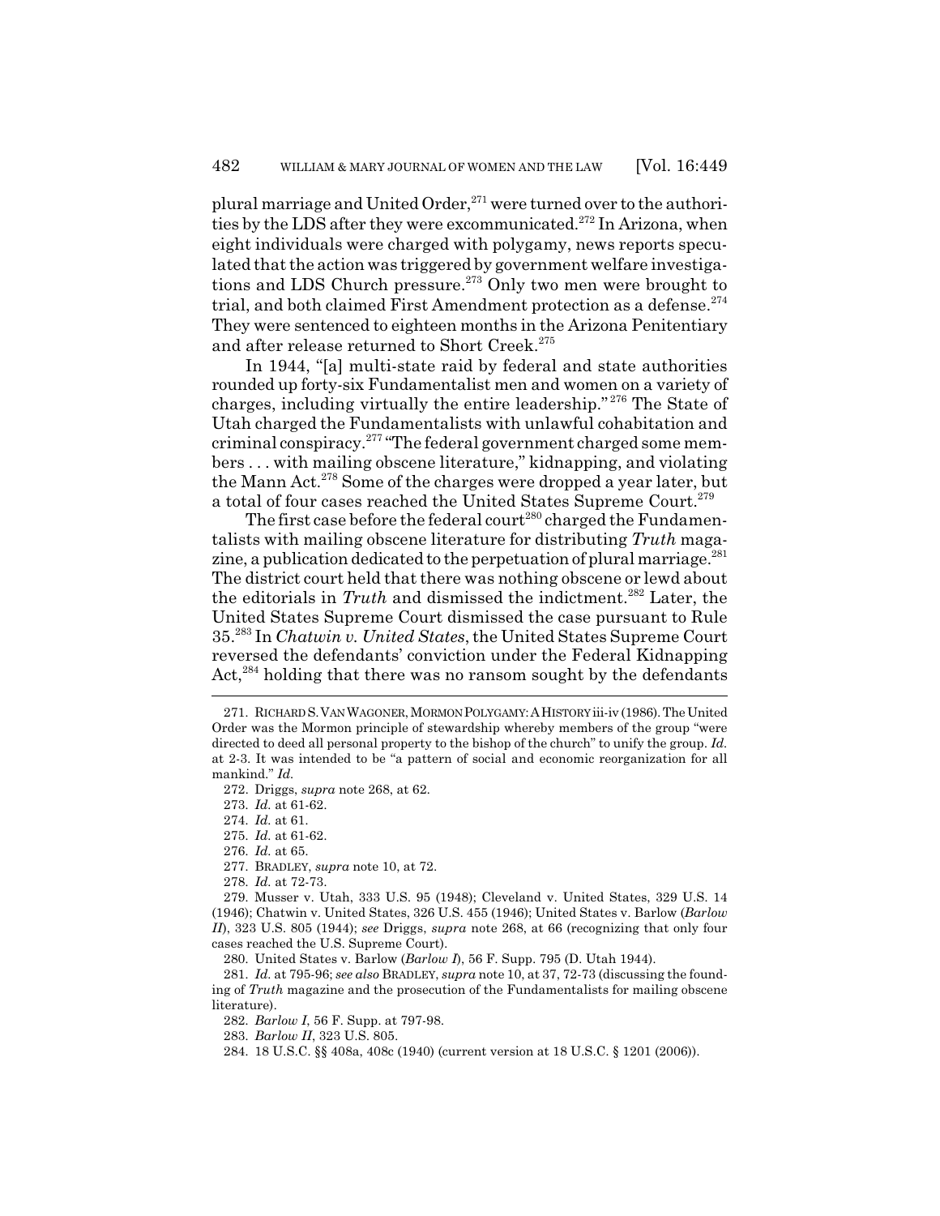plural marriage and United Order,[271] were turned over to the authorities by the LDS after they were excommunicated.[272] In Arizona, when eight individuals were charged with polygamy, news reports speculated that the action was triggered by government welfare investigations and LDS Church pressure.[273] Only two men were brought to trial, and both claimed First Amendment protection as a defense.[274] They were sentenced to eighteen months in the Arizona Penitentiary and after release returned to Short Creek.[275]

In 1944, "[a] multi-state raid by federal and state authorities rounded up forty-six Fundamentalist men and women on a variety of charges, including virtually the entire leadership."[276] The State of Utah charged the Fundamentalists with unlawful cohabitation and criminal conspiracy.[277] "The federal government charged some members . . . with mailing obscene literature," kidnapping, and violating the Mann Act.[278] Some of the charges were dropped a year later, but a total of four cases reached the United States Supreme Court.[279]

The first case before the federal court[280] charged the Fundamentalists with mailing obscene literature for distributing *Truth* magazine, a publication dedicated to the perpetuation of plural marriage.[281] The district court held that there was nothing obscene or lewd about the editorials in *Truth* and dismissed the indictment.[282] Later, the United States Supreme Court dismissed the case pursuant to Rule 35.[283] In *Chatwin v. United States*, the United States Supreme Court reversed the defendants' conviction under the Federal Kidnapping Act,[284] holding that there was no ransom sought by the defendants

---

271. RICHARD S. VAN WAGONER, MORMON POLYGAMY: A HISTORY iii-iv (1986). The United Order was the Mormon principle of stewardship whereby members of the group "were directed to deed all personal property to the bishop of the church" to unify the group. *Id.* at 2-3. It was intended to be "a pattern of social and economic reorganization for all mankind." *Id.*

272. Driggs, *supra* note 268, at 62.

273. *Id.* at 61-62.

274. *Id.* at 61.

275. *Id.* at 61-62.

276. *Id.* at 65.

277. BRADLEY, *supra* note 10, at 72.

278. *Id.* at 72-73.

279. Musser v. Utah, 333 U.S. 95 (1948); Cleveland v. United States, 329 U.S. 14 (1946); Chatwin v. United States, 326 U.S. 455 (1946); United States v. Barlow (*Barlow II*), 323 U.S. 805 (1944); *see* Driggs, *supra* note 268, at 66 (recognizing that only four cases reached the U.S. Supreme Court).

280. United States v. Barlow (*Barlow I*), 56 F. Supp. 795 (D. Utah 1944).

281. *Id.* at 795-96; *see also* BRADLEY, *supra* note 10, at 37, 72-73 (discussing the founding of *Truth* magazine and the prosecution of the Fundamentalists for mailing obscene literature).

282. *Barlow I*, 56 F. Supp. at 797-98.

283. *Barlow II*, 323 U.S. 805.

284. 18 U.S.C. §§ 408a, 408c (1940) (current version at 18 U.S.C. § 1201 (2006)).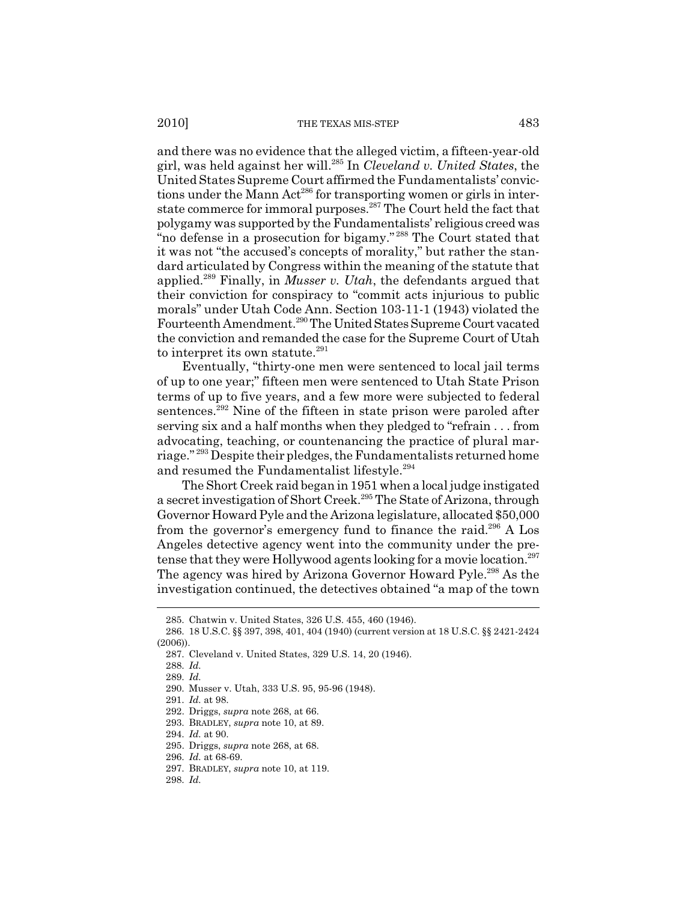and there was no evidence that the alleged victim, a fifteen-year-old girl, was held against her will.[285] In *Cleveland v. United States*, the United States Supreme Court affirmed the Fundamentalists' convictions under the Mann Act[286] for transporting women or girls in interstate commerce for immoral purposes.[287] The Court held the fact that polygamy was supported by the Fundamentalists' religious creed was "no defense in a prosecution for bigamy."[288] The Court stated that it was not "the accused's concepts of morality," but rather the standard articulated by Congress within the meaning of the statute that applied.[289] Finally, in *Musser v. Utah*, the defendants argued that their conviction for conspiracy to "commit acts injurious to public morals" under Utah Code Ann. Section 103-11-1 (1943) violated the Fourteenth Amendment.[290] The United States Supreme Court vacated the conviction and remanded the case for the Supreme Court of Utah to interpret its own statute.[291]

Eventually, "thirty-one men were sentenced to local jail terms of up to one year;" fifteen men were sentenced to Utah State Prison terms of up to five years, and a few more were subjected to federal sentences.[292] Nine of the fifteen in state prison were paroled after serving six and a half months when they pledged to "refrain . . . from advocating, teaching, or countenancing the practice of plural marriage."[293] Despite their pledges, the Fundamentalists returned home and resumed the Fundamentalist lifestyle.[294]

The Short Creek raid began in 1951 when a local judge instigated a secret investigation of Short Creek.[295] The State of Arizona, through Governor Howard Pyle and the Arizona legislature, allocated $50,000 from the governor's emergency fund to finance the raid.[296] A Los Angeles detective agency went into the community under the pretense that they were Hollywood agents looking for a movie location.[297] The agency was hired by Arizona Governor Howard Pyle.[298] As the investigation continued, the detectives obtained "a map of the town

---

285. Chatwin v. United States, 326 U.S. 455, 460 (1946).

286. 18 U.S.C. §§ 397, 398, 401, 404 (1940) (current version at 18 U.S.C. §§ 2421-2424 (2006)).

287. Cleveland v. United States, 329 U.S. 14, 20 (1946).

288. *Id.*

289. *Id.*

290. Musser v. Utah, 333 U.S. 95, 95-96 (1948).

291. *Id.* at 98.

292. Driggs, *supra* note 268, at 66.

293. BRADLEY, *supra* note 10, at 89.

294. *Id.* at 90.

295. Driggs, *supra* note 268, at 68.

296. *Id.* at 68-69.

297. BRADLEY, *supra* note 10, at 119.

298. *Id.*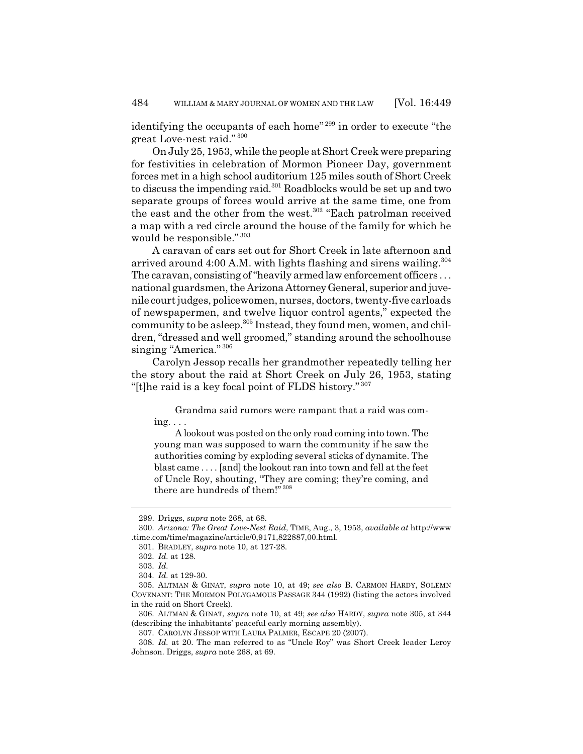identifying the occupants of each home"[299] in order to execute "the great Love-nest raid."[300]

On July 25, 1953, while the people at Short Creek were preparing for festivities in celebration of Mormon Pioneer Day, government forces met in a high school auditorium 125 miles south of Short Creek to discuss the impending raid.[301] Roadblocks would be set up and two separate groups of forces would arrive at the same time, one from the east and the other from the west.[302] "Each patrolman received a map with a red circle around the house of the family for which he would be responsible."[303]

A caravan of cars set out for Short Creek in late afternoon and arrived around 4:00 A.M. with lights flashing and sirens wailing.[304] The caravan, consisting of "heavily armed law enforcement officers . . . national guardsmen, the Arizona Attorney General, superior and juvenile court judges, policewomen, nurses, doctors, twenty-five carloads of newspapermen, and twelve liquor control agents," expected the community to be asleep.[305] Instead, they found men, women, and children, "dressed and well groomed," standing around the schoolhouse singing "America."[306]

Carolyn Jessop recalls her grandmother repeatedly telling her the story about the raid at Short Creek on July 26, 1953, stating "[t]he raid is a key focal point of FLDS history."[307]

> Grandma said rumors were rampant that a raid was coming. . . .
>
> A lookout was posted on the only road coming into town. The young man was supposed to warn the community if he saw the authorities coming by exploding several sticks of dynamite. The blast came . . . . [and] the lookout ran into town and fell at the feet of Uncle Roy, shouting, "They are coming; they're coming, and there are hundreds of them!"[308]

---

299. Driggs, *supra* note 268, at 68.

300. *Arizona: The Great Love-Nest Raid*, TIME, Aug., 3, 1953, *available at* http://www.time.com/time/magazine/article/0,9171,822887,00.html.

301. BRADLEY, *supra* note 10, at 127-28.

302. *Id.* at 128.

303. *Id.*

304. *Id.* at 129-30.

305. ALTMAN & GINAT, *supra* note 10, at 49; *see also* B. CARMON HARDY, SOLEMN COVENANT: THE MORMON POLYGAMOUS PASSAGE 344 (1992) (listing the actors involved in the raid on Short Creek).

306. ALTMAN & GINAT, *supra* note 10, at 49; *see also* HARDY, *supra* note 305, at 344 (describing the inhabitants' peaceful early morning assembly).

307. CAROLYN JESSOP WITH LAURA PALMER, ESCAPE 20 (2007).

308. *Id.* at 20. The man referred to as "Uncle Roy" was Short Creek leader Leroy Johnson. Driggs, *supra* note 268, at 69.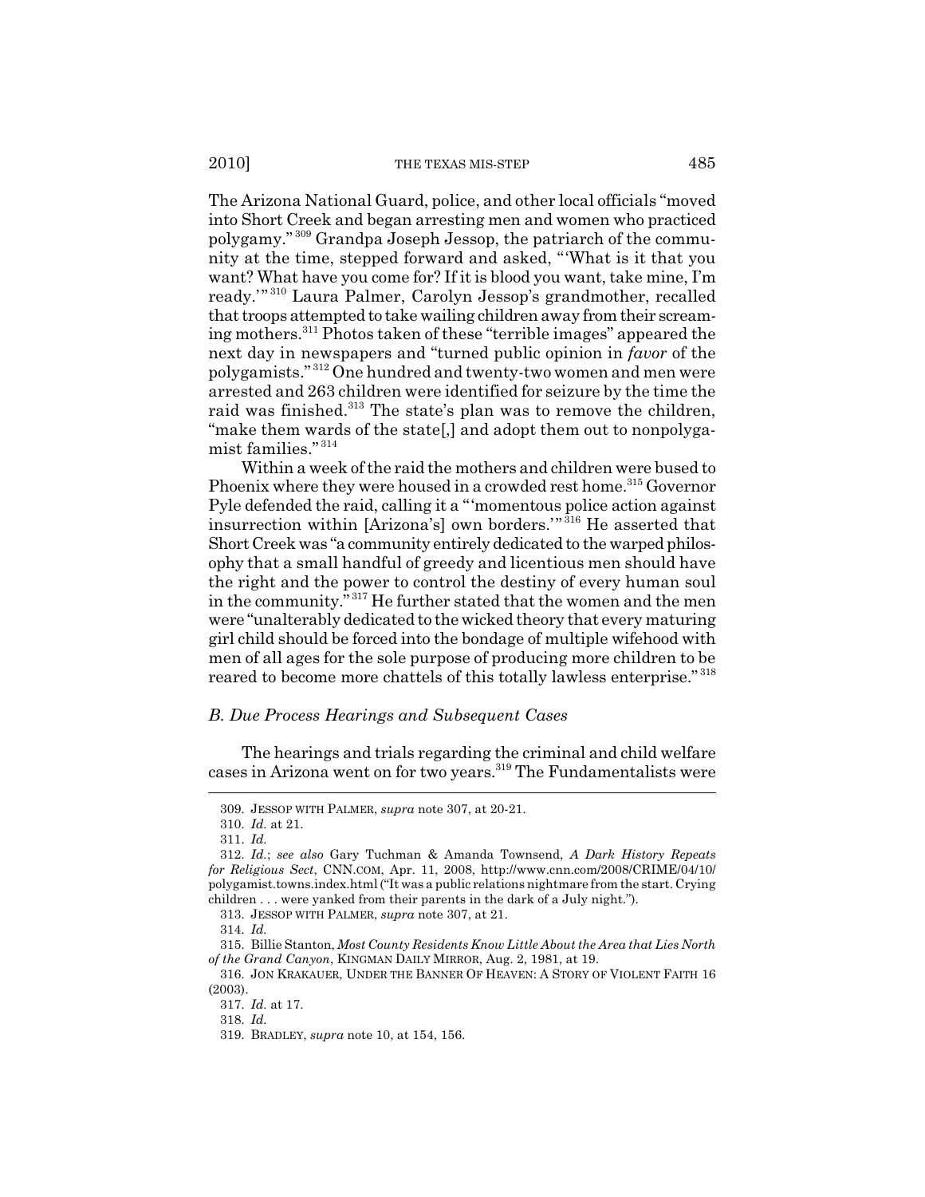The Arizona National Guard, police, and other local officials "moved into Short Creek and began arresting men and women who practiced polygamy."[309] Grandpa Joseph Jessop, the patriarch of the community at the time, stepped forward and asked, "'What is it that you want? What have you come for? If it is blood you want, take mine, I'm ready.'"[310] Laura Palmer, Carolyn Jessop's grandmother, recalled that troops attempted to take wailing children away from their screaming mothers.[311] Photos taken of these "terrible images" appeared the next day in newspapers and "turned public opinion in *favor* of the polygamists."[312] One hundred and twenty-two women and men were arrested and 263 children were identified for seizure by the time the raid was finished.[313] The state's plan was to remove the children, "make them wards of the state[,] and adopt them out to nonpolygamist families."[314]

Within a week of the raid the mothers and children were bused to Phoenix where they were housed in a crowded rest home.[315] Governor Pyle defended the raid, calling it a "'momentous police action against insurrection within [Arizona's] own borders.'"[316] He asserted that Short Creek was "a community entirely dedicated to the warped philosophy that a small handful of greedy and licentious men should have the right and the power to control the destiny of every human soul in the community."[317] He further stated that the women and the men were "unalterably dedicated to the wicked theory that every maturing girl child should be forced into the bondage of multiple wifehood with men of all ages for the sole purpose of producing more children to be reared to become more chattels of this totally lawless enterprise."[318]

### *B. Due Process Hearings and Subsequent Cases*

The hearings and trials regarding the criminal and child welfare cases in Arizona went on for two years.[319] The Fundamentalists were

---

309. JESSOP WITH PALMER, *supra* note 307, at 20-21.

310. *Id.* at 21.

311. *Id.*

312. *Id.*; *see also* Gary Tuchman & Amanda Townsend, *A Dark History Repeats for Religious Sect*, CNN.COM, Apr. 11, 2008, http://www.cnn.com/2008/CRIME/04/10/polygamist.towns.index.html ("It was a public relations nightmare from the start. Crying children . . . were yanked from their parents in the dark of a July night.").

313. JESSOP WITH PALMER, *supra* note 307, at 21.

314. *Id.*

315. Billie Stanton, *Most County Residents Know Little About the Area that Lies North of the Grand Canyon*, KINGMAN DAILY MIRROR, Aug. 2, 1981, at 19.

316. JON KRAKAUER, UNDER THE BANNER OF HEAVEN: A STORY OF VIOLENT FAITH 16 (2003).

317. *Id.* at 17.

318. *Id.*

319. BRADLEY, *supra* note 10, at 154, 156.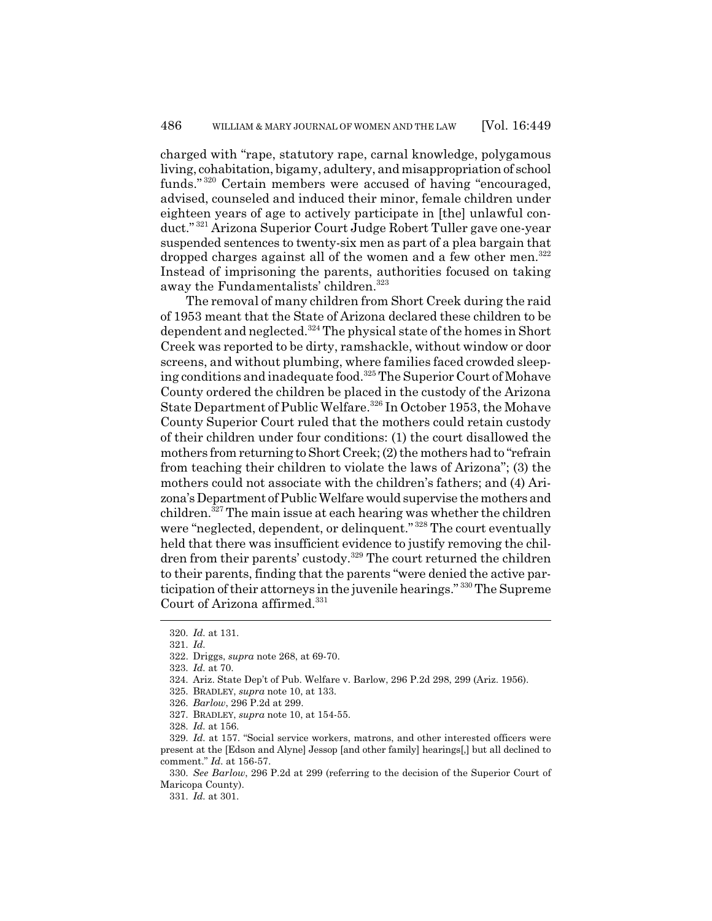charged with "rape, statutory rape, carnal knowledge, polygamous living, cohabitation, bigamy, adultery, and misappropriation of school funds."[320] Certain members were accused of having "encouraged, advised, counseled and induced their minor, female children under eighteen years of age to actively participate in [the] unlawful conduct."[321] Arizona Superior Court Judge Robert Tuller gave one-year suspended sentences to twenty-six men as part of a plea bargain that dropped charges against all of the women and a few other men.[322] Instead of imprisoning the parents, authorities focused on taking away the Fundamentalists' children.[323]

The removal of many children from Short Creek during the raid of 1953 meant that the State of Arizona declared these children to be dependent and neglected.[324] The physical state of the homes in Short Creek was reported to be dirty, ramshackle, without window or door screens, and without plumbing, where families faced crowded sleeping conditions and inadequate food.[325] The Superior Court of Mohave County ordered the children be placed in the custody of the Arizona State Department of Public Welfare.[326] In October 1953, the Mohave County Superior Court ruled that the mothers could retain custody of their children under four conditions: (1) the court disallowed the mothers from returning to Short Creek; (2) the mothers had to "refrain from teaching their children to violate the laws of Arizona"; (3) the mothers could not associate with the children's fathers; and (4) Arizona's Department of Public Welfare would supervise the mothers and children.[327] The main issue at each hearing was whether the children were "neglected, dependent, or delinquent."[328] The court eventually held that there was insufficient evidence to justify removing the children from their parents' custody.[329] The court returned the children to their parents, finding that the parents "were denied the active participation of their attorneys in the juvenile hearings."[330] The Supreme Court of Arizona affirmed.[331]

---

320. *Id.* at 131.

321. *Id.*

322. Driggs, *supra* note 268, at 69-70.

323. *Id.* at 70.

324. Ariz. State Dep't of Pub. Welfare v. Barlow, 296 P.2d 298, 299 (Ariz. 1956).

325. BRADLEY, *supra* note 10, at 133.

326. *Barlow*, 296 P.2d at 299.

327. BRADLEY, *supra* note 10, at 154-55.

328. *Id.* at 156.

329. *Id.* at 157. "Social service workers, matrons, and other interested officers were present at the [Edson and Alyne] Jessop [and other family] hearings[,] but all declined to comment." *Id.* at 156-57.

330. *See Barlow*, 296 P.2d at 299 (referring to the decision of the Superior Court of Maricopa County).

331. *Id.* at 301.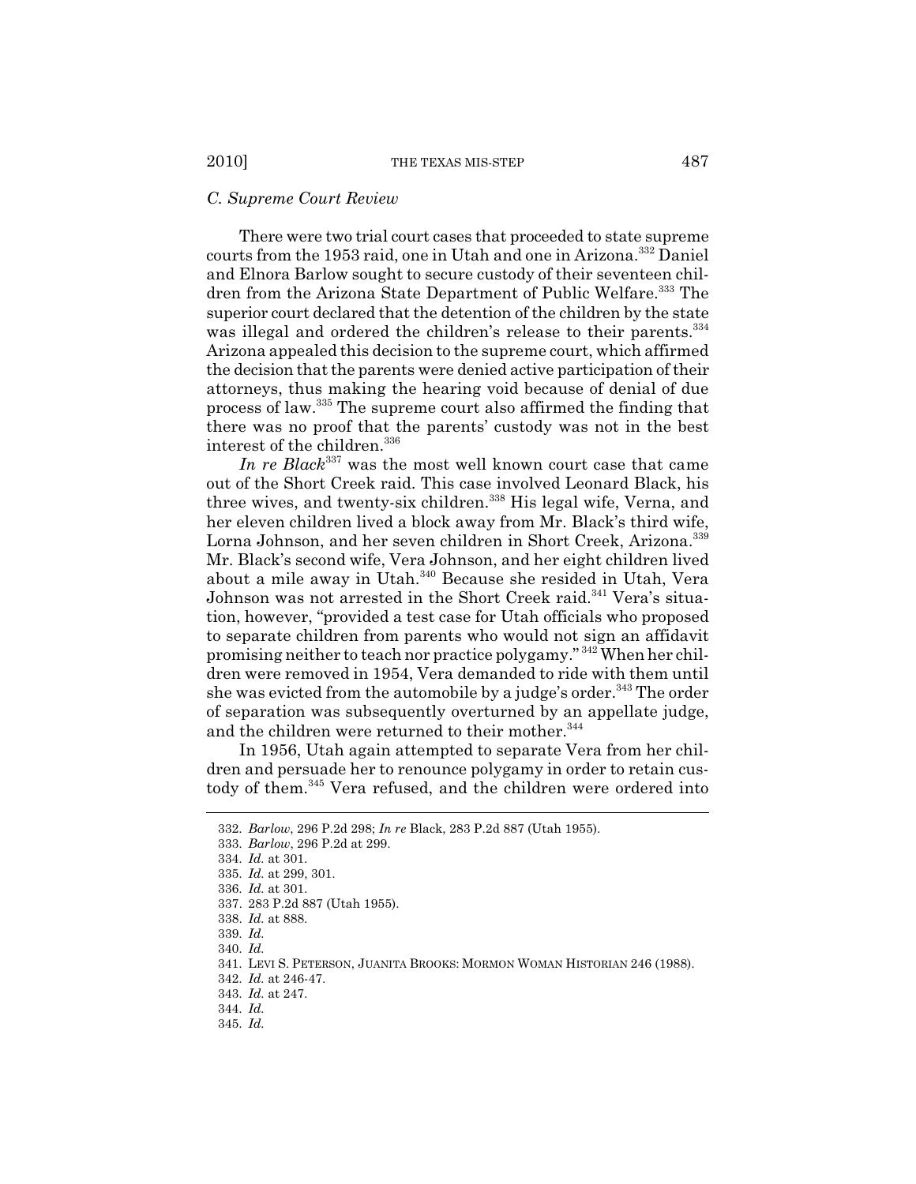### *C. Supreme Court Review*

There were two trial court cases that proceeded to state supreme courts from the 1953 raid, one in Utah and one in Arizona.[332] Daniel and Elnora Barlow sought to secure custody of their seventeen children from the Arizona State Department of Public Welfare.[333] The superior court declared that the detention of the children by the state was illegal and ordered the children's release to their parents.[334] Arizona appealed this decision to the supreme court, which affirmed the decision that the parents were denied active participation of their attorneys, thus making the hearing void because of denial of due process of law.[335] The supreme court also affirmed the finding that there was no proof that the parents' custody was not in the best interest of the children.[336]

*In re Black*[337] was the most well known court case that came out of the Short Creek raid. This case involved Leonard Black, his three wives, and twenty-six children.[338] His legal wife, Verna, and her eleven children lived a block away from Mr. Black's third wife, Lorna Johnson, and her seven children in Short Creek, Arizona.[339] Mr. Black's second wife, Vera Johnson, and her eight children lived about a mile away in Utah.[340] Because she resided in Utah, Vera Johnson was not arrested in the Short Creek raid.[341] Vera's situation, however, "provided a test case for Utah officials who proposed to separate children from parents who would not sign an affidavit promising neither to teach nor practice polygamy."[342] When her children were removed in 1954, Vera demanded to ride with them until she was evicted from the automobile by a judge's order.[343] The order of separation was subsequently overturned by an appellate judge, and the children were returned to their mother.[344]

In 1956, Utah again attempted to separate Vera from her children and persuade her to renounce polygamy in order to retain custody of them.[345] Vera refused, and the children were ordered into

---

332. *Barlow*, 296 P.2d 298; *In re* Black, 283 P.2d 887 (Utah 1955).

333. *Barlow*, 296 P.2d at 299.

334. *Id.* at 301.

335. *Id.* at 299, 301.

336. *Id.* at 301.

337. 283 P.2d 887 (Utah 1955).

338. *Id.* at 888.

339. *Id.*

340. *Id.*

341. LEVI S. PETERSON, JUANITA BROOKS: MORMON WOMAN HISTORIAN 246 (1988).

342. *Id.* at 246-47.

343. *Id.* at 247.

344. *Id.*

345. *Id.*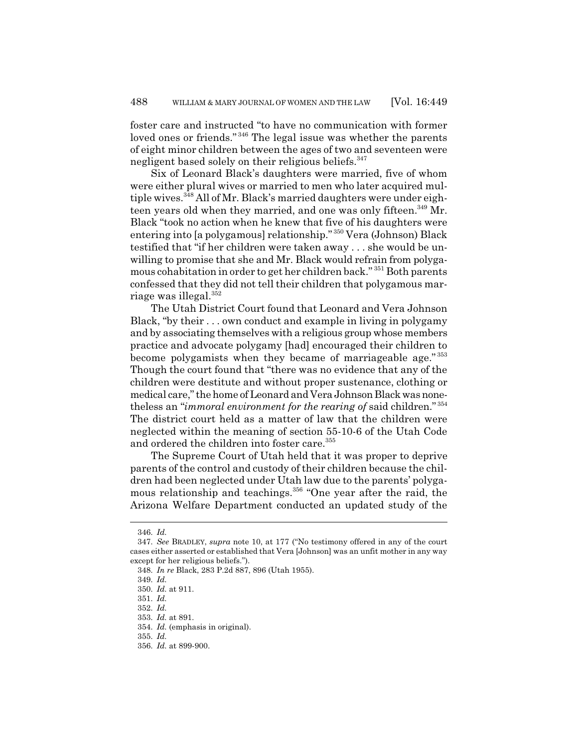foster care and instructed "to have no communication with former loved ones or friends."[346] The legal issue was whether the parents of eight minor children between the ages of two and seventeen were negligent based solely on their religious beliefs.[347]

Six of Leonard Black's daughters were married, five of whom were either plural wives or married to men who later acquired multiple wives.[348] All of Mr. Black's married daughters were under eighteen years old when they married, and one was only fifteen.[349] Mr. Black "took no action when he knew that five of his daughters were entering into [a polygamous] relationship."[350] Vera (Johnson) Black testified that "if her children were taken away . . . she would be unwilling to promise that she and Mr. Black would refrain from polygamous cohabitation in order to get her children back."[351] Both parents confessed that they did not tell their children that polygamous marriage was illegal.[352]

The Utah District Court found that Leonard and Vera Johnson Black, "by their . . . own conduct and example in living in polygamy and by associating themselves with a religious group whose members practice and advocate polygamy [had] encouraged their children to become polygamists when they became of marriageable age."[353] Though the court found that "there was no evidence that any of the children were destitute and without proper sustenance, clothing or medical care," the home of Leonard and Vera Johnson Black was nonetheless an "*immoral environment for the rearing of* said children."[354] The district court held as a matter of law that the children were neglected within the meaning of section 55-10-6 of the Utah Code and ordered the children into foster care.[355]

The Supreme Court of Utah held that it was proper to deprive parents of the control and custody of their children because the children had been neglected under Utah law due to the parents' polygamous relationship and teachings.[356] "One year after the raid, the Arizona Welfare Department conducted an updated study of the

---

346. *Id.*

347. *See* BRADLEY, *supra* note 10, at 177 ("No testimony offered in any of the court cases either asserted or established that Vera [Johnson] was an unfit mother in any way except for her religious beliefs.").

348. *In re* Black, 283 P.2d 887, 896 (Utah 1955).

349. *Id.*

350. *Id.* at 911.

351. *Id.*

352. *Id.*

353. *Id.* at 891.

354. *Id.* (emphasis in original).

355. *Id.*

356. *Id.* at 899-900.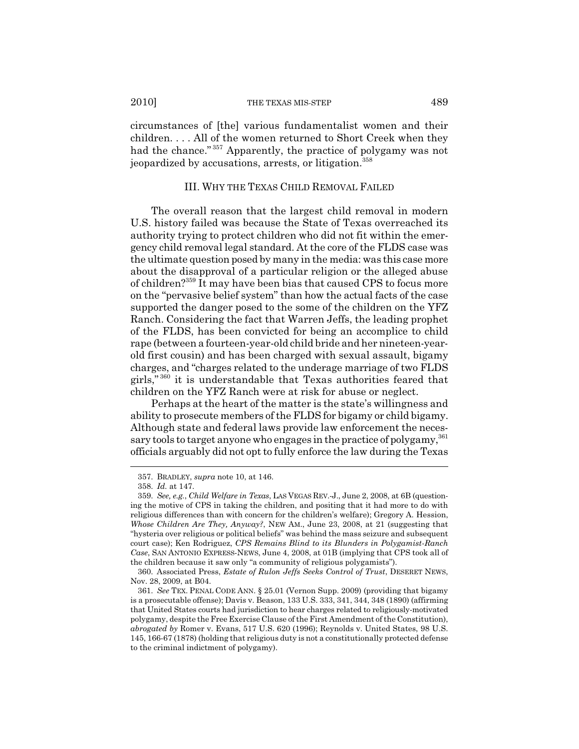circumstances of [the] various fundamentalist women and their children. . . . All of the women returned to Short Creek when they had the chance."[357] Apparently, the practice of polygamy was not jeopardized by accusations, arrests, or litigation.[358]

## III. WHY THE TEXAS CHILD REMOVAL FAILED

The overall reason that the largest child removal in modern U.S. history failed was because the State of Texas overreached its authority trying to protect children who did not fit within the emergency child removal legal standard. At the core of the FLDS case was the ultimate question posed by many in the media: was this case more about the disapproval of a particular religion or the alleged abuse of children?[359] It may have been bias that caused CPS to focus more on the "pervasive belief system" than how the actual facts of the case supported the danger posed to the some of the children on the YFZ Ranch. Considering the fact that Warren Jeffs, the leading prophet of the FLDS, has been convicted for being an accomplice to child rape (between a fourteen-year-old child bride and her nineteen-year-old first cousin) and has been charged with sexual assault, bigamy charges, and "charges related to the underage marriage of two FLDS girls,"[360] it is understandable that Texas authorities feared that children on the YFZ Ranch were at risk for abuse or neglect.

Perhaps at the heart of the matter is the state's willingness and ability to prosecute members of the FLDS for bigamy or child bigamy. Although state and federal laws provide law enforcement the necessary tools to target anyone who engages in the practice of polygamy,[361] officials arguably did not opt to fully enforce the law during the Texas

---

357. BRADLEY, *supra* note 10, at 146.

358. *Id.* at 147.

359. *See, e.g.*, *Child Welfare in Texas*, LAS VEGAS REV.-J., June 2, 2008, at 6B (questioning the motive of CPS in taking the children, and positing that it had more to do with religious differences than with concern for the children's welfare); Gregory A. Hession, *Whose Children Are They, Anyway?*, NEW AM., June 23, 2008, at 21 (suggesting that "hysteria over religious or political beliefs" was behind the mass seizure and subsequent court case); Ken Rodriguez, *CPS Remains Blind to its Blunders in Polygamist-Ranch Case*, SAN ANTONIO EXPRESS-NEWS, June 4, 2008, at 01B (implying that CPS took all of the children because it saw only "a community of religious polygamists").

360. Associated Press, *Estate of Rulon Jeffs Seeks Control of Trust*, DESERET NEWS, Nov. 28, 2009, at B04.

361. *See* TEX. PENAL CODE ANN. § 25.01 (Vernon Supp. 2009) (providing that bigamy is a prosecutable offense); Davis v. Beason, 133 U.S. 333, 341, 344, 348 (1890) (affirming that United States courts had jurisdiction to hear charges related to religiously-motivated polygamy, despite the Free Exercise Clause of the First Amendment of the Constitution), *abrogated by* Romer v. Evans, 517 U.S. 620 (1996); Reynolds v. United States, 98 U.S. 145, 166-67 (1878) (holding that religious duty is not a constitutionally protected defense to the criminal indictment of polygamy).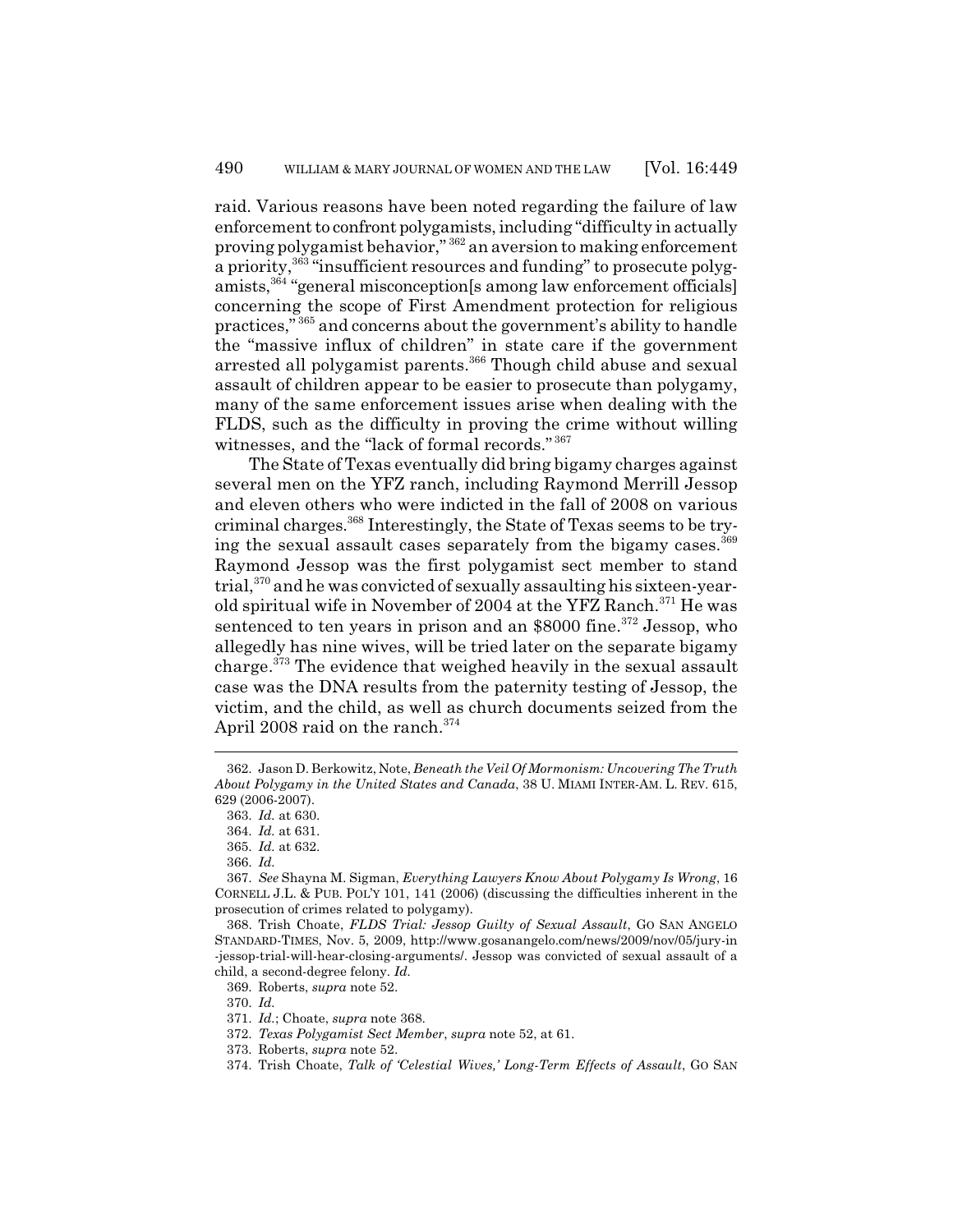raid. Various reasons have been noted regarding the failure of law enforcement to confront polygamists, including "difficulty in actually proving polygamist behavior,"[362] an aversion to making enforcement a priority,[363] "insufficient resources and funding" to prosecute polygamists,[364] "general misconception[s among law enforcement officials] concerning the scope of First Amendment protection for religious practices,"[365] and concerns about the government's ability to handle the "massive influx of children" in state care if the government arrested all polygamist parents.[366] Though child abuse and sexual assault of children appear to be easier to prosecute than polygamy, many of the same enforcement issues arise when dealing with the FLDS, such as the difficulty in proving the crime without willing witnesses, and the "lack of formal records."[367]

The State of Texas eventually did bring bigamy charges against several men on the YFZ ranch, including Raymond Merrill Jessop and eleven others who were indicted in the fall of 2008 on various criminal charges.[368] Interestingly, the State of Texas seems to be trying the sexual assault cases separately from the bigamy cases.[369] Raymond Jessop was the first polygamist sect member to stand trial,[370] and he was convicted of sexually assaulting his sixteen-year-old spiritual wife in November of 2004 at the YFZ Ranch.[371] He was sentenced to ten years in prison and an $8000 fine.[372] Jessop, who allegedly has nine wives, will be tried later on the separate bigamy charge.[373] The evidence that weighed heavily in the sexual assault case was the DNA results from the paternity testing of Jessop, the victim, and the child, as well as church documents seized from the April 2008 raid on the ranch.[374]

---

362. Jason D. Berkowitz, Note, *Beneath the Veil Of Mormonism: Uncovering The Truth About Polygamy in the United States and Canada*, 38 U. MIAMI INTER-AM. L. REV. 615, 629 (2006-2007).

363. *Id.* at 630.

364. *Id.* at 631.

365. *Id.* at 632.

366. *Id.*

367. *See* Shayna M. Sigman, *Everything Lawyers Know About Polygamy Is Wrong*, 16 CORNELL J.L. & PUB. POL'Y 101, 141 (2006) (discussing the difficulties inherent in the prosecution of crimes related to polygamy).

368. Trish Choate, *FLDS Trial: Jessop Guilty of Sexual Assault*, GO SAN ANGELO STANDARD-TIMES, Nov. 5, 2009, http://www.gosanangelo.com/news/2009/nov/05/jury-in-jessop-trial-will-hear-closing-arguments/. Jessop was convicted of sexual assault of a child, a second-degree felony. *Id.*

369. Roberts, *supra* note 52.

370. *Id.*

371. *Id.*; Choate, *supra* note 368.

372. *Texas Polygamist Sect Member*, *supra* note 52, at 61.

373. Roberts, *supra* note 52.

374. Trish Choate, *Talk of 'Celestial Wives,' Long-Term Effects of Assault*, GO SAN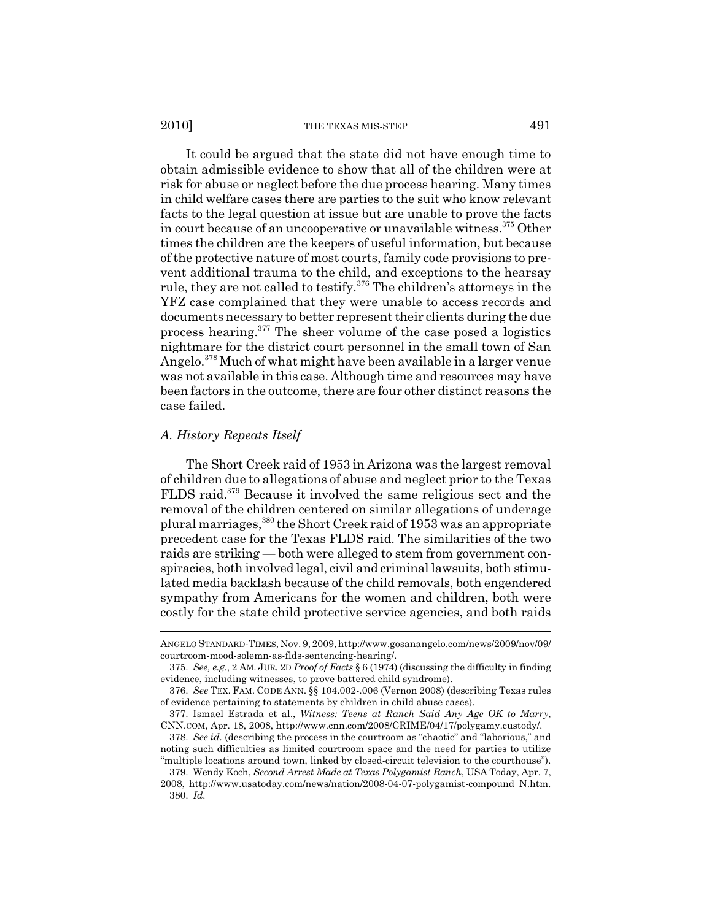It could be argued that the state did not have enough time to obtain admissible evidence to show that all of the children were at risk for abuse or neglect before the due process hearing. Many times in child welfare cases there are parties to the suit who know relevant facts to the legal question at issue but are unable to prove the facts in court because of an uncooperative or unavailable witness.[375] Other times the children are the keepers of useful information, but because of the protective nature of most courts, family code provisions to prevent additional trauma to the child, and exceptions to the hearsay rule, they are not called to testify.[376] The children's attorneys in the YFZ case complained that they were unable to access records and documents necessary to better represent their clients during the due process hearing.[377] The sheer volume of the case posed a logistics nightmare for the district court personnel in the small town of San Angelo.[378] Much of what might have been available in a larger venue was not available in this case. Although time and resources may have been factors in the outcome, there are four other distinct reasons the case failed.

### *A. History Repeats Itself*

The Short Creek raid of 1953 in Arizona was the largest removal of children due to allegations of abuse and neglect prior to the Texas FLDS raid.[379] Because it involved the same religious sect and the removal of the children centered on similar allegations of underage plural marriages,[380] the Short Creek raid of 1953 was an appropriate precedent case for the Texas FLDS raid. The similarities of the two raids are striking — both were alleged to stem from government conspiracies, both involved legal, civil and criminal lawsuits, both stimulated media backlash because of the child removals, both engendered sympathy from Americans for the women and children, both were costly for the state child protective service agencies, and both raids

---

ANGELO STANDARD-TIMES, Nov. 9, 2009, http://www.gosanangelo.com/news/2009/nov/09/courtroom-mood-solemn-as-flds-sentencing-hearing/.

375. *See, e.g.*, 2 AM. JUR. 2D *Proof of Facts* § 6 (1974) (discussing the difficulty in finding evidence, including witnesses, to prove battered child syndrome).

376. *See* TEX. FAM. CODE ANN. §§ 104.002-.006 (Vernon 2008) (describing Texas rules of evidence pertaining to statements by children in child abuse cases).

377. Ismael Estrada et al., *Witness: Teens at Ranch Said Any Age OK to Marry*, CNN.COM, Apr. 18, 2008, http://www.cnn.com/2008/CRIME/04/17/polygamy.custody/.

378. *See id.* (describing the process in the courtroom as "chaotic" and "laborious," and noting such difficulties as limited courtroom space and the need for parties to utilize "multiple locations around town, linked by closed-circuit television to the courthouse").

379. Wendy Koch, *Second Arrest Made at Texas Polygamist Ranch*, USA Today, Apr. 7, 2008, http://www.usatoday.com/news/nation/2008-04-07-polygamist-compound_N.htm.

380. *Id.*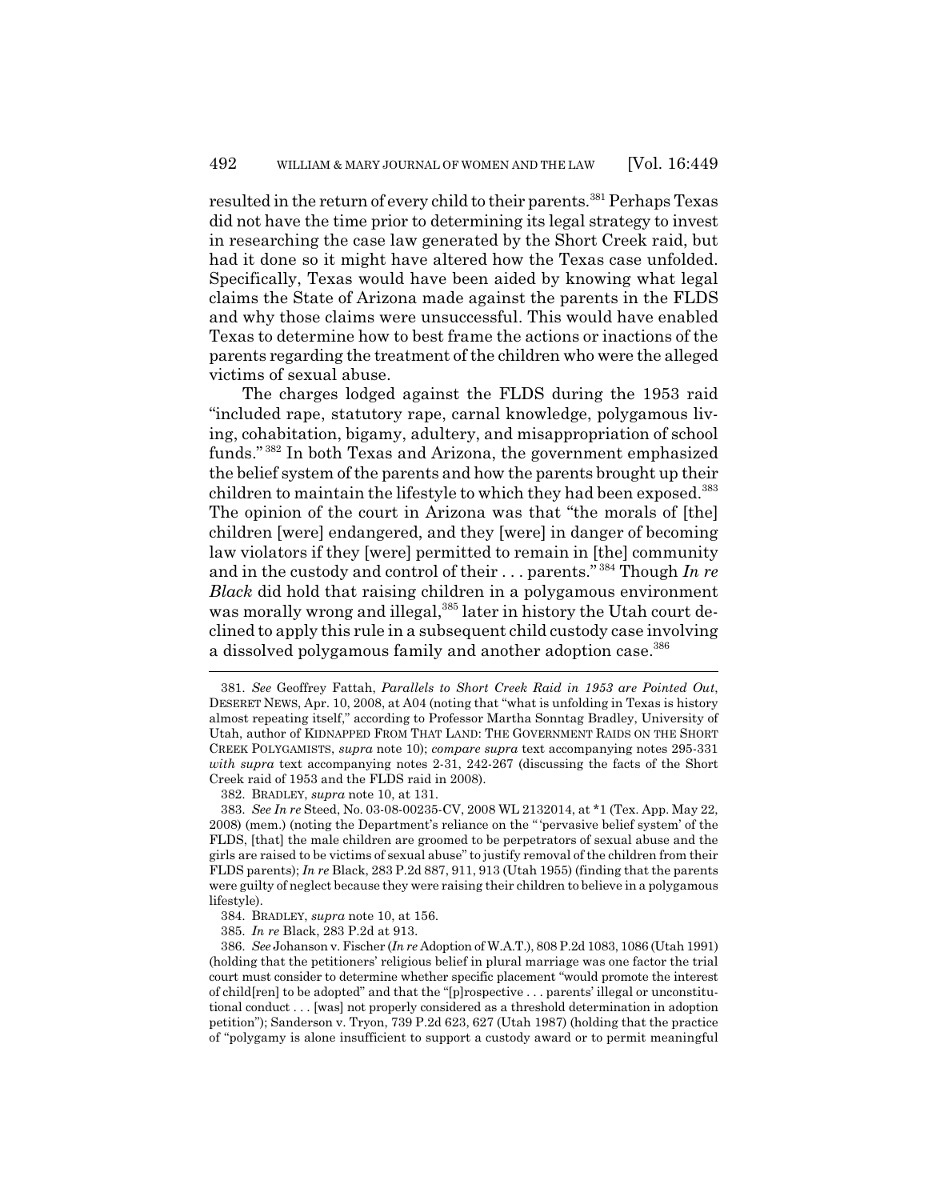resulted in the return of every child to their parents.[381] Perhaps Texas did not have the time prior to determining its legal strategy to invest in researching the case law generated by the Short Creek raid, but had it done so it might have altered how the Texas case unfolded. Specifically, Texas would have been aided by knowing what legal claims the State of Arizona made against the parents in the FLDS and why those claims were unsuccessful. This would have enabled Texas to determine how to best frame the actions or inactions of the parents regarding the treatment of the children who were the alleged victims of sexual abuse.

The charges lodged against the FLDS during the 1953 raid "included rape, statutory rape, carnal knowledge, polygamous living, cohabitation, bigamy, adultery, and misappropriation of school funds."[382] In both Texas and Arizona, the government emphasized the belief system of the parents and how the parents brought up their children to maintain the lifestyle to which they had been exposed.[383] The opinion of the court in Arizona was that "the morals of [the] children [were] endangered, and they [were] in danger of becoming law violators if they [were] permitted to remain in [the] community and in the custody and control of their . . . parents."[384] Though *In re Black* did hold that raising children in a polygamous environment was morally wrong and illegal,[385] later in history the Utah court declined to apply this rule in a subsequent child custody case involving a dissolved polygamous family and another adoption case.[386]

---

381. *See* Geoffrey Fattah, *Parallels to Short Creek Raid in 1953 are Pointed Out*, DESERET NEWS, Apr. 10, 2008, at A04 (noting that "what is unfolding in Texas is history almost repeating itself," according to Professor Martha Sonntag Bradley, University of Utah, author of KIDNAPPED FROM THAT LAND: THE GOVERNMENT RAIDS ON THE SHORT CREEK POLYGAMISTS, *supra* note 10); *compare supra* text accompanying notes 295-331 *with supra* text accompanying notes 2-31, 242-267 (discussing the facts of the Short Creek raid of 1953 and the FLDS raid in 2008).

382. BRADLEY, *supra* note 10, at 131.

383. *See In re* Steed, No. 03-08-00235-CV, 2008 WL 2132014, at *1 (Tex. App. May 22, 2008) (mem.) (noting the Department's reliance on the "'pervasive belief system' of the FLDS, [that] the male children are groomed to be perpetrators of sexual abuse and the girls are raised to be victims of sexual abuse" to justify removal of the children from their FLDS parents); *In re* Black, 283 P.2d 887, 911, 913 (Utah 1955) (finding that the parents were guilty of neglect because they were raising their children to believe in a polygamous lifestyle).

384. BRADLEY, *supra* note 10, at 156.

385. *In re* Black, 283 P.2d at 913.

386. *See* Johanson v. Fischer (*In re* Adoption of W.A.T.), 808 P.2d 1083, 1086 (Utah 1991) (holding that the petitioners' religious belief in plural marriage was one factor the trial court must consider to determine whether specific placement "would promote the interest of child[ren] to be adopted" and that the "[p]rospective . . . parents' illegal or unconstitutional conduct . . . [was] not properly considered as a threshold determination in adoption petition"); Sanderson v. Tryon, 739 P.2d 623, 627 (Utah 1987) (holding that the practice of "polygamy is alone insufficient to support a custody award or to permit meaningful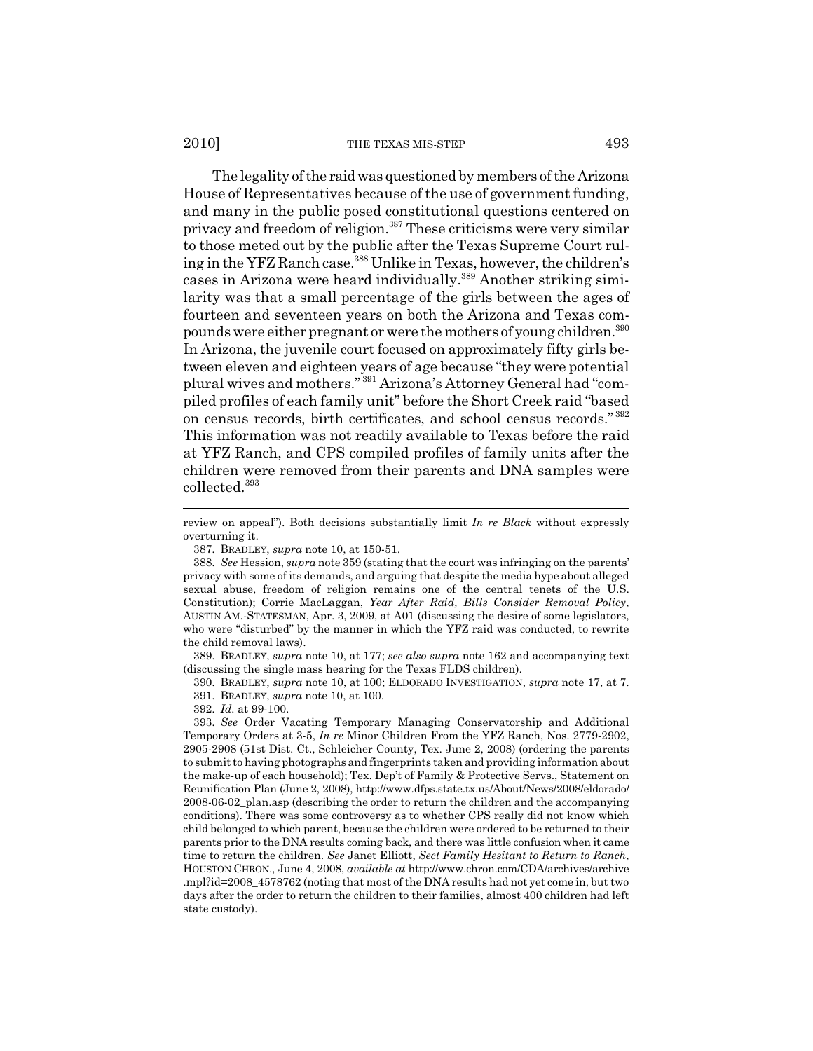The legality of the raid was questioned by members of the Arizona House of Representatives because of the use of government funding, and many in the public posed constitutional questions centered on privacy and freedom of religion.[387] These criticisms were very similar to those meted out by the public after the Texas Supreme Court ruling in the YFZ Ranch case.[388] Unlike in Texas, however, the children's cases in Arizona were heard individually.[389] Another striking similarity was that a small percentage of the girls between the ages of fourteen and seventeen years on both the Arizona and Texas compounds were either pregnant or were the mothers of young children.[390] In Arizona, the juvenile court focused on approximately fifty girls between eleven and eighteen years of age because "they were potential plural wives and mothers."[391] Arizona's Attorney General had "compiled profiles of each family unit" before the Short Creek raid "based on census records, birth certificates, and school census records."[392] This information was not readily available to Texas before the raid at YFZ Ranch, and CPS compiled profiles of family units after the children were removed from their parents and DNA samples were collected.[393]

---

review on appeal"). Both decisions substantially limit *In re Black* without expressly overturning it.

387. BRADLEY, *supra* note 10, at 150-51.

388. *See* Hession, *supra* note 359 (stating that the court was infringing on the parents' privacy with some of its demands, and arguing that despite the media hype about alleged sexual abuse, freedom of religion remains one of the central tenets of the U.S. Constitution); Corrie MacLaggan, *Year After Raid, Bills Consider Removal Policy*, AUSTIN AM.-STATESMAN, Apr. 3, 2009, at A01 (discussing the desire of some legislators, who were "disturbed" by the manner in which the YFZ raid was conducted, to rewrite the child removal laws).

389. BRADLEY, *supra* note 10, at 177; *see also supra* note 162 and accompanying text (discussing the single mass hearing for the Texas FLDS children).

390. BRADLEY, *supra* note 10, at 100; ELDORADO INVESTIGATION, *supra* note 17, at 7.

391. BRADLEY, *supra* note 10, at 100.

392. *Id.* at 99-100.

393. *See* Order Vacating Temporary Managing Conservatorship and Additional Temporary Orders at 3-5, *In re* Minor Children From the YFZ Ranch, Nos. 2779-2902, 2905-2908 (51st Dist. Ct., Schleicher County, Tex. June 2, 2008) (ordering the parents to submit to having photographs and fingerprints taken and providing information about the make-up of each household); Tex. Dep't of Family & Protective Servs., Statement on Reunification Plan (June 2, 2008), http://www.dfps.state.tx.us/About/News/2008/eldorado/2008-06-02_plan.asp (describing the order to return the children and the accompanying conditions). There was some controversy as to whether CPS really did not know which child belonged to which parent, because the children were ordered to be returned to their parents prior to the DNA results coming back, and there was little confusion when it came time to return the children. *See* Janet Elliott, *Sect Family Hesitant to Return to Ranch*, HOUSTON CHRON., June 4, 2008, *available at* http://www.chron.com/CDA/archives/archive.mpl?id=2008_4578762 (noting that most of the DNA results had not yet come in, but two days after the order to return the children to their families, almost 400 children had left state custody).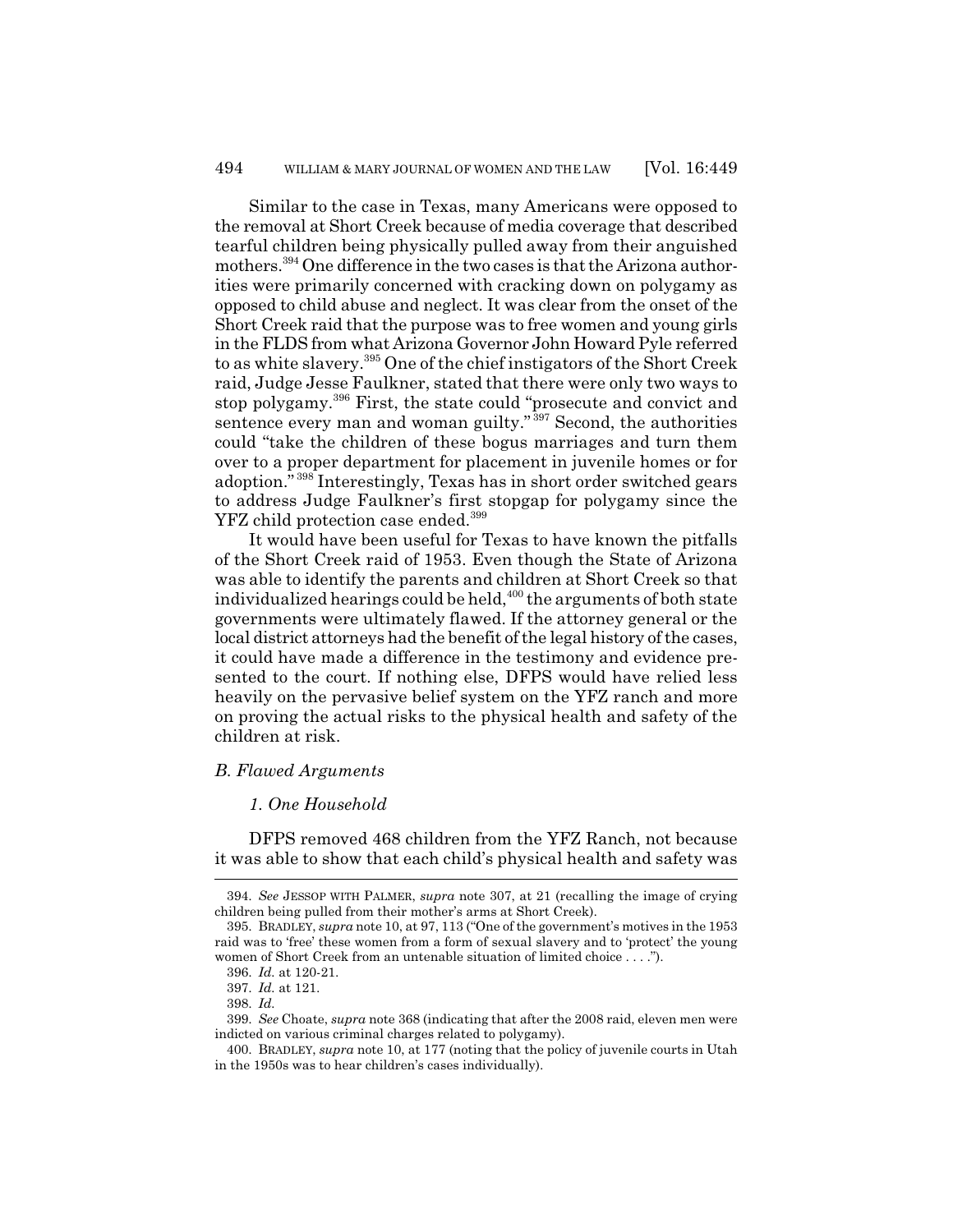Similar to the case in Texas, many Americans were opposed to the removal at Short Creek because of media coverage that described tearful children being physically pulled away from their anguished mothers.[394] One difference in the two cases is that the Arizona authorities were primarily concerned with cracking down on polygamy as opposed to child abuse and neglect. It was clear from the onset of the Short Creek raid that the purpose was to free women and young girls in the FLDS from what Arizona Governor John Howard Pyle referred to as white slavery.[395] One of the chief instigators of the Short Creek raid, Judge Jesse Faulkner, stated that there were only two ways to stop polygamy.[396] First, the state could "prosecute and convict and sentence every man and woman guilty."[397] Second, the authorities could "take the children of these bogus marriages and turn them over to a proper department for placement in juvenile homes or for adoption."[398] Interestingly, Texas has in short order switched gears to address Judge Faulkner's first stopgap for polygamy since the YFZ child protection case ended.[399]

It would have been useful for Texas to have known the pitfalls of the Short Creek raid of 1953. Even though the State of Arizona was able to identify the parents and children at Short Creek so that individualized hearings could be held,[400] the arguments of both state governments were ultimately flawed. If the attorney general or the local district attorneys had the benefit of the legal history of the cases, it could have made a difference in the testimony and evidence presented to the court. If nothing else, DFPS would have relied less heavily on the pervasive belief system on the YFZ ranch and more on proving the actual risks to the physical health and safety of the children at risk.

### *B. Flawed Arguments*

#### *1. One Household*

DFPS removed 468 children from the YFZ Ranch, not because it was able to show that each child's physical health and safety was

---

394. *See* JESSOP WITH PALMER, *supra* note 307, at 21 (recalling the image of crying children being pulled from their mother's arms at Short Creek).

395. BRADLEY, *supra* note 10, at 97, 113 ("One of the government's motives in the 1953 raid was to 'free' these women from a form of sexual slavery and to 'protect' the young women of Short Creek from an untenable situation of limited choice . . . .").

396. *Id.* at 120-21.

397. *Id.* at 121.

398. *Id.*

399. *See* Choate, *supra* note 368 (indicating that after the 2008 raid, eleven men were indicted on various criminal charges related to polygamy).

400. BRADLEY, *supra* note 10, at 177 (noting that the policy of juvenile courts in Utah in the 1950s was to hear children's cases individually).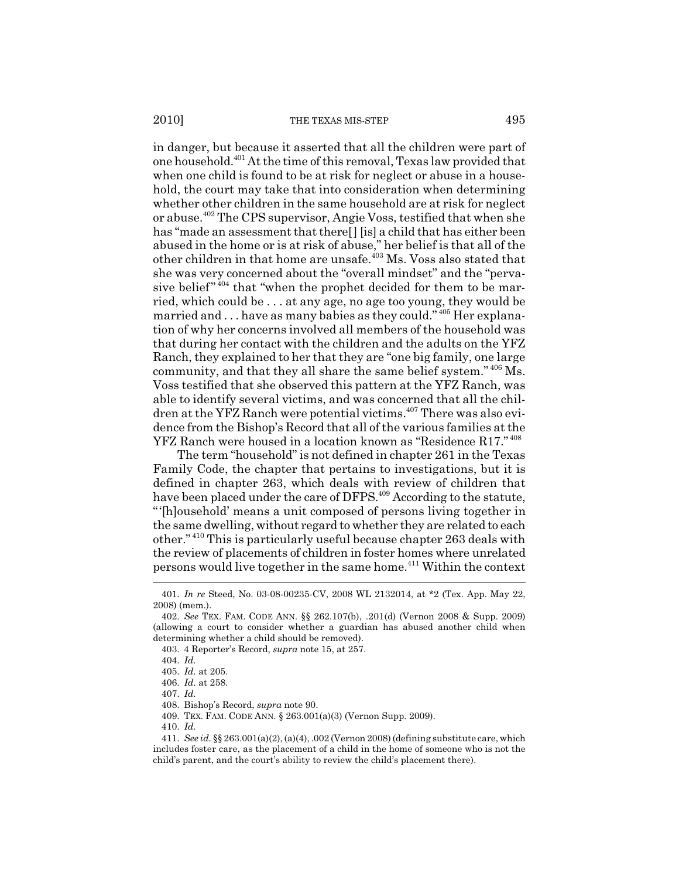in danger, but because it asserted that all the children were part of one household.[401] At the time of this removal, Texas law provided that when one child is found to be at risk for neglect or abuse in a household, the court may take that into consideration when determining whether other children in the same household are at risk for neglect or abuse.[402] The CPS supervisor, Angie Voss, testified that when she has "made an assessment that there[] [is] a child that has either been abused in the home or is at risk of abuse," her belief is that all of the other children in that home are unsafe.[403] Ms. Voss also stated that she was very concerned about the "overall mindset" and the "pervasive belief"[404] that "when the prophet decided for them to be married, which could be . . . at any age, no age too young, they would be married and . . . have as many babies as they could."[405] Her explanation of why her concerns involved all members of the household was that during her contact with the children and the adults on the YFZ Ranch, they explained to her that they are "one big family, one large community, and that they all share the same belief system."[406] Ms. Voss testified that she observed this pattern at the YFZ Ranch, was able to identify several victims, and was concerned that all the children at the YFZ Ranch were potential victims.[407] There was also evidence from the Bishop's Record that all of the various families at the YFZ Ranch were housed in a location known as "Residence R17."[408]

The term "household" is not defined in chapter 261 in the Texas Family Code, the chapter that pertains to investigations, but it is defined in chapter 263, which deals with review of children that have been placed under the care of DFPS.[409] According to the statute, "'[h]ousehold' means a unit composed of persons living together in the same dwelling, without regard to whether they are related to each other."[410] This is particularly useful because chapter 263 deals with the review of placements of children in foster homes where unrelated persons would live together in the same home.[411] Within the context

---

401. *In re* Steed, No. 03-08-00235-CV, 2008 WL 2132014, at *2 (Tex. App. May 22, 2008) (mem.).

402. *See* TEX. FAM. CODE ANN. §§ 262.107(b), .201(d) (Vernon 2008 & Supp. 2009) (allowing a court to consider whether a guardian has abused another child when determining whether a child should be removed).

403. 4 Reporter's Record, *supra* note 15, at 257.

404. *Id.*

405. *Id.* at 205.

406. *Id.* at 258.

407. *Id.*

408. Bishop's Record, *supra* note 90.

409. TEX. FAM. CODE ANN. § 263.001(a)(3) (Vernon Supp. 2009).

410. *Id.*

411. *See id.* §§ 263.001(a)(2), (a)(4), .002 (Vernon 2008) (defining substitute care, which includes foster care, as the placement of a child in the home of someone who is not the child's parent, and the court's ability to review the child's placement there).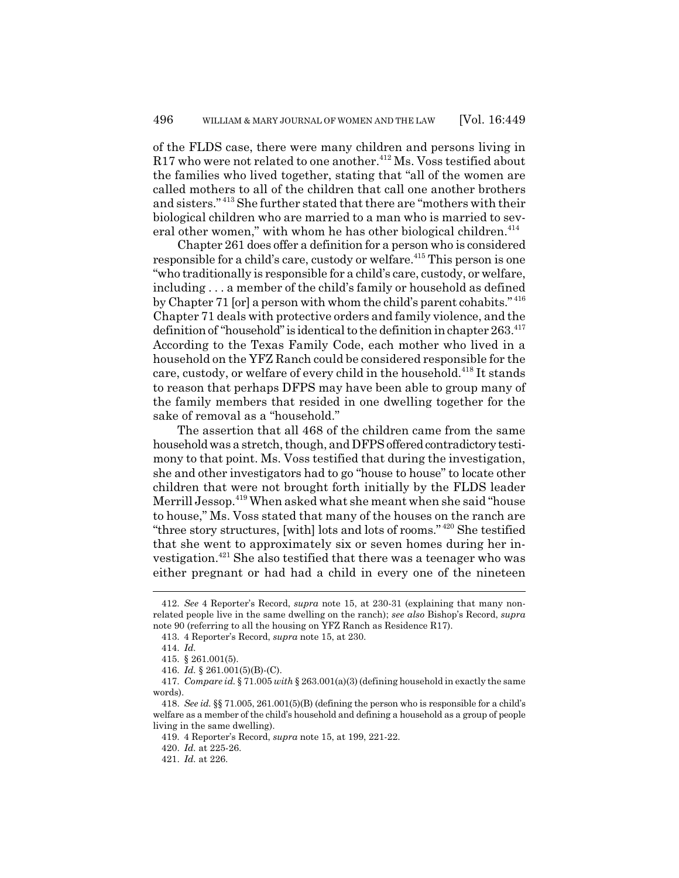of the FLDS case, there were many children and persons living in R17 who were not related to one another.[412] Ms. Voss testified about the families who lived together, stating that "all of the women are called mothers to all of the children that call one another brothers and sisters."[413] She further stated that there are "mothers with their biological children who are married to a man who is married to several other women," with whom he has other biological children.[414]

Chapter 261 does offer a definition for a person who is considered responsible for a child's care, custody or welfare.[415] This person is one "who traditionally is responsible for a child's care, custody, or welfare, including . . . a member of the child's family or household as defined by Chapter 71 [or] a person with whom the child's parent cohabits."[416] Chapter 71 deals with protective orders and family violence, and the definition of "household" is identical to the definition in chapter 263.[417] According to the Texas Family Code, each mother who lived in a household on the YFZ Ranch could be considered responsible for the care, custody, or welfare of every child in the household.[418] It stands to reason that perhaps DFPS may have been able to group many of the family members that resided in one dwelling together for the sake of removal as a "household."

The assertion that all 468 of the children came from the same household was a stretch, though, and DFPS offered contradictory testimony to that point. Ms. Voss testified that during the investigation, she and other investigators had to go "house to house" to locate other children that were not brought forth initially by the FLDS leader Merrill Jessop.[419] When asked what she meant when she said "house to house," Ms. Voss stated that many of the houses on the ranch are "three story structures, [with] lots and lots of rooms."[420] She testified that she went to approximately six or seven homes during her investigation.[421] She also testified that there was a teenager who was either pregnant or had had a child in every one of the nineteen

---

412. *See* 4 Reporter's Record, *supra* note 15, at 230-31 (explaining that many non-related people live in the same dwelling on the ranch); *see also* Bishop's Record, *supra* note 90 (referring to all the housing on YFZ Ranch as Residence R17).

413. 4 Reporter's Record, *supra* note 15, at 230.

414. *Id.*

415. § 261.001(5).

416. *Id.* § 261.001(5)(B)-(C).

417. *Compare id.* § 71.005 *with* § 263.001(a)(3) (defining household in exactly the same words).

418. *See id.* §§ 71.005, 261.001(5)(B) (defining the person who is responsible for a child's welfare as a member of the child's household and defining a household as a group of people living in the same dwelling).

419. 4 Reporter's Record, *supra* note 15, at 199, 221-22.

420. *Id.* at 225-26.

421. *Id.* at 226.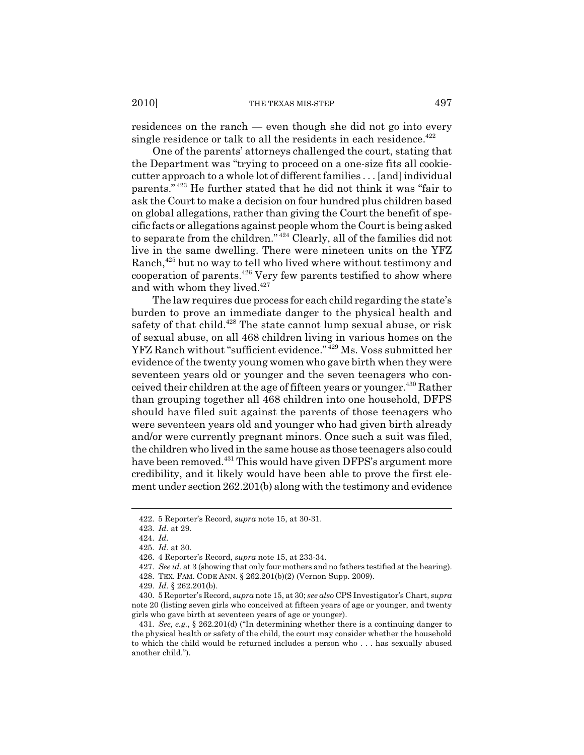residences on the ranch — even though she did not go into every single residence or talk to all the residents in each residence.[422]

One of the parents' attorneys challenged the court, stating that the Department was "trying to proceed on a one-size fits all cookie-cutter approach to a whole lot of different families . . . [and] individual parents."[423] He further stated that he did not think it was "fair to ask the Court to make a decision on four hundred plus children based on global allegations, rather than giving the Court the benefit of specific facts or allegations against people whom the Court is being asked to separate from the children."[424] Clearly, all of the families did not live in the same dwelling. There were nineteen units on the YFZ Ranch,[425] but no way to tell who lived where without testimony and cooperation of parents.[426] Very few parents testified to show where and with whom they lived.[427]

The law requires due process for each child regarding the state's burden to prove an immediate danger to the physical health and safety of that child.[428] The state cannot lump sexual abuse, or risk of sexual abuse, on all 468 children living in various homes on the YFZ Ranch without "sufficient evidence."[429] Ms. Voss submitted her evidence of the twenty young women who gave birth when they were seventeen years old or younger and the seven teenagers who conceived their children at the age of fifteen years or younger.[430] Rather than grouping together all 468 children into one household, DFPS should have filed suit against the parents of those teenagers who were seventeen years old and younger who had given birth already and/or were currently pregnant minors. Once such a suit was filed, the children who lived in the same house as those teenagers also could have been removed.[431] This would have given DFPS's argument more credibility, and it likely would have been able to prove the first element under section 262.201(b) along with the testimony and evidence

---

422. 5 Reporter's Record, *supra* note 15, at 30-31.

423. *Id.* at 29.

424. *Id.*

425. *Id.* at 30.

426. 4 Reporter's Record, *supra* note 15, at 233-34.

427. *See id.* at 3 (showing that only four mothers and no fathers testified at the hearing).

428. TEX. FAM. CODE ANN. § 262.201(b)(2) (Vernon Supp. 2009).

429. *Id.* § 262.201(b).

430. 5 Reporter's Record, *supra* note 15, at 30; *see also* CPS Investigator's Chart, *supra* note 20 (listing seven girls who conceived at fifteen years of age or younger, and twenty girls who gave birth at seventeen years of age or younger).

431. *See, e.g.*, § 262.201(d) ("In determining whether there is a continuing danger to the physical health or safety of the child, the court may consider whether the household to which the child would be returned includes a person who . . . has sexually abused another child.").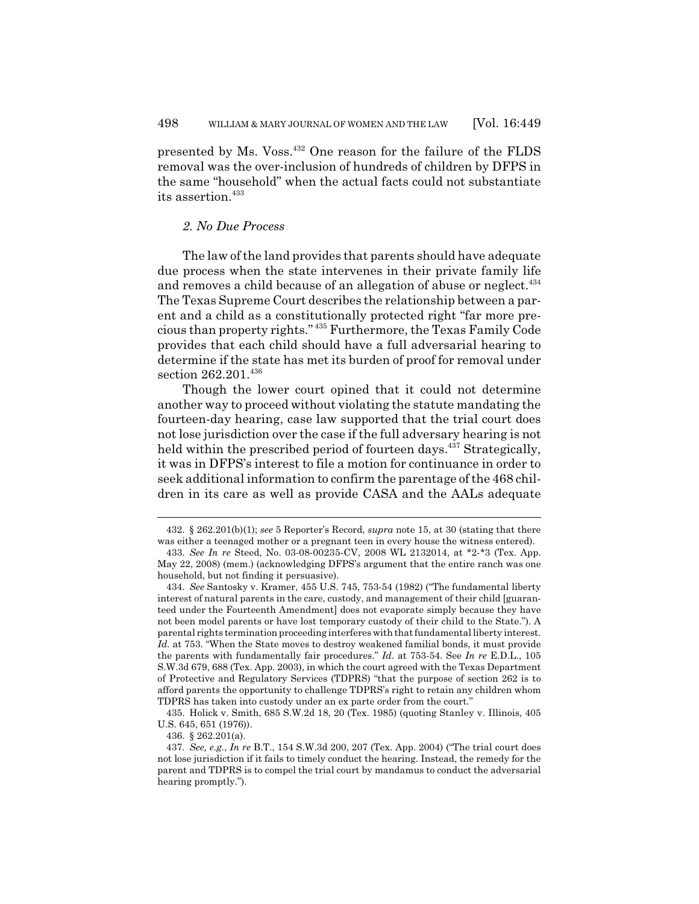presented by Ms. Voss.[432] One reason for the failure of the FLDS removal was the over-inclusion of hundreds of children by DFPS in the same "household" when the actual facts could not substantiate its assertion.[433]

### *2. No Due Process*

The law of the land provides that parents should have adequate due process when the state intervenes in their private family life and removes a child because of an allegation of abuse or neglect.[434] The Texas Supreme Court describes the relationship between a parent and a child as a constitutionally protected right "far more precious than property rights."[435] Furthermore, the Texas Family Code provides that each child should have a full adversarial hearing to determine if the state has met its burden of proof for removal under section 262.201.[436]

Though the lower court opined that it could not determine another way to proceed without violating the statute mandating the fourteen-day hearing, case law supported that the trial court does not lose jurisdiction over the case if the full adversary hearing is not held within the prescribed period of fourteen days.[437] Strategically, it was in DFPS's interest to file a motion for continuance in order to seek additional information to confirm the parentage of the 468 children in its care as well as provide CASA and the AALs adequate

---

432. § 262.201(b)(1); *see* 5 Reporter's Record, *supra* note 15, at 30 (stating that there was either a teenaged mother or a pregnant teen in every house the witness entered).

433. *See In re* Steed, No. 03-08-00235-CV, 2008 WL 2132014, at *2-*3 (Tex. App. May 22, 2008) (mem.) (acknowledging DFPS's argument that the entire ranch was one household, but not finding it persuasive).

434. *See* Santosky v. Kramer, 455 U.S. 745, 753-54 (1982) ("The fundamental liberty interest of natural parents in the care, custody, and management of their child [guaranteed under the Fourteenth Amendment] does not evaporate simply because they have not been model parents or have lost temporary custody of their child to the State."). A parental rights termination proceeding interferes with that fundamental liberty interest. *Id.* at 753. "When the State moves to destroy weakened familial bonds, it must provide the parents with fundamentally fair procedures." *Id.* at 753-54. See *In re* E.D.L., 105 S.W.3d 679, 688 (Tex. App. 2003), in which the court agreed with the Texas Department of Protective and Regulatory Services (TDPRS) "that the purpose of section 262 is to afford parents the opportunity to challenge TDPRS's right to retain any children whom TDPRS has taken into custody under an ex parte order from the court."

435. Holick v. Smith, 685 S.W.2d 18, 20 (Tex. 1985) (quoting Stanley v. Illinois, 405 U.S. 645, 651 (1976)).

436. § 262.201(a).

437. *See, e.g.*, *In re* B.T., 154 S.W.3d 200, 207 (Tex. App. 2004) ("The trial court does not lose jurisdiction if it fails to timely conduct the hearing. Instead, the remedy for the parent and TDPRS is to compel the trial court by mandamus to conduct the adversarial hearing promptly.").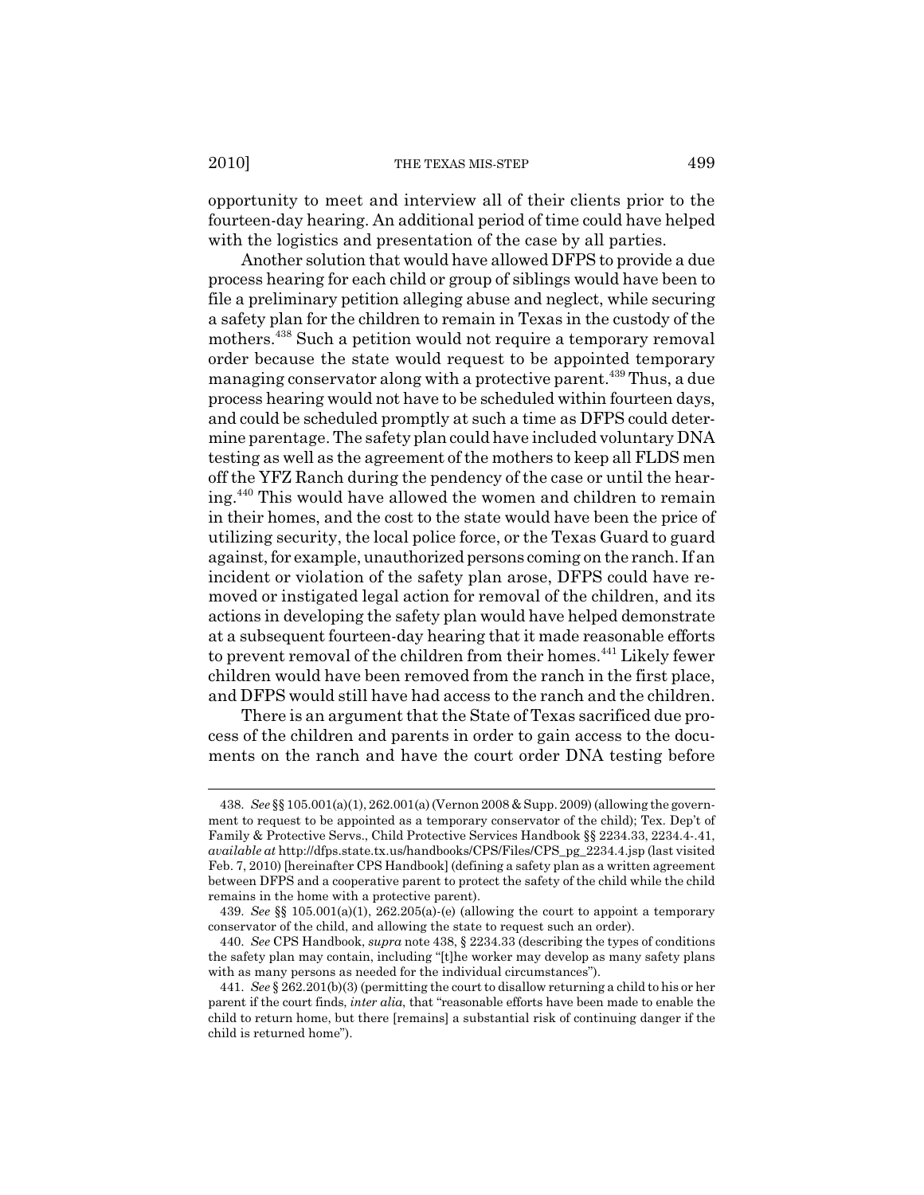opportunity to meet and interview all of their clients prior to the fourteen-day hearing. An additional period of time could have helped with the logistics and presentation of the case by all parties.

Another solution that would have allowed DFPS to provide a due process hearing for each child or group of siblings would have been to file a preliminary petition alleging abuse and neglect, while securing a safety plan for the children to remain in Texas in the custody of the mothers.[438] Such a petition would not require a temporary removal order because the state would request to be appointed temporary managing conservator along with a protective parent.[439] Thus, a due process hearing would not have to be scheduled within fourteen days, and could be scheduled promptly at such a time as DFPS could determine parentage. The safety plan could have included voluntary DNA testing as well as the agreement of the mothers to keep all FLDS men off the YFZ Ranch during the pendency of the case or until the hearing.[440] This would have allowed the women and children to remain in their homes, and the cost to the state would have been the price of utilizing security, the local police force, or the Texas Guard to guard against, for example, unauthorized persons coming on the ranch. If an incident or violation of the safety plan arose, DFPS could have removed or instigated legal action for removal of the children, and its actions in developing the safety plan would have helped demonstrate at a subsequent fourteen-day hearing that it made reasonable efforts to prevent removal of the children from their homes.[441] Likely fewer children would have been removed from the ranch in the first place, and DFPS would still have had access to the ranch and the children.

There is an argument that the State of Texas sacrificed due process of the children and parents in order to gain access to the documents on the ranch and have the court order DNA testing before

---

438. *See* §§ 105.001(a)(1), 262.001(a) (Vernon 2008 & Supp. 2009) (allowing the government to request to be appointed as a temporary conservator of the child); Tex. Dep't of Family & Protective Servs., Child Protective Services Handbook §§ 2234.33, 2234.4-.41, *available at* http://dfps.state.tx.us/handbooks/CPS/Files/CPS_pg_2234.4.jsp (last visited Feb. 7, 2010) [hereinafter CPS Handbook] (defining a safety plan as a written agreement between DFPS and a cooperative parent to protect the safety of the child while the child remains in the home with a protective parent).

439. *See* §§ 105.001(a)(1), 262.205(a)-(e) (allowing the court to appoint a temporary conservator of the child, and allowing the state to request such an order).

440. *See* CPS Handbook, *supra* note 438, § 2234.33 (describing the types of conditions the safety plan may contain, including "[t]he worker may develop as many safety plans with as many persons as needed for the individual circumstances").

441. *See* § 262.201(b)(3) (permitting the court to disallow returning a child to his or her parent if the court finds, *inter alia*, that "reasonable efforts have been made to enable the child to return home, but there [remains] a substantial risk of continuing danger if the child is returned home").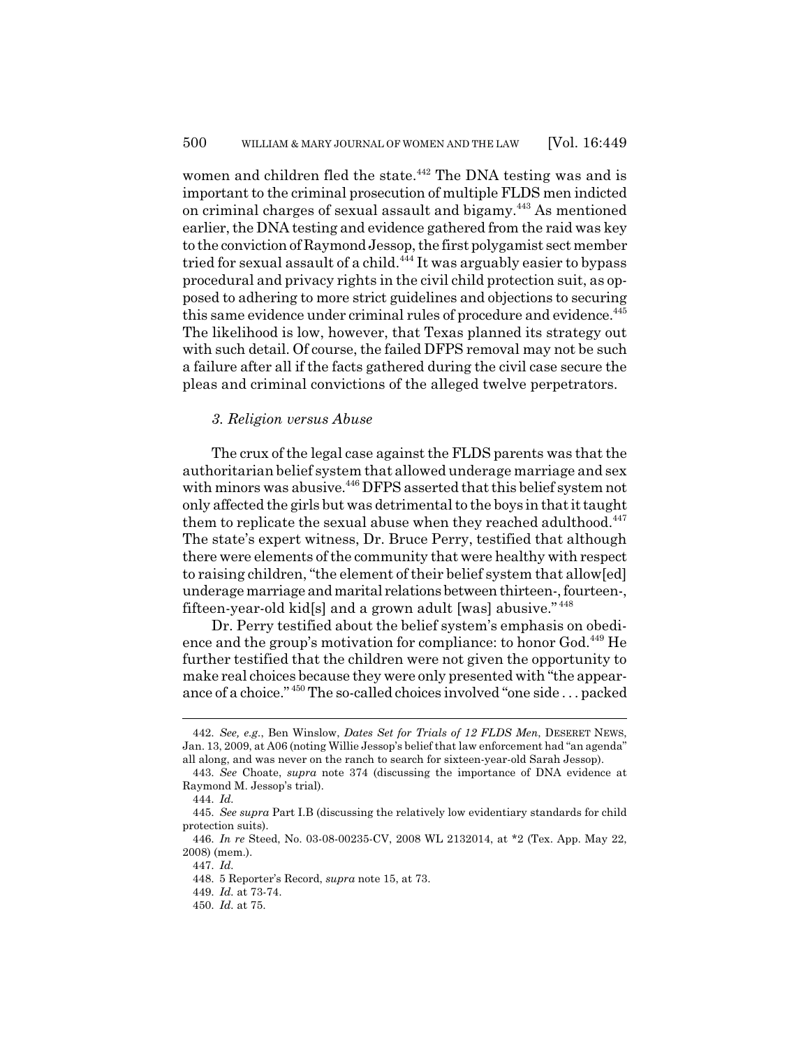women and children fled the state.[442] The DNA testing was and is important to the criminal prosecution of multiple FLDS men indicted on criminal charges of sexual assault and bigamy.[443] As mentioned earlier, the DNA testing and evidence gathered from the raid was key to the conviction of Raymond Jessop, the first polygamist sect member tried for sexual assault of a child.[444] It was arguably easier to bypass procedural and privacy rights in the civil child protection suit, as opposed to adhering to more strict guidelines and objections to securing this same evidence under criminal rules of procedure and evidence.[445] The likelihood is low, however, that Texas planned its strategy out with such detail. Of course, the failed DFPS removal may not be such a failure after all if the facts gathered during the civil case secure the pleas and criminal convictions of the alleged twelve perpetrators.

### *3. Religion versus Abuse*

The crux of the legal case against the FLDS parents was that the authoritarian belief system that allowed underage marriage and sex with minors was abusive.[446] DFPS asserted that this belief system not only affected the girls but was detrimental to the boys in that it taught them to replicate the sexual abuse when they reached adulthood.[447] The state's expert witness, Dr. Bruce Perry, testified that although there were elements of the community that were healthy with respect to raising children, "the element of their belief system that allow[ed] underage marriage and marital relations between thirteen-, fourteen-, fifteen-year-old kid[s] and a grown adult [was] abusive."[448]

Dr. Perry testified about the belief system's emphasis on obedience and the group's motivation for compliance: to honor God.[449] He further testified that the children were not given the opportunity to make real choices because they were only presented with "the appearance of a choice."[450] The so-called choices involved "one side . . . packed

---

442. *See, e.g.*, Ben Winslow, *Dates Set for Trials of 12 FLDS Men*, DESERET NEWS, Jan. 13, 2009, at A06 (noting Willie Jessop's belief that law enforcement had "an agenda" all along, and was never on the ranch to search for sixteen-year-old Sarah Jessop).

443. *See* Choate, *supra* note 374 (discussing the importance of DNA evidence at Raymond M. Jessop's trial).

444. *Id.*

445. *See supra* Part I.B (discussing the relatively low evidentiary standards for child protection suits).

446. *In re* Steed, No. 03-08-00235-CV, 2008 WL 2132014, at *2 (Tex. App. May 22, 2008) (mem.).

447. *Id.*

448. 5 Reporter's Record, *supra* note 15, at 73.

449. *Id.* at 73-74.

450. *Id.* at 75.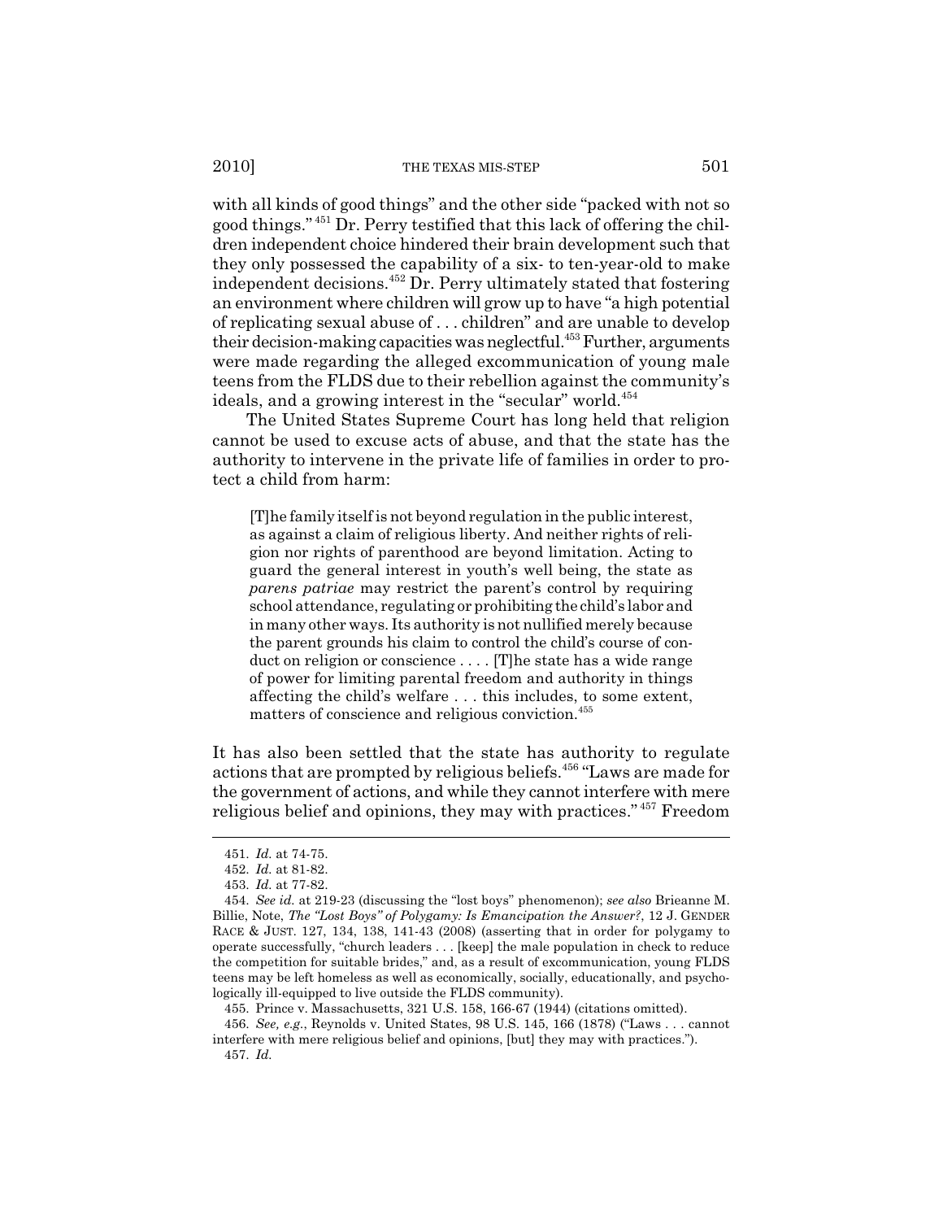with all kinds of good things" and the other side "packed with not so good things."[451] Dr. Perry testified that this lack of offering the children independent choice hindered their brain development such that they only possessed the capability of a six- to ten-year-old to make independent decisions.[452] Dr. Perry ultimately stated that fostering an environment where children will grow up to have "a high potential of replicating sexual abuse of . . . children" and are unable to develop their decision-making capacities was neglectful.[453] Further, arguments were made regarding the alleged excommunication of young male teens from the FLDS due to their rebellion against the community's ideals, and a growing interest in the "secular" world.[454]

The United States Supreme Court has long held that religion cannot be used to excuse acts of abuse, and that the state has the authority to intervene in the private life of families in order to protect a child from harm:

> [T]he family itself is not beyond regulation in the public interest, as against a claim of religious liberty. And neither rights of religion nor rights of parenthood are beyond limitation. Acting to guard the general interest in youth's well being, the state as *parens patriae* may restrict the parent's control by requiring school attendance, regulating or prohibiting the child's labor and in many other ways. Its authority is not nullified merely because the parent grounds his claim to control the child's course of conduct on religion or conscience . . . . [T]he state has a wide range of power for limiting parental freedom and authority in things affecting the child's welfare . . . this includes, to some extent, matters of conscience and religious conviction.[455]

It has also been settled that the state has authority to regulate actions that are prompted by religious beliefs.[456] "Laws are made for the government of actions, and while they cannot interfere with mere religious belief and opinions, they may with practices."[457] Freedom

---

451. *Id.* at 74-75.

452. *Id.* at 81-82.

453. *Id.* at 77-82.

454. *See id.* at 219-23 (discussing the "lost boys" phenomenon); *see also* Brieanne M. Billie, Note, *The "Lost Boys" of Polygamy: Is Emancipation the Answer?*, 12 J. GENDER RACE & JUST. 127, 134, 138, 141-43 (2008) (asserting that in order for polygamy to operate successfully, "church leaders . . . [keep] the male population in check to reduce the competition for suitable brides," and, as a result of excommunication, young FLDS teens may be left homeless as well as economically, socially, educationally, and psychologically ill-equipped to live outside the FLDS community).

455. Prince v. Massachusetts, 321 U.S. 158, 166-67 (1944) (citations omitted).

456. *See, e.g.*, Reynolds v. United States, 98 U.S. 145, 166 (1878) ("Laws . . . cannot interfere with mere religious belief and opinions, [but] they may with practices.").

457. *Id.*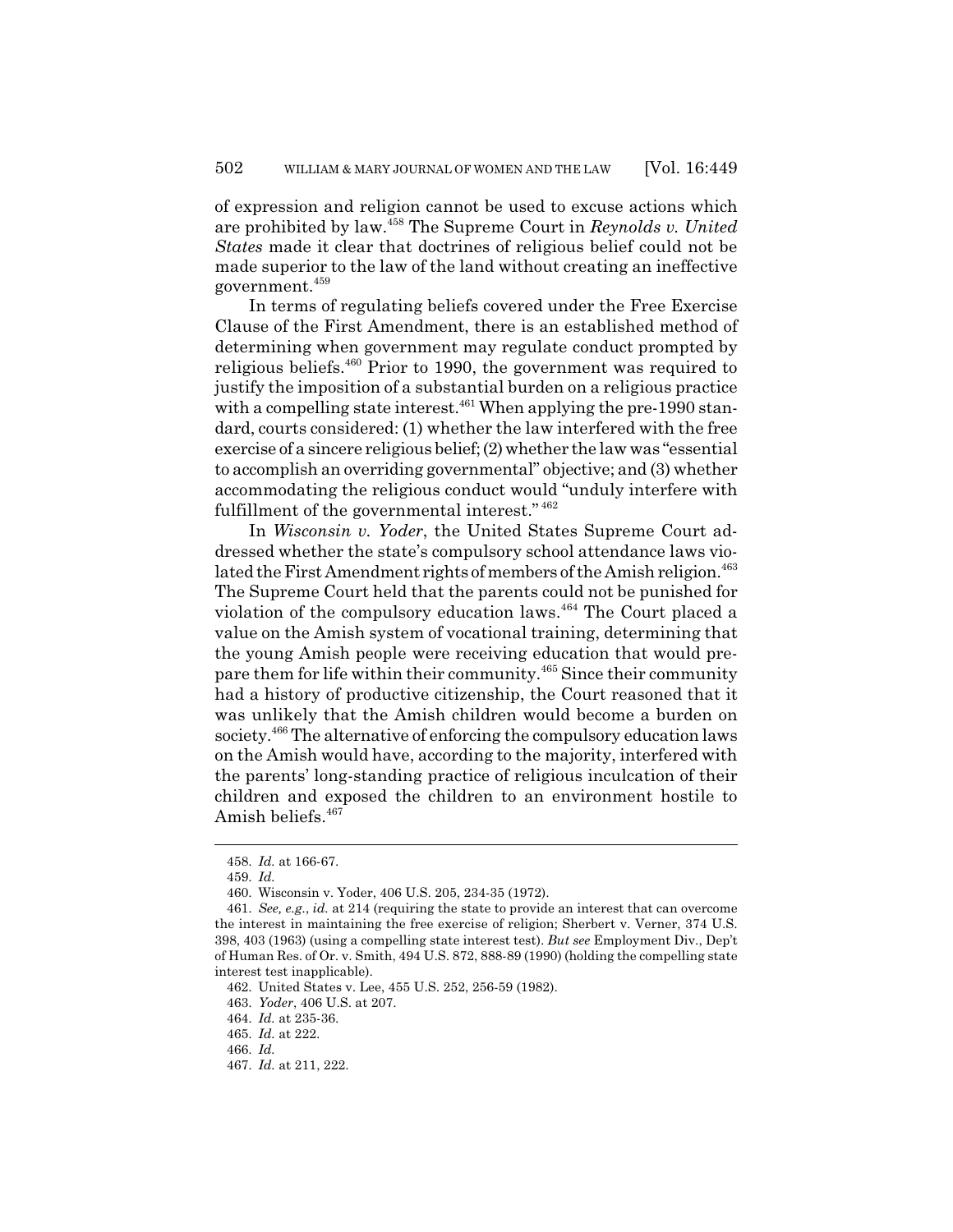of expression and religion cannot be used to excuse actions which are prohibited by law.[458] The Supreme Court in *Reynolds v. United States* made it clear that doctrines of religious belief could not be made superior to the law of the land without creating an ineffective government.[459]

In terms of regulating beliefs covered under the Free Exercise Clause of the First Amendment, there is an established method of determining when government may regulate conduct prompted by religious beliefs.[460] Prior to 1990, the government was required to justify the imposition of a substantial burden on a religious practice with a compelling state interest.[461] When applying the pre-1990 standard, courts considered: (1) whether the law interfered with the free exercise of a sincere religious belief; (2) whether the law was "essential to accomplish an overriding governmental" objective; and (3) whether accommodating the religious conduct would "unduly interfere with fulfillment of the governmental interest."[462]

In *Wisconsin v. Yoder*, the United States Supreme Court addressed whether the state's compulsory school attendance laws violated the First Amendment rights of members of the Amish religion.[463] The Supreme Court held that the parents could not be punished for violation of the compulsory education laws.[464] The Court placed a value on the Amish system of vocational training, determining that the young Amish people were receiving education that would prepare them for life within their community.[465] Since their community had a history of productive citizenship, the Court reasoned that it was unlikely that the Amish children would become a burden on society.[466] The alternative of enforcing the compulsory education laws on the Amish would have, according to the majority, interfered with the parents' long-standing practice of religious inculcation of their children and exposed the children to an environment hostile to Amish beliefs.[467]

---

458. *Id.* at 166-67.

459. *Id.*

460. Wisconsin v. Yoder, 406 U.S. 205, 234-35 (1972).

461. *See, e.g.*, *id.* at 214 (requiring the state to provide an interest that can overcome the interest in maintaining the free exercise of religion; Sherbert v. Verner, 374 U.S. 398, 403 (1963) (using a compelling state interest test). *But see* Employment Div., Dep't of Human Res. of Or. v. Smith, 494 U.S. 872, 888-89 (1990) (holding the compelling state interest test inapplicable).

462. United States v. Lee, 455 U.S. 252, 256-59 (1982).

463. *Yoder*, 406 U.S. at 207.

464. *Id.* at 235-36.

465. *Id.* at 222.

466. *Id.*

467. *Id.* at 211, 222.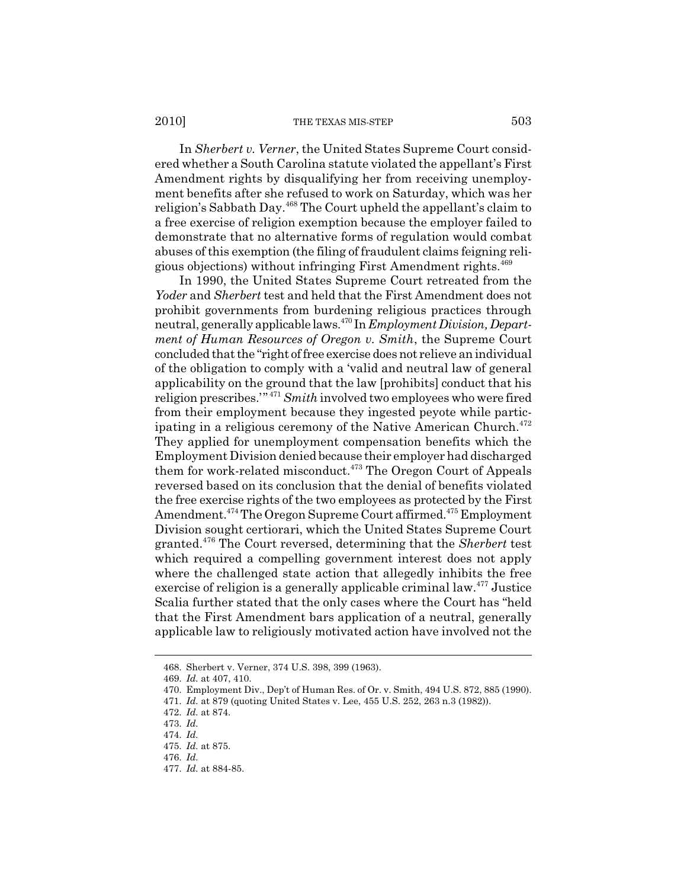In *Sherbert v. Verner*, the United States Supreme Court considered whether a South Carolina statute violated the appellant's First Amendment rights by disqualifying her from receiving unemployment benefits after she refused to work on Saturday, which was her religion's Sabbath Day.[468] The Court upheld the appellant's claim to a free exercise of religion exemption because the employer failed to demonstrate that no alternative forms of regulation would combat abuses of this exemption (the filing of fraudulent claims feigning religious objections) without infringing First Amendment rights.[469]

In 1990, the United States Supreme Court retreated from the *Yoder* and *Sherbert* test and held that the First Amendment does not prohibit governments from burdening religious practices through neutral, generally applicable laws.[470] In *Employment Division, Department of Human Resources of Oregon v. Smith*, the Supreme Court concluded that the "right of free exercise does not relieve an individual of the obligation to comply with a 'valid and neutral law of general applicability on the ground that the law [prohibits] conduct that his religion prescribes.'"[471] *Smith* involved two employees who were fired from their employment because they ingested peyote while participating in a religious ceremony of the Native American Church.[472] They applied for unemployment compensation benefits which the Employment Division denied because their employer had discharged them for work-related misconduct.[473] The Oregon Court of Appeals reversed based on its conclusion that the denial of benefits violated the free exercise rights of the two employees as protected by the First Amendment.[474] The Oregon Supreme Court affirmed.[475] Employment Division sought certiorari, which the United States Supreme Court granted.[476] The Court reversed, determining that the *Sherbert* test which required a compelling government interest does not apply where the challenged state action that allegedly inhibits the free exercise of religion is a generally applicable criminal law.[477] Justice Scalia further stated that the only cases where the Court has "held that the First Amendment bars application of a neutral, generally applicable law to religiously motivated action have involved not the

---

468. Sherbert v. Verner, 374 U.S. 398, 399 (1963).

469. *Id.* at 407, 410.

470. Employment Div., Dep't of Human Res. of Or. v. Smith, 494 U.S. 872, 885 (1990).

471. *Id.* at 879 (quoting United States v. Lee, 455 U.S. 252, 263 n.3 (1982)).

472. *Id.* at 874.

473. *Id.*

474. *Id.*

475. *Id.* at 875.

476. *Id.*

477. *Id.* at 884-85.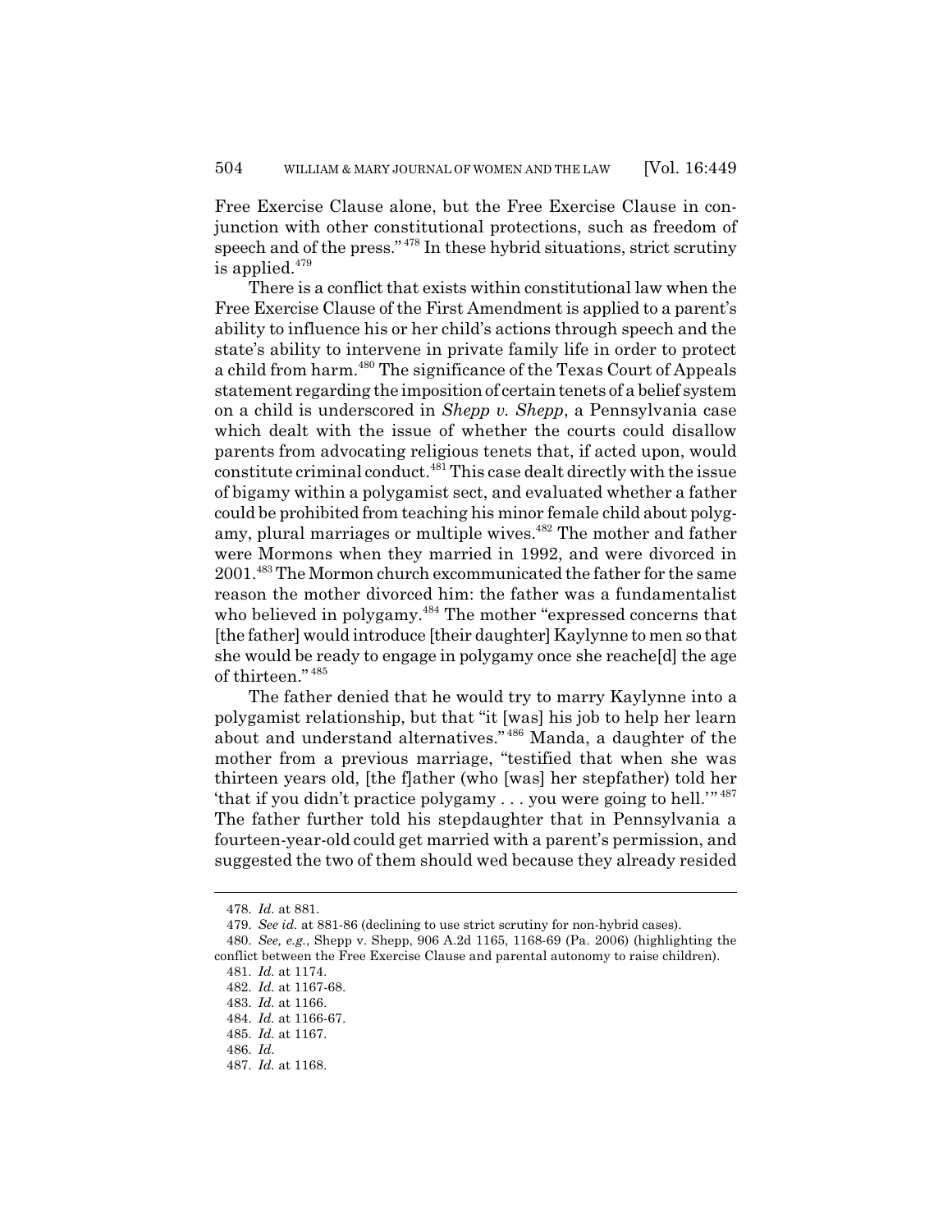Free Exercise Clause alone, but the Free Exercise Clause in conjunction with other constitutional protections, such as freedom of speech and of the press."[478] In these hybrid situations, strict scrutiny is applied.[479]

There is a conflict that exists within constitutional law when the Free Exercise Clause of the First Amendment is applied to a parent's ability to influence his or her child's actions through speech and the state's ability to intervene in private family life in order to protect a child from harm.[480] The significance of the Texas Court of Appeals statement regarding the imposition of certain tenets of a belief system on a child is underscored in *Shepp v. Shepp*, a Pennsylvania case which dealt with the issue of whether the courts could disallow parents from advocating religious tenets that, if acted upon, would constitute criminal conduct.[481] This case dealt directly with the issue of bigamy within a polygamist sect, and evaluated whether a father could be prohibited from teaching his minor female child about polygamy, plural marriages or multiple wives.[482] The mother and father were Mormons when they married in 1992, and were divorced in 2001.[483] The Mormon church excommunicated the father for the same reason the mother divorced him: the father was a fundamentalist who believed in polygamy.[484] The mother "expressed concerns that [the father] would introduce [their daughter] Kaylynne to men so that she would be ready to engage in polygamy once she reache[d] the age of thirteen."[485]

The father denied that he would try to marry Kaylynne into a polygamist relationship, but that "it [was] his job to help her learn about and understand alternatives."[486] Manda, a daughter of the mother from a previous marriage, "testified that when she was thirteen years old, [the f]ather (who [was] her stepfather) told her 'that if you didn't practice polygamy . . . you were going to hell.'"[487] The father further told his stepdaughter that in Pennsylvania a fourteen-year-old could get married with a parent's permission, and suggested the two of them should wed because they already resided

---

478. *Id.* at 881.

479. *See id.* at 881-86 (declining to use strict scrutiny for non-hybrid cases).

480. *See, e.g.*, Shepp v. Shepp, 906 A.2d 1165, 1168-69 (Pa. 2006) (highlighting the conflict between the Free Exercise Clause and parental autonomy to raise children).

481. *Id.* at 1174.

482. *Id.* at 1167-68.

483. *Id.* at 1166.

484. *Id.* at 1166-67.

485. *Id.* at 1167.

486. *Id.*

487. *Id.* at 1168.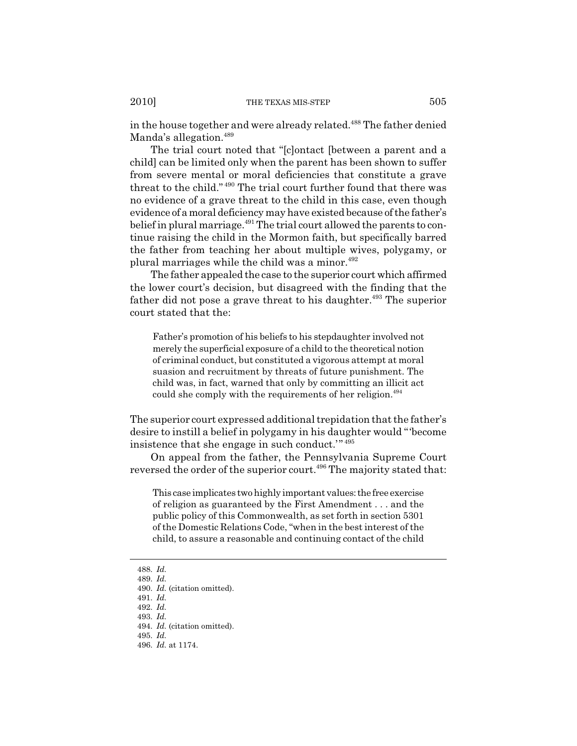in the house together and were already related.[488] The father denied Manda's allegation.[489]

The trial court noted that "[c]ontact [between a parent and a child] can be limited only when the parent has been shown to suffer from severe mental or moral deficiencies that constitute a grave threat to the child."[490] The trial court further found that there was no evidence of a grave threat to the child in this case, even though evidence of a moral deficiency may have existed because of the father's belief in plural marriage.[491] The trial court allowed the parents to continue raising the child in the Mormon faith, but specifically barred the father from teaching her about multiple wives, polygamy, or plural marriages while the child was a minor.[492]

The father appealed the case to the superior court which affirmed the lower court's decision, but disagreed with the finding that the father did not pose a grave threat to his daughter.[493] The superior court stated that the:

> Father's promotion of his beliefs to his stepdaughter involved not merely the superficial exposure of a child to the theoretical notion of criminal conduct, but constituted a vigorous attempt at moral suasion and recruitment by threats of future punishment. The child was, in fact, warned that only by committing an illicit act could she comply with the requirements of her religion.[494]

The superior court expressed additional trepidation that the father's desire to instill a belief in polygamy in his daughter would "'become insistence that she engage in such conduct.'"[495]

On appeal from the father, the Pennsylvania Supreme Court reversed the order of the superior court.[496] The majority stated that:

> This case implicates two highly important values: the free exercise of religion as guaranteed by the First Amendment . . . and the public policy of this Commonwealth, as set forth in section 5301 of the Domestic Relations Code, "when in the best interest of the child, to assure a reasonable and continuing contact of the child

---

488. *Id.*
489. *Id.*
490. *Id.* (citation omitted).
491. *Id.*
492. *Id.*
493. *Id.*
494. *Id.* (citation omitted).
495. *Id.*
496. *Id.* at 1174.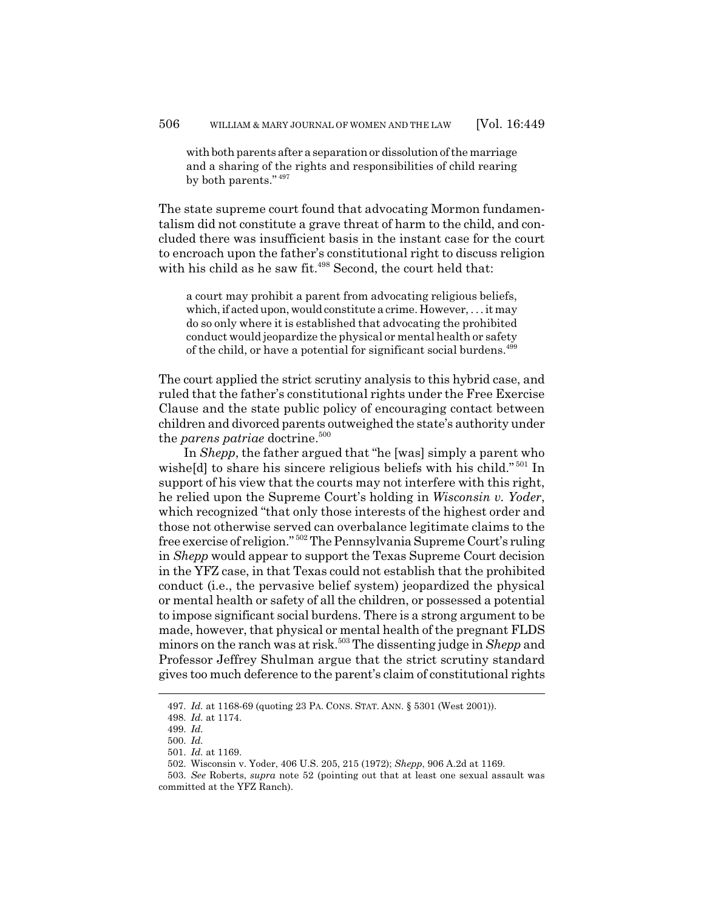with both parents after a separation or dissolution of the marriage and a sharing of the rights and responsibilities of child rearing by both parents."[497]

The state supreme court found that advocating Mormon fundamentalism did not constitute a grave threat of harm to the child, and concluded there was insufficient basis in the instant case for the court to encroach upon the father's constitutional right to discuss religion with his child as he saw fit.[498] Second, the court held that:

> a court may prohibit a parent from advocating religious beliefs, which, if acted upon, would constitute a crime. However, . . . it may do so only where it is established that advocating the prohibited conduct would jeopardize the physical or mental health or safety of the child, or have a potential for significant social burdens.[499]

The court applied the strict scrutiny analysis to this hybrid case, and ruled that the father's constitutional rights under the Free Exercise Clause and the state public policy of encouraging contact between children and divorced parents outweighed the state's authority under the *parens patriae* doctrine.[500]

In *Shepp*, the father argued that "he [was] simply a parent who wishe[d] to share his sincere religious beliefs with his child."[501] In support of his view that the courts may not interfere with this right, he relied upon the Supreme Court's holding in *Wisconsin v. Yoder*, which recognized "that only those interests of the highest order and those not otherwise served can overbalance legitimate claims to the free exercise of religion."[502] The Pennsylvania Supreme Court's ruling in *Shepp* would appear to support the Texas Supreme Court decision in the YFZ case, in that Texas could not establish that the prohibited conduct (i.e., the pervasive belief system) jeopardized the physical or mental health or safety of all the children, or possessed a potential to impose significant social burdens. There is a strong argument to be made, however, that physical or mental health of the pregnant FLDS minors on the ranch was at risk.[503] The dissenting judge in *Shepp* and Professor Jeffrey Shulman argue that the strict scrutiny standard gives too much deference to the parent's claim of constitutional rights

---

497. *Id.* at 1168-69 (quoting 23 PA. CONS. STAT. ANN. § 5301 (West 2001)).

498. *Id.* at 1174.

499. *Id.*

500. *Id.*

501. *Id.* at 1169.

502. Wisconsin v. Yoder, 406 U.S. 205, 215 (1972); *Shepp*, 906 A.2d at 1169.

503. *See* Roberts, *supra* note 52 (pointing out that at least one sexual assault was committed at the YFZ Ranch).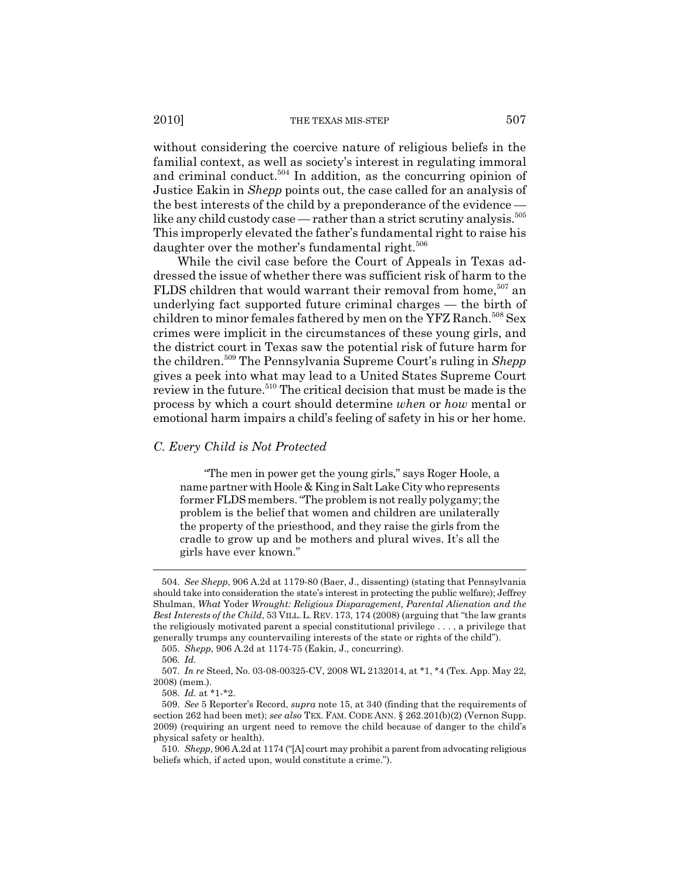without considering the coercive nature of religious beliefs in the familial context, as well as society's interest in regulating immoral and criminal conduct.[504] In addition, as the concurring opinion of Justice Eakin in *Shepp* points out, the case called for an analysis of the best interests of the child by a preponderance of the evidence — like any child custody case — rather than a strict scrutiny analysis.[505] This improperly elevated the father's fundamental right to raise his daughter over the mother's fundamental right.[506]

While the civil case before the Court of Appeals in Texas addressed the issue of whether there was sufficient risk of harm to the FLDS children that would warrant their removal from home,[507] an underlying fact supported future criminal charges — the birth of children to minor females fathered by men on the YFZ Ranch.[508] Sex crimes were implicit in the circumstances of these young girls, and the district court in Texas saw the potential risk of future harm for the children.[509] The Pennsylvania Supreme Court's ruling in *Shepp* gives a peek into what may lead to a United States Supreme Court review in the future.[510] The critical decision that must be made is the process by which a court should determine *when* or *how* mental or emotional harm impairs a child's feeling of safety in his or her home.

### *C. Every Child is Not Protected*

> "The men in power get the young girls," says Roger Hoole, a name partner with Hoole & King in Salt Lake City who represents former FLDS members. "The problem is not really polygamy; the problem is the belief that women and children are unilaterally the property of the priesthood, and they raise the girls from the cradle to grow up and be mothers and plural wives. It's all the girls have ever known."

---

504. *See Shepp*, 906 A.2d at 1179-80 (Baer, J., dissenting) (stating that Pennsylvania should take into consideration the state's interest in protecting the public welfare); Jeffrey Shulman, *What* Yoder *Wrought: Religious Disparagement, Parental Alienation and the Best Interests of the Child*, 53 VILL. L. REV. 173, 174 (2008) (arguing that "the law grants the religiously motivated parent a special constitutional privilege . . . , a privilege that generally trumps any countervailing interests of the state or rights of the child").

505. *Shepp*, 906 A.2d at 1174-75 (Eakin, J., concurring).

506. *Id.*

507. *In re* Steed, No. 03-08-00325-CV, 2008 WL 2132014, at *1, *4 (Tex. App. May 22, 2008) (mem.).

508. *Id.* at *1-*2.

509. *See* 5 Reporter's Record, *supra* note 15, at 340 (finding that the requirements of section 262 had been met); *see also* TEX. FAM. CODE ANN. § 262.201(b)(2) (Vernon Supp. 2009) (requiring an urgent need to remove the child because of danger to the child's physical safety or health).

510. *Shepp*, 906 A.2d at 1174 ("[A] court may prohibit a parent from advocating religious beliefs which, if acted upon, would constitute a crime.").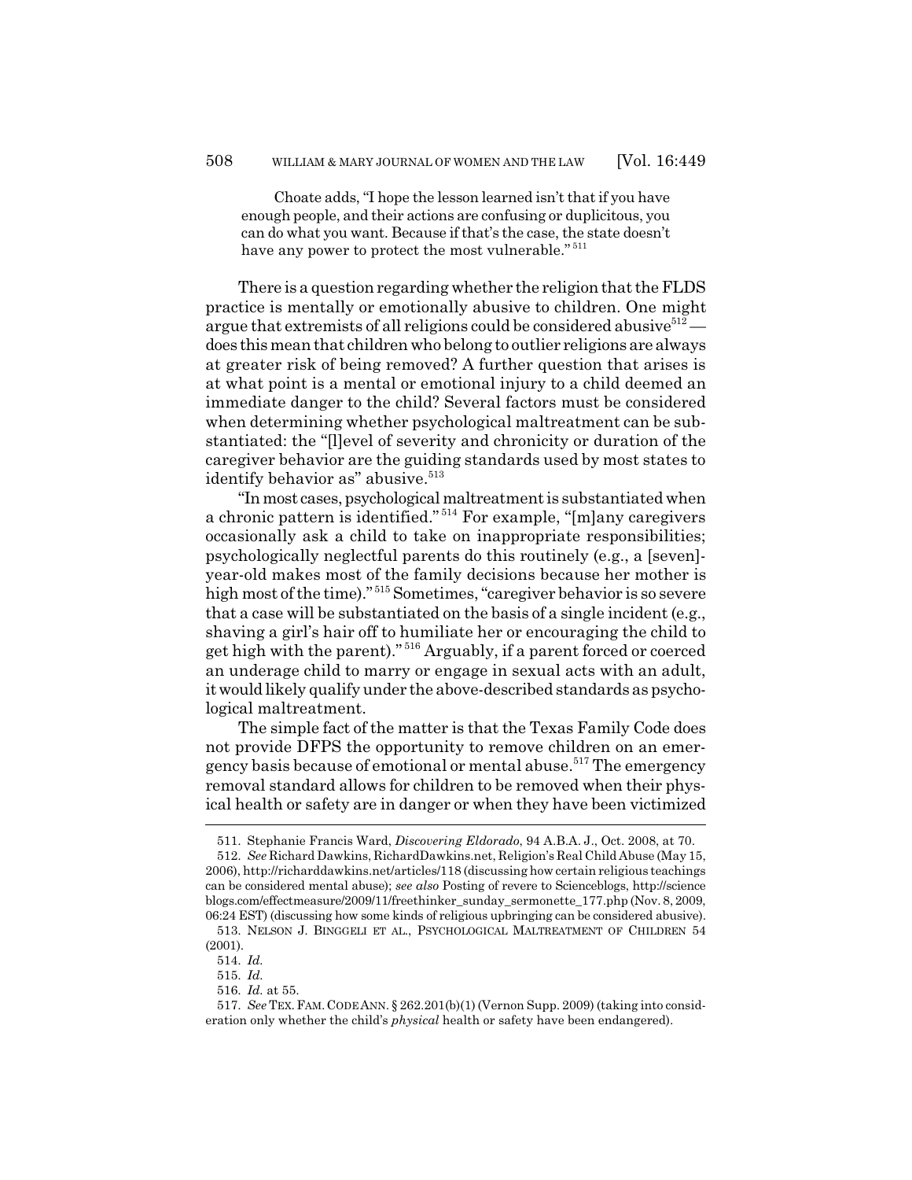> Choate adds, "I hope the lesson learned isn't that if you have enough people, and their actions are confusing or duplicitous, you can do what you want. Because if that's the case, the state doesn't have any power to protect the most vulnerable."[511]

There is a question regarding whether the religion that the FLDS practice is mentally or emotionally abusive to children. One might argue that extremists of all religions could be considered abusive[512] — does this mean that children who belong to outlier religions are always at greater risk of being removed? A further question that arises is at what point is a mental or emotional injury to a child deemed an immediate danger to the child? Several factors must be considered when determining whether psychological maltreatment can be substantiated: the "[l]evel of severity and chronicity or duration of the caregiver behavior are the guiding standards used by most states to identify behavior as" abusive.[513]

"In most cases, psychological maltreatment is substantiated when a chronic pattern is identified."[514] For example, "[m]any caregivers occasionally ask a child to take on inappropriate responsibilities; psychologically neglectful parents do this routinely (e.g., a [seven]-year-old makes most of the family decisions because her mother is high most of the time)."[515] Sometimes, "caregiver behavior is so severe that a case will be substantiated on the basis of a single incident (e.g., shaving a girl's hair off to humiliate her or encouraging the child to get high with the parent)."[516] Arguably, if a parent forced or coerced an underage child to marry or engage in sexual acts with an adult, it would likely qualify under the above-described standards as psychological maltreatment.

The simple fact of the matter is that the Texas Family Code does not provide DFPS the opportunity to remove children on an emergency basis because of emotional or mental abuse.[517] The emergency removal standard allows for children to be removed when their physical health or safety are in danger or when they have been victimized

---

511. Stephanie Francis Ward, *Discovering Eldorado*, 94 A.B.A. J., Oct. 2008, at 70.

512. *See* Richard Dawkins, RichardDawkins.net, Religion's Real Child Abuse (May 15, 2006), http://richarddawkins.net/articles/118 (discussing how certain religious teachings can be considered mental abuse); *see also* Posting of revere to Scienceblogs, http://scienceblogs.com/effectmeasure/2009/11/freethinker_sunday_sermonette_177.php (Nov. 8, 2009, 06:24 EST) (discussing how some kinds of religious upbringing can be considered abusive).

513. NELSON J. BINGGELI ET AL., PSYCHOLOGICAL MALTREATMENT OF CHILDREN 54 (2001).

514. *Id.*

515. *Id.*

516. *Id.* at 55.

517. *See* TEX. FAM. CODE ANN. § 262.201(b)(1) (Vernon Supp. 2009) (taking into consideration only whether the child's *physical* health or safety have been endangered).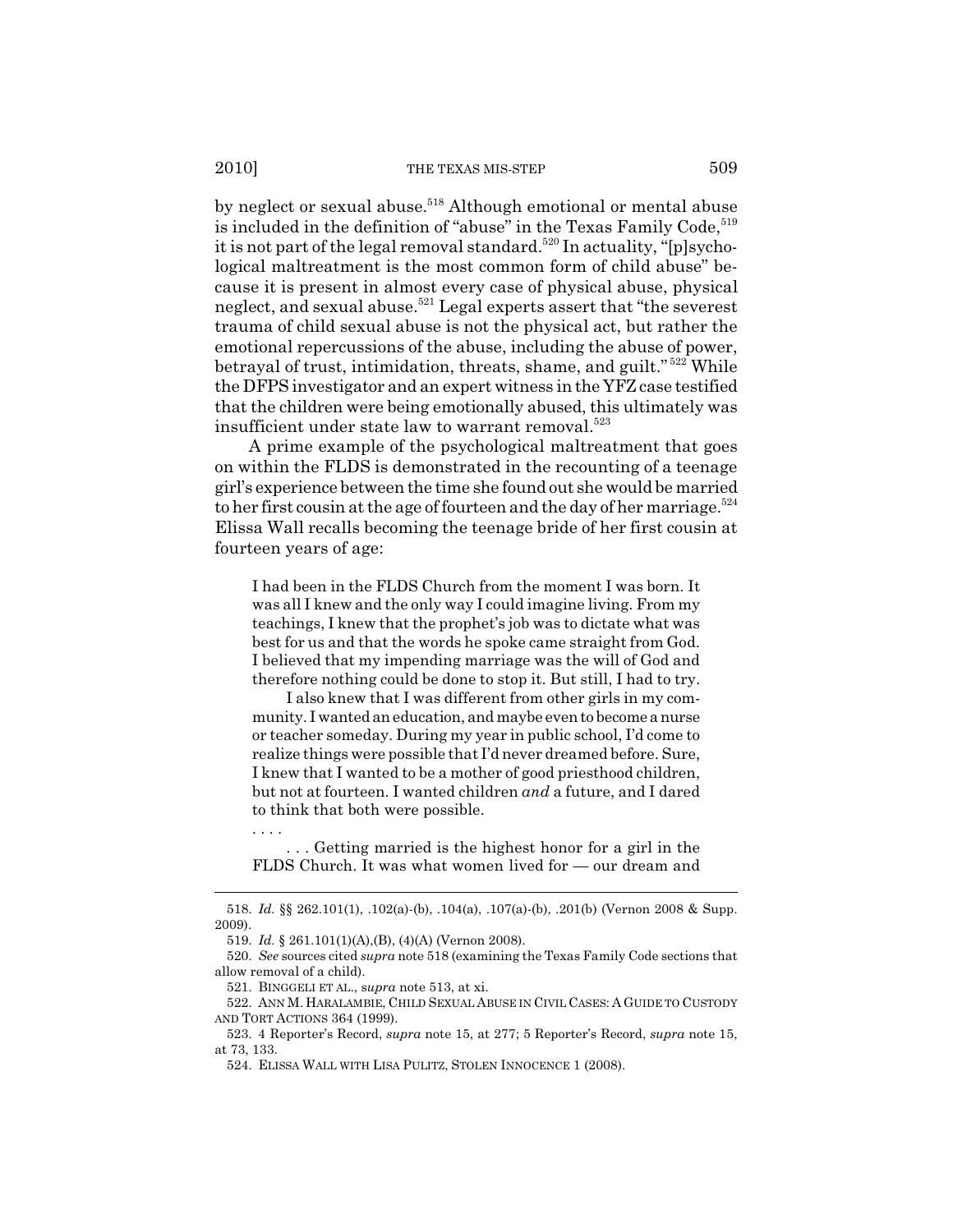by neglect or sexual abuse.[518] Although emotional or mental abuse is included in the definition of "abuse" in the Texas Family Code,[519] it is not part of the legal removal standard.[520] In actuality, "[p]sychological maltreatment is the most common form of child abuse" because it is present in almost every case of physical abuse, physical neglect, and sexual abuse.[521] Legal experts assert that "the severest trauma of child sexual abuse is not the physical act, but rather the emotional repercussions of the abuse, including the abuse of power, betrayal of trust, intimidation, threats, shame, and guilt."[522] While the DFPS investigator and an expert witness in the YFZ case testified that the children were being emotionally abused, this ultimately was insufficient under state law to warrant removal.[523]

A prime example of the psychological maltreatment that goes on within the FLDS is demonstrated in the recounting of a teenage girl's experience between the time she found out she would be married to her first cousin at the age of fourteen and the day of her marriage.[524] Elissa Wall recalls becoming the teenage bride of her first cousin at fourteen years of age:

> I had been in the FLDS Church from the moment I was born. It was all I knew and the only way I could imagine living. From my teachings, I knew that the prophet's job was to dictate what was best for us and that the words he spoke came straight from God. I believed that my impending marriage was the will of God and therefore nothing could be done to stop it. But still, I had to try.
>
> I also knew that I was different from other girls in my community. I wanted an education, and maybe even to become a nurse or teacher someday. During my year in public school, I'd come to realize things were possible that I'd never dreamed before. Sure, I knew that I wanted to be a mother of good priesthood children, but not at fourteen. I wanted children *and* a future, and I dared to think that both were possible.
>
> . . . .
>
> . . . Getting married is the highest honor for a girl in the FLDS Church. It was what women lived for — our dream and

---

518. *Id.* §§ 262.101(1), .102(a)-(b), .104(a), .107(a)-(b), .201(b) (Vernon 2008 & Supp. 2009).

519. *Id.* § 261.101(1)(A),(B), (4)(A) (Vernon 2008).

520. *See* sources cited *supra* note 518 (examining the Texas Family Code sections that allow removal of a child).

521. BINGGELI ET AL., *supra* note 513, at xi.

522. ANN M. HARALAMBIE, CHILD SEXUAL ABUSE IN CIVIL CASES: A GUIDE TO CUSTODY AND TORT ACTIONS 364 (1999).

523. 4 Reporter's Record, *supra* note 15, at 277; 5 Reporter's Record, *supra* note 15, at 73, 133.

524. ELISSA WALL WITH LISA PULITZ, STOLEN INNOCENCE 1 (2008).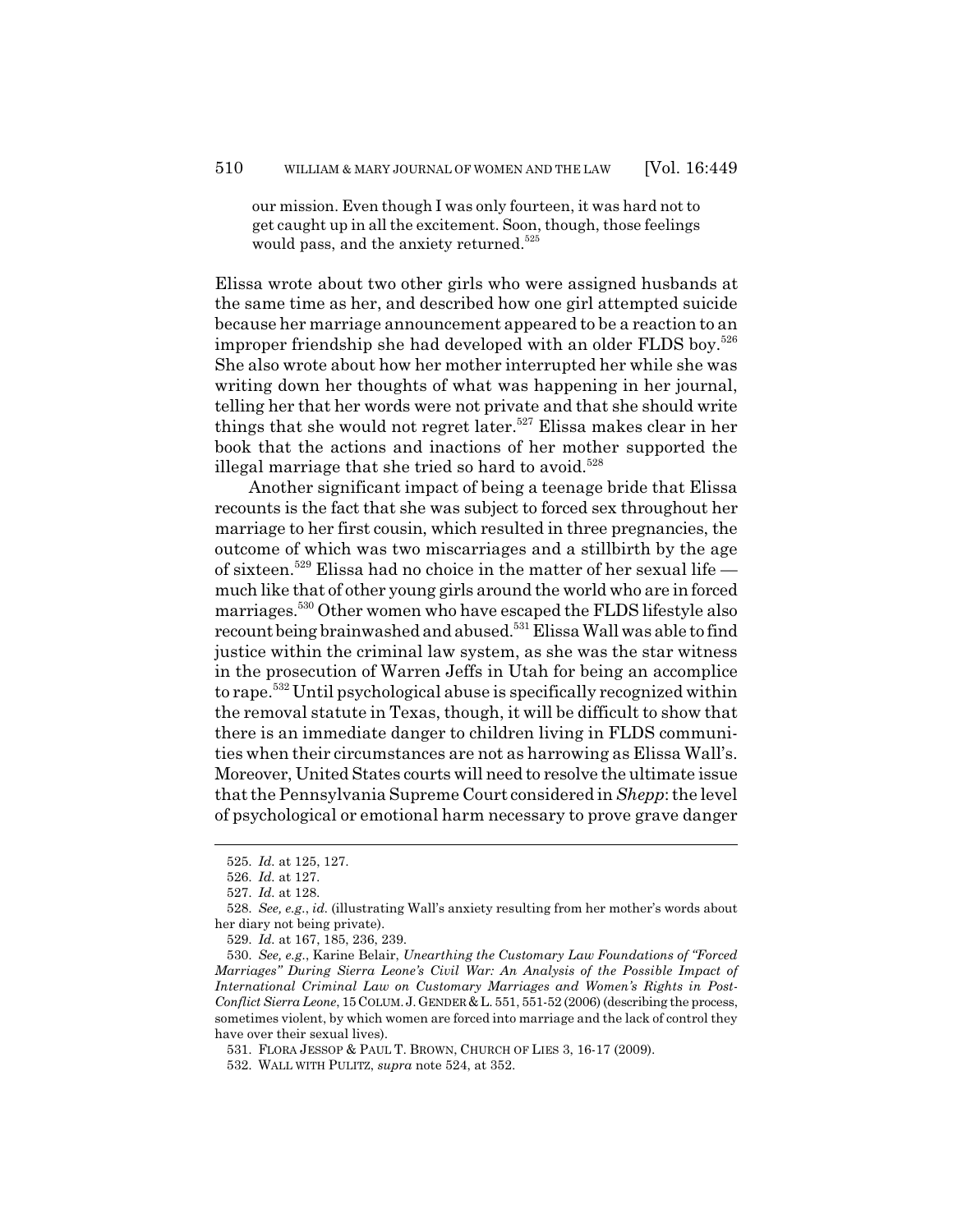> our mission. Even though I was only fourteen, it was hard not to get caught up in all the excitement. Soon, though, those feelings would pass, and the anxiety returned.[525]

Elissa wrote about two other girls who were assigned husbands at the same time as her, and described how one girl attempted suicide because her marriage announcement appeared to be a reaction to an improper friendship she had developed with an older FLDS boy.[526] She also wrote about how her mother interrupted her while she was writing down her thoughts of what was happening in her journal, telling her that her words were not private and that she should write things that she would not regret later.[527] Elissa makes clear in her book that the actions and inactions of her mother supported the illegal marriage that she tried so hard to avoid.[528]

Another significant impact of being a teenage bride that Elissa recounts is the fact that she was subject to forced sex throughout her marriage to her first cousin, which resulted in three pregnancies, the outcome of which was two miscarriages and a stillbirth by the age of sixteen.[529] Elissa had no choice in the matter of her sexual life — much like that of other young girls around the world who are in forced marriages.[530] Other women who have escaped the FLDS lifestyle also recount being brainwashed and abused.[531] Elissa Wall was able to find justice within the criminal law system, as she was the star witness in the prosecution of Warren Jeffs in Utah for being an accomplice to rape.[532] Until psychological abuse is specifically recognized within the removal statute in Texas, though, it will be difficult to show that there is an immediate danger to children living in FLDS communities when their circumstances are not as harrowing as Elissa Wall's. Moreover, United States courts will need to resolve the ultimate issue that the Pennsylvania Supreme Court considered in *Shepp*: the level of psychological or emotional harm necessary to prove grave danger

---

525. *Id.* at 125, 127.

526. *Id.* at 127.

527. *Id.* at 128.

528. *See, e.g.*, *id.* (illustrating Wall's anxiety resulting from her mother's words about her diary not being private).

529. *Id.* at 167, 185, 236, 239.

530. *See, e.g.*, Karine Belair, *Unearthing the Customary Law Foundations of "Forced Marriages" During Sierra Leone's Civil War: An Analysis of the Possible Impact of International Criminal Law on Customary Marriages and Women's Rights in Post-Conflict Sierra Leone*, 15 COLUM. J. GENDER & L. 551, 551-52 (2006) (describing the process, sometimes violent, by which women are forced into marriage and the lack of control they have over their sexual lives).

531. FLORA JESSOP & PAUL T. BROWN, CHURCH OF LIES 3, 16-17 (2009).

532. WALL WITH PULITZ, *supra* note 524, at 352.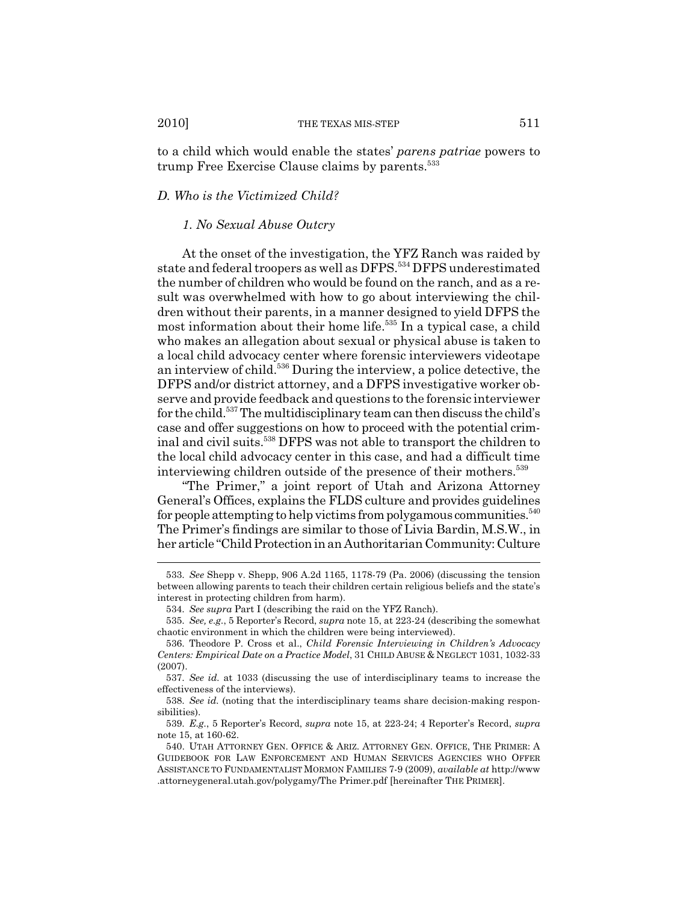to a child which would enable the states' *parens patriae* powers to trump Free Exercise Clause claims by parents.[533]

### *D. Who is the Victimized Child?*

#### *1. No Sexual Abuse Outcry*

At the onset of the investigation, the YFZ Ranch was raided by state and federal troopers as well as DFPS.[534] DFPS underestimated the number of children who would be found on the ranch, and as a result was overwhelmed with how to go about interviewing the children without their parents, in a manner designed to yield DFPS the most information about their home life.[535] In a typical case, a child who makes an allegation about sexual or physical abuse is taken to a local child advocacy center where forensic interviewers videotape an interview of child.[536] During the interview, a police detective, the DFPS and/or district attorney, and a DFPS investigative worker observe and provide feedback and questions to the forensic interviewer for the child.[537] The multidisciplinary team can then discuss the child's case and offer suggestions on how to proceed with the potential criminal and civil suits.[538] DFPS was not able to transport the children to the local child advocacy center in this case, and had a difficult time interviewing children outside of the presence of their mothers.[539]

"The Primer," a joint report of Utah and Arizona Attorney General's Offices, explains the FLDS culture and provides guidelines for people attempting to help victims from polygamous communities.[540] The Primer's findings are similar to those of Livia Bardin, M.S.W., in her article "Child Protection in an Authoritarian Community: Culture

---

533. *See* Shepp v. Shepp, 906 A.2d 1165, 1178-79 (Pa. 2006) (discussing the tension between allowing parents to teach their children certain religious beliefs and the state's interest in protecting children from harm).

534. *See supra* Part I (describing the raid on the YFZ Ranch).

535. *See, e.g.*, 5 Reporter's Record, *supra* note 15, at 223-24 (describing the somewhat chaotic environment in which the children were being interviewed).

536. Theodore P. Cross et al., *Child Forensic Interviewing in Children's Advocacy Centers: Empirical Date on a Practice Model*, 31 CHILD ABUSE & NEGLECT 1031, 1032-33 (2007).

537. *See id.* at 1033 (discussing the use of interdisciplinary teams to increase the effectiveness of the interviews).

538. *See id.* (noting that the interdisciplinary teams share decision-making responsibilities).

539. *E.g.*, 5 Reporter's Record, *supra* note 15, at 223-24; 4 Reporter's Record, *supra* note 15, at 160-62.

540. UTAH ATTORNEY GEN. OFFICE & ARIZ. ATTORNEY GEN. OFFICE, THE PRIMER: A GUIDEBOOK FOR LAW ENFORCEMENT AND HUMAN SERVICES AGENCIES WHO OFFER ASSISTANCE TO FUNDAMENTALIST MORMON FAMILIES 7-9 (2009), *available at* http://www.attorneygeneral.utah.gov/polygamy/The Primer.pdf [hereinafter THE PRIMER].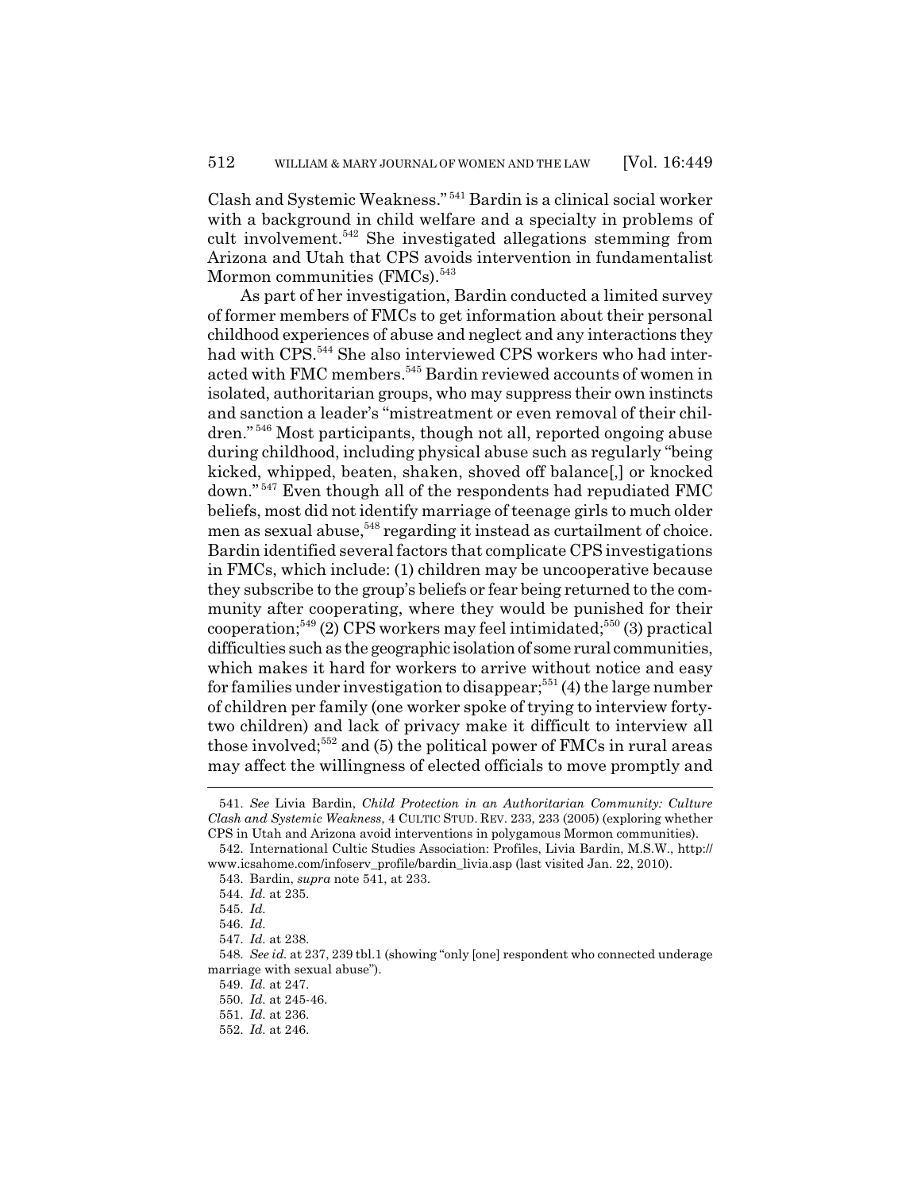Clash and Systemic Weakness."[541] Bardin is a clinical social worker with a background in child welfare and a specialty in problems of cult involvement.[542] She investigated allegations stemming from Arizona and Utah that CPS avoids intervention in fundamentalist Mormon communities (FMCs).[543]

As part of her investigation, Bardin conducted a limited survey of former members of FMCs to get information about their personal childhood experiences of abuse and neglect and any interactions they had with CPS.[544] She also interviewed CPS workers who had interacted with FMC members.[545] Bardin reviewed accounts of women in isolated, authoritarian groups, who may suppress their own instincts and sanction a leader's "mistreatment or even removal of their children."[546] Most participants, though not all, reported ongoing abuse during childhood, including physical abuse such as regularly "being kicked, whipped, beaten, shaken, shoved off balance[,] or knocked down."[547] Even though all of the respondents had repudiated FMC beliefs, most did not identify marriage of teenage girls to much older men as sexual abuse,[548] regarding it instead as curtailment of choice. Bardin identified several factors that complicate CPS investigations in FMCs, which include: (1) children may be uncooperative because they subscribe to the group's beliefs or fear being returned to the community after cooperating, where they would be punished for their cooperation;[549] (2) CPS workers may feel intimidated;[550] (3) practical difficulties such as the geographic isolation of some rural communities, which makes it hard for workers to arrive without notice and easy for families under investigation to disappear;[551] (4) the large number of children per family (one worker spoke of trying to interview forty-two children) and lack of privacy make it difficult to interview all those involved;[552] and (5) the political power of FMCs in rural areas may affect the willingness of elected officials to move promptly and

---

541. *See* Livia Bardin, *Child Protection in an Authoritarian Community: Culture Clash and Systemic Weakness*, 4 CULTIC STUD. REV. 233, 233 (2005) (exploring whether CPS in Utah and Arizona avoid interventions in polygamous Mormon communities).

542. International Cultic Studies Association: Profiles, Livia Bardin, M.S.W., http://www.icsahome.com/infoserv_profile/bardin_livia.asp (last visited Jan. 22, 2010).

543. Bardin, *supra* note 541, at 233.

544. *Id.* at 235.

545. *Id.*

546. *Id.*

547. *Id.* at 238.

548. *See id.* at 237, 239 tbl.1 (showing "only [one] respondent who connected underage marriage with sexual abuse").

549. *Id.* at 247.

550. *Id.* at 245-46.

551. *Id.* at 236.

552. *Id.* at 246.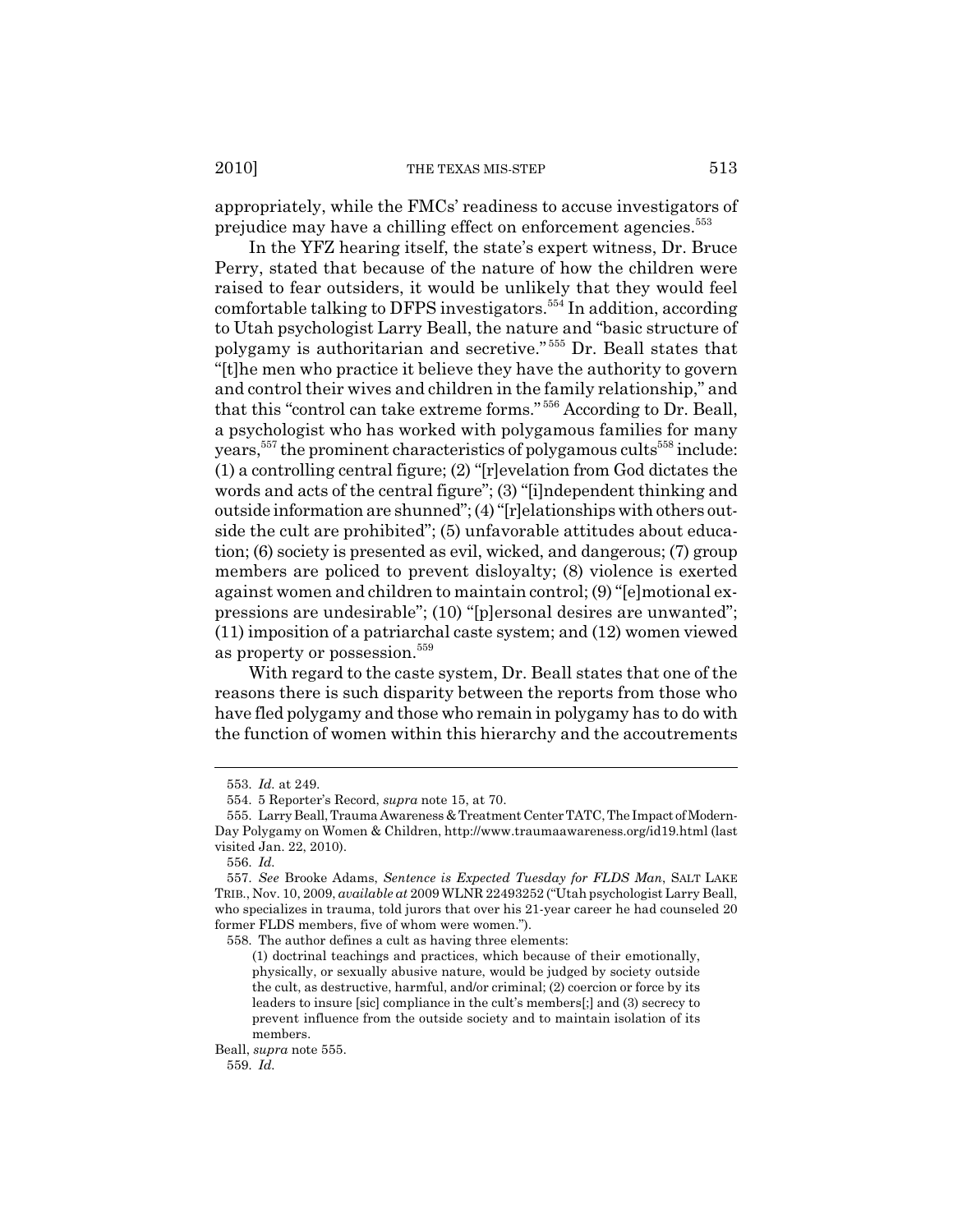appropriately, while the FMCs' readiness to accuse investigators of prejudice may have a chilling effect on enforcement agencies.[553]

In the YFZ hearing itself, the state's expert witness, Dr. Bruce Perry, stated that because of the nature of how the children were raised to fear outsiders, it would be unlikely that they would feel comfortable talking to DFPS investigators.[554] In addition, according to Utah psychologist Larry Beall, the nature and "basic structure of polygamy is authoritarian and secretive."[555] Dr. Beall states that "[t]he men who practice it believe they have the authority to govern and control their wives and children in the family relationship," and that this "control can take extreme forms."[556] According to Dr. Beall, a psychologist who has worked with polygamous families for many years,[557] the prominent characteristics of polygamous cults[558] include: (1) a controlling central figure; (2) "[r]evelation from God dictates the words and acts of the central figure"; (3) "[i]ndependent thinking and outside information are shunned"; (4) "[r]elationships with others outside the cult are prohibited"; (5) unfavorable attitudes about education; (6) society is presented as evil, wicked, and dangerous; (7) group members are policed to prevent disloyalty; (8) violence is exerted against women and children to maintain control; (9) "[e]motional expressions are undesirable"; (10) "[p]ersonal desires are unwanted"; (11) imposition of a patriarchal caste system; and (12) women viewed as property or possession.[559]

With regard to the caste system, Dr. Beall states that one of the reasons there is such disparity between the reports from those who have fled polygamy and those who remain in polygamy has to do with the function of women within this hierarchy and the accoutrements

---

553. *Id.* at 249.

554. 5 Reporter's Record, *supra* note 15, at 70.

555. Larry Beall, Trauma Awareness & Treatment Center TATC, The Impact of Modern-Day Polygamy on Women & Children, http://www.traumaawareness.org/id19.html (last visited Jan. 22, 2010).

556. *Id.*

557. *See* Brooke Adams, *Sentence is Expected Tuesday for FLDS Man*, SALT LAKE TRIB., Nov. 10, 2009, *available at* 2009 WLNR 22493252 ("Utah psychologist Larry Beall, who specializes in trauma, told jurors that over his 21-year career he had counseled 20 former FLDS members, five of whom were women.").

558. The author defines a cult as having three elements:

> (1) doctrinal teachings and practices, which because of their emotionally, physically, or sexually abusive nature, would be judged by society outside the cult, as destructive, harmful, and/or criminal; (2) coercion or force by its leaders to insure [sic] compliance in the cult's members[;] and (3) secrecy to prevent influence from the outside society and to maintain isolation of its members.

Beall, *supra* note 555.

559. *Id.*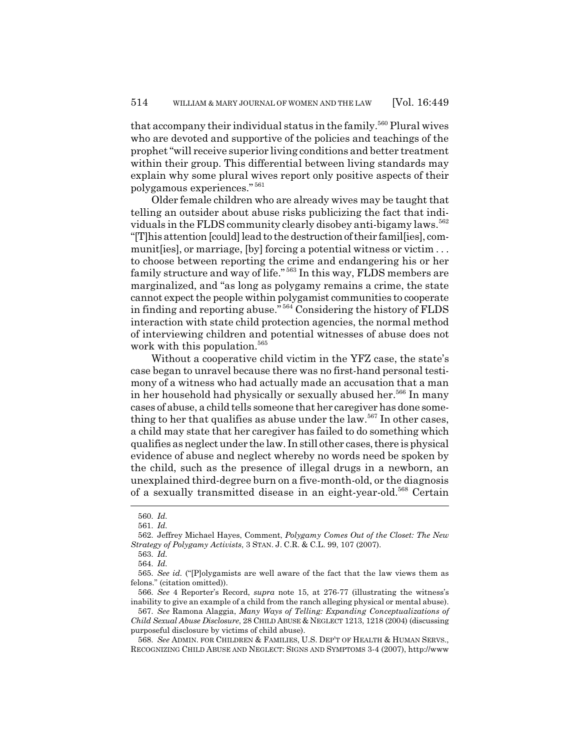that accompany their individual status in the family.[560] Plural wives who are devoted and supportive of the policies and teachings of the prophet "will receive superior living conditions and better treatment within their group. This differential between living standards may explain why some plural wives report only positive aspects of their polygamous experiences."[561]

Older female children who are already wives may be taught that telling an outsider about abuse risks publicizing the fact that individuals in the FLDS community clearly disobey anti-bigamy laws.[562] "[T]his attention [could] lead to the destruction of their famil[ies], communit[ies], or marriage, [by] forcing a potential witness or victim . . . to choose between reporting the crime and endangering his or her family structure and way of life."[563] In this way, FLDS members are marginalized, and "as long as polygamy remains a crime, the state cannot expect the people within polygamist communities to cooperate in finding and reporting abuse."[564] Considering the history of FLDS interaction with state child protection agencies, the normal method of interviewing children and potential witnesses of abuse does not work with this population.[565]

Without a cooperative child victim in the YFZ case, the state's case began to unravel because there was no first-hand personal testimony of a witness who had actually made an accusation that a man in her household had physically or sexually abused her.[566] In many cases of abuse, a child tells someone that her caregiver has done something to her that qualifies as abuse under the law.[567] In other cases, a child may state that her caregiver has failed to do something which qualifies as neglect under the law. In still other cases, there is physical evidence of abuse and neglect whereby no words need be spoken by the child, such as the presence of illegal drugs in a newborn, an unexplained third-degree burn on a five-month-old, or the diagnosis of a sexually transmitted disease in an eight-year-old.[568] Certain

---

560. *Id.*

561. *Id.*

562. Jeffrey Michael Hayes, Comment, *Polygamy Comes Out of the Closet: The New Strategy of Polygamy Activists*, 3 STAN. J. C.R. & C.L. 99, 107 (2007).

563. *Id.*

564. *Id.*

565. *See id.* ("[P]olygamists are well aware of the fact that the law views them as felons." (citation omitted)).

566. *See* 4 Reporter's Record, *supra* note 15, at 276-77 (illustrating the witness's inability to give an example of a child from the ranch alleging physical or mental abuse).

567. *See* Ramona Alaggia, *Many Ways of Telling: Expanding Conceptualizations of Child Sexual Abuse Disclosure*, 28 CHILD ABUSE & NEGLECT 1213, 1218 (2004) (discussing purposeful disclosure by victims of child abuse).

568. *See* ADMIN. FOR CHILDREN & FAMILIES, U.S. DEP'T OF HEALTH & HUMAN SERVS., RECOGNIZING CHILD ABUSE AND NEGLECT: SIGNS AND SYMPTOMS 3-4 (2007), http://www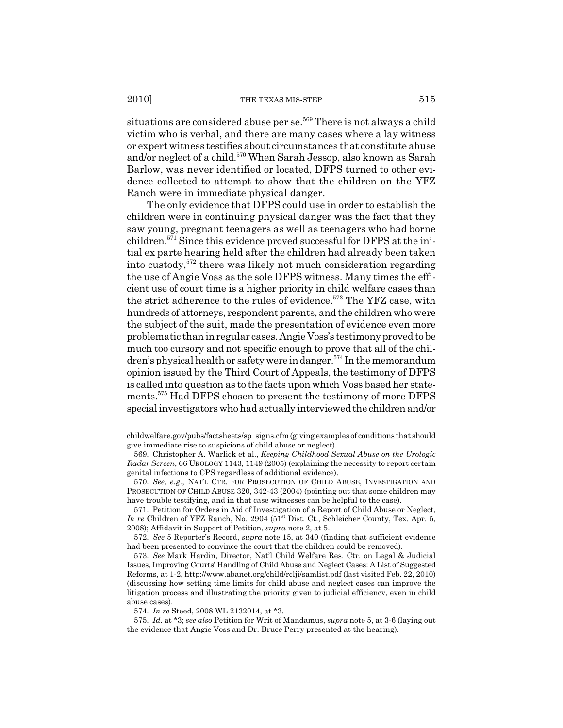situations are considered abuse per se.[569] There is not always a child victim who is verbal, and there are many cases where a lay witness or expert witness testifies about circumstances that constitute abuse and/or neglect of a child.[570] When Sarah Jessop, also known as Sarah Barlow, was never identified or located, DFPS turned to other evidence collected to attempt to show that the children on the YFZ Ranch were in immediate physical danger.

The only evidence that DFPS could use in order to establish the children were in continuing physical danger was the fact that they saw young, pregnant teenagers as well as teenagers who had borne children.[571] Since this evidence proved successful for DFPS at the initial ex parte hearing held after the children had already been taken into custody,[572] there was likely not much consideration regarding the use of Angie Voss as the sole DFPS witness. Many times the efficient use of court time is a higher priority in child welfare cases than the strict adherence to the rules of evidence.[573] The YFZ case, with hundreds of attorneys, respondent parents, and the children who were the subject of the suit, made the presentation of evidence even more problematic than in regular cases. Angie Voss's testimony proved to be much too cursory and not specific enough to prove that all of the children's physical health or safety were in danger.[574] In the memorandum opinion issued by the Third Court of Appeals, the testimony of DFPS is called into question as to the facts upon which Voss based her statements.[575] Had DFPS chosen to present the testimony of more DFPS special investigators who had actually interviewed the children and/or

---

childwelfare.gov/pubs/factsheets/sp_signs.cfm (giving examples of conditions that should give immediate rise to suspicions of child abuse or neglect).

569. Christopher A. Warlick et al., *Keeping Childhood Sexual Abuse on the Urologic Radar Screen*, 66 UROLOGY 1143, 1149 (2005) (explaining the necessity to report certain genital infections to CPS regardless of additional evidence).

570. *See, e.g.*, NAT'L CTR. FOR PROSECUTION OF CHILD ABUSE, INVESTIGATION AND PROSECUTION OF CHILD ABUSE 320, 342-43 (2004) (pointing out that some children may have trouble testifying, and in that case witnesses can be helpful to the case).

571. Petition for Orders in Aid of Investigation of a Report of Child Abuse or Neglect, *In re* Children of YFZ Ranch, No. 2904 (51st Dist. Ct., Schleicher County, Tex. Apr. 5, 2008); Affidavit in Support of Petition, *supra* note 2, at 5.

572. *See* 5 Reporter's Record, *supra* note 15, at 340 (finding that sufficient evidence had been presented to convince the court that the children could be removed).

573. *See* Mark Hardin, Director, Nat'l Child Welfare Res. Ctr. on Legal & Judicial Issues, Improving Courts' Handling of Child Abuse and Neglect Cases: A List of Suggested Reforms, at 1-2, http://www.abanet.org/child/rclji/samlist.pdf (last visited Feb. 22, 2010) (discussing how setting time limits for child abuse and neglect cases can improve the litigation process and illustrating the priority given to judicial efficiency, even in child abuse cases).

574. *In re* Steed, 2008 WL 2132014, at *3.

575. *Id.* at *3; *see also* Petition for Writ of Mandamus, *supra* note 5, at 3-6 (laying out the evidence that Angie Voss and Dr. Bruce Perry presented at the hearing).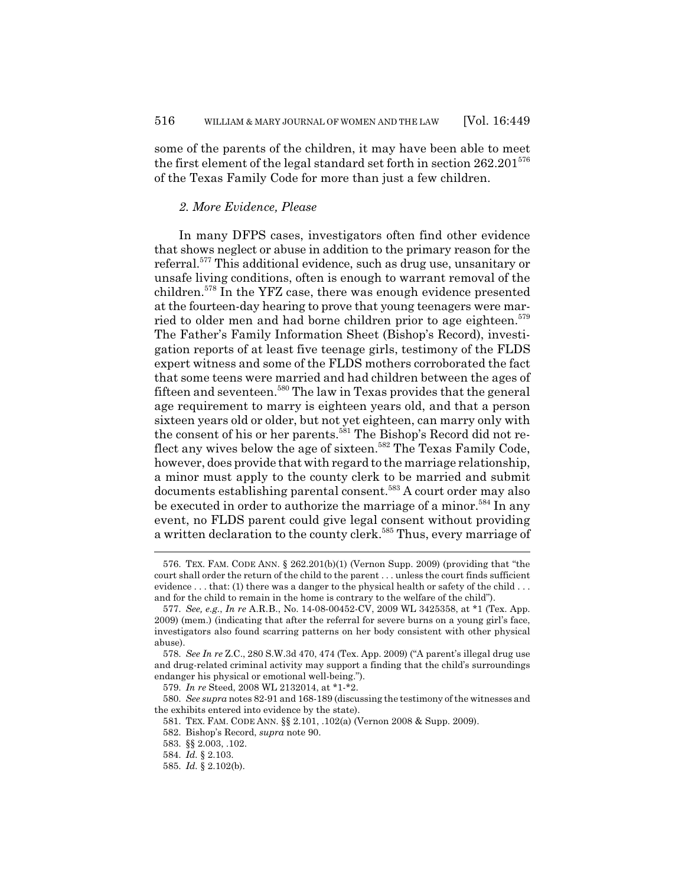some of the parents of the children, it may have been able to meet the first element of the legal standard set forth in section 262.201[576] of the Texas Family Code for more than just a few children.

### *2. More Evidence, Please*

In many DFPS cases, investigators often find other evidence that shows neglect or abuse in addition to the primary reason for the referral.[577] This additional evidence, such as drug use, unsanitary or unsafe living conditions, often is enough to warrant removal of the children.[578] In the YFZ case, there was enough evidence presented at the fourteen-day hearing to prove that young teenagers were married to older men and had borne children prior to age eighteen.[579] The Father's Family Information Sheet (Bishop's Record), investigation reports of at least five teenage girls, testimony of the FLDS expert witness and some of the FLDS mothers corroborated the fact that some teens were married and had children between the ages of fifteen and seventeen.[580] The law in Texas provides that the general age requirement to marry is eighteen years old, and that a person sixteen years old or older, but not yet eighteen, can marry only with the consent of his or her parents.[581] The Bishop's Record did not reflect any wives below the age of sixteen.[582] The Texas Family Code, however, does provide that with regard to the marriage relationship, a minor must apply to the county clerk to be married and submit documents establishing parental consent.[583] A court order may also be executed in order to authorize the marriage of a minor.[584] In any event, no FLDS parent could give legal consent without providing a written declaration to the county clerk.[585] Thus, every marriage of

---

576. TEX. FAM. CODE ANN. § 262.201(b)(1) (Vernon Supp. 2009) (providing that "the court shall order the return of the child to the parent . . . unless the court finds sufficient evidence . . . that: (1) there was a danger to the physical health or safety of the child . . . and for the child to remain in the home is contrary to the welfare of the child").

577. *See, e.g.*, *In re* A.R.B., No. 14-08-00452-CV, 2009 WL 3425358, at \*1 (Tex. App. 2009) (mem.) (indicating that after the referral for severe burns on a young girl's face, investigators also found scarring patterns on her body consistent with other physical abuse).

578. *See In re* Z.C., 280 S.W.3d 470, 474 (Tex. App. 2009) ("A parent's illegal drug use and drug-related criminal activity may support a finding that the child's surroundings endanger his physical or emotional well-being.").

579. *In re* Steed, 2008 WL 2132014, at \*1-\*2.

580. *See supra* notes 82-91 and 168-189 (discussing the testimony of the witnesses and the exhibits entered into evidence by the state).

581. TEX. FAM. CODE ANN. §§ 2.101, .102(a) (Vernon 2008 & Supp. 2009).

582. Bishop's Record, *supra* note 90.

583. §§ 2.003, .102.

584. *Id.* § 2.103.

585. *Id.* § 2.102(b).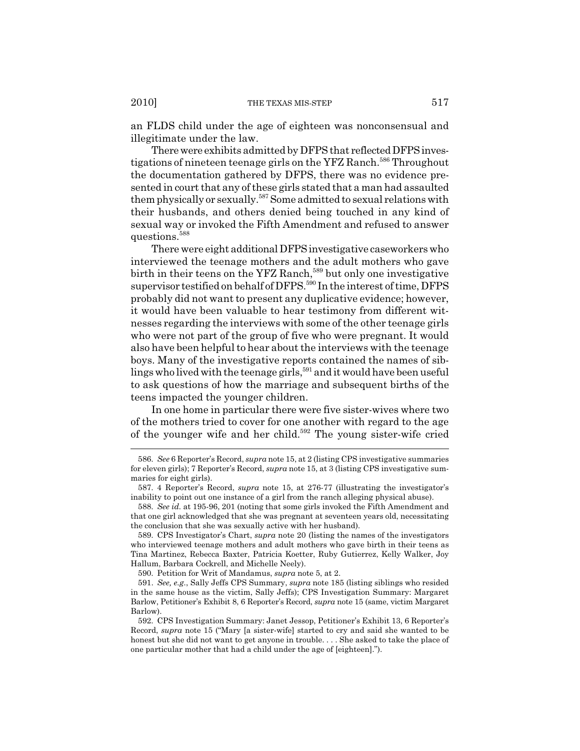an FLDS child under the age of eighteen was nonconsensual and illegitimate under the law.

There were exhibits admitted by DFPS that reflected DFPS investigations of nineteen teenage girls on the YFZ Ranch.[586] Throughout the documentation gathered by DFPS, there was no evidence presented in court that any of these girls stated that a man had assaulted them physically or sexually.[587] Some admitted to sexual relations with their husbands, and others denied being touched in any kind of sexual way or invoked the Fifth Amendment and refused to answer questions.[588]

There were eight additional DFPS investigative caseworkers who interviewed the teenage mothers and the adult mothers who gave birth in their teens on the YFZ Ranch,[589] but only one investigative supervisor testified on behalf of DFPS.[590] In the interest of time, DFPS probably did not want to present any duplicative evidence; however, it would have been valuable to hear testimony from different witnesses regarding the interviews with some of the other teenage girls who were not part of the group of five who were pregnant. It would also have been helpful to hear about the interviews with the teenage boys. Many of the investigative reports contained the names of siblings who lived with the teenage girls,[591] and it would have been useful to ask questions of how the marriage and subsequent births of the teens impacted the younger children.

In one home in particular there were five sister-wives where two of the mothers tried to cover for one another with regard to the age of the younger wife and her child.[592] The young sister-wife cried

---

586. *See* 6 Reporter's Record, *supra* note 15, at 2 (listing CPS investigative summaries for eleven girls); 7 Reporter's Record, *supra* note 15, at 3 (listing CPS investigative summaries for eight girls).

587. 4 Reporter's Record, *supra* note 15, at 276-77 (illustrating the investigator's inability to point out one instance of a girl from the ranch alleging physical abuse).

588. *See id.* at 195-96, 201 (noting that some girls invoked the Fifth Amendment and that one girl acknowledged that she was pregnant at seventeen years old, necessitating the conclusion that she was sexually active with her husband).

589. CPS Investigator's Chart, *supra* note 20 (listing the names of the investigators who interviewed teenage mothers and adult mothers who gave birth in their teens as Tina Martinez, Rebecca Baxter, Patricia Koetter, Ruby Gutierrez, Kelly Walker, Joy Hallum, Barbara Cockrell, and Michelle Neely).

590. Petition for Writ of Mandamus, *supra* note 5, at 2.

591. *See, e.g.*, Sally Jeffs CPS Summary, *supra* note 185 (listing siblings who resided in the same house as the victim, Sally Jeffs); CPS Investigation Summary: Margaret Barlow, Petitioner's Exhibit 8, 6 Reporter's Record, *supra* note 15 (same, victim Margaret Barlow).

592. CPS Investigation Summary: Janet Jessop, Petitioner's Exhibit 13, 6 Reporter's Record, *supra* note 15 ("Mary [a sister-wife] started to cry and said she wanted to be honest but she did not want to get anyone in trouble. . . . She asked to take the place of one particular mother that had a child under the age of [eighteen].").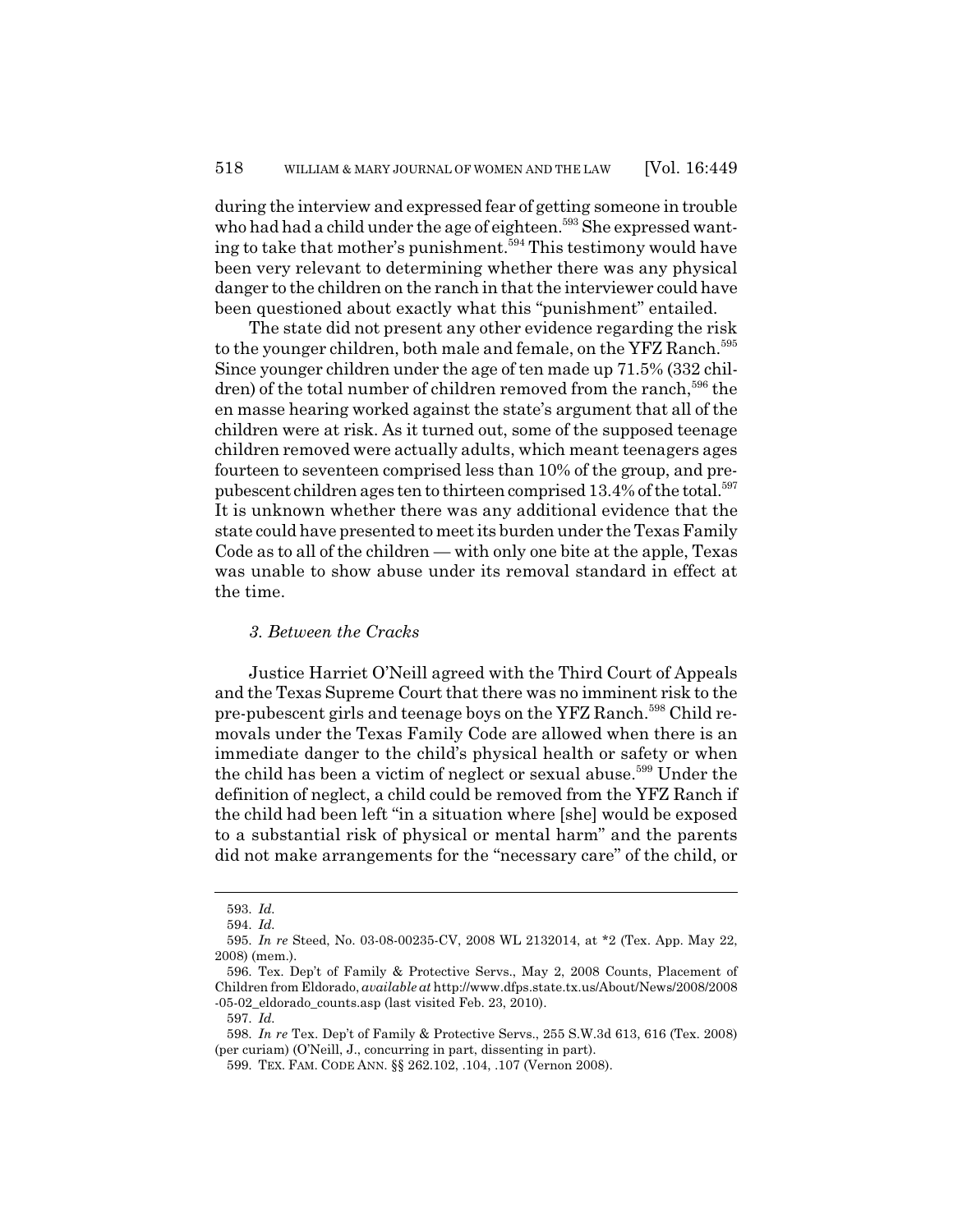during the interview and expressed fear of getting someone in trouble who had had a child under the age of eighteen.[593] She expressed wanting to take that mother's punishment.[594] This testimony would have been very relevant to determining whether there was any physical danger to the children on the ranch in that the interviewer could have been questioned about exactly what this "punishment" entailed.

The state did not present any other evidence regarding the risk to the younger children, both male and female, on the YFZ Ranch.[595] Since younger children under the age of ten made up 71.5% (332 children) of the total number of children removed from the ranch,[596] the en masse hearing worked against the state's argument that all of the children were at risk. As it turned out, some of the supposed teenage children removed were actually adults, which meant teenagers ages fourteen to seventeen comprised less than 10% of the group, and pre-pubescent children ages ten to thirteen comprised 13.4% of the total.[597] It is unknown whether there was any additional evidence that the state could have presented to meet its burden under the Texas Family Code as to all of the children — with only one bite at the apple, Texas was unable to show abuse under its removal standard in effect at the time.

### *3. Between the Cracks*

Justice Harriet O'Neill agreed with the Third Court of Appeals and the Texas Supreme Court that there was no imminent risk to the pre-pubescent girls and teenage boys on the YFZ Ranch.[598] Child removals under the Texas Family Code are allowed when there is an immediate danger to the child's physical health or safety or when the child has been a victim of neglect or sexual abuse.[599] Under the definition of neglect, a child could be removed from the YFZ Ranch if the child had been left "in a situation where [she] would be exposed to a substantial risk of physical or mental harm" and the parents did not make arrangements for the "necessary care" of the child, or

---

593. *Id.*

594. *Id.*

595. *In re* Steed, No. 03-08-00235-CV, 2008 WL 2132014, at *2 (Tex. App. May 22, 2008) (mem.).

596. Tex. Dep't of Family & Protective Servs., May 2, 2008 Counts, Placement of Children from Eldorado, *available at* http://www.dfps.state.tx.us/About/News/2008/2008-05-02_eldorado_counts.asp (last visited Feb. 23, 2010).

597. *Id.*

598. *In re* Tex. Dep't of Family & Protective Servs., 255 S.W.3d 613, 616 (Tex. 2008) (per curiam) (O'Neill, J., concurring in part, dissenting in part).

599. TEX. FAM. CODE ANN. §§ 262.102, .104, .107 (Vernon 2008).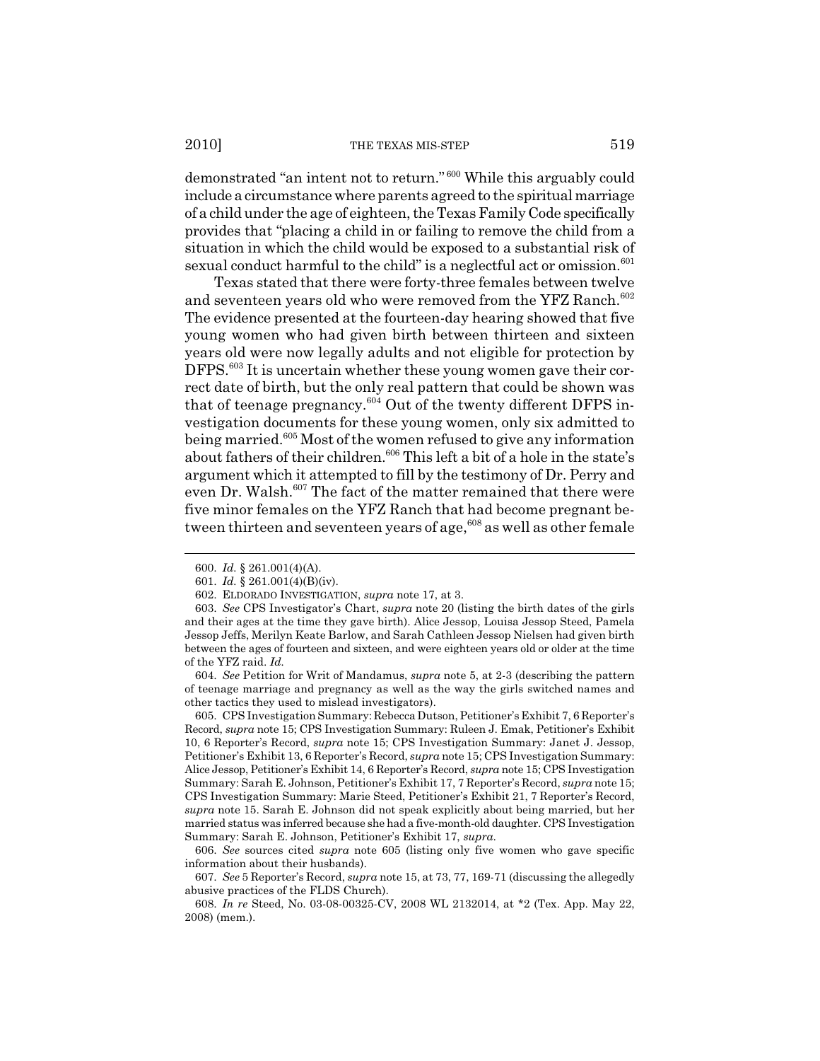demonstrated "an intent not to return." [600] While this arguably could include a circumstance where parents agreed to the spiritual marriage of a child under the age of eighteen, the Texas Family Code specifically provides that "placing a child in or failing to remove the child from a situation in which the child would be exposed to a substantial risk of sexual conduct harmful to the child" is a neglectful act or omission.[601]

Texas stated that there were forty-three females between twelve and seventeen years old who were removed from the YFZ Ranch.[602] The evidence presented at the fourteen-day hearing showed that five young women who had given birth between thirteen and sixteen years old were now legally adults and not eligible for protection by DFPS.[603] It is uncertain whether these young women gave their correct date of birth, but the only real pattern that could be shown was that of teenage pregnancy.[604] Out of the twenty different DFPS investigation documents for these young women, only six admitted to being married.[605] Most of the women refused to give any information about fathers of their children.[606] This left a bit of a hole in the state's argument which it attempted to fill by the testimony of Dr. Perry and even Dr. Walsh.[607] The fact of the matter remained that there were five minor females on the YFZ Ranch that had become pregnant between thirteen and seventeen years of age,[608] as well as other female

---

600. *Id.* § 261.001(4)(A).

601. *Id.* § 261.001(4)(B)(iv).

602. ELDORADO INVESTIGATION, *supra* note 17, at 3.

603. *See* CPS Investigator's Chart, *supra* note 20 (listing the birth dates of the girls and their ages at the time they gave birth). Alice Jessop, Louisa Jessop Steed, Pamela Jessop Jeffs, Merilyn Keate Barlow, and Sarah Cathleen Jessop Nielsen had given birth between the ages of fourteen and sixteen, and were eighteen years old or older at the time of the YFZ raid. *Id.*

604. *See* Petition for Writ of Mandamus, *supra* note 5, at 2-3 (describing the pattern of teenage marriage and pregnancy as well as the way the girls switched names and other tactics they used to mislead investigators).

605. CPS Investigation Summary: Rebecca Dutson, Petitioner's Exhibit 7, 6 Reporter's Record, *supra* note 15; CPS Investigation Summary: Ruleen J. Emak, Petitioner's Exhibit 10, 6 Reporter's Record, *supra* note 15; CPS Investigation Summary: Janet J. Jessop, Petitioner's Exhibit 13, 6 Reporter's Record, *supra* note 15; CPS Investigation Summary: Alice Jessop, Petitioner's Exhibit 14, 6 Reporter's Record, *supra* note 15; CPS Investigation Summary: Sarah E. Johnson, Petitioner's Exhibit 17, 7 Reporter's Record, *supra* note 15; CPS Investigation Summary: Marie Steed, Petitioner's Exhibit 21, 7 Reporter's Record, *supra* note 15. Sarah E. Johnson did not speak explicitly about being married, but her married status was inferred because she had a five-month-old daughter. CPS Investigation Summary: Sarah E. Johnson, Petitioner's Exhibit 17, *supra*.

606. *See* sources cited *supra* note 605 (listing only five women who gave specific information about their husbands).

607. *See* 5 Reporter's Record, *supra* note 15, at 73, 77, 169-71 (discussing the allegedly abusive practices of the FLDS Church).

608. *In re* Steed, No. 03-08-00325-CV, 2008 WL 2132014, at *2 (Tex. App. May 22, 2008) (mem.).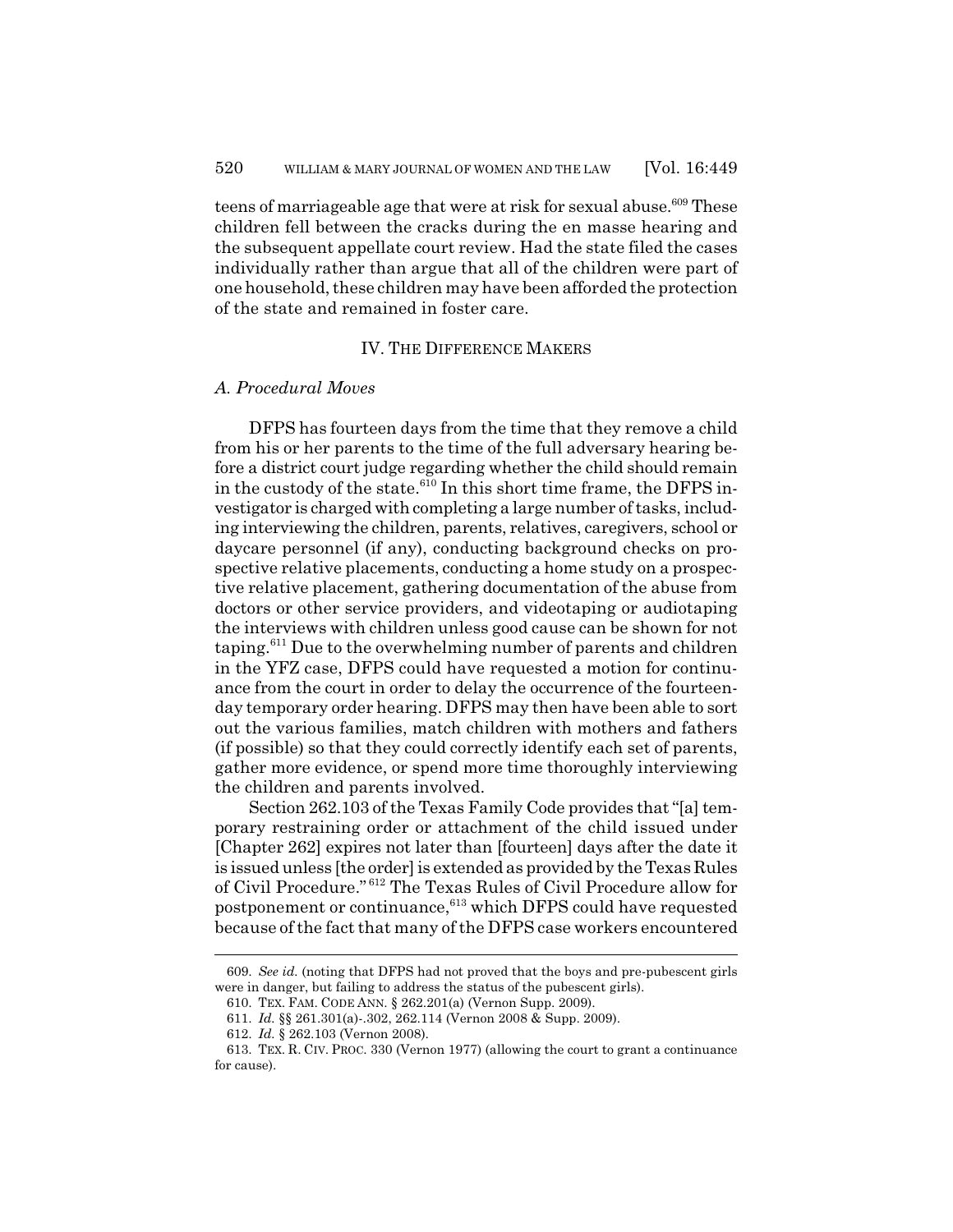teens of marriageable age that were at risk for sexual abuse.[609] These children fell between the cracks during the en masse hearing and the subsequent appellate court review. Had the state filed the cases individually rather than argue that all of the children were part of one household, these children may have been afforded the protection of the state and remained in foster care.

## IV. The Difference Makers

### *A. Procedural Moves*

DFPS has fourteen days from the time that they remove a child from his or her parents to the time of the full adversary hearing before a district court judge regarding whether the child should remain in the custody of the state.[610] In this short time frame, the DFPS investigator is charged with completing a large number of tasks, including interviewing the children, parents, relatives, caregivers, school or daycare personnel (if any), conducting background checks on prospective relative placements, conducting a home study on a prospective relative placement, gathering documentation of the abuse from doctors or other service providers, and videotaping or audiotaping the interviews with children unless good cause can be shown for not taping.[611] Due to the overwhelming number of parents and children in the YFZ case, DFPS could have requested a motion for continuance from the court in order to delay the occurrence of the fourteen-day temporary order hearing. DFPS may then have been able to sort out the various families, match children with mothers and fathers (if possible) so that they could correctly identify each set of parents, gather more evidence, or spend more time thoroughly interviewing the children and parents involved.

Section 262.103 of the Texas Family Code provides that "[a] temporary restraining order or attachment of the child issued under [Chapter 262] expires not later than [fourteen] days after the date it is issued unless [the order] is extended as provided by the Texas Rules of Civil Procedure."[612] The Texas Rules of Civil Procedure allow for postponement or continuance,[613] which DFPS could have requested because of the fact that many of the DFPS case workers encountered

---

609. *See id.* (noting that DFPS had not proved that the boys and pre-pubescent girls were in danger, but failing to address the status of the pubescent girls).

610. TEX. FAM. CODE ANN. § 262.201(a) (Vernon Supp. 2009).

611. *Id.* §§ 261.301(a)-.302, 262.114 (Vernon 2008 & Supp. 2009).

612. *Id.* § 262.103 (Vernon 2008).

613. TEX. R. CIV. PROC. 330 (Vernon 1977) (allowing the court to grant a continuance for cause).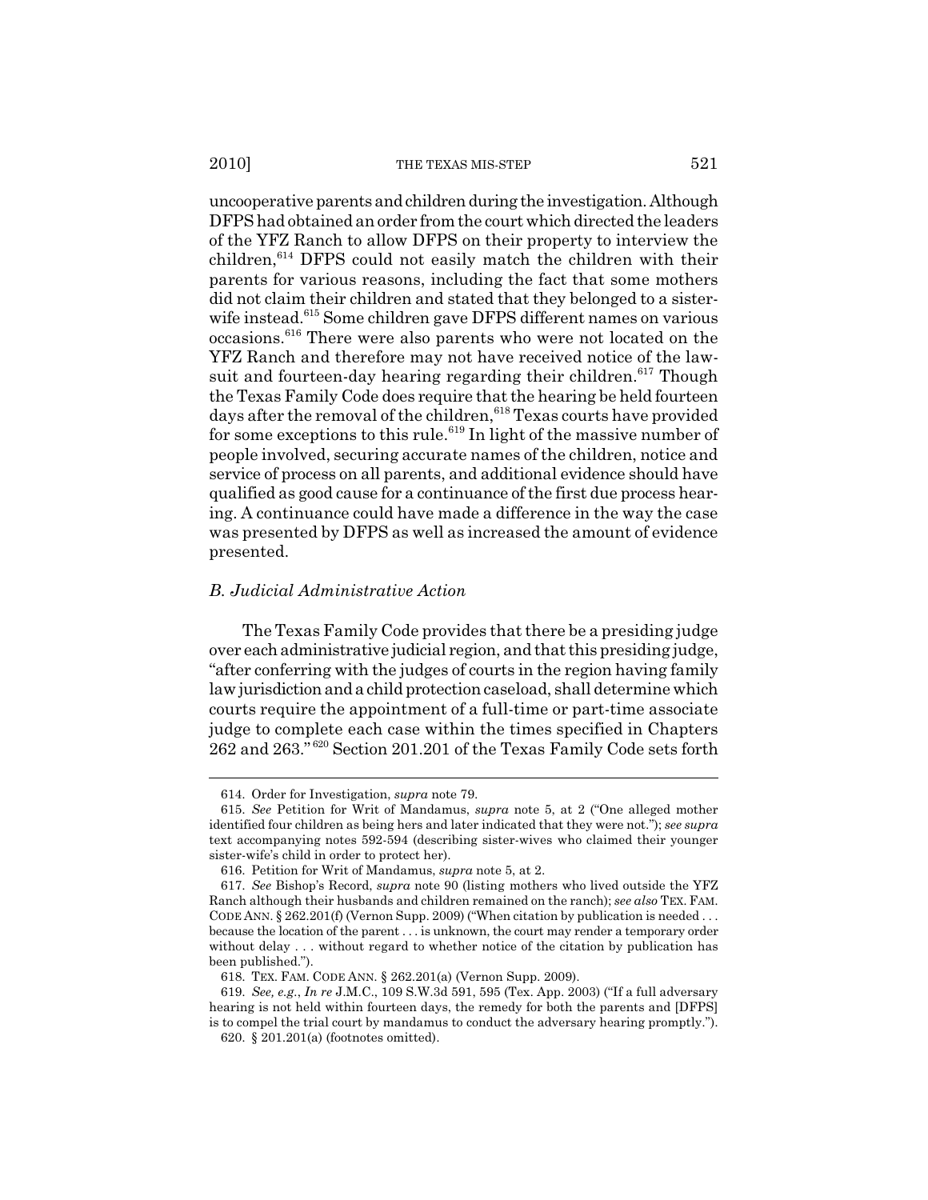uncooperative parents and children during the investigation. Although DFPS had obtained an order from the court which directed the leaders of the YFZ Ranch to allow DFPS on their property to interview the children,[614] DFPS could not easily match the children with their parents for various reasons, including the fact that some mothers did not claim their children and stated that they belonged to a sister-wife instead.[615] Some children gave DFPS different names on various occasions.[616] There were also parents who were not located on the YFZ Ranch and therefore may not have received notice of the lawsuit and fourteen-day hearing regarding their children.[617] Though the Texas Family Code does require that the hearing be held fourteen days after the removal of the children,[618] Texas courts have provided for some exceptions to this rule.[619] In light of the massive number of people involved, securing accurate names of the children, notice and service of process on all parents, and additional evidence should have qualified as good cause for a continuance of the first due process hearing. A continuance could have made a difference in the way the case was presented by DFPS as well as increased the amount of evidence presented.

### *B. Judicial Administrative Action*

The Texas Family Code provides that there be a presiding judge over each administrative judicial region, and that this presiding judge, "after conferring with the judges of courts in the region having family law jurisdiction and a child protection caseload, shall determine which courts require the appointment of a full-time or part-time associate judge to complete each case within the times specified in Chapters 262 and 263."[620] Section 201.201 of the Texas Family Code sets forth

---

614. Order for Investigation, *supra* note 79.

615. *See* Petition for Writ of Mandamus, *supra* note 5, at 2 ("One alleged mother identified four children as being hers and later indicated that they were not."); *see supra* text accompanying notes 592-594 (describing sister-wives who claimed their younger sister-wife's child in order to protect her).

616. Petition for Writ of Mandamus, *supra* note 5, at 2.

617. *See* Bishop's Record, *supra* note 90 (listing mothers who lived outside the YFZ Ranch although their husbands and children remained on the ranch); *see also* TEX. FAM. CODE ANN. § 262.201(f) (Vernon Supp. 2009) ("When citation by publication is needed . . . because the location of the parent . . . is unknown, the court may render a temporary order without delay . . . without regard to whether notice of the citation by publication has been published.").

618. TEX. FAM. CODE ANN. § 262.201(a) (Vernon Supp. 2009).

619. *See, e.g.*, *In re* J.M.C., 109 S.W.3d 591, 595 (Tex. App. 2003) ("If a full adversary hearing is not held within fourteen days, the remedy for both the parents and [DFPS] is to compel the trial court by mandamus to conduct the adversary hearing promptly.").

620. § 201.201(a) (footnotes omitted).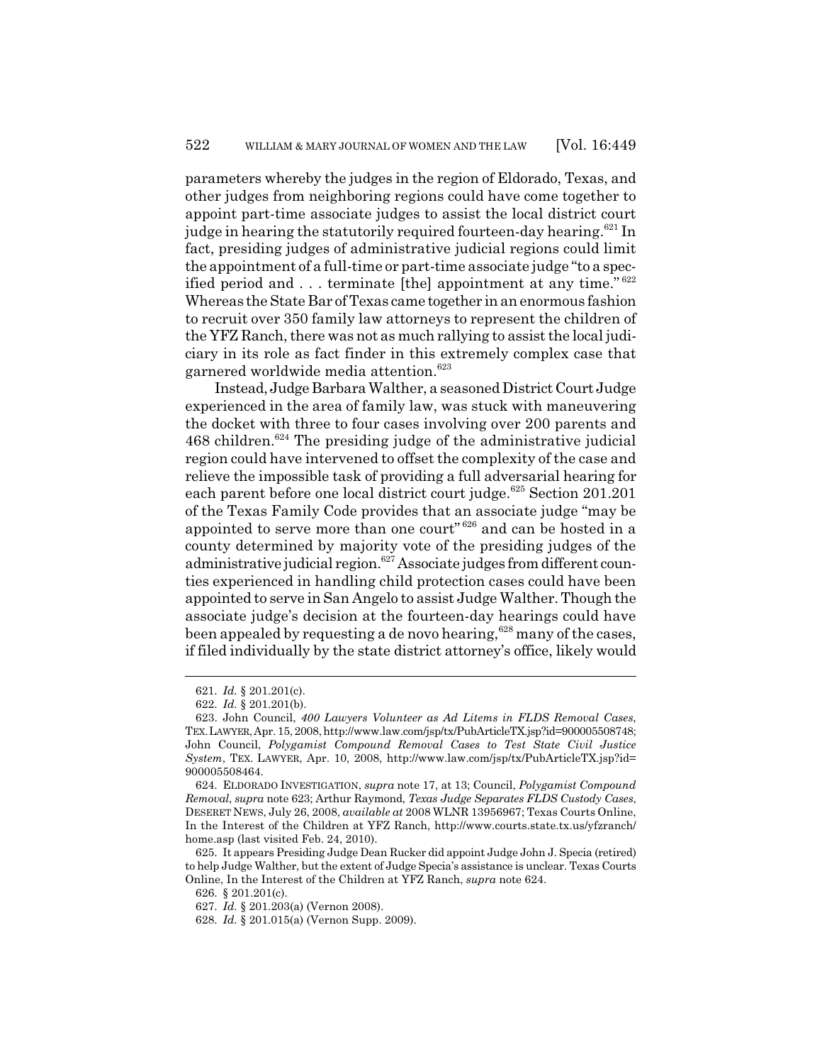parameters whereby the judges in the region of Eldorado, Texas, and other judges from neighboring regions could have come together to appoint part-time associate judges to assist the local district court judge in hearing the statutorily required fourteen-day hearing.[621] In fact, presiding judges of administrative judicial regions could limit the appointment of a full-time or part-time associate judge "to a specified period and . . . terminate [the] appointment at any time."[622] Whereas the State Bar of Texas came together in an enormous fashion to recruit over 350 family law attorneys to represent the children of the YFZ Ranch, there was not as much rallying to assist the local judiciary in its role as fact finder in this extremely complex case that garnered worldwide media attention.[623]

Instead, Judge Barbara Walther, a seasoned District Court Judge experienced in the area of family law, was stuck with maneuvering the docket with three to four cases involving over 200 parents and 468 children.[624] The presiding judge of the administrative judicial region could have intervened to offset the complexity of the case and relieve the impossible task of providing a full adversarial hearing for each parent before one local district court judge.[625] Section 201.201 of the Texas Family Code provides that an associate judge "may be appointed to serve more than one court"[626] and can be hosted in a county determined by majority vote of the presiding judges of the administrative judicial region.[627] Associate judges from different counties experienced in handling child protection cases could have been appointed to serve in San Angelo to assist Judge Walther. Though the associate judge's decision at the fourteen-day hearings could have been appealed by requesting a de novo hearing,[628] many of the cases, if filed individually by the state district attorney's office, likely would

---

621. *Id.* § 201.201(c).

622. *Id.* § 201.201(b).

623. John Council, *400 Lawyers Volunteer as Ad Litems in FLDS Removal Cases*, TEX. LAWYER, Apr. 15, 2008, http://www.law.com/jsp/tx/PubArticleTX.jsp?id=900005508748; John Council, *Polygamist Compound Removal Cases to Test State Civil Justice System*, TEX. LAWYER, Apr. 10, 2008, http://www.law.com/jsp/tx/PubArticleTX.jsp?id=900005508464.

624. ELDORADO INVESTIGATION, *supra* note 17, at 13; Council, *Polygamist Compound Removal*, *supra* note 623; Arthur Raymond, *Texas Judge Separates FLDS Custody Cases*, DESERET NEWS, July 26, 2008, *available at* 2008 WLNR 13956967; Texas Courts Online, In the Interest of the Children at YFZ Ranch, http://www.courts.state.tx.us/yfzranch/home.asp (last visited Feb. 24, 2010).

625. It appears Presiding Judge Dean Rucker did appoint Judge John J. Specia (retired) to help Judge Walther, but the extent of Judge Specia's assistance is unclear. Texas Courts Online, In the Interest of the Children at YFZ Ranch, *supra* note 624.

626. § 201.201(c).

627. *Id.* § 201.203(a) (Vernon 2008).

628. *Id.* § 201.015(a) (Vernon Supp. 2009).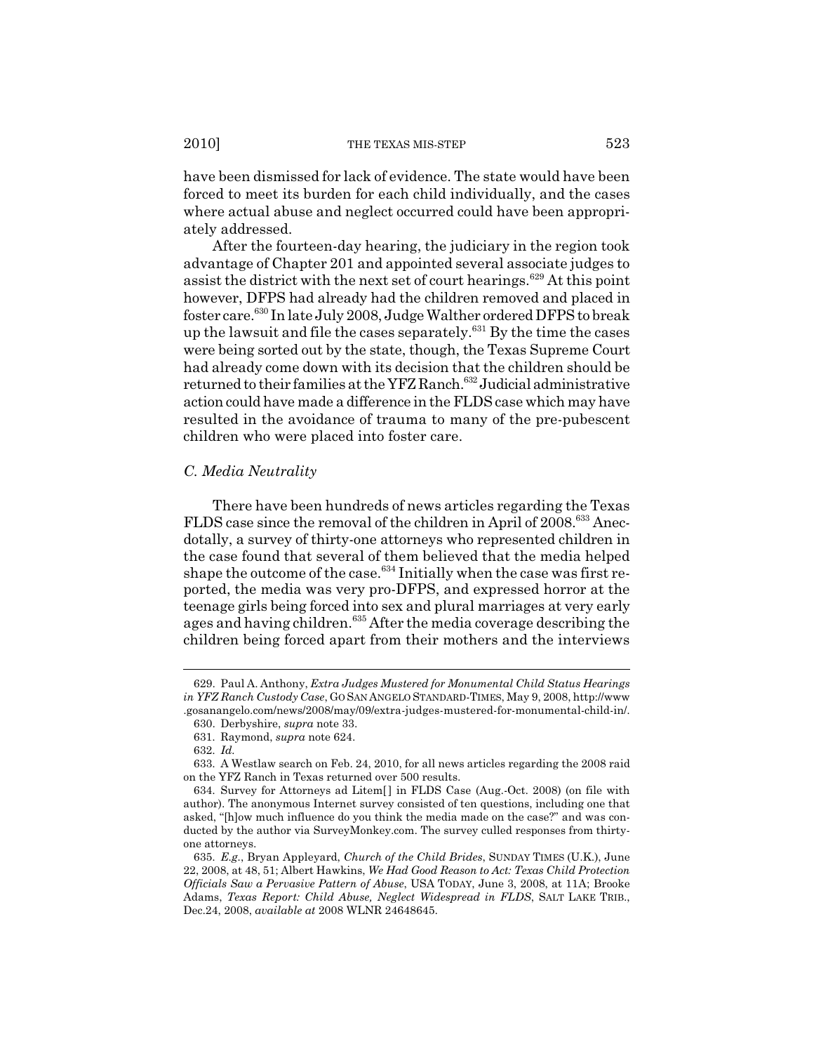have been dismissed for lack of evidence. The state would have been forced to meet its burden for each child individually, and the cases where actual abuse and neglect occurred could have been appropriately addressed.

After the fourteen-day hearing, the judiciary in the region took advantage of Chapter 201 and appointed several associate judges to assist the district with the next set of court hearings.[629] At this point however, DFPS had already had the children removed and placed in foster care.[630] In late July 2008, Judge Walther ordered DFPS to break up the lawsuit and file the cases separately.[631] By the time the cases were being sorted out by the state, though, the Texas Supreme Court had already come down with its decision that the children should be returned to their families at the YFZ Ranch.[632] Judicial administrative action could have made a difference in the FLDS case which may have resulted in the avoidance of trauma to many of the pre-pubescent children who were placed into foster care.

### *C. Media Neutrality*

There have been hundreds of news articles regarding the Texas FLDS case since the removal of the children in April of 2008.[633] Anecdotally, a survey of thirty-one attorneys who represented children in the case found that several of them believed that the media helped shape the outcome of the case.[634] Initially when the case was first reported, the media was very pro-DFPS, and expressed horror at the teenage girls being forced into sex and plural marriages at very early ages and having children.[635] After the media coverage describing the children being forced apart from their mothers and the interviews

---

629. Paul A. Anthony, *Extra Judges Mustered for Monumental Child Status Hearings in YFZ Ranch Custody Case*, GO SAN ANGELO STANDARD-TIMES, May 9, 2008, http://www.gosanangelo.com/news/2008/may/09/extra-judges-mustered-for-monumental-child-in/.

630. Derbyshire, *supra* note 33.

631. Raymond, *supra* note 624.

632. *Id.*

633. A Westlaw search on Feb. 24, 2010, for all news articles regarding the 2008 raid on the YFZ Ranch in Texas returned over 500 results.

634. Survey for Attorneys ad Litem[] in FLDS Case (Aug.-Oct. 2008) (on file with author). The anonymous Internet survey consisted of ten questions, including one that asked, "[h]ow much influence do you think the media made on the case?" and was conducted by the author via SurveyMonkey.com. The survey culled responses from thirty-one attorneys.

635. *E.g.*, Bryan Appleyard, *Church of the Child Brides*, SUNDAY TIMES (U.K.), June 22, 2008, at 48, 51; Albert Hawkins, *We Had Good Reason to Act: Texas Child Protection Officials Saw a Pervasive Pattern of Abuse*, USA TODAY, June 3, 2008, at 11A; Brooke Adams, *Texas Report: Child Abuse, Neglect Widespread in FLDS*, SALT LAKE TRIB., Dec.24, 2008, *available at* 2008 WLNR 24648645.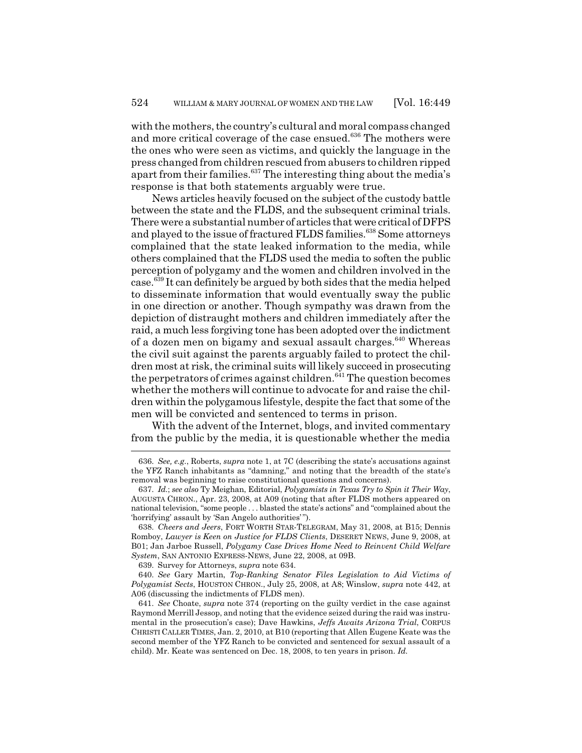with the mothers, the country's cultural and moral compass changed and more critical coverage of the case ensued.[636] The mothers were the ones who were seen as victims, and quickly the language in the press changed from children rescued from abusers to children ripped apart from their families.[637] The interesting thing about the media's response is that both statements arguably were true.

News articles heavily focused on the subject of the custody battle between the state and the FLDS, and the subsequent criminal trials. There were a substantial number of articles that were critical of DFPS and played to the issue of fractured FLDS families.[638] Some attorneys complained that the state leaked information to the media, while others complained that the FLDS used the media to soften the public perception of polygamy and the women and children involved in the case.[639] It can definitely be argued by both sides that the media helped to disseminate information that would eventually sway the public in one direction or another. Though sympathy was drawn from the depiction of distraught mothers and children immediately after the raid, a much less forgiving tone has been adopted over the indictment of a dozen men on bigamy and sexual assault charges.[640] Whereas the civil suit against the parents arguably failed to protect the children most at risk, the criminal suits will likely succeed in prosecuting the perpetrators of crimes against children.[641] The question becomes whether the mothers will continue to advocate for and raise the children within the polygamous lifestyle, despite the fact that some of the men will be convicted and sentenced to terms in prison.

With the advent of the Internet, blogs, and invited commentary from the public by the media, it is questionable whether the media

---

636. *See, e.g.*, Roberts, *supra* note 1, at 7C (describing the state's accusations against the YFZ Ranch inhabitants as "damning," and noting that the breadth of the state's removal was beginning to raise constitutional questions and concerns).

637. *Id.*; *see also* Ty Meighan, Editorial, *Polygamists in Texas Try to Spin it Their Way*, AUGUSTA CHRON., Apr. 23, 2008, at A09 (noting that after FLDS mothers appeared on national television, "some people . . . blasted the state's actions" and "complained about the 'horrifying' assault by 'San Angelo authorities' ").

638. *Cheers and Jeers*, FORT WORTH STAR-TELEGRAM, May 31, 2008, at B15; Dennis Romboy, *Lawyer is Keen on Justice for FLDS Clients*, DESERET NEWS, June 9, 2008, at B01; Jan Jarboe Russell, *Polygamy Case Drives Home Need to Reinvent Child Welfare System*, SAN ANTONIO EXPRESS-NEWS, June 22, 2008, at 09B.

639. Survey for Attorneys, *supra* note 634.

640. *See* Gary Martin, *Top-Ranking Senator Files Legislation to Aid Victims of Polygamist Sects*, HOUSTON CHRON., July 25, 2008, at A8; Winslow, *supra* note 442, at A06 (discussing the indictments of FLDS men).

641. *See* Choate, *supra* note 374 (reporting on the guilty verdict in the case against Raymond Merrill Jessop, and noting that the evidence seized during the raid was instrumental in the prosecution's case); Dave Hawkins, *Jeffs Awaits Arizona Trial*, CORPUS CHRISTI CALLER TIMES, Jan. 2, 2010, at B10 (reporting that Allen Eugene Keate was the second member of the YFZ Ranch to be convicted and sentenced for sexual assault of a child). Mr. Keate was sentenced on Dec. 18, 2008, to ten years in prison. *Id.*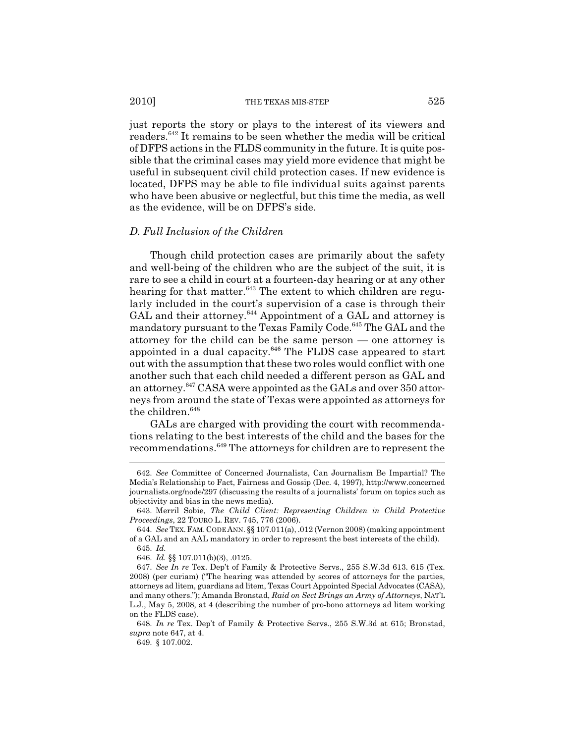just reports the story or plays to the interest of its viewers and readers.[642] It remains to be seen whether the media will be critical of DFPS actions in the FLDS community in the future. It is quite possible that the criminal cases may yield more evidence that might be useful in subsequent civil child protection cases. If new evidence is located, DFPS may be able to file individual suits against parents who have been abusive or neglectful, but this time the media, as well as the evidence, will be on DFPS's side.

### *D. Full Inclusion of the Children*

Though child protection cases are primarily about the safety and well-being of the children who are the subject of the suit, it is rare to see a child in court at a fourteen-day hearing or at any other hearing for that matter.[643] The extent to which children are regularly included in the court's supervision of a case is through their GAL and their attorney.[644] Appointment of a GAL and attorney is mandatory pursuant to the Texas Family Code.[645] The GAL and the attorney for the child can be the same person — one attorney is appointed in a dual capacity.[646] The FLDS case appeared to start out with the assumption that these two roles would conflict with one another such that each child needed a different person as GAL and an attorney.[647] CASA were appointed as the GALs and over 350 attorneys from around the state of Texas were appointed as attorneys for the children.[648]

GALs are charged with providing the court with recommendations relating to the best interests of the child and the bases for the recommendations.[649] The attorneys for children are to represent the

---

642. *See* Committee of Concerned Journalists, Can Journalism Be Impartial? The Media's Relationship to Fact, Fairness and Gossip (Dec. 4, 1997), http://www.concernedjournalists.org/node/297 (discussing the results of a journalists' forum on topics such as objectivity and bias in the news media).

643. Merril Sobie, *The Child Client: Representing Children in Child Protective Proceedings*, 22 TOURO L. REV. 745, 776 (2006).

644. *See* TEX. FAM. CODE ANN. §§ 107.011(a), .012 (Vernon 2008) (making appointment of a GAL and an AAL mandatory in order to represent the best interests of the child).

645. *Id.*

646. *Id.* §§ 107.011(b)(3), .0125.

647. *See In re* Tex. Dep't of Family & Protective Servs., 255 S.W.3d 613. 615 (Tex. 2008) (per curiam) ("The hearing was attended by scores of attorneys for the parties, attorneys ad litem, guardians ad litem, Texas Court Appointed Special Advocates (CASA), and many others."); Amanda Bronstad, *Raid on Sect Brings an Army of Attorneys*, NAT'L L.J., May 5, 2008, at 4 (describing the number of pro-bono attorneys ad litem working on the FLDS case).

648. *In re* Tex. Dep't of Family & Protective Servs., 255 S.W.3d at 615; Bronstad, *supra* note 647, at 4.

649. § 107.002.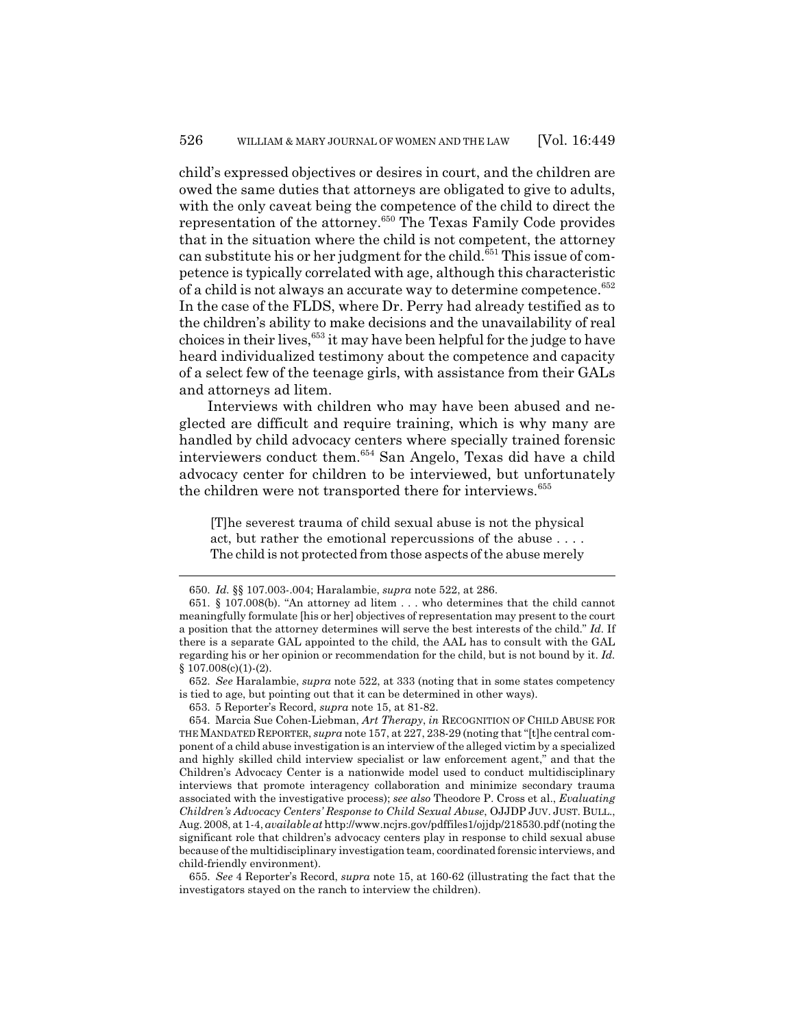child's expressed objectives or desires in court, and the children are owed the same duties that attorneys are obligated to give to adults, with the only caveat being the competence of the child to direct the representation of the attorney.[650] The Texas Family Code provides that in the situation where the child is not competent, the attorney can substitute his or her judgment for the child.[651] This issue of competence is typically correlated with age, although this characteristic of a child is not always an accurate way to determine competence.[652] In the case of the FLDS, where Dr. Perry had already testified as to the children's ability to make decisions and the unavailability of real choices in their lives,[653] it may have been helpful for the judge to have heard individualized testimony about the competence and capacity of a select few of the teenage girls, with assistance from their GALs and attorneys ad litem.

Interviews with children who may have been abused and neglected are difficult and require training, which is why many are handled by child advocacy centers where specially trained forensic interviewers conduct them.[654] San Angelo, Texas did have a child advocacy center for children to be interviewed, but unfortunately the children were not transported there for interviews.[655]

> [T]he severest trauma of child sexual abuse is not the physical act, but rather the emotional repercussions of the abuse . . . . The child is not protected from those aspects of the abuse merely

---

650. *Id.* §§ 107.003-.004; Haralambie, *supra* note 522, at 286.

651. § 107.008(b). "An attorney ad litem . . . who determines that the child cannot meaningfully formulate [his or her] objectives of representation may present to the court a position that the attorney determines will serve the best interests of the child." *Id.* If there is a separate GAL appointed to the child, the AAL has to consult with the GAL regarding his or her opinion or recommendation for the child, but is not bound by it. *Id.* § 107.008(c)(1)-(2).

652. *See* Haralambie, *supra* note 522, at 333 (noting that in some states competency is tied to age, but pointing out that it can be determined in other ways).

653. 5 Reporter's Record, *supra* note 15, at 81-82.

654. Marcia Sue Cohen-Liebman, *Art Therapy*, *in* RECOGNITION OF CHILD ABUSE FOR THE MANDATED REPORTER, *supra* note 157, at 227, 238-29 (noting that "[t]he central component of a child abuse investigation is an interview of the alleged victim by a specialized and highly skilled child interview specialist or law enforcement agent," and that the Children's Advocacy Center is a nationwide model used to conduct multidisciplinary interviews that promote interagency collaboration and minimize secondary trauma associated with the investigative process); *see also* Theodore P. Cross et al., *Evaluating Children's Advocacy Centers' Response to Child Sexual Abuse*, OJJDP JUV. JUST. BULL., Aug. 2008, at 1-4, *available at* http://www.ncjrs.gov/pdffiles1/ojjdp/218530.pdf (noting the significant role that children's advocacy centers play in response to child sexual abuse because of the multidisciplinary investigation team, coordinated forensic interviews, and child-friendly environment).

655. *See* 4 Reporter's Record, *supra* note 15, at 160-62 (illustrating the fact that the investigators stayed on the ranch to interview the children).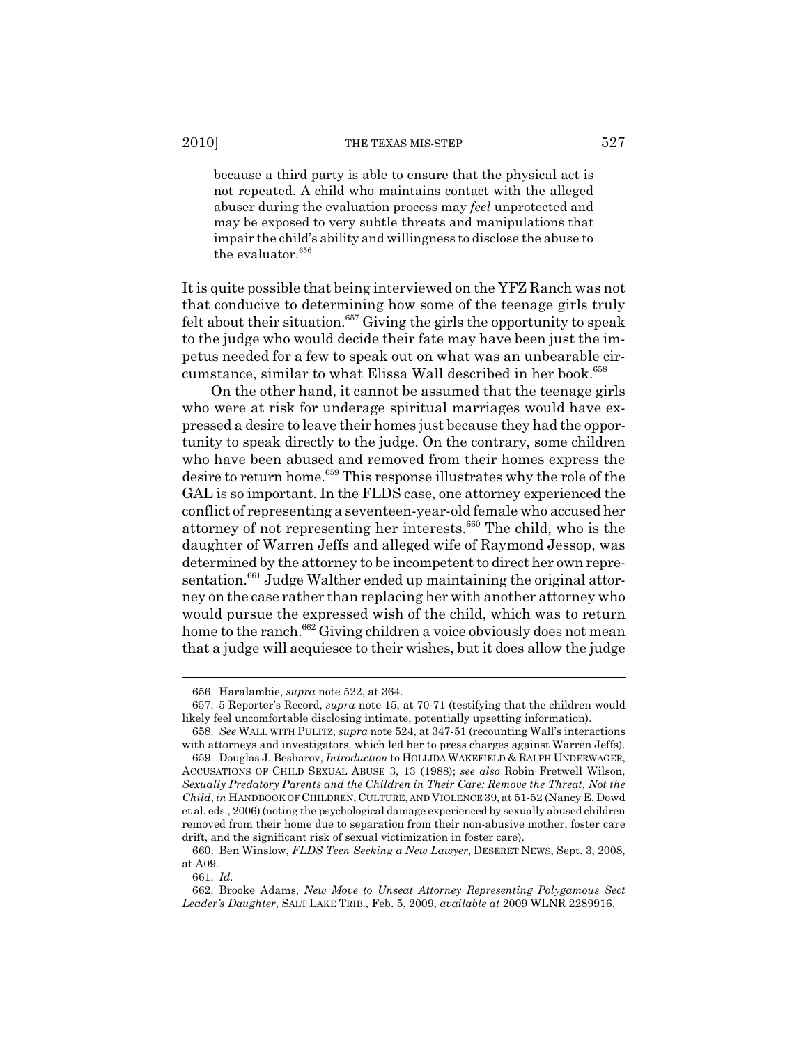> because a third party is able to ensure that the physical act is not repeated. A child who maintains contact with the alleged abuser during the evaluation process may *feel* unprotected and may be exposed to very subtle threats and manipulations that impair the child's ability and willingness to disclose the abuse to the evaluator.[656]

It is quite possible that being interviewed on the YFZ Ranch was not that conducive to determining how some of the teenage girls truly felt about their situation.[657] Giving the girls the opportunity to speak to the judge who would decide their fate may have been just the impetus needed for a few to speak out on what was an unbearable circumstance, similar to what Elissa Wall described in her book.[658]

On the other hand, it cannot be assumed that the teenage girls who were at risk for underage spiritual marriages would have expressed a desire to leave their homes just because they had the opportunity to speak directly to the judge. On the contrary, some children who have been abused and removed from their homes express the desire to return home.[659] This response illustrates why the role of the GAL is so important. In the FLDS case, one attorney experienced the conflict of representing a seventeen-year-old female who accused her attorney of not representing her interests.[660] The child, who is the daughter of Warren Jeffs and alleged wife of Raymond Jessop, was determined by the attorney to be incompetent to direct her own representation.[661] Judge Walther ended up maintaining the original attorney on the case rather than replacing her with another attorney who would pursue the expressed wish of the child, which was to return home to the ranch.[662] Giving children a voice obviously does not mean that a judge will acquiesce to their wishes, but it does allow the judge

---

656. Haralambie, *supra* note 522, at 364.

657. 5 Reporter's Record, *supra* note 15, at 70-71 (testifying that the children would likely feel uncomfortable disclosing intimate, potentially upsetting information).

658. *See* WALL WITH PULITZ, *supra* note 524, at 347-51 (recounting Wall's interactions with attorneys and investigators, which led her to press charges against Warren Jeffs).

659. Douglas J. Besharov, *Introduction* to HOLLIDA WAKEFIELD & RALPH UNDERWAGER, ACCUSATIONS OF CHILD SEXUAL ABUSE 3, 13 (1988); *see also* Robin Fretwell Wilson, *Sexually Predatory Parents and the Children in Their Care: Remove the Threat, Not the Child*, *in* HANDBOOK OF CHILDREN, CULTURE, AND VIOLENCE 39, at 51-52 (Nancy E. Dowd et al. eds., 2006) (noting the psychological damage experienced by sexually abused children removed from their home due to separation from their non-abusive mother, foster care drift, and the significant risk of sexual victimization in foster care).

660. Ben Winslow, *FLDS Teen Seeking a New Lawyer*, DESERET NEWS, Sept. 3, 2008, at A09.

661. *Id.*

662. Brooke Adams, *New Move to Unseat Attorney Representing Polygamous Sect Leader's Daughter*, SALT LAKE TRIB., Feb. 5, 2009, *available at* 2009 WLNR 2289916.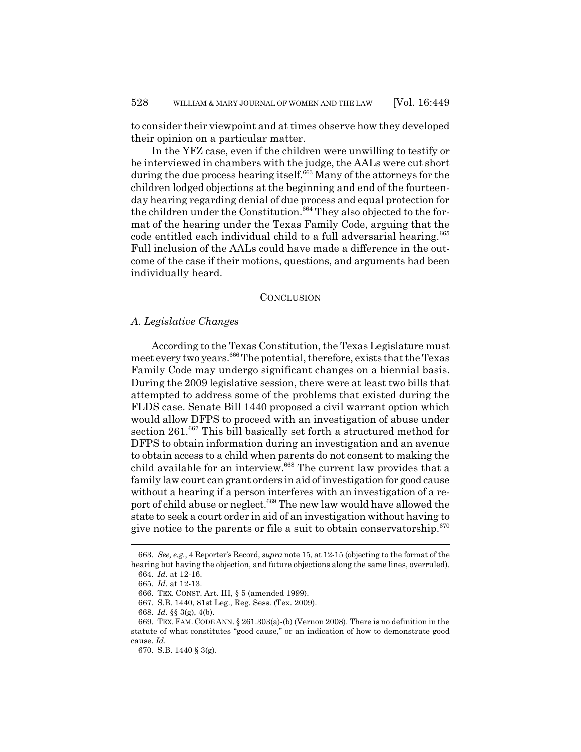to consider their viewpoint and at times observe how they developed their opinion on a particular matter.

In the YFZ case, even if the children were unwilling to testify or be interviewed in chambers with the judge, the AALs were cut short during the due process hearing itself.[663] Many of the attorneys for the children lodged objections at the beginning and end of the fourteen-day hearing regarding denial of due process and equal protection for the children under the Constitution.[664] They also objected to the format of the hearing under the Texas Family Code, arguing that the code entitled each individual child to a full adversarial hearing.[665] Full inclusion of the AALs could have made a difference in the outcome of the case if their motions, questions, and arguments had been individually heard.

## CONCLUSION

### *A. Legislative Changes*

According to the Texas Constitution, the Texas Legislature must meet every two years.[666] The potential, therefore, exists that the Texas Family Code may undergo significant changes on a biennial basis. During the 2009 legislative session, there were at least two bills that attempted to address some of the problems that existed during the FLDS case. Senate Bill 1440 proposed a civil warrant option which would allow DFPS to proceed with an investigation of abuse under section 261.[667] This bill basically set forth a structured method for DFPS to obtain information during an investigation and an avenue to obtain access to a child when parents do not consent to making the child available for an interview.[668] The current law provides that a family law court can grant orders in aid of investigation for good cause without a hearing if a person interferes with an investigation of a report of child abuse or neglect.[669] The new law would have allowed the state to seek a court order in aid of an investigation without having to give notice to the parents or file a suit to obtain conservatorship.[670]

---

663. *See, e.g.*, 4 Reporter's Record, *supra* note 15, at 12-15 (objecting to the format of the hearing but having the objection, and future objections along the same lines, overruled).

664. *Id.* at 12-16.

665. *Id.* at 12-13.

666. TEX. CONST. Art. III, § 5 (amended 1999).

667. S.B. 1440, 81st Leg., Reg. Sess. (Tex. 2009).

668. *Id.* §§ 3(g), 4(b).

669. TEX. FAM. CODE ANN. § 261.303(a)-(b) (Vernon 2008). There is no definition in the statute of what constitutes "good cause," or an indication of how to demonstrate good cause. *Id.*

670. S.B. 1440 § 3(g).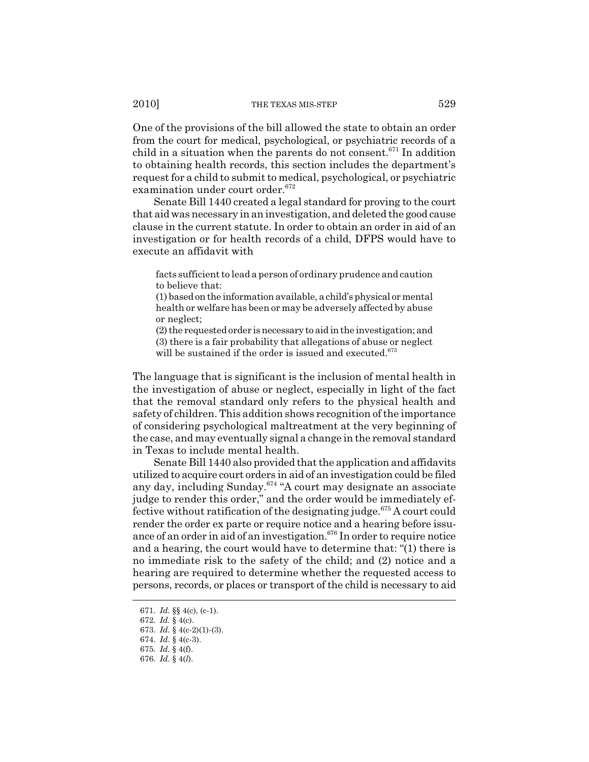One of the provisions of the bill allowed the state to obtain an order from the court for medical, psychological, or psychiatric records of a child in a situation when the parents do not consent.[671] In addition to obtaining health records, this section includes the department's request for a child to submit to medical, psychological, or psychiatric examination under court order.[672]

Senate Bill 1440 created a legal standard for proving to the court that aid was necessary in an investigation, and deleted the good cause clause in the current statute. In order to obtain an order in aid of an investigation or for health records of a child, DFPS would have to execute an affidavit with

> facts sufficient to lead a person of ordinary prudence and caution to believe that:
> (1) based on the information available, a child's physical or mental health or welfare has been or may be adversely affected by abuse or neglect;
> (2) the requested order is necessary to aid in the investigation; and
> (3) there is a fair probability that allegations of abuse or neglect will be sustained if the order is issued and executed.[673]

The language that is significant is the inclusion of mental health in the investigation of abuse or neglect, especially in light of the fact that the removal standard only refers to the physical health and safety of children. This addition shows recognition of the importance of considering psychological maltreatment at the very beginning of the case, and may eventually signal a change in the removal standard in Texas to include mental health.

Senate Bill 1440 also provided that the application and affidavits utilized to acquire court orders in aid of an investigation could be filed any day, including Sunday.[674] "A court may designate an associate judge to render this order," and the order would be immediately effective without ratification of the designating judge.[675] A court could render the order ex parte or require notice and a hearing before issuance of an order in aid of an investigation.[676] In order to require notice and a hearing, the court would have to determine that: "(1) there is no immediate risk to the safety of the child; and (2) notice and a hearing are required to determine whether the requested access to persons, records, or places or transport of the child is necessary to aid

---

671. *Id.* §§ 4(c), (c-1).
672. *Id.* § 4(c).
673. *Id.* § 4(c-2)(1)-(3).
674. *Id.* § 4(c-3).
675. *Id.* § 4(f).
676. *Id.* § 4(*l*).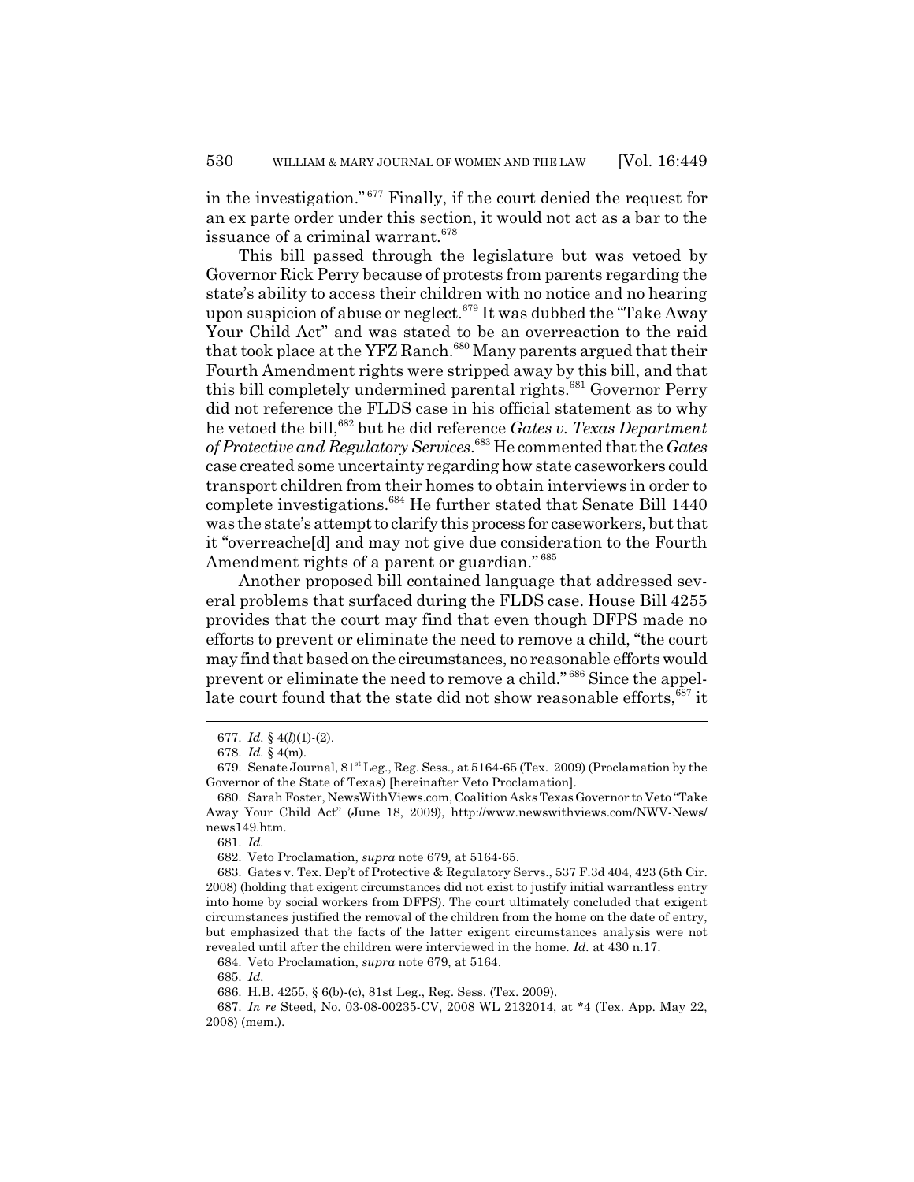in the investigation."[677] Finally, if the court denied the request for an ex parte order under this section, it would not act as a bar to the issuance of a criminal warrant.[678]

This bill passed through the legislature but was vetoed by Governor Rick Perry because of protests from parents regarding the state's ability to access their children with no notice and no hearing upon suspicion of abuse or neglect.[679] It was dubbed the "Take Away Your Child Act" and was stated to be an overreaction to the raid that took place at the YFZ Ranch.[680] Many parents argued that their Fourth Amendment rights were stripped away by this bill, and that this bill completely undermined parental rights.[681] Governor Perry did not reference the FLDS case in his official statement as to why he vetoed the bill,[682] but he did reference *Gates v. Texas Department of Protective and Regulatory Services*.[683] He commented that the *Gates* case created some uncertainty regarding how state caseworkers could transport children from their homes to obtain interviews in order to complete investigations.[684] He further stated that Senate Bill 1440 was the state's attempt to clarify this process for caseworkers, but that it "overreache[d] and may not give due consideration to the Fourth Amendment rights of a parent or guardian."[685]

Another proposed bill contained language that addressed several problems that surfaced during the FLDS case. House Bill 4255 provides that the court may find that even though DFPS made no efforts to prevent or eliminate the need to remove a child, "the court may find that based on the circumstances, no reasonable efforts would prevent or eliminate the need to remove a child."[686] Since the appellate court found that the state did not show reasonable efforts,[687] it

---

677. *Id.* § 4(*l*)(1)-(2).

678. *Id.* § 4(m).

679. Senate Journal, 81st Leg., Reg. Sess., at 5164-65 (Tex. 2009) (Proclamation by the Governor of the State of Texas) [hereinafter Veto Proclamation].

680. Sarah Foster, NewsWithViews.com, Coalition Asks Texas Governor to Veto "Take Away Your Child Act" (June 18, 2009), http://www.newswithviews.com/NWV-News/news149.htm.

681. *Id.*

682. Veto Proclamation, *supra* note 679, at 5164-65.

683. Gates v. Tex. Dep't of Protective & Regulatory Servs., 537 F.3d 404, 423 (5th Cir. 2008) (holding that exigent circumstances did not exist to justify initial warrantless entry into home by social workers from DFPS). The court ultimately concluded that exigent circumstances justified the removal of the children from the home on the date of entry, but emphasized that the facts of the latter exigent circumstances analysis were not revealed until after the children were interviewed in the home. *Id.* at 430 n.17.

684. Veto Proclamation, *supra* note 679, at 5164.

685. *Id.*

686. H.B. 4255, § 6(b)-(c), 81st Leg., Reg. Sess. (Tex. 2009).

687. *In re* Steed, No. 03-08-00235-CV, 2008 WL 2132014, at *4 (Tex. App. May 22, 2008) (mem.).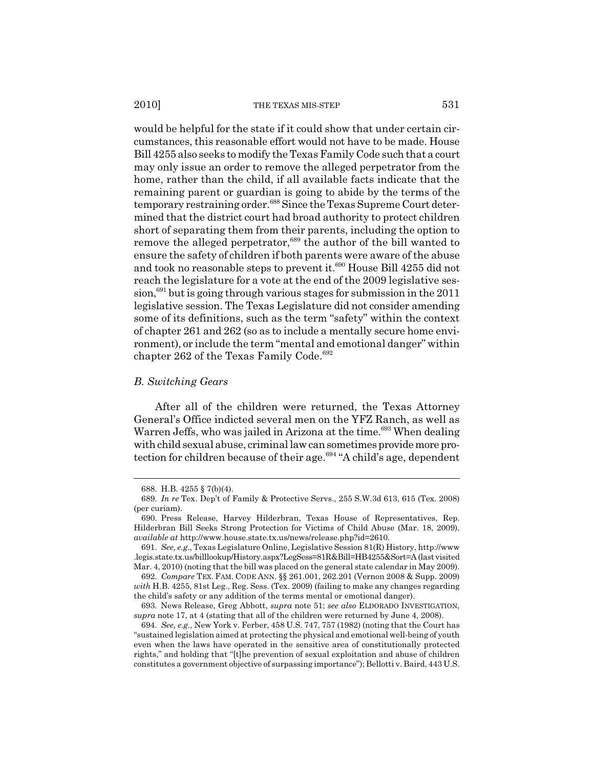would be helpful for the state if it could show that under certain circumstances, this reasonable effort would not have to be made. House Bill 4255 also seeks to modify the Texas Family Code such that a court may only issue an order to remove the alleged perpetrator from the home, rather than the child, if all available facts indicate that the remaining parent or guardian is going to abide by the terms of the temporary restraining order.[688] Since the Texas Supreme Court determined that the district court had broad authority to protect children short of separating them from their parents, including the option to remove the alleged perpetrator,[689] the author of the bill wanted to ensure the safety of children if both parents were aware of the abuse and took no reasonable steps to prevent it.[690] House Bill 4255 did not reach the legislature for a vote at the end of the 2009 legislative session,[691] but is going through various stages for submission in the 2011 legislative session. The Texas Legislature did not consider amending some of its definitions, such as the term "safety" within the context of chapter 261 and 262 (so as to include a mentally secure home environment), or include the term "mental and emotional danger" within chapter 262 of the Texas Family Code.[692]

### *B. Switching Gears*

After all of the children were returned, the Texas Attorney General's Office indicted several men on the YFZ Ranch, as well as Warren Jeffs, who was jailed in Arizona at the time.[693] When dealing with child sexual abuse, criminal law can sometimes provide more protection for children because of their age.[694] "A child's age, dependent

---

688. H.B. 4255 § 7(b)(4).

689. *In re* Tex. Dep't of Family & Protective Servs., 255 S.W.3d 613, 615 (Tex. 2008) (per curiam).

690. Press Release, Harvey Hilderbran, Texas House of Representatives, Rep. Hilderbran Bill Seeks Strong Protection for Victims of Child Abuse (Mar. 18, 2009), *available at* http://www.house.state.tx.us/news/release.php?id=2610.

691. *See, e.g.*, Texas Legislature Online, Legislative Session 81(R) History, http://www.legis.state.tx.us/billlookup/History.aspx?LegSess=81R&Bill=HB4255&Sort=A (last visited Mar. 4, 2010) (noting that the bill was placed on the general state calendar in May 2009).

692. *Compare* TEX. FAM. CODE ANN. §§ 261.001, 262.201 (Vernon 2008 & Supp. 2009) *with* H.B. 4255, 81st Leg., Reg. Sess. (Tex. 2009) (failing to make any changes regarding the child's safety or any addition of the terms mental or emotional danger).

693. News Release, Greg Abbott, *supra* note 51; *see also* ELDORADO INVESTIGATION, *supra* note 17, at 4 (stating that all of the children were returned by June 4, 2008).

694. *See, e.g.*, New York v. Ferber, 458 U.S. 747, 757 (1982) (noting that the Court has "sustained legislation aimed at protecting the physical and emotional well-being of youth even when the laws have operated in the sensitive area of constitutionally protected rights," and holding that "[t]he prevention of sexual exploitation and abuse of children constitutes a government objective of surpassing importance"); Bellotti v. Baird, 443 U.S.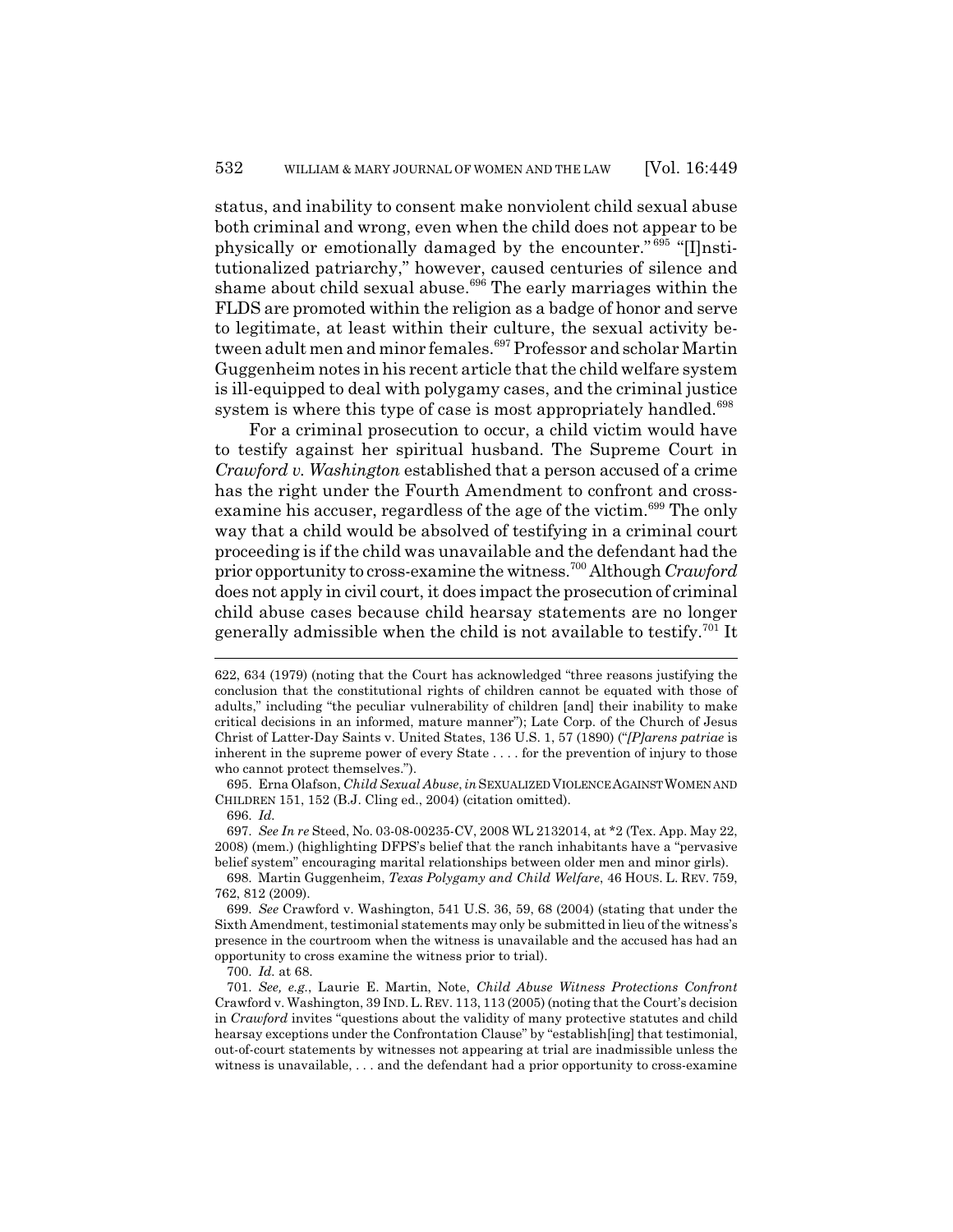status, and inability to consent make nonviolent child sexual abuse both criminal and wrong, even when the child does not appear to be physically or emotionally damaged by the encounter."[695] "[I]nstitutionalized patriarchy," however, caused centuries of silence and shame about child sexual abuse.[696] The early marriages within the FLDS are promoted within the religion as a badge of honor and serve to legitimate, at least within their culture, the sexual activity between adult men and minor females.[697] Professor and scholar Martin Guggenheim notes in his recent article that the child welfare system is ill-equipped to deal with polygamy cases, and the criminal justice system is where this type of case is most appropriately handled.[698]

For a criminal prosecution to occur, a child victim would have to testify against her spiritual husband. The Supreme Court in *Crawford v. Washington* established that a person accused of a crime has the right under the Fourth Amendment to confront and cross-examine his accuser, regardless of the age of the victim.[699] The only way that a child would be absolved of testifying in a criminal court proceeding is if the child was unavailable and the defendant had the prior opportunity to cross-examine the witness.[700] Although *Crawford* does not apply in civil court, it does impact the prosecution of criminal child abuse cases because child hearsay statements are no longer generally admissible when the child is not available to testify.[701] It

---

622, 634 (1979) (noting that the Court has acknowledged "three reasons justifying the conclusion that the constitutional rights of children cannot be equated with those of adults," including "the peculiar vulnerability of children [and] their inability to make critical decisions in an informed, mature manner"); Late Corp. of the Church of Jesus Christ of Latter-Day Saints v. United States, 136 U.S. 1, 57 (1890) ("*[P]arens patriae* is inherent in the supreme power of every State . . . . for the prevention of injury to those who cannot protect themselves.").

695. Erna Olafson, *Child Sexual Abuse*, *in* SEXUALIZED VIOLENCE AGAINST WOMEN AND CHILDREN 151, 152 (B.J. Cling ed., 2004) (citation omitted).

696. *Id.*

697. *See In re* Steed, No. 03-08-00235-CV, 2008 WL 2132014, at *2 (Tex. App. May 22, 2008) (mem.) (highlighting DFPS's belief that the ranch inhabitants have a "pervasive belief system" encouraging marital relationships between older men and minor girls).

698. Martin Guggenheim, *Texas Polygamy and Child Welfare*, 46 HOUS. L. REV. 759, 762, 812 (2009).

699. *See* Crawford v. Washington, 541 U.S. 36, 59, 68 (2004) (stating that under the Sixth Amendment, testimonial statements may only be submitted in lieu of the witness's presence in the courtroom when the witness is unavailable and the accused has had an opportunity to cross examine the witness prior to trial).

700. *Id.* at 68.

701. *See, e.g.*, Laurie E. Martin, Note, *Child Abuse Witness Protections Confront* Crawford v. Washington, 39 IND. L. REV. 113, 113 (2005) (noting that the Court's decision in *Crawford* invites "questions about the validity of many protective statutes and child hearsay exceptions under the Confrontation Clause" by "establish[ing] that testimonial, out-of-court statements by witnesses not appearing at trial are inadmissible unless the witness is unavailable, . . . and the defendant had a prior opportunity to cross-examine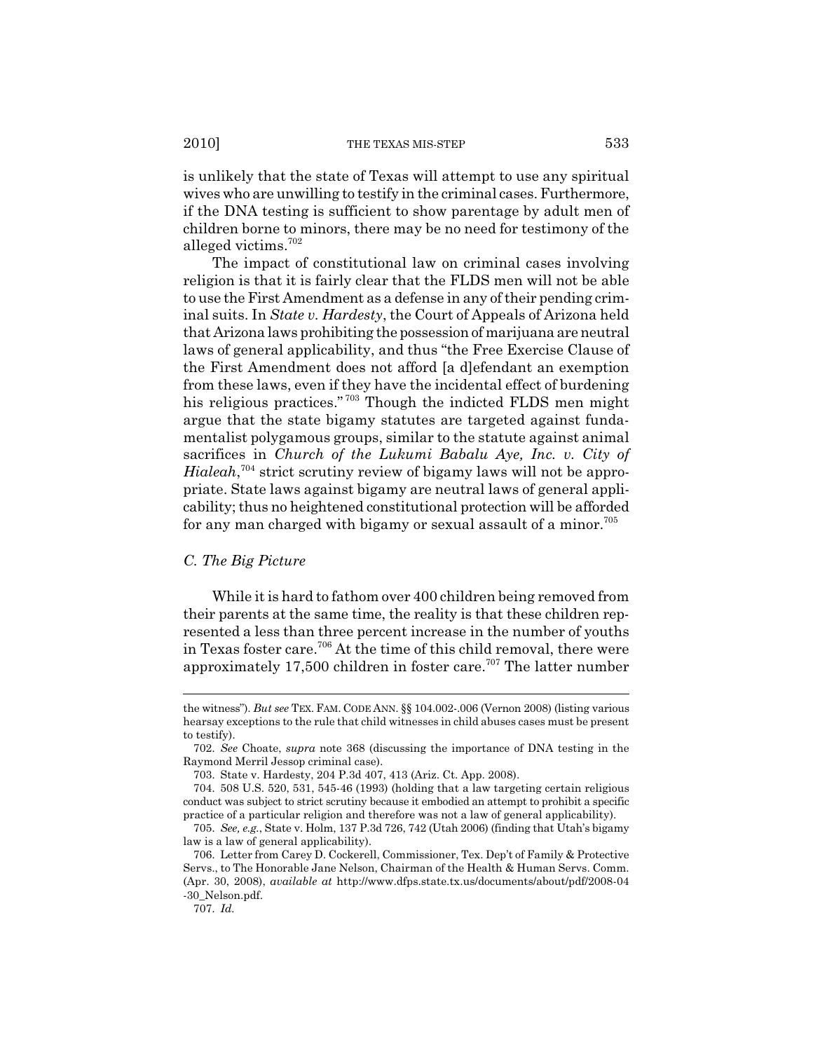is unlikely that the state of Texas will attempt to use any spiritual wives who are unwilling to testify in the criminal cases. Furthermore, if the DNA testing is sufficient to show parentage by adult men of children borne to minors, there may be no need for testimony of the alleged victims.[702]

The impact of constitutional law on criminal cases involving religion is that it is fairly clear that the FLDS men will not be able to use the First Amendment as a defense in any of their pending criminal suits. In *State v. Hardesty*, the Court of Appeals of Arizona held that Arizona laws prohibiting the possession of marijuana are neutral laws of general applicability, and thus "the Free Exercise Clause of the First Amendment does not afford [a d]efendant an exemption from these laws, even if they have the incidental effect of burdening his religious practices."[703] Though the indicted FLDS men might argue that the state bigamy statutes are targeted against fundamentalist polygamous groups, similar to the statute against animal sacrifices in *Church of the Lukumi Babalu Aye, Inc. v. City of Hialeah*,[704] strict scrutiny review of bigamy laws will not be appropriate. State laws against bigamy are neutral laws of general applicability; thus no heightened constitutional protection will be afforded for any man charged with bigamy or sexual assault of a minor.[705]

### *C. The Big Picture*

While it is hard to fathom over 400 children being removed from their parents at the same time, the reality is that these children represented a less than three percent increase in the number of youths in Texas foster care.[706] At the time of this child removal, there were approximately 17,500 children in foster care.[707] The latter number

---

the witness"). *But see* TEX. FAM. CODE ANN. §§ 104.002-.006 (Vernon 2008) (listing various hearsay exceptions to the rule that child witnesses in child abuses cases must be present to testify).

702. *See* Choate, *supra* note 368 (discussing the importance of DNA testing in the Raymond Merril Jessop criminal case).

703. State v. Hardesty, 204 P.3d 407, 413 (Ariz. Ct. App. 2008).

704. 508 U.S. 520, 531, 545-46 (1993) (holding that a law targeting certain religious conduct was subject to strict scrutiny because it embodied an attempt to prohibit a specific practice of a particular religion and therefore was not a law of general applicability).

705. *See, e.g.*, State v. Holm, 137 P.3d 726, 742 (Utah 2006) (finding that Utah's bigamy law is a law of general applicability).

706. Letter from Carey D. Cockerell, Commissioner, Tex. Dep't of Family & Protective Servs., to The Honorable Jane Nelson, Chairman of the Health & Human Servs. Comm. (Apr. 30, 2008), *available at* http://www.dfps.state.tx.us/documents/about/pdf/2008-04-30_Nelson.pdf.

707. *Id.*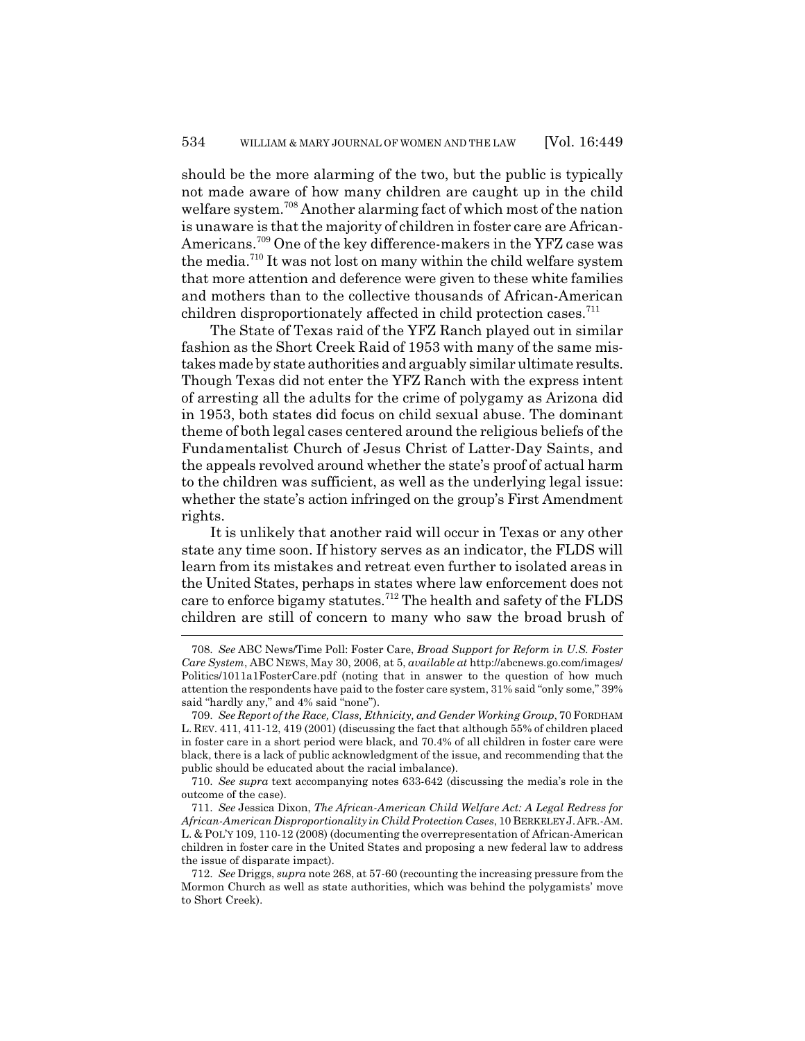should be the more alarming of the two, but the public is typically not made aware of how many children are caught up in the child welfare system.[708] Another alarming fact of which most of the nation is unaware is that the majority of children in foster care are African-Americans.[709] One of the key difference-makers in the YFZ case was the media.[710] It was not lost on many within the child welfare system that more attention and deference were given to these white families and mothers than to the collective thousands of African-American children disproportionately affected in child protection cases.[711]

The State of Texas raid of the YFZ Ranch played out in similar fashion as the Short Creek Raid of 1953 with many of the same mistakes made by state authorities and arguably similar ultimate results. Though Texas did not enter the YFZ Ranch with the express intent of arresting all the adults for the crime of polygamy as Arizona did in 1953, both states did focus on child sexual abuse. The dominant theme of both legal cases centered around the religious beliefs of the Fundamentalist Church of Jesus Christ of Latter-Day Saints, and the appeals revolved around whether the state's proof of actual harm to the children was sufficient, as well as the underlying legal issue: whether the state's action infringed on the group's First Amendment rights.

It is unlikely that another raid will occur in Texas or any other state any time soon. If history serves as an indicator, the FLDS will learn from its mistakes and retreat even further to isolated areas in the United States, perhaps in states where law enforcement does not care to enforce bigamy statutes.[712] The health and safety of the FLDS children are still of concern to many who saw the broad brush of

---

708. *See* ABC News/Time Poll: Foster Care, *Broad Support for Reform in U.S. Foster Care System*, ABC NEWS, May 30, 2006, at 5, *available at* http://abcnews.go.com/images/Politics/1011a1FosterCare.pdf (noting that in answer to the question of how much attention the respondents have paid to the foster care system, 31% said "only some," 39% said "hardly any," and 4% said "none").

709. *See Report of the Race, Class, Ethnicity, and Gender Working Group*, 70 FORDHAM L. REV. 411, 411-12, 419 (2001) (discussing the fact that although 55% of children placed in foster care in a short period were black, and 70.4% of all children in foster care were black, there is a lack of public acknowledgment of the issue, and recommending that the public should be educated about the racial imbalance).

710. *See supra* text accompanying notes 633-642 (discussing the media's role in the outcome of the case).

711. *See* Jessica Dixon, *The African-American Child Welfare Act: A Legal Redress for African-American Disproportionality in Child Protection Cases*, 10 BERKELEY J. AFR.-AM. L. & POL'Y 109, 110-12 (2008) (documenting the overrepresentation of African-American children in foster care in the United States and proposing a new federal law to address the issue of disparate impact).

712. *See* Driggs, *supra* note 268, at 57-60 (recounting the increasing pressure from the Mormon Church as well as state authorities, which was behind the polygamists' move to Short Creek).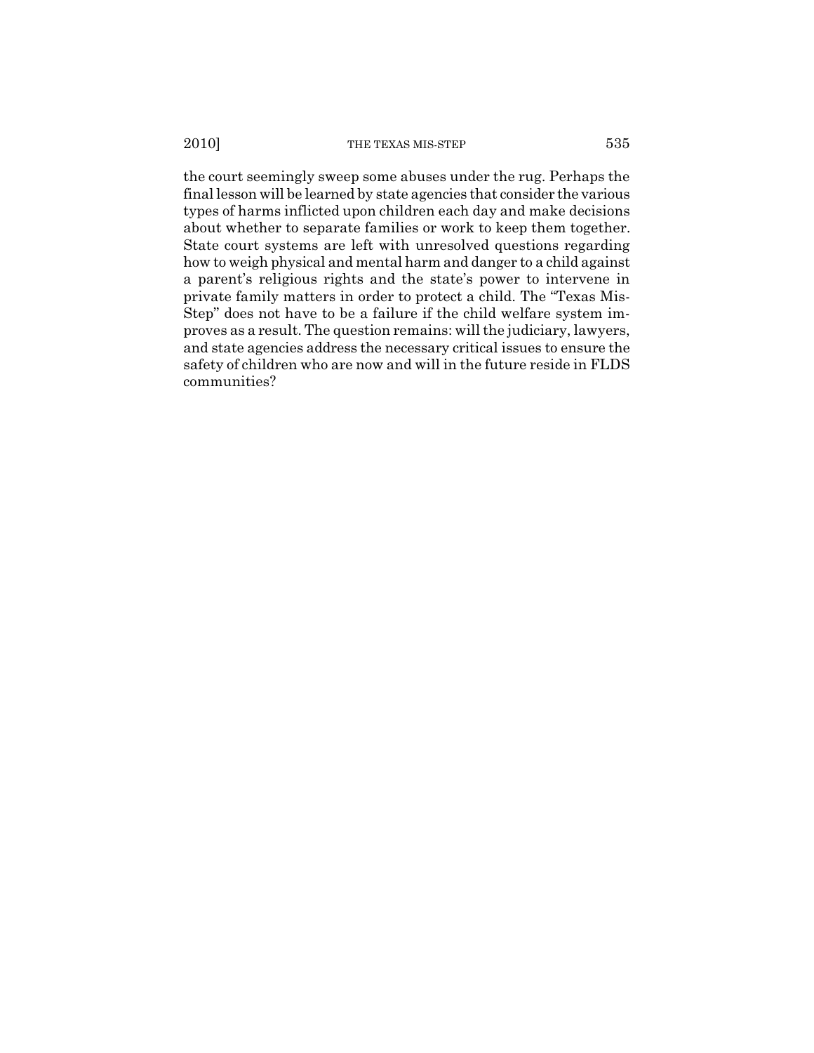the court seemingly sweep some abuses under the rug. Perhaps the final lesson will be learned by state agencies that consider the various types of harms inflicted upon children each day and make decisions about whether to separate families or work to keep them together. State court systems are left with unresolved questions regarding how to weigh physical and mental harm and danger to a child against a parent's religious rights and the state's power to intervene in private family matters in order to protect a child. The "Texas Mis-Step" does not have to be a failure if the child welfare system improves as a result. The question remains: will the judiciary, lawyers, and state agencies address the necessary critical issues to ensure the safety of children who are now and will in the future reside in FLDS communities?